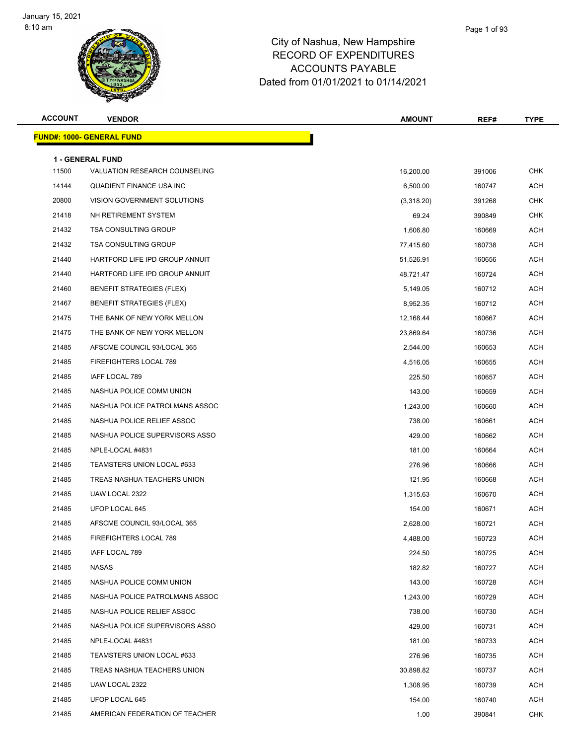# City of Nashua, New Hampshire
## RECORD OF EXPENDITURES
## ACCOUNTS PAYABLE
## Dated from 01/01/2021 to 01/14/2021

**FUND#: 1000- GENERAL FUND**

**1 - GENERAL FUND**

| ACCOUNT | VENDOR | AMOUNT | REF# | TYPE |
|---|---|---|---|---|
| 11500 | VALUATION RESEARCH COUNSELING | 16,200.00 | 391006 | CHK |
| 14144 | QUADIENT FINANCE USA INC | 6,500.00 | 160747 | ACH |
| 20800 | VISION GOVERNMENT SOLUTIONS | (3,318.20) | 391268 | CHK |
| 21418 | NH RETIREMENT SYSTEM | 69.24 | 390849 | CHK |
| 21432 | TSA CONSULTING GROUP | 1,606.80 | 160669 | ACH |
| 21432 | TSA CONSULTING GROUP | 77,415.60 | 160738 | ACH |
| 21440 | HARTFORD LIFE IPD GROUP ANNUIT | 51,526.91 | 160656 | ACH |
| 21440 | HARTFORD LIFE IPD GROUP ANNUIT | 48,721.47 | 160724 | ACH |
| 21460 | BENEFIT STRATEGIES (FLEX) | 5,149.05 | 160712 | ACH |
| 21467 | BENEFIT STRATEGIES (FLEX) | 8,952.35 | 160712 | ACH |
| 21475 | THE BANK OF NEW YORK MELLON | 12,168.44 | 160667 | ACH |
| 21475 | THE BANK OF NEW YORK MELLON | 23,869.64 | 160736 | ACH |
| 21485 | AFSCME COUNCIL 93/LOCAL 365 | 2,544.00 | 160653 | ACH |
| 21485 | FIREFIGHTERS LOCAL 789 | 4,516.05 | 160655 | ACH |
| 21485 | IAFF LOCAL 789 | 225.50 | 160657 | ACH |
| 21485 | NASHUA POLICE COMM UNION | 143.00 | 160659 | ACH |
| 21485 | NASHUA POLICE PATROLMANS ASSOC | 1,243.00 | 160660 | ACH |
| 21485 | NASHUA POLICE RELIEF ASSOC | 738.00 | 160661 | ACH |
| 21485 | NASHUA POLICE SUPERVISORS ASSO | 429.00 | 160662 | ACH |
| 21485 | NPLE-LOCAL #4831 | 181.00 | 160664 | ACH |
| 21485 | TEAMSTERS UNION LOCAL #633 | 276.96 | 160666 | ACH |
| 21485 | TREAS NASHUA TEACHERS UNION | 121.95 | 160668 | ACH |
| 21485 | UAW LOCAL 2322 | 1,315.63 | 160670 | ACH |
| 21485 | UFOP LOCAL 645 | 154.00 | 160671 | ACH |
| 21485 | AFSCME COUNCIL 93/LOCAL 365 | 2,628.00 | 160721 | ACH |
| 21485 | FIREFIGHTERS LOCAL 789 | 4,488.00 | 160723 | ACH |
| 21485 | IAFF LOCAL 789 | 224.50 | 160725 | ACH |
| 21485 | NASAS | 182.82 | 160727 | ACH |
| 21485 | NASHUA POLICE COMM UNION | 143.00 | 160728 | ACH |
| 21485 | NASHUA POLICE PATROLMANS ASSOC | 1,243.00 | 160729 | ACH |
| 21485 | NASHUA POLICE RELIEF ASSOC | 738.00 | 160730 | ACH |
| 21485 | NASHUA POLICE SUPERVISORS ASSO | 429.00 | 160731 | ACH |
| 21485 | NPLE-LOCAL #4831 | 181.00 | 160733 | ACH |
| 21485 | TEAMSTERS UNION LOCAL #633 | 276.96 | 160735 | ACH |
| 21485 | TREAS NASHUA TEACHERS UNION | 30,898.82 | 160737 | ACH |
| 21485 | UAW LOCAL 2322 | 1,308.95 | 160739 | ACH |
| 21485 | UFOP LOCAL 645 | 154.00 | 160740 | ACH |
| 21485 | AMERICAN FEDERATION OF TEACHER | 1.00 | 390841 | CHK |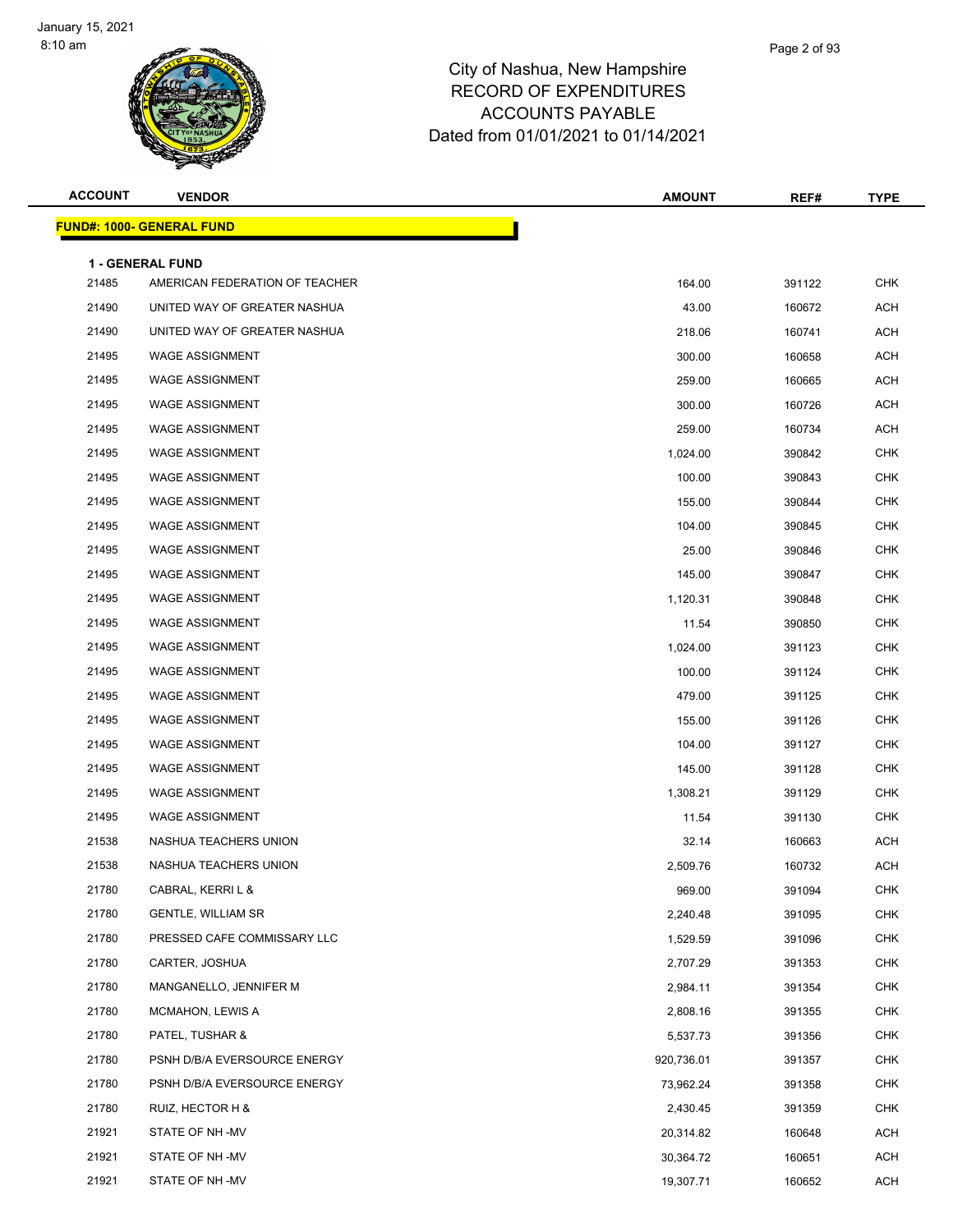# City of Nashua, New Hampshire
## RECORD OF EXPENDITURES
## ACCOUNTS PAYABLE
### Dated from 01/01/2021 to 01/14/2021

| ACCOUNT | VENDOR | AMOUNT | REF# | TYPE |
|---|---|---|---|---|
| **FUND#: 1000- GENERAL FUND** | | | | |
| **1 - GENERAL FUND** | | | | |
| 21485 | AMERICAN FEDERATION OF TEACHER | 164.00 | 391122 | CHK |
| 21490 | UNITED WAY OF GREATER NASHUA | 43.00 | 160672 | ACH |
| 21490 | UNITED WAY OF GREATER NASHUA | 218.06 | 160741 | ACH |
| 21495 | WAGE ASSIGNMENT | 300.00 | 160658 | ACH |
| 21495 | WAGE ASSIGNMENT | 259.00 | 160665 | ACH |
| 21495 | WAGE ASSIGNMENT | 300.00 | 160726 | ACH |
| 21495 | WAGE ASSIGNMENT | 259.00 | 160734 | ACH |
| 21495 | WAGE ASSIGNMENT | 1,024.00 | 390842 | CHK |
| 21495 | WAGE ASSIGNMENT | 100.00 | 390843 | CHK |
| 21495 | WAGE ASSIGNMENT | 155.00 | 390844 | CHK |
| 21495 | WAGE ASSIGNMENT | 104.00 | 390845 | CHK |
| 21495 | WAGE ASSIGNMENT | 25.00 | 390846 | CHK |
| 21495 | WAGE ASSIGNMENT | 145.00 | 390847 | CHK |
| 21495 | WAGE ASSIGNMENT | 1,120.31 | 390848 | CHK |
| 21495 | WAGE ASSIGNMENT | 11.54 | 390850 | CHK |
| 21495 | WAGE ASSIGNMENT | 1,024.00 | 391123 | CHK |
| 21495 | WAGE ASSIGNMENT | 100.00 | 391124 | CHK |
| 21495 | WAGE ASSIGNMENT | 479.00 | 391125 | CHK |
| 21495 | WAGE ASSIGNMENT | 155.00 | 391126 | CHK |
| 21495 | WAGE ASSIGNMENT | 104.00 | 391127 | CHK |
| 21495 | WAGE ASSIGNMENT | 145.00 | 391128 | CHK |
| 21495 | WAGE ASSIGNMENT | 1,308.21 | 391129 | CHK |
| 21495 | WAGE ASSIGNMENT | 11.54 | 391130 | CHK |
| 21538 | NASHUA TEACHERS UNION | 32.14 | 160663 | ACH |
| 21538 | NASHUA TEACHERS UNION | 2,509.76 | 160732 | ACH |
| 21780 | CABRAL, KERRI L & | 969.00 | 391094 | CHK |
| 21780 | GENTLE, WILLIAM SR | 2,240.48 | 391095 | CHK |
| 21780 | PRESSED CAFE COMMISSARY LLC | 1,529.59 | 391096 | CHK |
| 21780 | CARTER, JOSHUA | 2,707.29 | 391353 | CHK |
| 21780 | MANGANELLO, JENNIFER M | 2,984.11 | 391354 | CHK |
| 21780 | MCMAHON, LEWIS A | 2,808.16 | 391355 | CHK |
| 21780 | PATEL, TUSHAR & | 5,537.73 | 391356 | CHK |
| 21780 | PSNH D/B/A EVERSOURCE ENERGY | 920,736.01 | 391357 | CHK |
| 21780 | PSNH D/B/A EVERSOURCE ENERGY | 73,962.24 | 391358 | CHK |
| 21780 | RUIZ, HECTOR H & | 2,430.45 | 391359 | CHK |
| 21921 | STATE OF NH -MV | 20,314.82 | 160648 | ACH |
| 21921 | STATE OF NH -MV | 30,364.72 | 160651 | ACH |
| 21921 | STATE OF NH -MV | 19,307.71 | 160652 | ACH |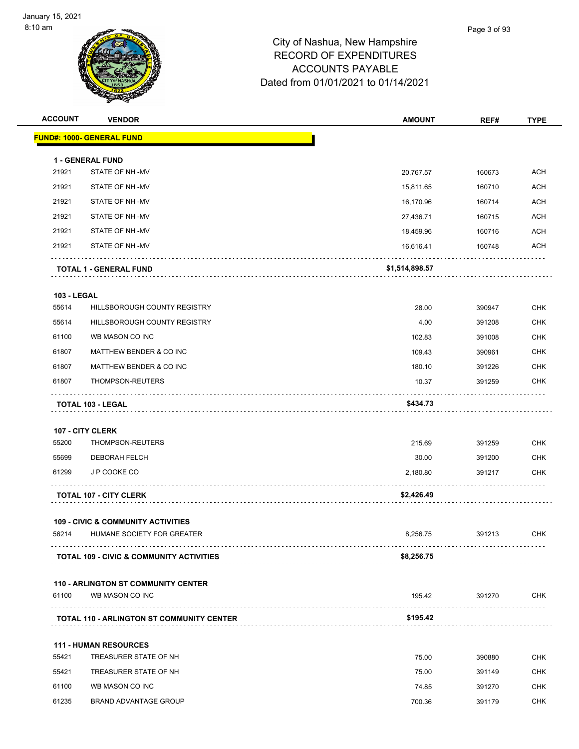# City of Nashua, New Hampshire
## RECORD OF EXPENDITURES
## ACCOUNTS PAYABLE
### Dated from 01/01/2021 to 01/14/2021

| ACCOUNT | VENDOR | AMOUNT | REF# | TYPE |
|---|---|---|---|---|
| **FUND#: 1000- GENERAL FUND** | | | | |
| **1 - GENERAL FUND** | | | | |
| 21921 | STATE OF NH -MV | 20,767.57 | 160673 | ACH |
| 21921 | STATE OF NH -MV | 15,811.65 | 160710 | ACH |
| 21921 | STATE OF NH -MV | 16,170.96 | 160714 | ACH |
| 21921 | STATE OF NH -MV | 27,436.71 | 160715 | ACH |
| 21921 | STATE OF NH -MV | 18,459.96 | 160716 | ACH |
| 21921 | STATE OF NH -MV | 16,616.41 | 160748 | ACH |
| | **TOTAL 1 - GENERAL FUND** | **$1,514,898.57** | | |
| **103 - LEGAL** | | | | |
| 55614 | HILLSBOROUGH COUNTY REGISTRY | 28.00 | 390947 | CHK |
| 55614 | HILLSBOROUGH COUNTY REGISTRY | 4.00 | 391208 | CHK |
| 61100 | WB MASON CO INC | 102.83 | 391008 | CHK |
| 61807 | MATTHEW BENDER & CO INC | 109.43 | 390961 | CHK |
| 61807 | MATTHEW BENDER & CO INC | 180.10 | 391226 | CHK |
| 61807 | THOMPSON-REUTERS | 10.37 | 391259 | CHK |
| | **TOTAL 103 - LEGAL** | **$434.73** | | |
| **107 - CITY CLERK** | | | | |
| 55200 | THOMPSON-REUTERS | 215.69 | 391259 | CHK |
| 55699 | DEBORAH FELCH | 30.00 | 391200 | CHK |
| 61299 | J P COOKE CO | 2,180.80 | 391217 | CHK |
| | **TOTAL 107 - CITY CLERK** | **$2,426.49** | | |
| **109 - CIVIC & COMMUNITY ACTIVITIES** | | | | |
| 56214 | HUMANE SOCIETY FOR GREATER | 8,256.75 | 391213 | CHK |
| | **TOTAL 109 - CIVIC & COMMUNITY ACTIVITIES** | **$8,256.75** | | |
| **110 - ARLINGTON ST COMMUNITY CENTER** | | | | |
| 61100 | WB MASON CO INC | 195.42 | 391270 | CHK |
| | **TOTAL 110 - ARLINGTON ST COMMUNITY CENTER** | **$195.42** | | |
| **111 - HUMAN RESOURCES** | | | | |
| 55421 | TREASURER STATE OF NH | 75.00 | 390880 | CHK |
| 55421 | TREASURER STATE OF NH | 75.00 | 391149 | CHK |
| 61100 | WB MASON CO INC | 74.85 | 391270 | CHK |
| 61235 | BRAND ADVANTAGE GROUP | 700.36 | 391179 | CHK |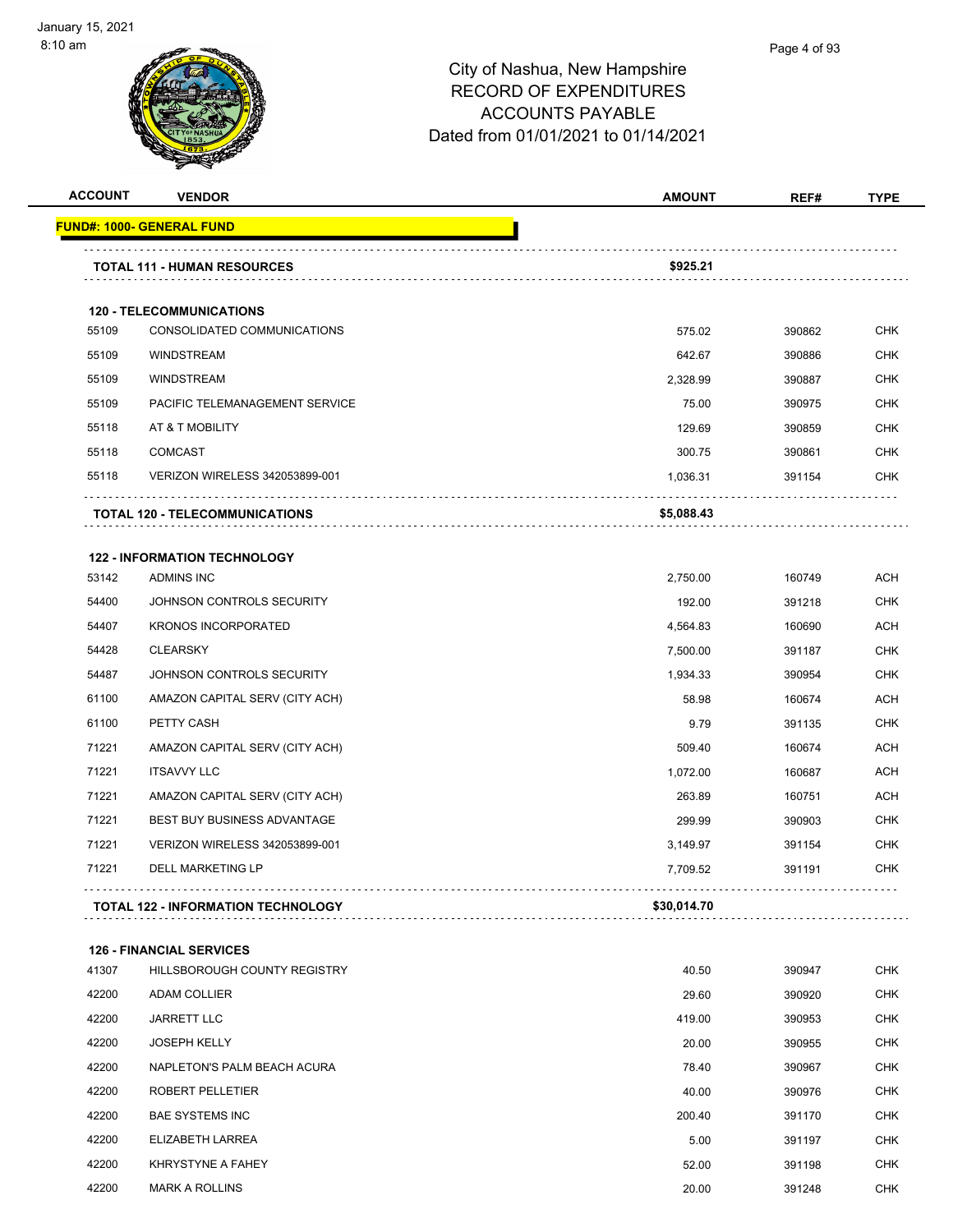City of Nashua, New Hampshire
RECORD OF EXPENDITURES
ACCOUNTS PAYABLE
Dated from 01/01/2021 to 01/14/2021

| ACCOUNT | VENDOR | AMOUNT | REF# | TYPE |
|---|---|---|---|---|
| **FUND#: 1000- GENERAL FUND** | | | | |
| | **TOTAL 111 - HUMAN RESOURCES** | **$925.21** | | |
| | **120 - TELECOMMUNICATIONS** | | | |
| 55109 | CONSOLIDATED COMMUNICATIONS | 575.02 | 390862 | CHK |
| 55109 | WINDSTREAM | 642.67 | 390886 | CHK |
| 55109 | WINDSTREAM | 2,328.99 | 390887 | CHK |
| 55109 | PACIFIC TELEMANAGEMENT SERVICE | 75.00 | 390975 | CHK |
| 55118 | AT & T MOBILITY | 129.69 | 390859 | CHK |
| 55118 | COMCAST | 300.75 | 390861 | CHK |
| 55118 | VERIZON WIRELESS 342053899-001 | 1,036.31 | 391154 | CHK |
| | **TOTAL 120 - TELECOMMUNICATIONS** | **$5,088.43** | | |
| | **122 - INFORMATION TECHNOLOGY** | | | |
| 53142 | ADMINS INC | 2,750.00 | 160749 | ACH |
| 54400 | JOHNSON CONTROLS SECURITY | 192.00 | 391218 | CHK |
| 54407 | KRONOS INCORPORATED | 4,564.83 | 160690 | ACH |
| 54428 | CLEARSKY | 7,500.00 | 391187 | CHK |
| 54487 | JOHNSON CONTROLS SECURITY | 1,934.33 | 390954 | CHK |
| 61100 | AMAZON CAPITAL SERV (CITY ACH) | 58.98 | 160674 | ACH |
| 61100 | PETTY CASH | 9.79 | 391135 | CHK |
| 71221 | AMAZON CAPITAL SERV (CITY ACH) | 509.40 | 160674 | ACH |
| 71221 | ITSAVVY LLC | 1,072.00 | 160687 | ACH |
| 71221 | AMAZON CAPITAL SERV (CITY ACH) | 263.89 | 160751 | ACH |
| 71221 | BEST BUY BUSINESS ADVANTAGE | 299.99 | 390903 | CHK |
| 71221 | VERIZON WIRELESS 342053899-001 | 3,149.97 | 391154 | CHK |
| 71221 | DELL MARKETING LP | 7,709.52 | 391191 | CHK |
| | **TOTAL 122 - INFORMATION TECHNOLOGY** | **$30,014.70** | | |
| | **126 - FINANCIAL SERVICES** | | | |
| 41307 | HILLSBOROUGH COUNTY REGISTRY | 40.50 | 390947 | CHK |
| 42200 | ADAM COLLIER | 29.60 | 390920 | CHK |
| 42200 | JARRETT LLC | 419.00 | 390953 | CHK |
| 42200 | JOSEPH KELLY | 20.00 | 390955 | CHK |
| 42200 | NAPLETON'S PALM BEACH ACURA | 78.40 | 390967 | CHK |
| 42200 | ROBERT PELLETIER | 40.00 | 390976 | CHK |
| 42200 | BAE SYSTEMS INC | 200.40 | 391170 | CHK |
| 42200 | ELIZABETH LARREA | 5.00 | 391197 | CHK |
| 42200 | KHRYSTYNE A FAHEY | 52.00 | 391198 | CHK |
| 42200 | MARK A ROLLINS | 20.00 | 391248 | CHK |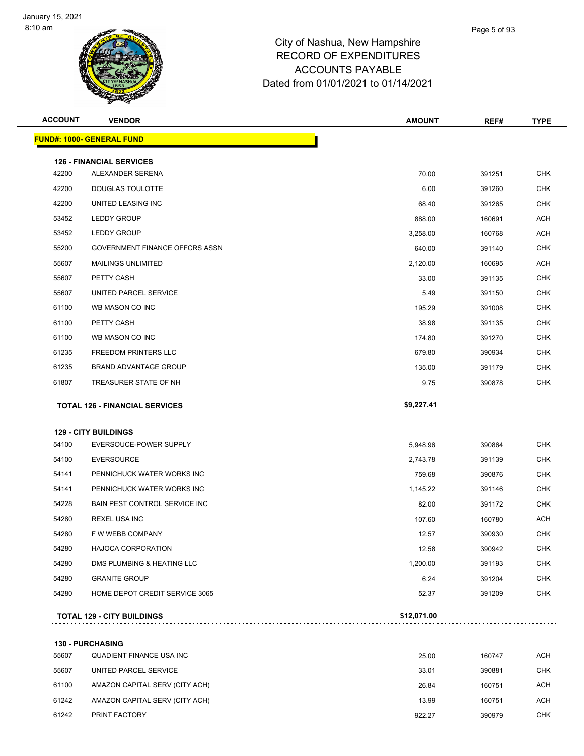# City of Nashua, New Hampshire
## RECORD OF EXPENDITURES
## ACCOUNTS PAYABLE
## Dated from 01/01/2021 to 01/14/2021

| ACCOUNT | VENDOR | AMOUNT | REF# | TYPE |
|---|---|---|---|---|
| **FUND#: 1000- GENERAL FUND** | | | | |
| **126 - FINANCIAL SERVICES** | | | | |
| 42200 | ALEXANDER SERENA | 70.00 | 391251 | CHK |
| 42200 | DOUGLAS TOULOTTE | 6.00 | 391260 | CHK |
| 42200 | UNITED LEASING INC | 68.40 | 391265 | CHK |
| 53452 | LEDDY GROUP | 888.00 | 160691 | ACH |
| 53452 | LEDDY GROUP | 3,258.00 | 160768 | ACH |
| 55200 | GOVERNMENT FINANCE OFFCRS ASSN | 640.00 | 391140 | CHK |
| 55607 | MAILINGS UNLIMITED | 2,120.00 | 160695 | ACH |
| 55607 | PETTY CASH | 33.00 | 391135 | CHK |
| 55607 | UNITED PARCEL SERVICE | 5.49 | 391150 | CHK |
| 61100 | WB MASON CO INC | 195.29 | 391008 | CHK |
| 61100 | PETTY CASH | 38.98 | 391135 | CHK |
| 61100 | WB MASON CO INC | 174.80 | 391270 | CHK |
| 61235 | FREEDOM PRINTERS LLC | 679.80 | 390934 | CHK |
| 61235 | BRAND ADVANTAGE GROUP | 135.00 | 391179 | CHK |
| 61807 | TREASURER STATE OF NH | 9.75 | 390878 | CHK |
| **TOTAL 126 - FINANCIAL SERVICES** | | **$9,227.41** | | |
| **129 - CITY BUILDINGS** | | | | |
| 54100 | EVERSOUCE-POWER SUPPLY | 5,948.96 | 390864 | CHK |
| 54100 | EVERSOURCE | 2,743.78 | 391139 | CHK |
| 54141 | PENNICHUCK WATER WORKS INC | 759.68 | 390876 | CHK |
| 54141 | PENNICHUCK WATER WORKS INC | 1,145.22 | 391146 | CHK |
| 54228 | BAIN PEST CONTROL SERVICE INC | 82.00 | 391172 | CHK |
| 54280 | REXEL USA INC | 107.60 | 160780 | ACH |
| 54280 | F W WEBB COMPANY | 12.57 | 390930 | CHK |
| 54280 | HAJOCA CORPORATION | 12.58 | 390942 | CHK |
| 54280 | DMS PLUMBING & HEATING LLC | 1,200.00 | 391193 | CHK |
| 54280 | GRANITE GROUP | 6.24 | 391204 | CHK |
| 54280 | HOME DEPOT CREDIT SERVICE 3065 | 52.37 | 391209 | CHK |
| **TOTAL 129 - CITY BUILDINGS** | | **$12,071.00** | | |
| **130 - PURCHASING** | | | | |
| 55607 | QUADIENT FINANCE USA INC | 25.00 | 160747 | ACH |
| 55607 | UNITED PARCEL SERVICE | 33.01 | 390881 | CHK |
| 61100 | AMAZON CAPITAL SERV (CITY ACH) | 26.84 | 160751 | ACH |
| 61242 | AMAZON CAPITAL SERV (CITY ACH) | 13.99 | 160751 | ACH |
| 61242 | PRINT FACTORY | 922.27 | 390979 | CHK |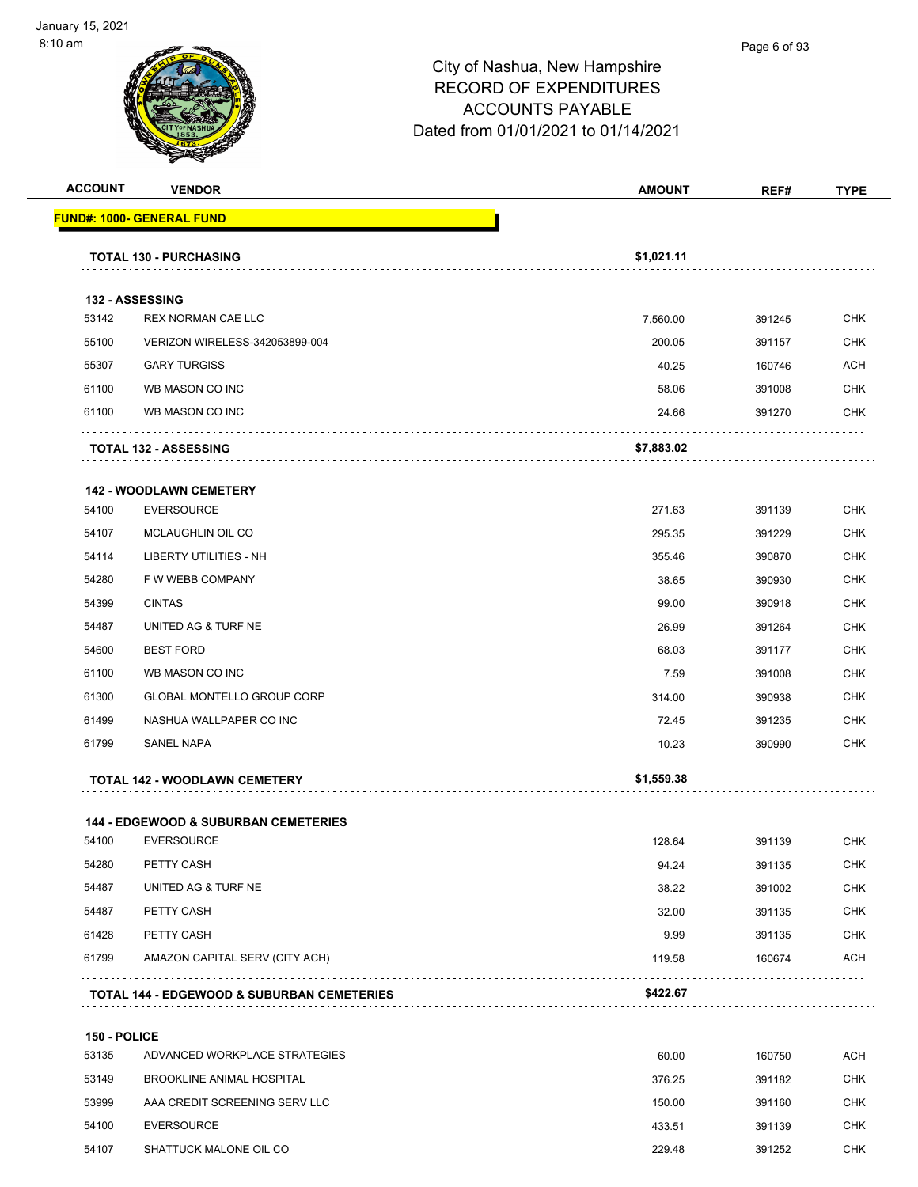# City of Nashua, New Hampshire
## RECORD OF EXPENDITURES
## ACCOUNTS PAYABLE
## Dated from 01/01/2021 to 01/14/2021

| ACCOUNT | VENDOR | AMOUNT | REF# | TYPE |
|---|---|---|---|---|
| **FUND#: 1000- GENERAL FUND** | | | | |
| | **TOTAL 130 - PURCHASING** | **$1,021.11** | | |
| **132 - ASSESSING** | | | | |
| 53142 | REX NORMAN CAE LLC | 7,560.00 | 391245 | CHK |
| 55100 | VERIZON WIRELESS-342053899-004 | 200.05 | 391157 | CHK |
| 55307 | GARY TURGISS | 40.25 | 160746 | ACH |
| 61100 | WB MASON CO INC | 58.06 | 391008 | CHK |
| 61100 | WB MASON CO INC | 24.66 | 391270 | CHK |
| | **TOTAL 132 - ASSESSING** | **$7,883.02** | | |
| **142 - WOODLAWN CEMETERY** | | | | |
| 54100 | EVERSOURCE | 271.63 | 391139 | CHK |
| 54107 | MCLAUGHLIN OIL CO | 295.35 | 391229 | CHK |
| 54114 | LIBERTY UTILITIES - NH | 355.46 | 390870 | CHK |
| 54280 | F W WEBB COMPANY | 38.65 | 390930 | CHK |
| 54399 | CINTAS | 99.00 | 390918 | CHK |
| 54487 | UNITED AG & TURF NE | 26.99 | 391264 | CHK |
| 54600 | BEST FORD | 68.03 | 391177 | CHK |
| 61100 | WB MASON CO INC | 7.59 | 391008 | CHK |
| 61300 | GLOBAL MONTELLO GROUP CORP | 314.00 | 390938 | CHK |
| 61499 | NASHUA WALLPAPER CO INC | 72.45 | 391235 | CHK |
| 61799 | SANEL NAPA | 10.23 | 390990 | CHK |
| | **TOTAL 142 - WOODLAWN CEMETERY** | **$1,559.38** | | |
| **144 - EDGEWOOD & SUBURBAN CEMETERIES** | | | | |
| 54100 | EVERSOURCE | 128.64 | 391139 | CHK |
| 54280 | PETTY CASH | 94.24 | 391135 | CHK |
| 54487 | UNITED AG & TURF NE | 38.22 | 391002 | CHK |
| 54487 | PETTY CASH | 32.00 | 391135 | CHK |
| 61428 | PETTY CASH | 9.99 | 391135 | CHK |
| 61799 | AMAZON CAPITAL SERV (CITY ACH) | 119.58 | 160674 | ACH |
| | **TOTAL 144 - EDGEWOOD & SUBURBAN CEMETERIES** | **$422.67** | | |
| **150 - POLICE** | | | | |
| 53135 | ADVANCED WORKPLACE STRATEGIES | 60.00 | 160750 | ACH |
| 53149 | BROOKLINE ANIMAL HOSPITAL | 376.25 | 391182 | CHK |
| 53999 | AAA CREDIT SCREENING SERV LLC | 150.00 | 391160 | CHK |
| 54100 | EVERSOURCE | 433.51 | 391139 | CHK |
| 54107 | SHATTUCK MALONE OIL CO | 229.48 | 391252 | CHK |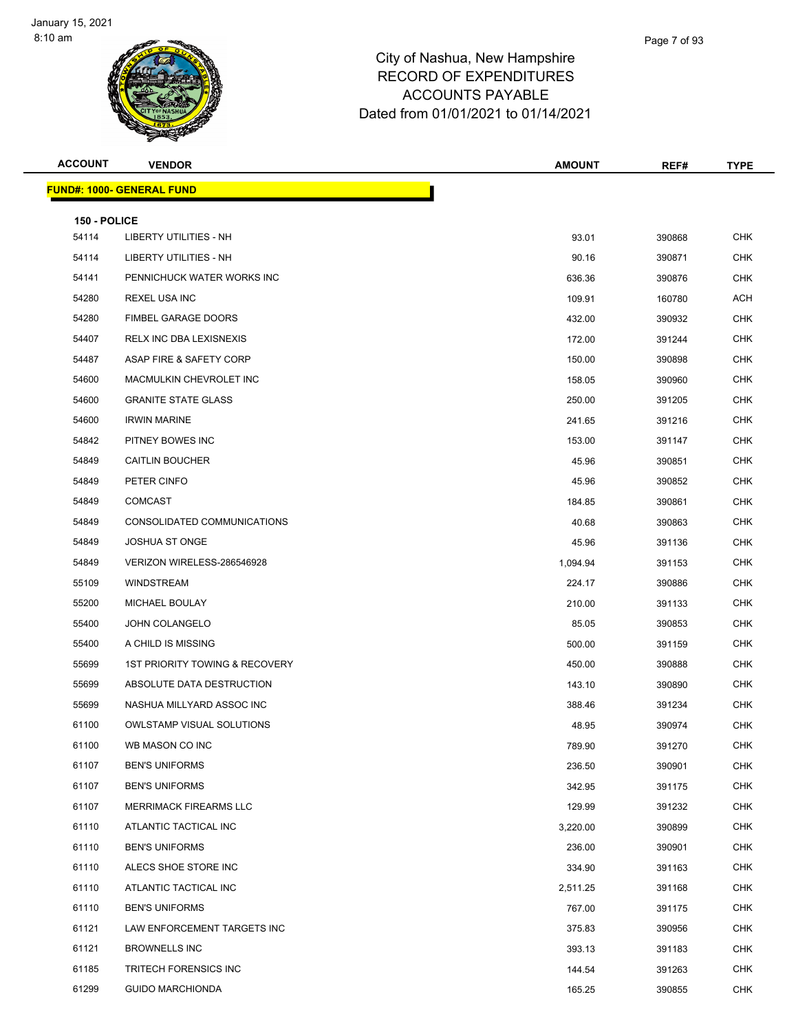City of Nashua, New Hampshire
RECORD OF EXPENDITURES
ACCOUNTS PAYABLE
Dated from 01/01/2021 to 01/14/2021

| ACCOUNT | VENDOR | AMOUNT | REF# | TYPE |
|---|---|---|---|---|
| **FUND#: 1000- GENERAL FUND** | | | | |
| **150 - POLICE** | | | | |
| 54114 | LIBERTY UTILITIES - NH | 93.01 | 390868 | CHK |
| 54114 | LIBERTY UTILITIES - NH | 90.16 | 390871 | CHK |
| 54141 | PENNICHUCK WATER WORKS INC | 636.36 | 390876 | CHK |
| 54280 | REXEL USA INC | 109.91 | 160780 | ACH |
| 54280 | FIMBEL GARAGE DOORS | 432.00 | 390932 | CHK |
| 54407 | RELX INC DBA LEXISNEXIS | 172.00 | 391244 | CHK |
| 54487 | ASAP FIRE & SAFETY CORP | 150.00 | 390898 | CHK |
| 54600 | MACMULKIN CHEVROLET INC | 158.05 | 390960 | CHK |
| 54600 | GRANITE STATE GLASS | 250.00 | 391205 | CHK |
| 54600 | IRWIN MARINE | 241.65 | 391216 | CHK |
| 54842 | PITNEY BOWES INC | 153.00 | 391147 | CHK |
| 54849 | CAITLIN BOUCHER | 45.96 | 390851 | CHK |
| 54849 | PETER CINFO | 45.96 | 390852 | CHK |
| 54849 | COMCAST | 184.85 | 390861 | CHK |
| 54849 | CONSOLIDATED COMMUNICATIONS | 40.68 | 390863 | CHK |
| 54849 | JOSHUA ST ONGE | 45.96 | 391136 | CHK |
| 54849 | VERIZON WIRELESS-286546928 | 1,094.94 | 391153 | CHK |
| 55109 | WINDSTREAM | 224.17 | 390886 | CHK |
| 55200 | MICHAEL BOULAY | 210.00 | 391133 | CHK |
| 55400 | JOHN COLANGELO | 85.05 | 390853 | CHK |
| 55400 | A CHILD IS MISSING | 500.00 | 391159 | CHK |
| 55699 | 1ST PRIORITY TOWING & RECOVERY | 450.00 | 390888 | CHK |
| 55699 | ABSOLUTE DATA DESTRUCTION | 143.10 | 390890 | CHK |
| 55699 | NASHUA MILLYARD ASSOC INC | 388.46 | 391234 | CHK |
| 61100 | OWLSTAMP VISUAL SOLUTIONS | 48.95 | 390974 | CHK |
| 61100 | WB MASON CO INC | 789.90 | 391270 | CHK |
| 61107 | BEN'S UNIFORMS | 236.50 | 390901 | CHK |
| 61107 | BEN'S UNIFORMS | 342.95 | 391175 | CHK |
| 61107 | MERRIMACK FIREARMS LLC | 129.99 | 391232 | CHK |
| 61110 | ATLANTIC TACTICAL INC | 3,220.00 | 390899 | CHK |
| 61110 | BEN'S UNIFORMS | 236.00 | 390901 | CHK |
| 61110 | ALECS SHOE STORE INC | 334.90 | 391163 | CHK |
| 61110 | ATLANTIC TACTICAL INC | 2,511.25 | 391168 | CHK |
| 61110 | BEN'S UNIFORMS | 767.00 | 391175 | CHK |
| 61121 | LAW ENFORCEMENT TARGETS INC | 375.83 | 390956 | CHK |
| 61121 | BROWNELLS INC | 393.13 | 391183 | CHK |
| 61185 | TRITECH FORENSICS INC | 144.54 | 391263 | CHK |
| 61299 | GUIDO MARCHIONDA | 165.25 | 390855 | CHK |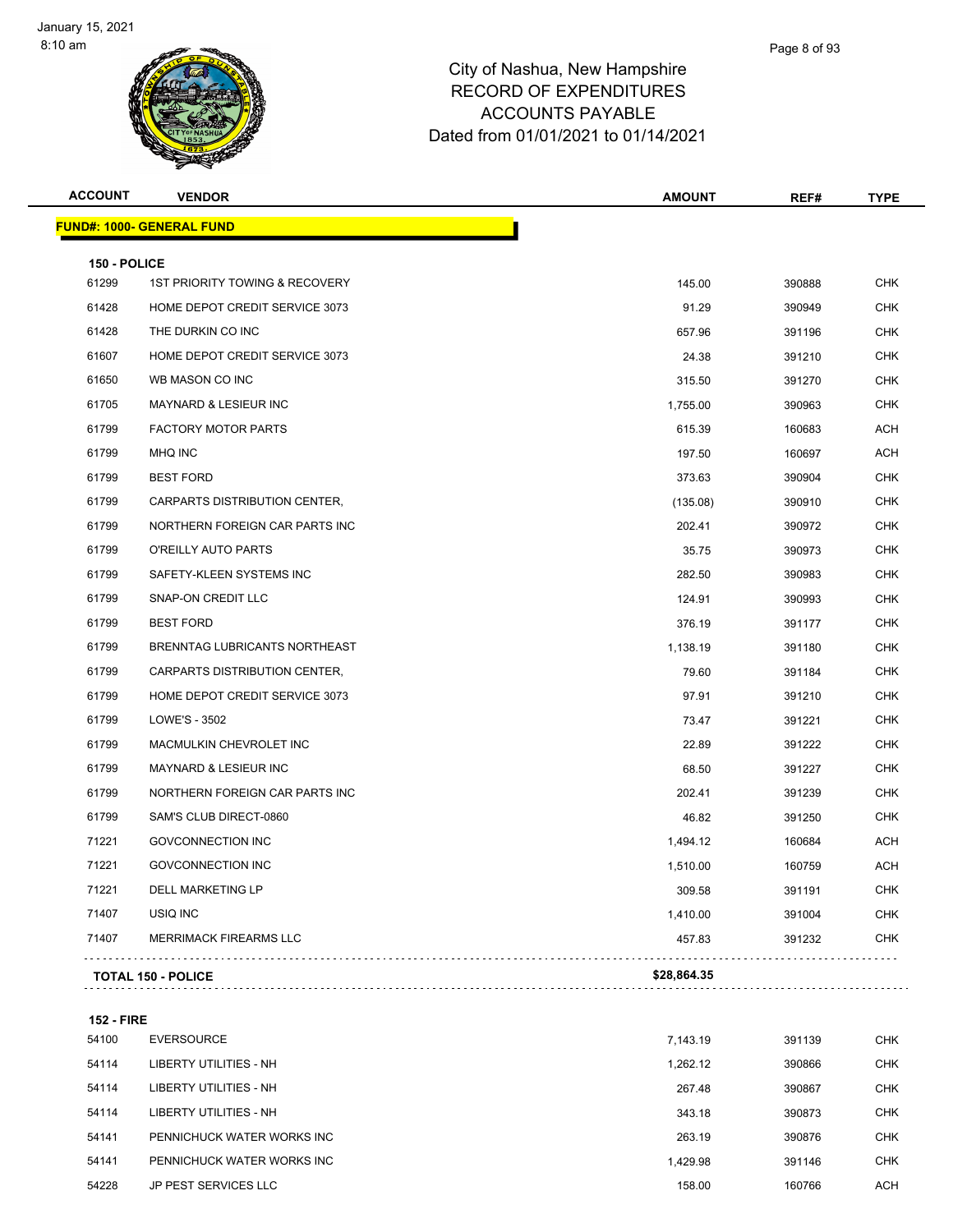# City of Nashua, New Hampshire
# RECORD OF EXPENDITURES
# ACCOUNTS PAYABLE
## Dated from 01/01/2021 to 01/14/2021

January 15, 2021
8:10 am

| ACCOUNT | VENDOR | AMOUNT | REF# | TYPE |
|---|---|---|---|---|
| **FUND#: 1000- GENERAL FUND** | | | | |
| **150 - POLICE** | | | | |
| 61299 | 1ST PRIORITY TOWING & RECOVERY | 145.00 | 390888 | CHK |
| 61428 | HOME DEPOT CREDIT SERVICE 3073 | 91.29 | 390949 | CHK |
| 61428 | THE DURKIN CO INC | 657.96 | 391196 | CHK |
| 61607 | HOME DEPOT CREDIT SERVICE 3073 | 24.38 | 391210 | CHK |
| 61650 | WB MASON CO INC | 315.50 | 391270 | CHK |
| 61705 | MAYNARD & LESIEUR INC | 1,755.00 | 390963 | CHK |
| 61799 | FACTORY MOTOR PARTS | 615.39 | 160683 | ACH |
| 61799 | MHQ INC | 197.50 | 160697 | ACH |
| 61799 | BEST FORD | 373.63 | 390904 | CHK |
| 61799 | CARPARTS DISTRIBUTION CENTER, | (135.08) | 390910 | CHK |
| 61799 | NORTHERN FOREIGN CAR PARTS INC | 202.41 | 390972 | CHK |
| 61799 | O'REILLY AUTO PARTS | 35.75 | 390973 | CHK |
| 61799 | SAFETY-KLEEN SYSTEMS INC | 282.50 | 390983 | CHK |
| 61799 | SNAP-ON CREDIT LLC | 124.91 | 390993 | CHK |
| 61799 | BEST FORD | 376.19 | 391177 | CHK |
| 61799 | BRENNTAG LUBRICANTS NORTHEAST | 1,138.19 | 391180 | CHK |
| 61799 | CARPARTS DISTRIBUTION CENTER, | 79.60 | 391184 | CHK |
| 61799 | HOME DEPOT CREDIT SERVICE 3073 | 97.91 | 391210 | CHK |
| 61799 | LOWE'S - 3502 | 73.47 | 391221 | CHK |
| 61799 | MACMULKIN CHEVROLET INC | 22.89 | 391222 | CHK |
| 61799 | MAYNARD & LESIEUR INC | 68.50 | 391227 | CHK |
| 61799 | NORTHERN FOREIGN CAR PARTS INC | 202.41 | 391239 | CHK |
| 61799 | SAM'S CLUB DIRECT-0860 | 46.82 | 391250 | CHK |
| 71221 | GOVCONNECTION INC | 1,494.12 | 160684 | ACH |
| 71221 | GOVCONNECTION INC | 1,510.00 | 160759 | ACH |
| 71221 | DELL MARKETING LP | 309.58 | 391191 | CHK |
| 71407 | USIQ INC | 1,410.00 | 391004 | CHK |
| 71407 | MERRIMACK FIREARMS LLC | 457.83 | 391232 | CHK |
| **TOTAL 150 - POLICE** | | **$28,864.35** | | |
| **152 - FIRE** | | | | |
| 54100 | EVERSOURCE | 7,143.19 | 391139 | CHK |
| 54114 | LIBERTY UTILITIES - NH | 1,262.12 | 390866 | CHK |
| 54114 | LIBERTY UTILITIES - NH | 267.48 | 390867 | CHK |
| 54114 | LIBERTY UTILITIES - NH | 343.18 | 390873 | CHK |
| 54141 | PENNICHUCK WATER WORKS INC | 263.19 | 390876 | CHK |
| 54141 | PENNICHUCK WATER WORKS INC | 1,429.98 | 391146 | CHK |
| 54228 | JP PEST SERVICES LLC | 158.00 | 160766 | ACH |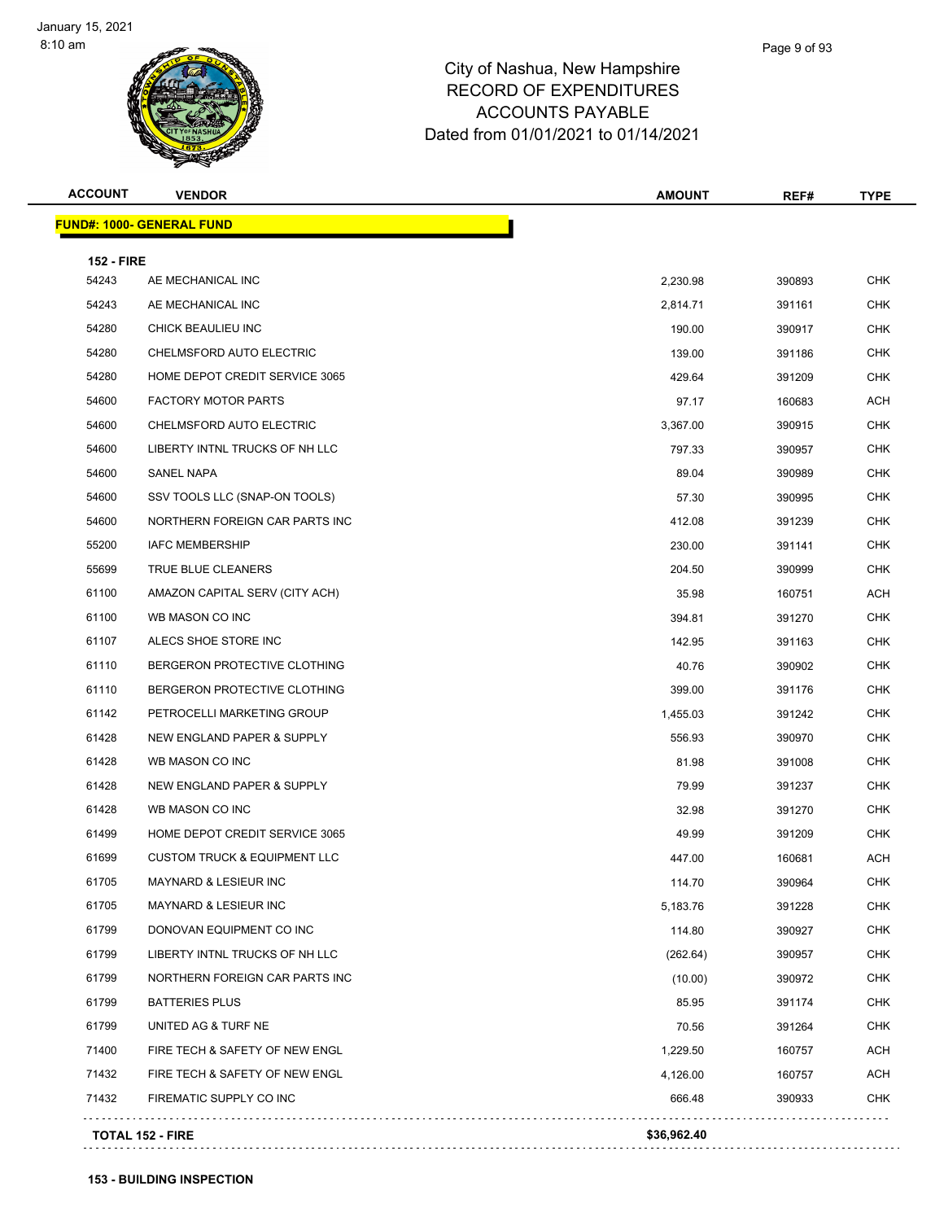City of Nashua, New Hampshire
RECORD OF EXPENDITURES
ACCOUNTS PAYABLE
Dated from 01/01/2021 to 01/14/2021

| ACCOUNT | VENDOR | AMOUNT | REF# | TYPE |
|---|---|---|---|---|
| **FUND#: 1000- GENERAL FUND** | | | | |
| **152 - FIRE** | | | | |
| 54243 | AE MECHANICAL INC | 2,230.98 | 390893 | CHK |
| 54243 | AE MECHANICAL INC | 2,814.71 | 391161 | CHK |
| 54280 | CHICK BEAULIEU INC | 190.00 | 390917 | CHK |
| 54280 | CHELMSFORD AUTO ELECTRIC | 139.00 | 391186 | CHK |
| 54280 | HOME DEPOT CREDIT SERVICE 3065 | 429.64 | 391209 | CHK |
| 54600 | FACTORY MOTOR PARTS | 97.17 | 160683 | ACH |
| 54600 | CHELMSFORD AUTO ELECTRIC | 3,367.00 | 390915 | CHK |
| 54600 | LIBERTY INTNL TRUCKS OF NH LLC | 797.33 | 390957 | CHK |
| 54600 | SANEL NAPA | 89.04 | 390989 | CHK |
| 54600 | SSV TOOLS LLC (SNAP-ON TOOLS) | 57.30 | 390995 | CHK |
| 54600 | NORTHERN FOREIGN CAR PARTS INC | 412.08 | 391239 | CHK |
| 55200 | IAFC MEMBERSHIP | 230.00 | 391141 | CHK |
| 55699 | TRUE BLUE CLEANERS | 204.50 | 390999 | CHK |
| 61100 | AMAZON CAPITAL SERV (CITY ACH) | 35.98 | 160751 | ACH |
| 61100 | WB MASON CO INC | 394.81 | 391270 | CHK |
| 61107 | ALECS SHOE STORE INC | 142.95 | 391163 | CHK |
| 61110 | BERGERON PROTECTIVE CLOTHING | 40.76 | 390902 | CHK |
| 61110 | BERGERON PROTECTIVE CLOTHING | 399.00 | 391176 | CHK |
| 61142 | PETROCELLI MARKETING GROUP | 1,455.03 | 391242 | CHK |
| 61428 | NEW ENGLAND PAPER & SUPPLY | 556.93 | 390970 | CHK |
| 61428 | WB MASON CO INC | 81.98 | 391008 | CHK |
| 61428 | NEW ENGLAND PAPER & SUPPLY | 79.99 | 391237 | CHK |
| 61428 | WB MASON CO INC | 32.98 | 391270 | CHK |
| 61499 | HOME DEPOT CREDIT SERVICE 3065 | 49.99 | 391209 | CHK |
| 61699 | CUSTOM TRUCK & EQUIPMENT LLC | 447.00 | 160681 | ACH |
| 61705 | MAYNARD & LESIEUR INC | 114.70 | 390964 | CHK |
| 61705 | MAYNARD & LESIEUR INC | 5,183.76 | 391228 | CHK |
| 61799 | DONOVAN EQUIPMENT CO INC | 114.80 | 390927 | CHK |
| 61799 | LIBERTY INTNL TRUCKS OF NH LLC | (262.64) | 390957 | CHK |
| 61799 | NORTHERN FOREIGN CAR PARTS INC | (10.00) | 390972 | CHK |
| 61799 | BATTERIES PLUS | 85.95 | 391174 | CHK |
| 61799 | UNITED AG & TURF NE | 70.56 | 391264 | CHK |
| 71400 | FIRE TECH & SAFETY OF NEW ENGL | 1,229.50 | 160757 | ACH |
| 71432 | FIRE TECH & SAFETY OF NEW ENGL | 4,126.00 | 160757 | ACH |
| 71432 | FIREMATIC SUPPLY CO INC | 666.48 | 390933 | CHK |
| **TOTAL 152 - FIRE** | | **$36,962.40** | | |

**153 - BUILDING INSPECTION**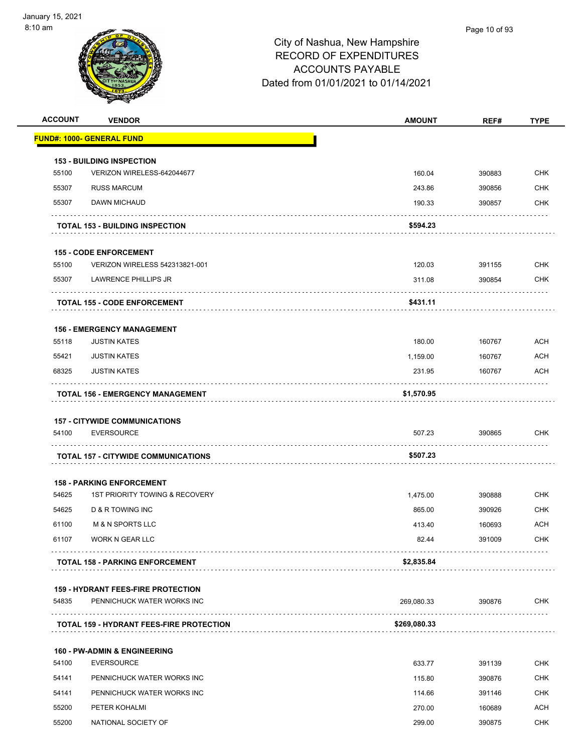# City of Nashua, New Hampshire
## RECORD OF EXPENDITURES
## ACCOUNTS PAYABLE
### Dated from 01/01/2021 to 01/14/2021

| ACCOUNT | VENDOR | AMOUNT | REF# | TYPE |
|---|---|---|---|---|
| **FUND#: 1000- GENERAL FUND** | | | | |
| **153 - BUILDING INSPECTION** | | | | |
| 55100 | VERIZON WIRELESS-642044677 | 160.04 | 390883 | CHK |
| 55307 | RUSS MARCUM | 243.86 | 390856 | CHK |
| 55307 | DAWN MICHAUD | 190.33 | 390857 | CHK |
| | **TOTAL 153 - BUILDING INSPECTION** | **$594.23** | | |
| **155 - CODE ENFORCEMENT** | | | | |
| 55100 | VERIZON WIRELESS 542313821-001 | 120.03 | 391155 | CHK |
| 55307 | LAWRENCE PHILLIPS JR | 311.08 | 390854 | CHK |
| | **TOTAL 155 - CODE ENFORCEMENT** | **$431.11** | | |
| **156 - EMERGENCY MANAGEMENT** | | | | |
| 55118 | JUSTIN KATES | 180.00 | 160767 | ACH |
| 55421 | JUSTIN KATES | 1,159.00 | 160767 | ACH |
| 68325 | JUSTIN KATES | 231.95 | 160767 | ACH |
| | **TOTAL 156 - EMERGENCY MANAGEMENT** | **$1,570.95** | | |
| **157 - CITYWIDE COMMUNICATIONS** | | | | |
| 54100 | EVERSOURCE | 507.23 | 390865 | CHK |
| | **TOTAL 157 - CITYWIDE COMMUNICATIONS** | **$507.23** | | |
| **158 - PARKING ENFORCEMENT** | | | | |
| 54625 | 1ST PRIORITY TOWING & RECOVERY | 1,475.00 | 390888 | CHK |
| 54625 | D & R TOWING INC | 865.00 | 390926 | CHK |
| 61100 | M & N SPORTS LLC | 413.40 | 160693 | ACH |
| 61107 | WORK N GEAR LLC | 82.44 | 391009 | CHK |
| | **TOTAL 158 - PARKING ENFORCEMENT** | **$2,835.84** | | |
| **159 - HYDRANT FEES-FIRE PROTECTION** | | | | |
| 54835 | PENNICHUCK WATER WORKS INC | 269,080.33 | 390876 | CHK |
| | **TOTAL 159 - HYDRANT FEES-FIRE PROTECTION** | **$269,080.33** | | |
| **160 - PW-ADMIN & ENGINEERING** | | | | |
| 54100 | EVERSOURCE | 633.77 | 391139 | CHK |
| 54141 | PENNICHUCK WATER WORKS INC | 115.80 | 390876 | CHK |
| 54141 | PENNICHUCK WATER WORKS INC | 114.66 | 391146 | CHK |
| 55200 | PETER KOHALMI | 270.00 | 160689 | ACH |
| 55200 | NATIONAL SOCIETY OF | 299.00 | 390875 | CHK |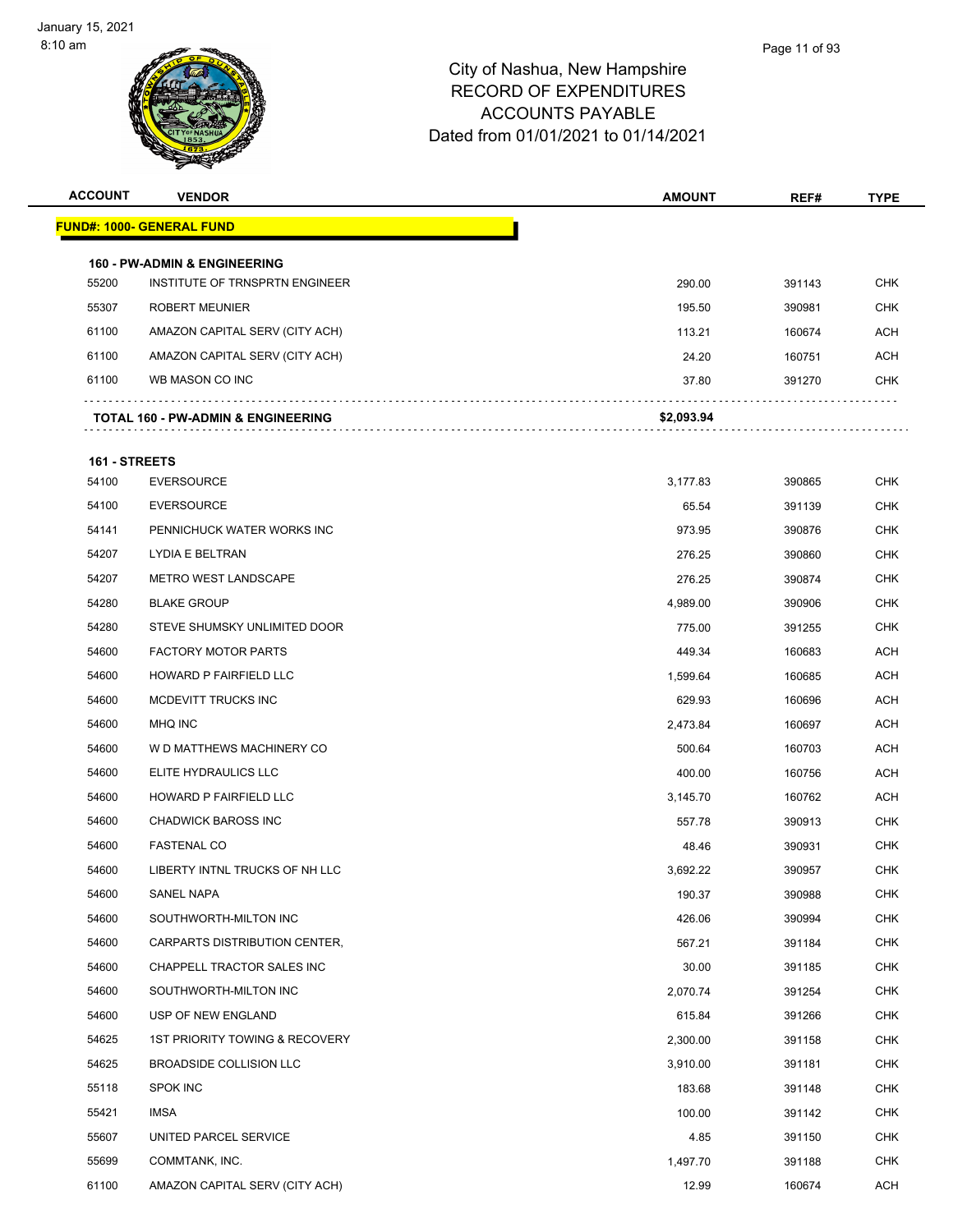# City of Nashua, New Hampshire
# RECORD OF EXPENDITURES
# ACCOUNTS PAYABLE
# Dated from 01/01/2021 to 01/14/2021

| ACCOUNT | VENDOR | AMOUNT | REF# | TYPE |
|---|---|---|---|---|
| **FUND#: 1000- GENERAL FUND** | | | | |
| **160 - PW-ADMIN & ENGINEERING** | | | | |
| 55200 | INSTITUTE OF TRNSPRTN ENGINEER | 290.00 | 391143 | CHK |
| 55307 | ROBERT MEUNIER | 195.50 | 390981 | CHK |
| 61100 | AMAZON CAPITAL SERV (CITY ACH) | 113.21 | 160674 | ACH |
| 61100 | AMAZON CAPITAL SERV (CITY ACH) | 24.20 | 160751 | ACH |
| 61100 | WB MASON CO INC | 37.80 | 391270 | CHK |
| | **TOTAL 160 - PW-ADMIN & ENGINEERING** | **$2,093.94** | | |
| **161 - STREETS** | | | | |
| 54100 | EVERSOURCE | 3,177.83 | 390865 | CHK |
| 54100 | EVERSOURCE | 65.54 | 391139 | CHK |
| 54141 | PENNICHUCK WATER WORKS INC | 973.95 | 390876 | CHK |
| 54207 | LYDIA E BELTRAN | 276.25 | 390860 | CHK |
| 54207 | METRO WEST LANDSCAPE | 276.25 | 390874 | CHK |
| 54280 | BLAKE GROUP | 4,989.00 | 390906 | CHK |
| 54280 | STEVE SHUMSKY UNLIMITED DOOR | 775.00 | 391255 | CHK |
| 54600 | FACTORY MOTOR PARTS | 449.34 | 160683 | ACH |
| 54600 | HOWARD P FAIRFIELD LLC | 1,599.64 | 160685 | ACH |
| 54600 | MCDEVITT TRUCKS INC | 629.93 | 160696 | ACH |
| 54600 | MHQ INC | 2,473.84 | 160697 | ACH |
| 54600 | W D MATTHEWS MACHINERY CO | 500.64 | 160703 | ACH |
| 54600 | ELITE HYDRAULICS LLC | 400.00 | 160756 | ACH |
| 54600 | HOWARD P FAIRFIELD LLC | 3,145.70 | 160762 | ACH |
| 54600 | CHADWICK BAROSS INC | 557.78 | 390913 | CHK |
| 54600 | FASTENAL CO | 48.46 | 390931 | CHK |
| 54600 | LIBERTY INTNL TRUCKS OF NH LLC | 3,692.22 | 390957 | CHK |
| 54600 | SANEL NAPA | 190.37 | 390988 | CHK |
| 54600 | SOUTHWORTH-MILTON INC | 426.06 | 390994 | CHK |
| 54600 | CARPARTS DISTRIBUTION CENTER, | 567.21 | 391184 | CHK |
| 54600 | CHAPPELL TRACTOR SALES INC | 30.00 | 391185 | CHK |
| 54600 | SOUTHWORTH-MILTON INC | 2,070.74 | 391254 | CHK |
| 54600 | USP OF NEW ENGLAND | 615.84 | 391266 | CHK |
| 54625 | 1ST PRIORITY TOWING & RECOVERY | 2,300.00 | 391158 | CHK |
| 54625 | BROADSIDE COLLISION LLC | 3,910.00 | 391181 | CHK |
| 55118 | SPOK INC | 183.68 | 391148 | CHK |
| 55421 | IMSA | 100.00 | 391142 | CHK |
| 55607 | UNITED PARCEL SERVICE | 4.85 | 391150 | CHK |
| 55699 | COMMTANK, INC. | 1,497.70 | 391188 | CHK |
| 61100 | AMAZON CAPITAL SERV (CITY ACH) | 12.99 | 160674 | ACH |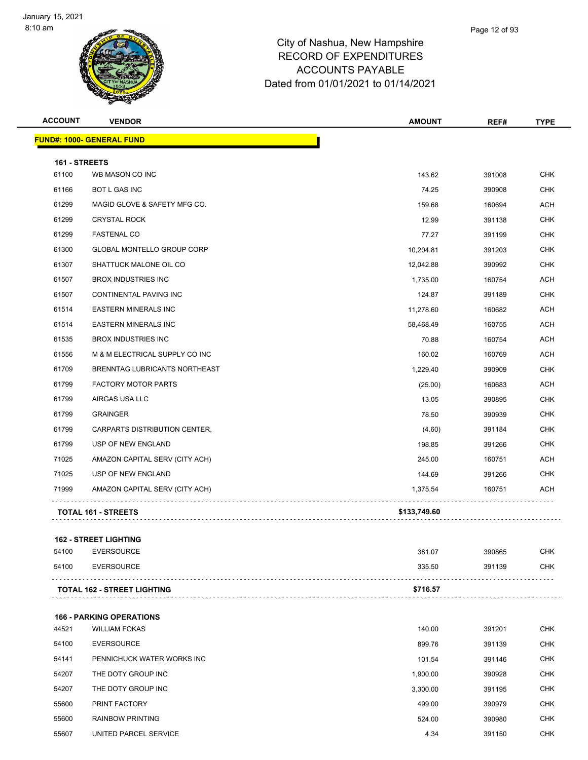# City of Nashua, New Hampshire
## RECORD OF EXPENDITURES
## ACCOUNTS PAYABLE
## Dated from 01/01/2021 to 01/14/2021

| ACCOUNT | VENDOR | AMOUNT | REF# | TYPE |
|---|---|---|---|---|
| **FUND#: 1000- GENERAL FUND** | | | | |
| **161 - STREETS** | | | | |
| 61100 | WB MASON CO INC | 143.62 | 391008 | CHK |
| 61166 | BOT L GAS INC | 74.25 | 390908 | CHK |
| 61299 | MAGID GLOVE & SAFETY MFG CO. | 159.68 | 160694 | ACH |
| 61299 | CRYSTAL ROCK | 12.99 | 391138 | CHK |
| 61299 | FASTENAL CO | 77.27 | 391199 | CHK |
| 61300 | GLOBAL MONTELLO GROUP CORP | 10,204.81 | 391203 | CHK |
| 61307 | SHATTUCK MALONE OIL CO | 12,042.88 | 390992 | CHK |
| 61507 | BROX INDUSTRIES INC | 1,735.00 | 160754 | ACH |
| 61507 | CONTINENTAL PAVING INC | 124.87 | 391189 | CHK |
| 61514 | EASTERN MINERALS INC | 11,278.60 | 160682 | ACH |
| 61514 | EASTERN MINERALS INC | 58,468.49 | 160755 | ACH |
| 61535 | BROX INDUSTRIES INC | 70.88 | 160754 | ACH |
| 61556 | M & M ELECTRICAL SUPPLY CO INC | 160.02 | 160769 | ACH |
| 61709 | BRENNTAG LUBRICANTS NORTHEAST | 1,229.40 | 390909 | CHK |
| 61799 | FACTORY MOTOR PARTS | (25.00) | 160683 | ACH |
| 61799 | AIRGAS USA LLC | 13.05 | 390895 | CHK |
| 61799 | GRAINGER | 78.50 | 390939 | CHK |
| 61799 | CARPARTS DISTRIBUTION CENTER, | (4.60) | 391184 | CHK |
| 61799 | USP OF NEW ENGLAND | 198.85 | 391266 | CHK |
| 71025 | AMAZON CAPITAL SERV (CITY ACH) | 245.00 | 160751 | ACH |
| 71025 | USP OF NEW ENGLAND | 144.69 | 391266 | CHK |
| 71999 | AMAZON CAPITAL SERV (CITY ACH) | 1,375.54 | 160751 | ACH |
| | **TOTAL 161 - STREETS** | **$133,749.60** | | |
| **162 - STREET LIGHTING** | | | | |
| 54100 | EVERSOURCE | 381.07 | 390865 | CHK |
| 54100 | EVERSOURCE | 335.50 | 391139 | CHK |
| | **TOTAL 162 - STREET LIGHTING** | **$716.57** | | |
| **166 - PARKING OPERATIONS** | | | | |
| 44521 | WILLIAM FOKAS | 140.00 | 391201 | CHK |
| 54100 | EVERSOURCE | 899.76 | 391139 | CHK |
| 54141 | PENNICHUCK WATER WORKS INC | 101.54 | 391146 | CHK |
| 54207 | THE DOTY GROUP INC | 1,900.00 | 390928 | CHK |
| 54207 | THE DOTY GROUP INC | 3,300.00 | 391195 | CHK |
| 55600 | PRINT FACTORY | 499.00 | 390979 | CHK |
| 55600 | RAINBOW PRINTING | 524.00 | 390980 | CHK |
| 55607 | UNITED PARCEL SERVICE | 4.34 | 391150 | CHK |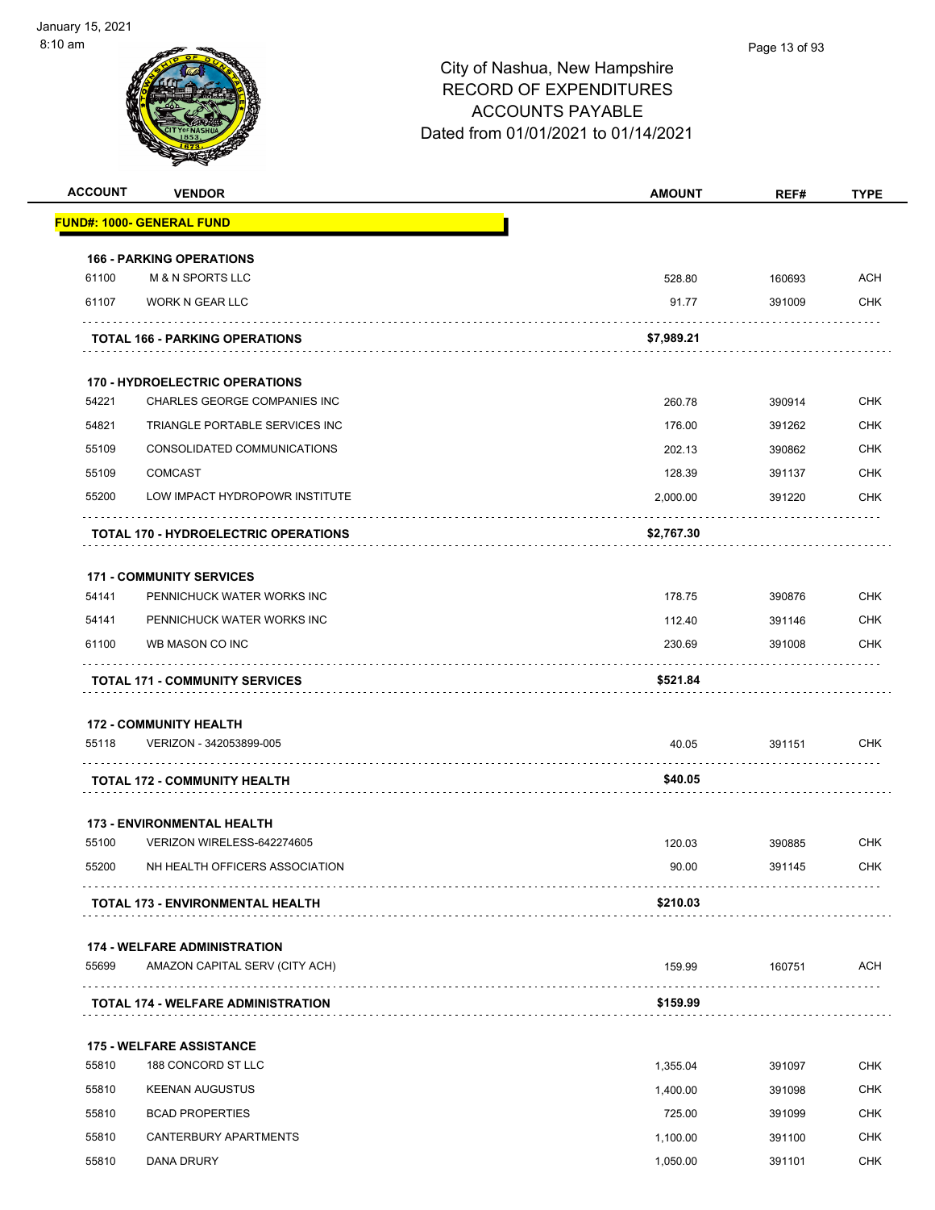# City of Nashua, New Hampshire
## RECORD OF EXPENDITURES
## ACCOUNTS PAYABLE
## Dated from 01/01/2021 to 01/14/2021

| ACCOUNT | VENDOR | AMOUNT | REF# | TYPE |
|---|---|---|---|---|
| **FUND#: 1000- GENERAL FUND** | | | | |
| **166 - PARKING OPERATIONS** | | | | |
| 61100 | M & N SPORTS LLC | 528.80 | 160693 | ACH |
| 61107 | WORK N GEAR LLC | 91.77 | 391009 | CHK |
| | **TOTAL 166 - PARKING OPERATIONS** | **$7,989.21** | | |
| **170 - HYDROELECTRIC OPERATIONS** | | | | |
| 54221 | CHARLES GEORGE COMPANIES INC | 260.78 | 390914 | CHK |
| 54821 | TRIANGLE PORTABLE SERVICES INC | 176.00 | 391262 | CHK |
| 55109 | CONSOLIDATED COMMUNICATIONS | 202.13 | 390862 | CHK |
| 55109 | COMCAST | 128.39 | 391137 | CHK |
| 55200 | LOW IMPACT HYDROPOWR INSTITUTE | 2,000.00 | 391220 | CHK |
| | **TOTAL 170 - HYDROELECTRIC OPERATIONS** | **$2,767.30** | | |
| **171 - COMMUNITY SERVICES** | | | | |
| 54141 | PENNICHUCK WATER WORKS INC | 178.75 | 390876 | CHK |
| 54141 | PENNICHUCK WATER WORKS INC | 112.40 | 391146 | CHK |
| 61100 | WB MASON CO INC | 230.69 | 391008 | CHK |
| | **TOTAL 171 - COMMUNITY SERVICES** | **$521.84** | | |
| **172 - COMMUNITY HEALTH** | | | | |
| 55118 | VERIZON - 342053899-005 | 40.05 | 391151 | CHK |
| | **TOTAL 172 - COMMUNITY HEALTH** | **$40.05** | | |
| **173 - ENVIRONMENTAL HEALTH** | | | | |
| 55100 | VERIZON WIRELESS-642274605 | 120.03 | 390885 | CHK |
| 55200 | NH HEALTH OFFICERS ASSOCIATION | 90.00 | 391145 | CHK |
| | **TOTAL 173 - ENVIRONMENTAL HEALTH** | **$210.03** | | |
| **174 - WELFARE ADMINISTRATION** | | | | |
| 55699 | AMAZON CAPITAL SERV (CITY ACH) | 159.99 | 160751 | ACH |
| | **TOTAL 174 - WELFARE ADMINISTRATION** | **$159.99** | | |
| **175 - WELFARE ASSISTANCE** | | | | |
| 55810 | 188 CONCORD ST LLC | 1,355.04 | 391097 | CHK |
| 55810 | KEENAN AUGUSTUS | 1,400.00 | 391098 | CHK |
| 55810 | BCAD PROPERTIES | 725.00 | 391099 | CHK |
| 55810 | CANTERBURY APARTMENTS | 1,100.00 | 391100 | CHK |
| 55810 | DANA DRURY | 1,050.00 | 391101 | CHK |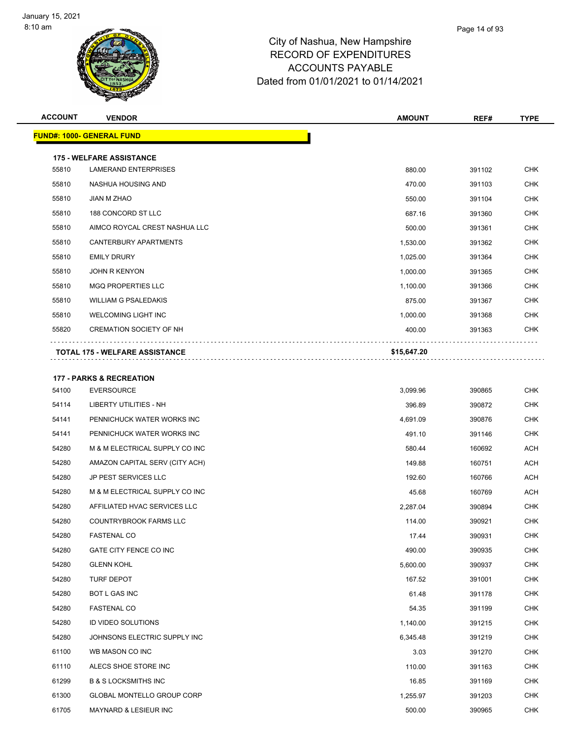# City of Nashua, New Hampshire
## RECORD OF EXPENDITURES
## ACCOUNTS PAYABLE
## Dated from 01/01/2021 to 01/14/2021

| ACCOUNT | VENDOR | AMOUNT | REF# | TYPE |
|---|---|---|---|---|
| **FUND#: 1000- GENERAL FUND** | | | | |
| **175 - WELFARE ASSISTANCE** | | | | |
| 55810 | LAMERAND ENTERPRISES | 880.00 | 391102 | CHK |
| 55810 | NASHUA HOUSING AND | 470.00 | 391103 | CHK |
| 55810 | JIAN M ZHAO | 550.00 | 391104 | CHK |
| 55810 | 188 CONCORD ST LLC | 687.16 | 391360 | CHK |
| 55810 | AIMCO ROYCAL CREST NASHUA LLC | 500.00 | 391361 | CHK |
| 55810 | CANTERBURY APARTMENTS | 1,530.00 | 391362 | CHK |
| 55810 | EMILY DRURY | 1,025.00 | 391364 | CHK |
| 55810 | JOHN R KENYON | 1,000.00 | 391365 | CHK |
| 55810 | MGQ PROPERTIES LLC | 1,100.00 | 391366 | CHK |
| 55810 | WILLIAM G PSALEDAKIS | 875.00 | 391367 | CHK |
| 55810 | WELCOMING LIGHT INC | 1,000.00 | 391368 | CHK |
| 55820 | CREMATION SOCIETY OF NH | 400.00 | 391363 | CHK |
| **TOTAL 175 - WELFARE ASSISTANCE** | | **$15,647.20** | | |
| **177 - PARKS & RECREATION** | | | | |
| 54100 | EVERSOURCE | 3,099.96 | 390865 | CHK |
| 54114 | LIBERTY UTILITIES - NH | 396.89 | 390872 | CHK |
| 54141 | PENNICHUCK WATER WORKS INC | 4,691.09 | 390876 | CHK |
| 54141 | PENNICHUCK WATER WORKS INC | 491.10 | 391146 | CHK |
| 54280 | M & M ELECTRICAL SUPPLY CO INC | 580.44 | 160692 | ACH |
| 54280 | AMAZON CAPITAL SERV (CITY ACH) | 149.88 | 160751 | ACH |
| 54280 | JP PEST SERVICES LLC | 192.60 | 160766 | ACH |
| 54280 | M & M ELECTRICAL SUPPLY CO INC | 45.68 | 160769 | ACH |
| 54280 | AFFILIATED HVAC SERVICES LLC | 2,287.04 | 390894 | CHK |
| 54280 | COUNTRYBROOK FARMS LLC | 114.00 | 390921 | CHK |
| 54280 | FASTENAL CO | 17.44 | 390931 | CHK |
| 54280 | GATE CITY FENCE CO INC | 490.00 | 390935 | CHK |
| 54280 | GLENN KOHL | 5,600.00 | 390937 | CHK |
| 54280 | TURF DEPOT | 167.52 | 391001 | CHK |
| 54280 | BOT L GAS INC | 61.48 | 391178 | CHK |
| 54280 | FASTENAL CO | 54.35 | 391199 | CHK |
| 54280 | ID VIDEO SOLUTIONS | 1,140.00 | 391215 | CHK |
| 54280 | JOHNSONS ELECTRIC SUPPLY INC | 6,345.48 | 391219 | CHK |
| 61100 | WB MASON CO INC | 3.03 | 391270 | CHK |
| 61110 | ALECS SHOE STORE INC | 110.00 | 391163 | CHK |
| 61299 | B & S LOCKSMITHS INC | 16.85 | 391169 | CHK |
| 61300 | GLOBAL MONTELLO GROUP CORP | 1,255.97 | 391203 | CHK |
| 61705 | MAYNARD & LESIEUR INC | 500.00 | 390965 | CHK |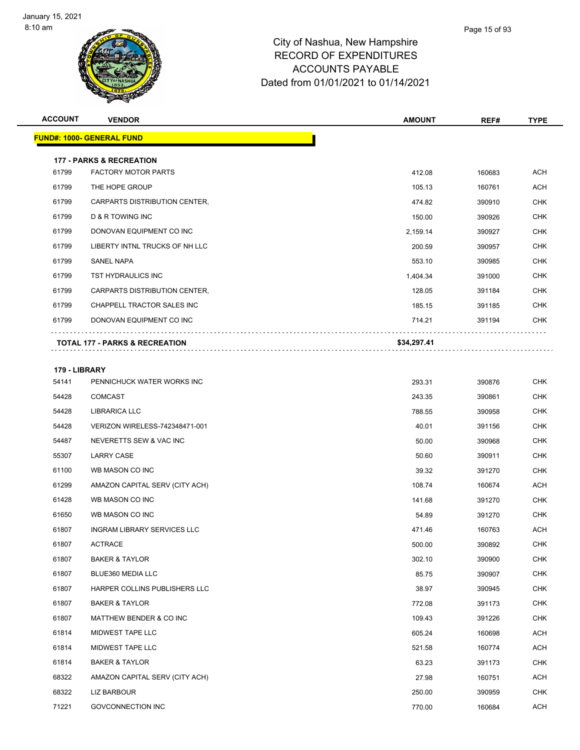# City of Nashua, New Hampshire
## RECORD OF EXPENDITURES
## ACCOUNTS PAYABLE
## Dated from 01/01/2021 to 01/14/2021

| ACCOUNT | VENDOR | AMOUNT | REF# | TYPE |
|---|---|---|---|---|
| **FUND#: 1000- GENERAL FUND** | | | | |
| **177 - PARKS & RECREATION** | | | | |
| 61799 | FACTORY MOTOR PARTS | 412.08 | 160683 | ACH |
| 61799 | THE HOPE GROUP | 105.13 | 160761 | ACH |
| 61799 | CARPARTS DISTRIBUTION CENTER, | 474.82 | 390910 | CHK |
| 61799 | D & R TOWING INC | 150.00 | 390926 | CHK |
| 61799 | DONOVAN EQUIPMENT CO INC | 2,159.14 | 390927 | CHK |
| 61799 | LIBERTY INTNL TRUCKS OF NH LLC | 200.59 | 390957 | CHK |
| 61799 | SANEL NAPA | 553.10 | 390985 | CHK |
| 61799 | TST HYDRAULICS INC | 1,404.34 | 391000 | CHK |
| 61799 | CARPARTS DISTRIBUTION CENTER, | 128.05 | 391184 | CHK |
| 61799 | CHAPPELL TRACTOR SALES INC | 185.15 | 391185 | CHK |
| 61799 | DONOVAN EQUIPMENT CO INC | 714.21 | 391194 | CHK |
| **TOTAL 177 - PARKS & RECREATION** | | **$34,297.41** | | |
| **179 - LIBRARY** | | | | |
| 54141 | PENNICHUCK WATER WORKS INC | 293.31 | 390876 | CHK |
| 54428 | COMCAST | 243.35 | 390861 | CHK |
| 54428 | LIBRARICA LLC | 788.55 | 390958 | CHK |
| 54428 | VERIZON WIRELESS-742348471-001 | 40.01 | 391156 | CHK |
| 54487 | NEVERETTS SEW & VAC INC | 50.00 | 390968 | CHK |
| 55307 | LARRY CASE | 50.60 | 390911 | CHK |
| 61100 | WB MASON CO INC | 39.32 | 391270 | CHK |
| 61299 | AMAZON CAPITAL SERV (CITY ACH) | 108.74 | 160674 | ACH |
| 61428 | WB MASON CO INC | 141.68 | 391270 | CHK |
| 61650 | WB MASON CO INC | 54.89 | 391270 | CHK |
| 61807 | INGRAM LIBRARY SERVICES LLC | 471.46 | 160763 | ACH |
| 61807 | ACTRACE | 500.00 | 390892 | CHK |
| 61807 | BAKER & TAYLOR | 302.10 | 390900 | CHK |
| 61807 | BLUE360 MEDIA LLC | 85.75 | 390907 | CHK |
| 61807 | HARPER COLLINS PUBLISHERS LLC | 38.97 | 390945 | CHK |
| 61807 | BAKER & TAYLOR | 772.08 | 391173 | CHK |
| 61807 | MATTHEW BENDER & CO INC | 109.43 | 391226 | CHK |
| 61814 | MIDWEST TAPE LLC | 605.24 | 160698 | ACH |
| 61814 | MIDWEST TAPE LLC | 521.58 | 160774 | ACH |
| 61814 | BAKER & TAYLOR | 63.23 | 391173 | CHK |
| 68322 | AMAZON CAPITAL SERV (CITY ACH) | 27.98 | 160751 | ACH |
| 68322 | LIZ BARBOUR | 250.00 | 390959 | CHK |
| 71221 | GOVCONNECTION INC | 770.00 | 160684 | ACH |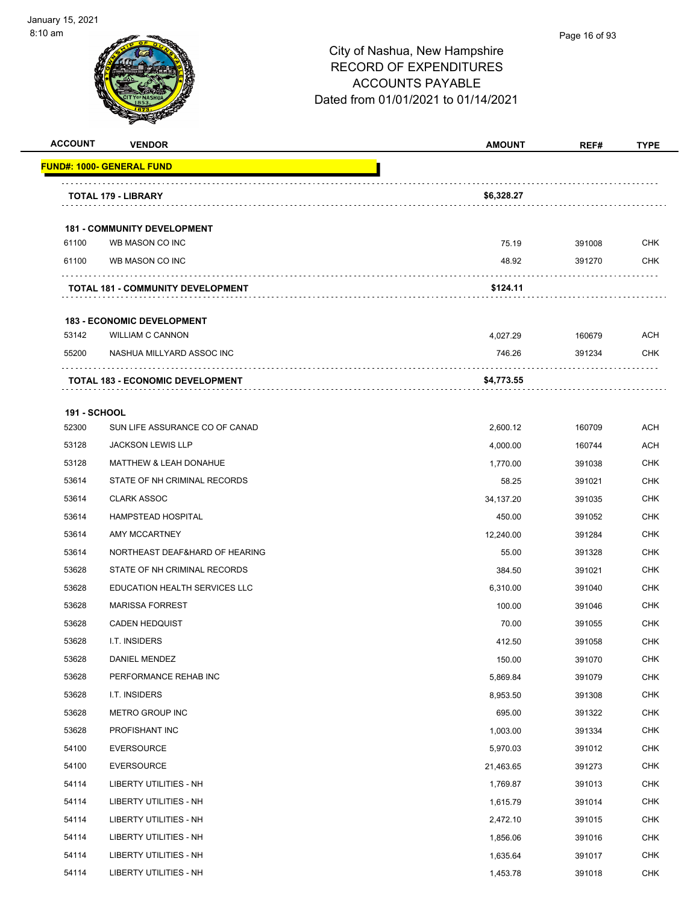# City of Nashua, New Hampshire
# RECORD OF EXPENDITURES
# ACCOUNTS PAYABLE
# Dated from 01/01/2021 to 01/14/2021

| ACCOUNT | VENDOR | AMOUNT | REF# | TYPE |
|---|---|---|---|---|
| **FUND#: 1000- GENERAL FUND** | | | | |
| | **TOTAL 179 - LIBRARY** | **$6,328.27** | | |
| **181 - COMMUNITY DEVELOPMENT** | | | | |
| 61100 | WB MASON CO INC | 75.19 | 391008 | CHK |
| 61100 | WB MASON CO INC | 48.92 | 391270 | CHK |
| | **TOTAL 181 - COMMUNITY DEVELOPMENT** | **$124.11** | | |
| **183 - ECONOMIC DEVELOPMENT** | | | | |
| 53142 | WILLIAM C CANNON | 4,027.29 | 160679 | ACH |
| 55200 | NASHUA MILLYARD ASSOC INC | 746.26 | 391234 | CHK |
| | **TOTAL 183 - ECONOMIC DEVELOPMENT** | **$4,773.55** | | |
| **191 - SCHOOL** | | | | |
| 52300 | SUN LIFE ASSURANCE CO OF CANAD | 2,600.12 | 160709 | ACH |
| 53128 | JACKSON LEWIS LLP | 4,000.00 | 160744 | ACH |
| 53128 | MATTHEW & LEAH DONAHUE | 1,770.00 | 391038 | CHK |
| 53614 | STATE OF NH CRIMINAL RECORDS | 58.25 | 391021 | CHK |
| 53614 | CLARK ASSOC | 34,137.20 | 391035 | CHK |
| 53614 | HAMPSTEAD HOSPITAL | 450.00 | 391052 | CHK |
| 53614 | AMY MCCARTNEY | 12,240.00 | 391284 | CHK |
| 53614 | NORTHEAST DEAF&HARD OF HEARING | 55.00 | 391328 | CHK |
| 53628 | STATE OF NH CRIMINAL RECORDS | 384.50 | 391021 | CHK |
| 53628 | EDUCATION HEALTH SERVICES LLC | 6,310.00 | 391040 | CHK |
| 53628 | MARISSA FORREST | 100.00 | 391046 | CHK |
| 53628 | CADEN HEDQUIST | 70.00 | 391055 | CHK |
| 53628 | I.T. INSIDERS | 412.50 | 391058 | CHK |
| 53628 | DANIEL MENDEZ | 150.00 | 391070 | CHK |
| 53628 | PERFORMANCE REHAB INC | 5,869.84 | 391079 | CHK |
| 53628 | I.T. INSIDERS | 8,953.50 | 391308 | CHK |
| 53628 | METRO GROUP INC | 695.00 | 391322 | CHK |
| 53628 | PROFISHANT INC | 1,003.00 | 391334 | CHK |
| 54100 | EVERSOURCE | 5,970.03 | 391012 | CHK |
| 54100 | EVERSOURCE | 21,463.65 | 391273 | CHK |
| 54114 | LIBERTY UTILITIES - NH | 1,769.87 | 391013 | CHK |
| 54114 | LIBERTY UTILITIES - NH | 1,615.79 | 391014 | CHK |
| 54114 | LIBERTY UTILITIES - NH | 2,472.10 | 391015 | CHK |
| 54114 | LIBERTY UTILITIES - NH | 1,856.06 | 391016 | CHK |
| 54114 | LIBERTY UTILITIES - NH | 1,635.64 | 391017 | CHK |
| 54114 | LIBERTY UTILITIES - NH | 1,453.78 | 391018 | CHK |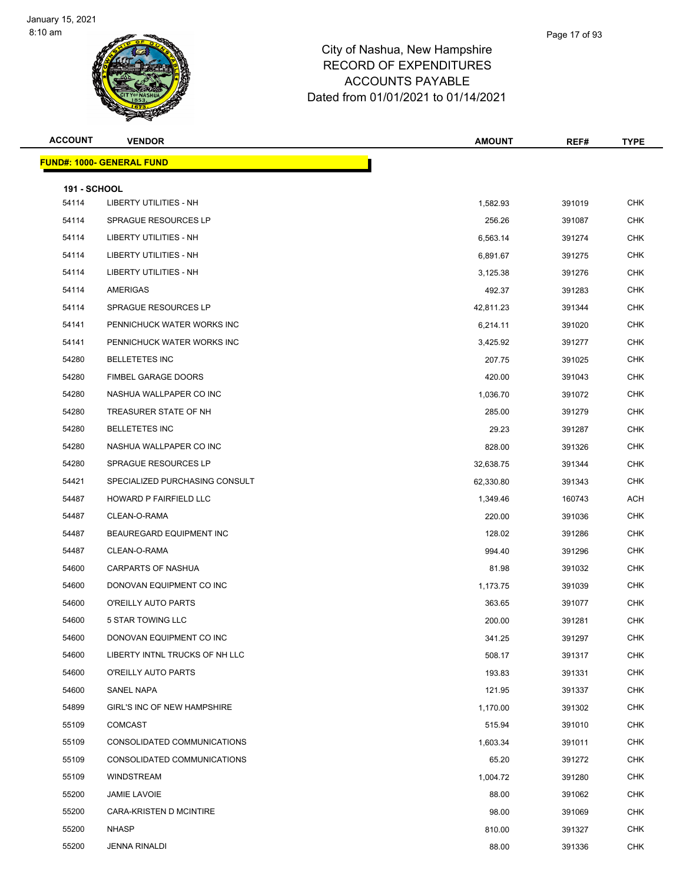# City of Nashua, New Hampshire
## RECORD OF EXPENDITURES
## ACCOUNTS PAYABLE
## Dated from 01/01/2021 to 01/14/2021

| ACCOUNT | VENDOR | AMOUNT | REF# | TYPE |
|---|---|---|---|---|
| **FUND#: 1000- GENERAL FUND** | | | | |
| **191 - SCHOOL** | | | | |
| 54114 | LIBERTY UTILITIES - NH | 1,582.93 | 391019 | CHK |
| 54114 | SPRAGUE RESOURCES LP | 256.26 | 391087 | CHK |
| 54114 | LIBERTY UTILITIES - NH | 6,563.14 | 391274 | CHK |
| 54114 | LIBERTY UTILITIES - NH | 6,891.67 | 391275 | CHK |
| 54114 | LIBERTY UTILITIES - NH | 3,125.38 | 391276 | CHK |
| 54114 | AMERIGAS | 492.37 | 391283 | CHK |
| 54114 | SPRAGUE RESOURCES LP | 42,811.23 | 391344 | CHK |
| 54141 | PENNICHUCK WATER WORKS INC | 6,214.11 | 391020 | CHK |
| 54141 | PENNICHUCK WATER WORKS INC | 3,425.92 | 391277 | CHK |
| 54280 | BELLETETES INC | 207.75 | 391025 | CHK |
| 54280 | FIMBEL GARAGE DOORS | 420.00 | 391043 | CHK |
| 54280 | NASHUA WALLPAPER CO INC | 1,036.70 | 391072 | CHK |
| 54280 | TREASURER STATE OF NH | 285.00 | 391279 | CHK |
| 54280 | BELLETETES INC | 29.23 | 391287 | CHK |
| 54280 | NASHUA WALLPAPER CO INC | 828.00 | 391326 | CHK |
| 54280 | SPRAGUE RESOURCES LP | 32,638.75 | 391344 | CHK |
| 54421 | SPECIALIZED PURCHASING CONSULT | 62,330.80 | 391343 | CHK |
| 54487 | HOWARD P FAIRFIELD LLC | 1,349.46 | 160743 | ACH |
| 54487 | CLEAN-O-RAMA | 220.00 | 391036 | CHK |
| 54487 | BEAUREGARD EQUIPMENT INC | 128.02 | 391286 | CHK |
| 54487 | CLEAN-O-RAMA | 994.40 | 391296 | CHK |
| 54600 | CARPARTS OF NASHUA | 81.98 | 391032 | CHK |
| 54600 | DONOVAN EQUIPMENT CO INC | 1,173.75 | 391039 | CHK |
| 54600 | O'REILLY AUTO PARTS | 363.65 | 391077 | CHK |
| 54600 | 5 STAR TOWING LLC | 200.00 | 391281 | CHK |
| 54600 | DONOVAN EQUIPMENT CO INC | 341.25 | 391297 | CHK |
| 54600 | LIBERTY INTNL TRUCKS OF NH LLC | 508.17 | 391317 | CHK |
| 54600 | O'REILLY AUTO PARTS | 193.83 | 391331 | CHK |
| 54600 | SANEL NAPA | 121.95 | 391337 | CHK |
| 54899 | GIRL'S INC OF NEW HAMPSHIRE | 1,170.00 | 391302 | CHK |
| 55109 | COMCAST | 515.94 | 391010 | CHK |
| 55109 | CONSOLIDATED COMMUNICATIONS | 1,603.34 | 391011 | CHK |
| 55109 | CONSOLIDATED COMMUNICATIONS | 65.20 | 391272 | CHK |
| 55109 | WINDSTREAM | 1,004.72 | 391280 | CHK |
| 55200 | JAMIE LAVOIE | 88.00 | 391062 | CHK |
| 55200 | CARA-KRISTEN D MCINTIRE | 98.00 | 391069 | CHK |
| 55200 | NHASP | 810.00 | 391327 | CHK |
| 55200 | JENNA RINALDI | 88.00 | 391336 | CHK |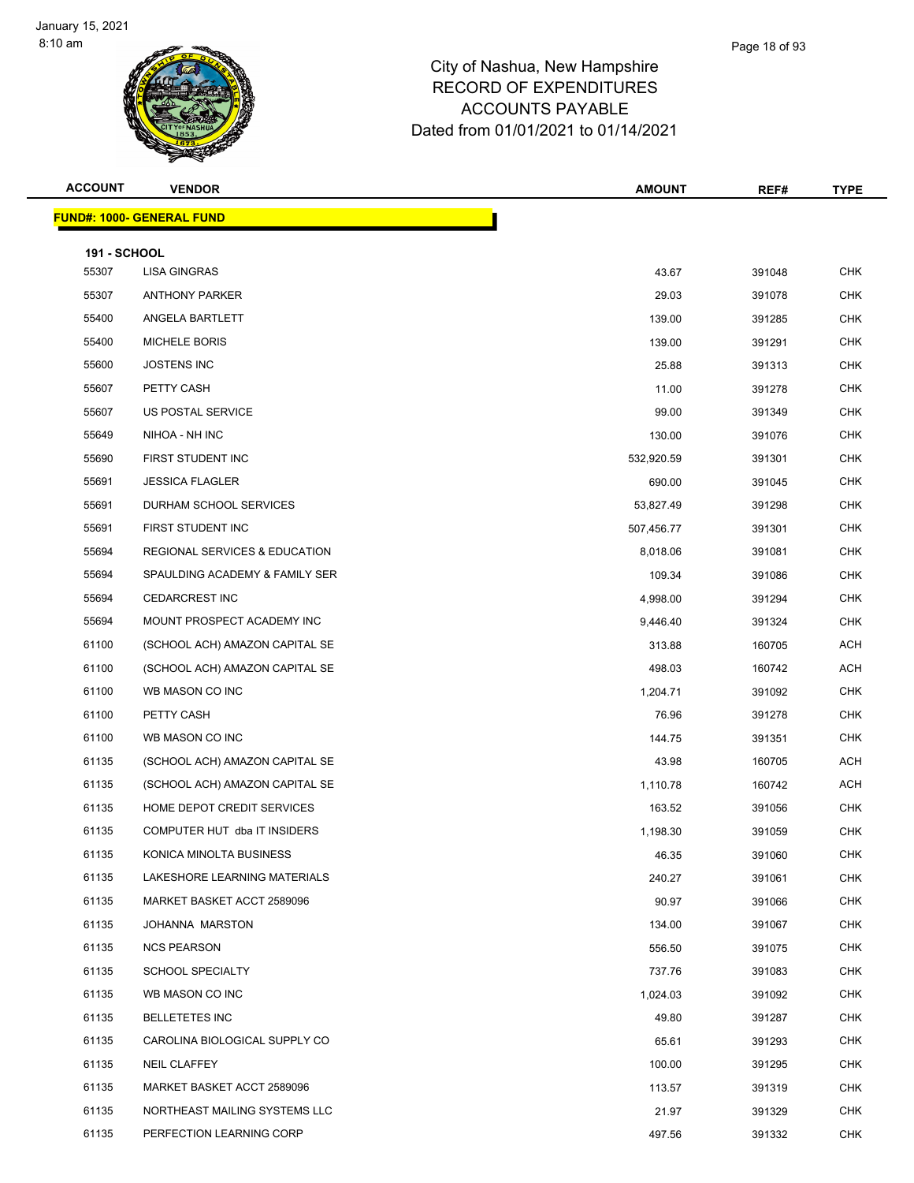# City of Nashua, New Hampshire
## RECORD OF EXPENDITURES
## ACCOUNTS PAYABLE
## Dated from 01/01/2021 to 01/14/2021

| ACCOUNT | VENDOR | AMOUNT | REF# | TYPE |
|---|---|---|---|---|
| **FUND#: 1000- GENERAL FUND** | | | | |
| **191 - SCHOOL** | | | | |
| 55307 | LISA GINGRAS | 43.67 | 391048 | CHK |
| 55307 | ANTHONY PARKER | 29.03 | 391078 | CHK |
| 55400 | ANGELA BARTLETT | 139.00 | 391285 | CHK |
| 55400 | MICHELE BORIS | 139.00 | 391291 | CHK |
| 55600 | JOSTENS INC | 25.88 | 391313 | CHK |
| 55607 | PETTY CASH | 11.00 | 391278 | CHK |
| 55607 | US POSTAL SERVICE | 99.00 | 391349 | CHK |
| 55649 | NIHOA - NH INC | 130.00 | 391076 | CHK |
| 55690 | FIRST STUDENT INC | 532,920.59 | 391301 | CHK |
| 55691 | JESSICA FLAGLER | 690.00 | 391045 | CHK |
| 55691 | DURHAM SCHOOL SERVICES | 53,827.49 | 391298 | CHK |
| 55691 | FIRST STUDENT INC | 507,456.77 | 391301 | CHK |
| 55694 | REGIONAL SERVICES & EDUCATION | 8,018.06 | 391081 | CHK |
| 55694 | SPAULDING ACADEMY & FAMILY SER | 109.34 | 391086 | CHK |
| 55694 | CEDARCREST INC | 4,998.00 | 391294 | CHK |
| 55694 | MOUNT PROSPECT ACADEMY INC | 9,446.40 | 391324 | CHK |
| 61100 | (SCHOOL ACH) AMAZON CAPITAL SE | 313.88 | 160705 | ACH |
| 61100 | (SCHOOL ACH) AMAZON CAPITAL SE | 498.03 | 160742 | ACH |
| 61100 | WB MASON CO INC | 1,204.71 | 391092 | CHK |
| 61100 | PETTY CASH | 76.96 | 391278 | CHK |
| 61100 | WB MASON CO INC | 144.75 | 391351 | CHK |
| 61135 | (SCHOOL ACH) AMAZON CAPITAL SE | 43.98 | 160705 | ACH |
| 61135 | (SCHOOL ACH) AMAZON CAPITAL SE | 1,110.78 | 160742 | ACH |
| 61135 | HOME DEPOT CREDIT SERVICES | 163.52 | 391056 | CHK |
| 61135 | COMPUTER HUT dba IT INSIDERS | 1,198.30 | 391059 | CHK |
| 61135 | KONICA MINOLTA BUSINESS | 46.35 | 391060 | CHK |
| 61135 | LAKESHORE LEARNING MATERIALS | 240.27 | 391061 | CHK |
| 61135 | MARKET BASKET ACCT 2589096 | 90.97 | 391066 | CHK |
| 61135 | JOHANNA MARSTON | 134.00 | 391067 | CHK |
| 61135 | NCS PEARSON | 556.50 | 391075 | CHK |
| 61135 | SCHOOL SPECIALTY | 737.76 | 391083 | CHK |
| 61135 | WB MASON CO INC | 1,024.03 | 391092 | CHK |
| 61135 | BELLETETES INC | 49.80 | 391287 | CHK |
| 61135 | CAROLINA BIOLOGICAL SUPPLY CO | 65.61 | 391293 | CHK |
| 61135 | NEIL CLAFFEY | 100.00 | 391295 | CHK |
| 61135 | MARKET BASKET ACCT 2589096 | 113.57 | 391319 | CHK |
| 61135 | NORTHEAST MAILING SYSTEMS LLC | 21.97 | 391329 | CHK |
| 61135 | PERFECTION LEARNING CORP | 497.56 | 391332 | CHK |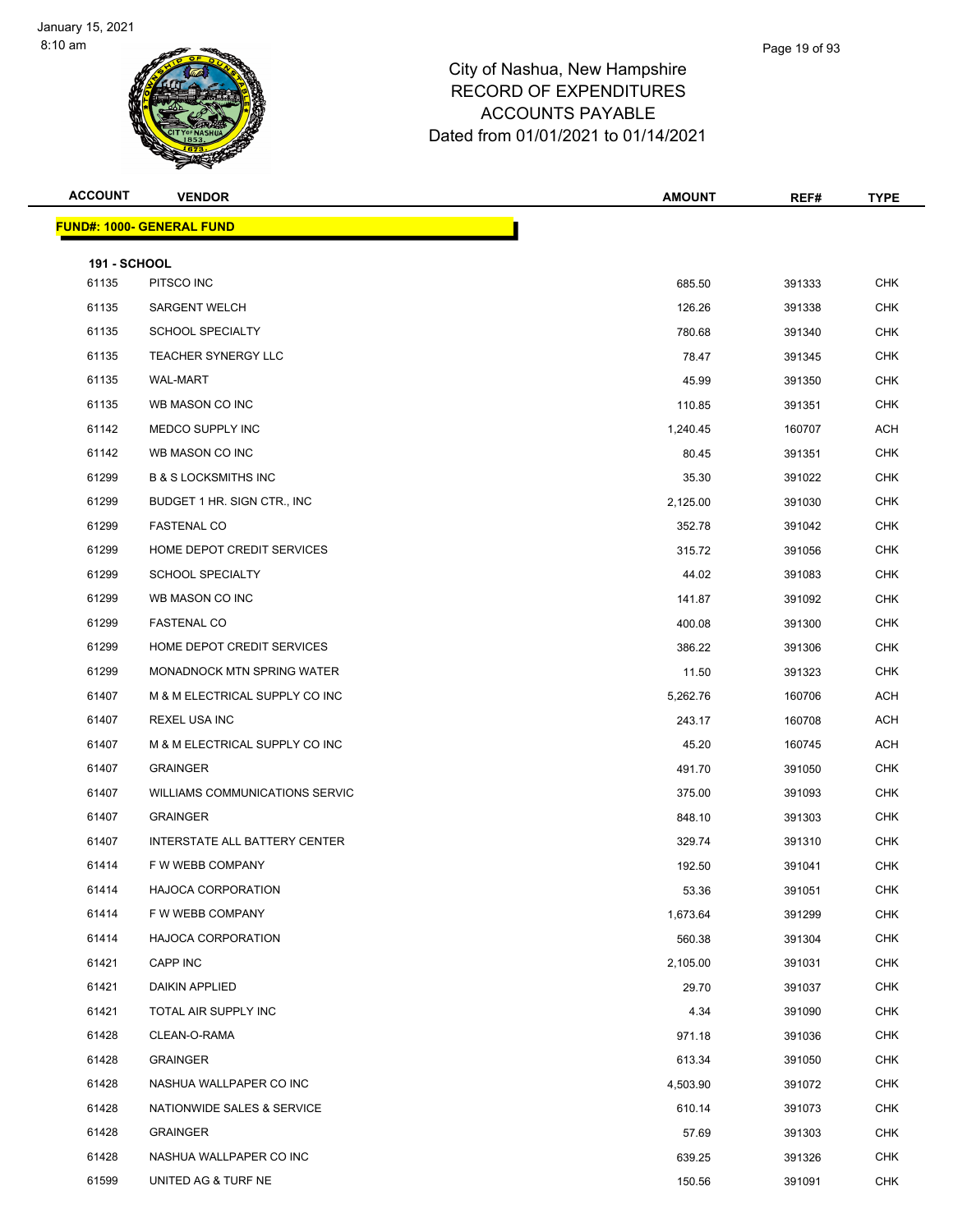# City of Nashua, New Hampshire
## RECORD OF EXPENDITURES
## ACCOUNTS PAYABLE
## Dated from 01/01/2021 to 01/14/2021

January 15, 2021
8:10 am

| ACCOUNT | VENDOR | AMOUNT | REF# | TYPE |
|---|---|---|---|---|
| **FUND#: 1000- GENERAL FUND** | | | | |
| **191 - SCHOOL** | | | | |
| 61135 | PITSCO INC | 685.50 | 391333 | CHK |
| 61135 | SARGENT WELCH | 126.26 | 391338 | CHK |
| 61135 | SCHOOL SPECIALTY | 780.68 | 391340 | CHK |
| 61135 | TEACHER SYNERGY LLC | 78.47 | 391345 | CHK |
| 61135 | WAL-MART | 45.99 | 391350 | CHK |
| 61135 | WB MASON CO INC | 110.85 | 391351 | CHK |
| 61142 | MEDCO SUPPLY INC | 1,240.45 | 160707 | ACH |
| 61142 | WB MASON CO INC | 80.45 | 391351 | CHK |
| 61299 | B & S LOCKSMITHS INC | 35.30 | 391022 | CHK |
| 61299 | BUDGET 1 HR. SIGN CTR., INC | 2,125.00 | 391030 | CHK |
| 61299 | FASTENAL CO | 352.78 | 391042 | CHK |
| 61299 | HOME DEPOT CREDIT SERVICES | 315.72 | 391056 | CHK |
| 61299 | SCHOOL SPECIALTY | 44.02 | 391083 | CHK |
| 61299 | WB MASON CO INC | 141.87 | 391092 | CHK |
| 61299 | FASTENAL CO | 400.08 | 391300 | CHK |
| 61299 | HOME DEPOT CREDIT SERVICES | 386.22 | 391306 | CHK |
| 61299 | MONADNOCK MTN SPRING WATER | 11.50 | 391323 | CHK |
| 61407 | M & M ELECTRICAL SUPPLY CO INC | 5,262.76 | 160706 | ACH |
| 61407 | REXEL USA INC | 243.17 | 160708 | ACH |
| 61407 | M & M ELECTRICAL SUPPLY CO INC | 45.20 | 160745 | ACH |
| 61407 | GRAINGER | 491.70 | 391050 | CHK |
| 61407 | WILLIAMS COMMUNICATIONS SERVIC | 375.00 | 391093 | CHK |
| 61407 | GRAINGER | 848.10 | 391303 | CHK |
| 61407 | INTERSTATE ALL BATTERY CENTER | 329.74 | 391310 | CHK |
| 61414 | F W WEBB COMPANY | 192.50 | 391041 | CHK |
| 61414 | HAJOCA CORPORATION | 53.36 | 391051 | CHK |
| 61414 | F W WEBB COMPANY | 1,673.64 | 391299 | CHK |
| 61414 | HAJOCA CORPORATION | 560.38 | 391304 | CHK |
| 61421 | CAPP INC | 2,105.00 | 391031 | CHK |
| 61421 | DAIKIN APPLIED | 29.70 | 391037 | CHK |
| 61421 | TOTAL AIR SUPPLY INC | 4.34 | 391090 | CHK |
| 61428 | CLEAN-O-RAMA | 971.18 | 391036 | CHK |
| 61428 | GRAINGER | 613.34 | 391050 | CHK |
| 61428 | NASHUA WALLPAPER CO INC | 4,503.90 | 391072 | CHK |
| 61428 | NATIONWIDE SALES & SERVICE | 610.14 | 391073 | CHK |
| 61428 | GRAINGER | 57.69 | 391303 | CHK |
| 61428 | NASHUA WALLPAPER CO INC | 639.25 | 391326 | CHK |
| 61599 | UNITED AG & TURF NE | 150.56 | 391091 | CHK |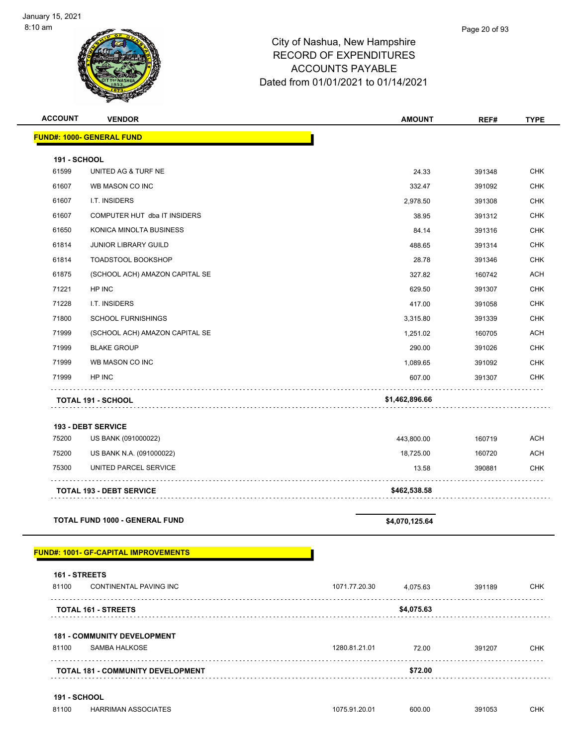City of Nashua, New Hampshire
RECORD OF EXPENDITURES
ACCOUNTS PAYABLE
Dated from 01/01/2021 to 01/14/2021

| ACCOUNT | VENDOR | | AMOUNT | REF# | TYPE |
|---|---|---|---|---|---|
| **FUND#: 1000- GENERAL FUND** | | | | | |
| **191 - SCHOOL** | | | | | |
| 61599 | UNITED AG & TURF NE | | 24.33 | 391348 | CHK |
| 61607 | WB MASON CO INC | | 332.47 | 391092 | CHK |
| 61607 | I.T. INSIDERS | | 2,978.50 | 391308 | CHK |
| 61607 | COMPUTER HUT dba IT INSIDERS | | 38.95 | 391312 | CHK |
| 61650 | KONICA MINOLTA BUSINESS | | 84.14 | 391316 | CHK |
| 61814 | JUNIOR LIBRARY GUILD | | 488.65 | 391314 | CHK |
| 61814 | TOADSTOOL BOOKSHOP | | 28.78 | 391346 | CHK |
| 61875 | (SCHOOL ACH) AMAZON CAPITAL SE | | 327.82 | 160742 | ACH |
| 71221 | HP INC | | 629.50 | 391307 | CHK |
| 71228 | I.T. INSIDERS | | 417.00 | 391058 | CHK |
| 71800 | SCHOOL FURNISHINGS | | 3,315.80 | 391339 | CHK |
| 71999 | (SCHOOL ACH) AMAZON CAPITAL SE | | 1,251.02 | 160705 | ACH |
| 71999 | BLAKE GROUP | | 290.00 | 391026 | CHK |
| 71999 | WB MASON CO INC | | 1,089.65 | 391092 | CHK |
| 71999 | HP INC | | 607.00 | 391307 | CHK |
| **TOTAL 191 - SCHOOL** | | | **$1,462,896.66** | | |
| **193 - DEBT SERVICE** | | | | | |
| 75200 | US BANK (091000022) | | 443,800.00 | 160719 | ACH |
| 75200 | US BANK N.A. (091000022) | | 18,725.00 | 160720 | ACH |
| 75300 | UNITED PARCEL SERVICE | | 13.58 | 390881 | CHK |
| **TOTAL 193 - DEBT SERVICE** | | | **$462,538.58** | | |
| **TOTAL FUND 1000 - GENERAL FUND** | | | **$4,070,125.64** | | |
| **FUND#: 1001- GF-CAPITAL IMPROVEMENTS** | | | | | |
| **161 - STREETS** | | | | | |
| 81100 | CONTINENTAL PAVING INC | 1071.77.20.30 | 4,075.63 | 391189 | CHK |
| **TOTAL 161 - STREETS** | | | **$4,075.63** | | |
| **181 - COMMUNITY DEVELOPMENT** | | | | | |
| 81100 | SAMBA HALKOSE | 1280.81.21.01 | 72.00 | 391207 | CHK |
| **TOTAL 181 - COMMUNITY DEVELOPMENT** | | | **$72.00** | | |
| **191 - SCHOOL** | | | | | |
| 81100 | HARRIMAN ASSOCIATES | 1075.91.20.01 | 600.00 | 391053 | CHK |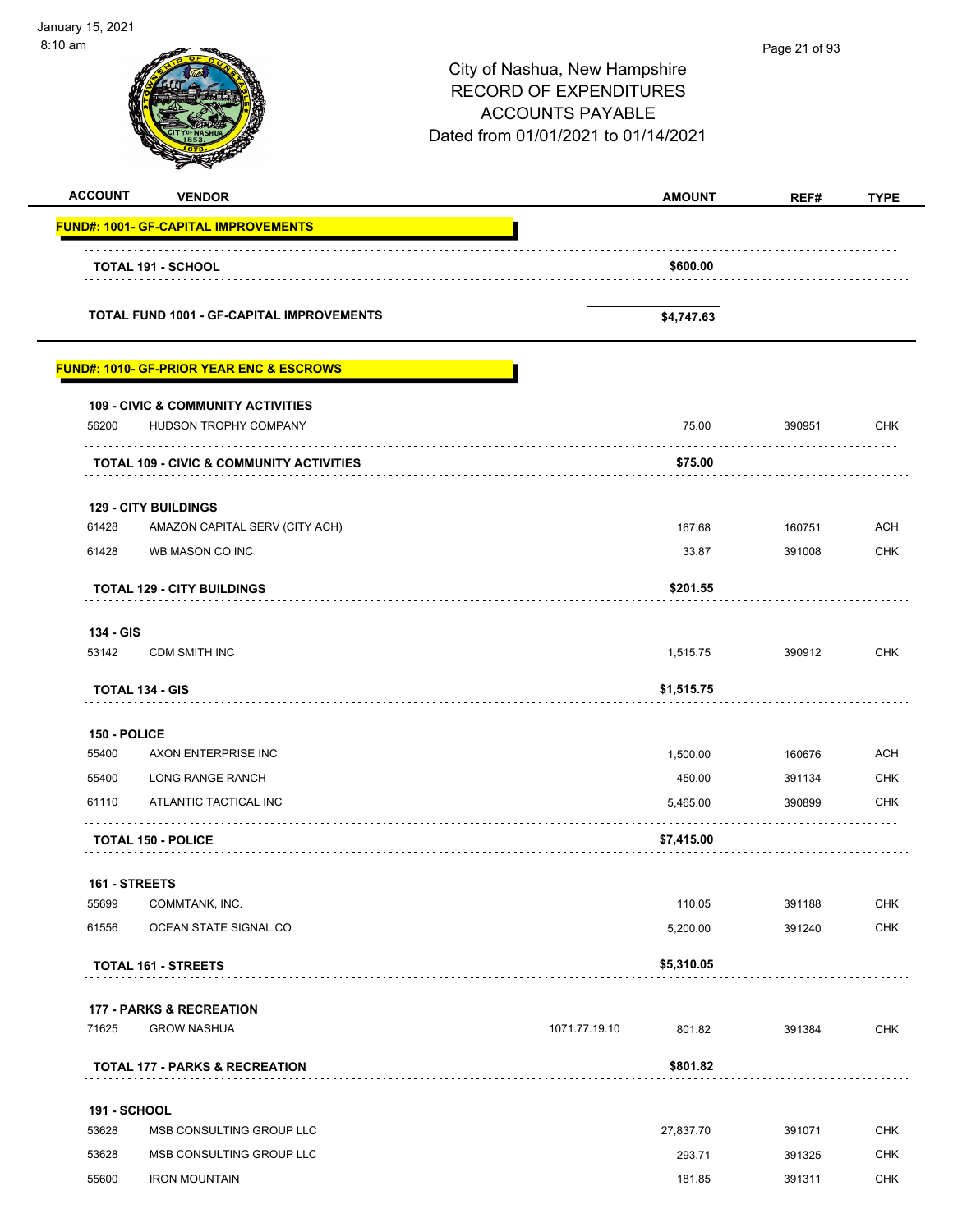City of Nashua, New Hampshire
RECORD OF EXPENDITURES
ACCOUNTS PAYABLE
Dated from 01/01/2021 to 01/14/2021

| ACCOUNT | VENDOR | | AMOUNT | REF# | TYPE |
|---|---|---|---|---|---|
| **FUND#: 1001- GF-CAPITAL IMPROVEMENTS** | | | | | |
| | **TOTAL 191 - SCHOOL** | | **$600.00** | | |
| | **TOTAL FUND 1001 - GF-CAPITAL IMPROVEMENTS** | | **$4,747.63** | | |
| **FUND#: 1010- GF-PRIOR YEAR ENC & ESCROWS** | | | | | |
| **109 - CIVIC & COMMUNITY ACTIVITIES** | | | | | |
| 56200 | HUDSON TROPHY COMPANY | | 75.00 | 390951 | CHK |
| | **TOTAL 109 - CIVIC & COMMUNITY ACTIVITIES** | | **$75.00** | | |
| **129 - CITY BUILDINGS** | | | | | |
| 61428 | AMAZON CAPITAL SERV (CITY ACH) | | 167.68 | 160751 | ACH |
| 61428 | WB MASON CO INC | | 33.87 | 391008 | CHK |
| | **TOTAL 129 - CITY BUILDINGS** | | **$201.55** | | |
| **134 - GIS** | | | | | |
| 53142 | CDM SMITH INC | | 1,515.75 | 390912 | CHK |
| | **TOTAL 134 - GIS** | | **$1,515.75** | | |
| **150 - POLICE** | | | | | |
| 55400 | AXON ENTERPRISE INC | | 1,500.00 | 160676 | ACH |
| 55400 | LONG RANGE RANCH | | 450.00 | 391134 | CHK |
| 61110 | ATLANTIC TACTICAL INC | | 5,465.00 | 390899 | CHK |
| | **TOTAL 150 - POLICE** | | **$7,415.00** | | |
| **161 - STREETS** | | | | | |
| 55699 | COMMTANK, INC. | | 110.05 | 391188 | CHK |
| 61556 | OCEAN STATE SIGNAL CO | | 5,200.00 | 391240 | CHK |
| | **TOTAL 161 - STREETS** | | **$5,310.05** | | |
| **177 - PARKS & RECREATION** | | | | | |
| 71625 | GROW NASHUA | 1071.77.19.10 | 801.82 | 391384 | CHK |
| | **TOTAL 177 - PARKS & RECREATION** | | **$801.82** | | |
| **191 - SCHOOL** | | | | | |
| 53628 | MSB CONSULTING GROUP LLC | | 27,837.70 | 391071 | CHK |
| 53628 | MSB CONSULTING GROUP LLC | | 293.71 | 391325 | CHK |
| 55600 | IRON MOUNTAIN | | 181.85 | 391311 | CHK |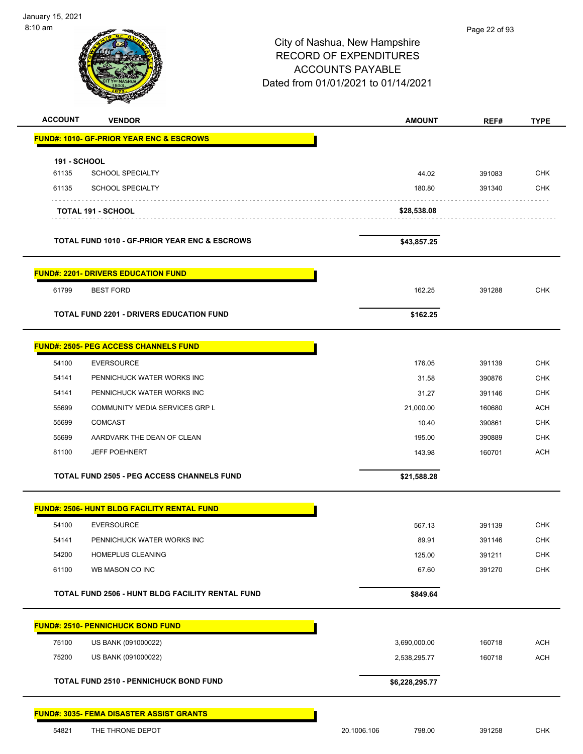City of Nashua, New Hampshire
RECORD OF EXPENDITURES
ACCOUNTS PAYABLE
Dated from 01/01/2021 to 01/14/2021

| ACCOUNT | VENDOR | | AMOUNT | REF# | TYPE |
|---|---|---|---|---|---|
| **FUND#: 1010- GF-PRIOR YEAR ENC & ESCROWS** | | | | | |
| **191 - SCHOOL** | | | | | |
| 61135 | SCHOOL SPECIALTY | | 44.02 | 391083 | CHK |
| 61135 | SCHOOL SPECIALTY | | 180.80 | 391340 | CHK |
| | **TOTAL 191 - SCHOOL** | | **$28,538.08** | | |
| | **TOTAL FUND 1010 - GF-PRIOR YEAR ENC & ESCROWS** | | **$43,857.25** | | |
| **FUND#: 2201- DRIVERS EDUCATION FUND** | | | | | |
| 61799 | BEST FORD | | 162.25 | 391288 | CHK |
| | **TOTAL FUND 2201 - DRIVERS EDUCATION FUND** | | **$162.25** | | |
| **FUND#: 2505- PEG ACCESS CHANNELS FUND** | | | | | |
| 54100 | EVERSOURCE | | 176.05 | 391139 | CHK |
| 54141 | PENNICHUCK WATER WORKS INC | | 31.58 | 390876 | CHK |
| 54141 | PENNICHUCK WATER WORKS INC | | 31.27 | 391146 | CHK |
| 55699 | COMMUNITY MEDIA SERVICES GRP L | | 21,000.00 | 160680 | ACH |
| 55699 | COMCAST | | 10.40 | 390861 | CHK |
| 55699 | AARDVARK THE DEAN OF CLEAN | | 195.00 | 390889 | CHK |
| 81100 | JEFF POEHNERT | | 143.98 | 160701 | ACH |
| | **TOTAL FUND 2505 - PEG ACCESS CHANNELS FUND** | | **$21,588.28** | | |
| **FUND#: 2506- HUNT BLDG FACILITY RENTAL FUND** | | | | | |
| 54100 | EVERSOURCE | | 567.13 | 391139 | CHK |
| 54141 | PENNICHUCK WATER WORKS INC | | 89.91 | 391146 | CHK |
| 54200 | HOMEPLUS CLEANING | | 125.00 | 391211 | CHK |
| 61100 | WB MASON CO INC | | 67.60 | 391270 | CHK |
| | **TOTAL FUND 2506 - HUNT BLDG FACILITY RENTAL FUND** | | **$849.64** | | |
| **FUND#: 2510- PENNICHUCK BOND FUND** | | | | | |
| 75100 | US BANK (091000022) | | 3,690,000.00 | 160718 | ACH |
| 75200 | US BANK (091000022) | | 2,538,295.77 | 160718 | ACH |
| | **TOTAL FUND 2510 - PENNICHUCK BOND FUND** | | **$6,228,295.77** | | |
| **FUND#: 3035- FEMA DISASTER ASSIST GRANTS** | | | | | |
| 54821 | THE THRONE DEPOT | 20.1006.106 | 798.00 | 391258 | CHK |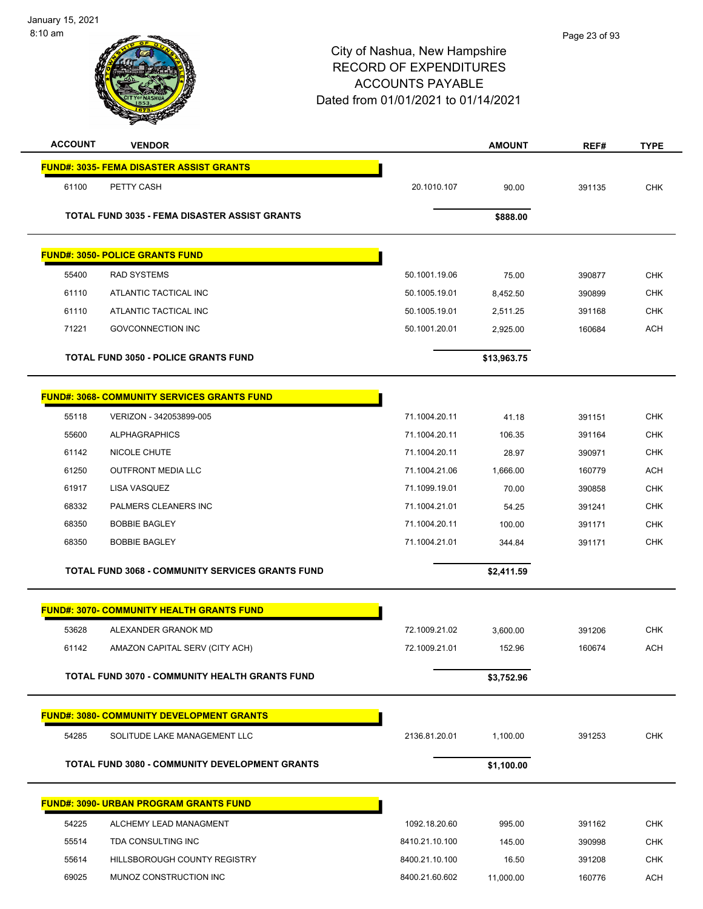City of Nashua, New Hampshire
RECORD OF EXPENDITURES
ACCOUNTS PAYABLE
Dated from 01/01/2021 to 01/14/2021

| ACCOUNT | VENDOR | | AMOUNT | REF# | TYPE |
|---|---|---|---|---|---|
| **FUND#: 3035- FEMA DISASTER ASSIST GRANTS** | | | | | |
| 61100 | PETTY CASH | 20.1010.107 | 90.00 | 391135 | CHK |
| **TOTAL FUND 3035 - FEMA DISASTER ASSIST GRANTS** | | | **$888.00** | | |
| **FUND#: 3050- POLICE GRANTS FUND** | | | | | |
| 55400 | RAD SYSTEMS | 50.1001.19.06 | 75.00 | 390877 | CHK |
| 61110 | ATLANTIC TACTICAL INC | 50.1005.19.01 | 8,452.50 | 390899 | CHK |
| 61110 | ATLANTIC TACTICAL INC | 50.1005.19.01 | 2,511.25 | 391168 | CHK |
| 71221 | GOVCONNECTION INC | 50.1001.20.01 | 2,925.00 | 160684 | ACH |
| **TOTAL FUND 3050 - POLICE GRANTS FUND** | | | **$13,963.75** | | |
| **FUND#: 3068- COMMUNITY SERVICES GRANTS FUND** | | | | | |
| 55118 | VERIZON - 342053899-005 | 71.1004.20.11 | 41.18 | 391151 | CHK |
| 55600 | ALPHAGRAPHICS | 71.1004.20.11 | 106.35 | 391164 | CHK |
| 61142 | NICOLE CHUTE | 71.1004.20.11 | 28.97 | 390971 | CHK |
| 61250 | OUTFRONT MEDIA LLC | 71.1004.21.06 | 1,666.00 | 160779 | ACH |
| 61917 | LISA VASQUEZ | 71.1099.19.01 | 70.00 | 390858 | CHK |
| 68332 | PALMERS CLEANERS INC | 71.1004.21.01 | 54.25 | 391241 | CHK |
| 68350 | BOBBIE BAGLEY | 71.1004.20.11 | 100.00 | 391171 | CHK |
| 68350 | BOBBIE BAGLEY | 71.1004.21.01 | 344.84 | 391171 | CHK |
| **TOTAL FUND 3068 - COMMUNITY SERVICES GRANTS FUND** | | | **$2,411.59** | | |
| **FUND#: 3070- COMMUNITY HEALTH GRANTS FUND** | | | | | |
| 53628 | ALEXANDER GRANOK MD | 72.1009.21.02 | 3,600.00 | 391206 | CHK |
| 61142 | AMAZON CAPITAL SERV (CITY ACH) | 72.1009.21.01 | 152.96 | 160674 | ACH |
| **TOTAL FUND 3070 - COMMUNITY HEALTH GRANTS FUND** | | | **$3,752.96** | | |
| **FUND#: 3080- COMMUNITY DEVELOPMENT GRANTS** | | | | | |
| 54285 | SOLITUDE LAKE MANAGEMENT LLC | 2136.81.20.01 | 1,100.00 | 391253 | CHK |
| **TOTAL FUND 3080 - COMMUNITY DEVELOPMENT GRANTS** | | | **$1,100.00** | | |
| **FUND#: 3090- URBAN PROGRAM GRANTS FUND** | | | | | |
| 54225 | ALCHEMY LEAD MANAGMENT | 1092.18.20.60 | 995.00 | 391162 | CHK |
| 55514 | TDA CONSULTING INC | 8410.21.10.100 | 145.00 | 390998 | CHK |
| 55614 | HILLSBOROUGH COUNTY REGISTRY | 8400.21.10.100 | 16.50 | 391208 | CHK |
| 69025 | MUNOZ CONSTRUCTION INC | 8400.21.60.602 | 11,000.00 | 160776 | ACH |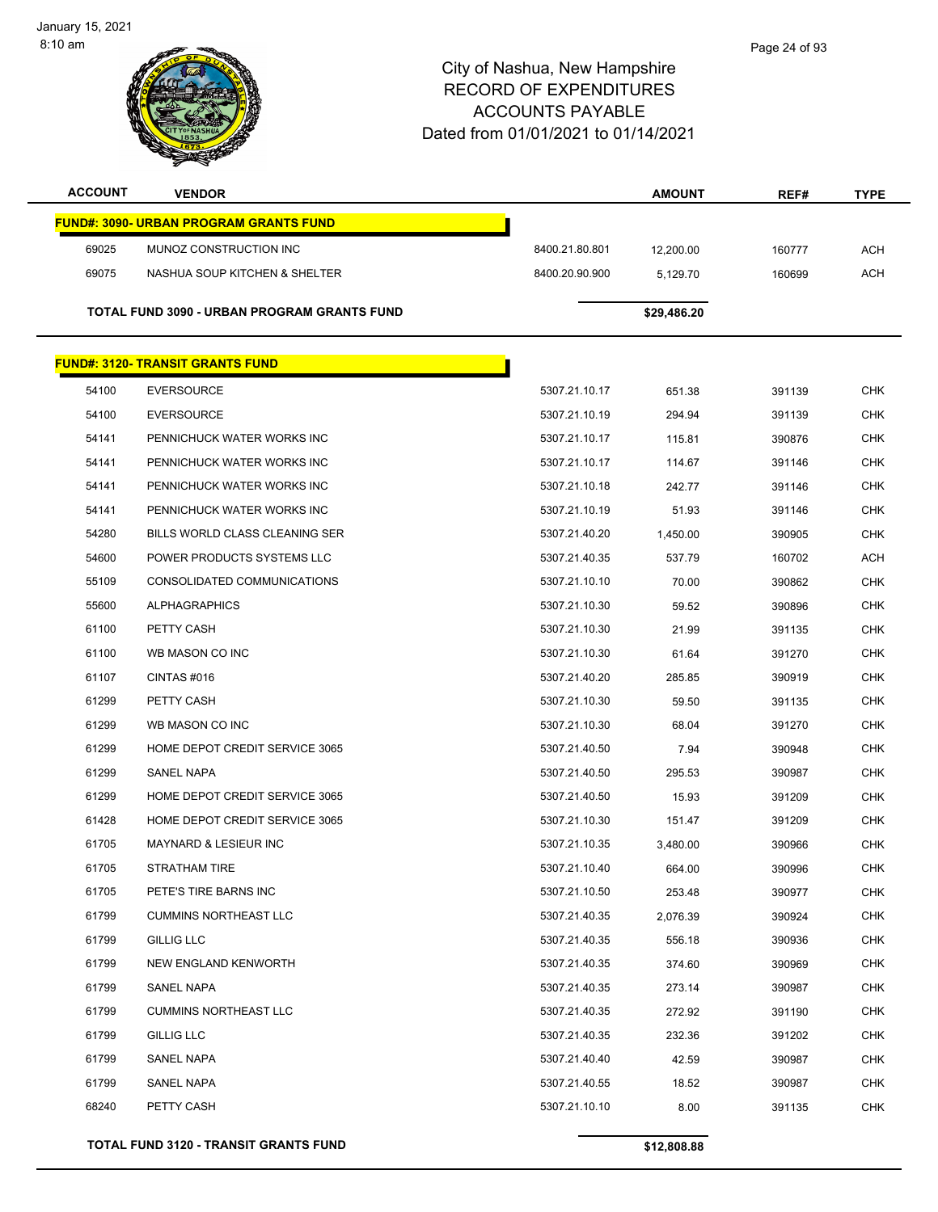City of Nashua, New Hampshire
RECORD OF EXPENDITURES
ACCOUNTS PAYABLE
Dated from 01/01/2021 to 01/14/2021

| ACCOUNT | VENDOR | | AMOUNT | REF# | TYPE |
|---|---|---|---|---|---|
| **FUND#: 3090- URBAN PROGRAM GRANTS FUND** | | | | | |
| 69025 | MUNOZ CONSTRUCTION INC | 8400.21.80.801 | 12,200.00 | 160777 | ACH |
| 69075 | NASHUA SOUP KITCHEN & SHELTER | 8400.20.90.900 | 5,129.70 | 160699 | ACH |
| **TOTAL FUND 3090 - URBAN PROGRAM GRANTS FUND** | | | **$29,486.20** | | |
| **FUND#: 3120- TRANSIT GRANTS FUND** | | | | | |
| 54100 | EVERSOURCE | 5307.21.10.17 | 651.38 | 391139 | CHK |
| 54100 | EVERSOURCE | 5307.21.10.19 | 294.94 | 391139 | CHK |
| 54141 | PENNICHUCK WATER WORKS INC | 5307.21.10.17 | 115.81 | 390876 | CHK |
| 54141 | PENNICHUCK WATER WORKS INC | 5307.21.10.17 | 114.67 | 391146 | CHK |
| 54141 | PENNICHUCK WATER WORKS INC | 5307.21.10.18 | 242.77 | 391146 | CHK |
| 54141 | PENNICHUCK WATER WORKS INC | 5307.21.10.19 | 51.93 | 391146 | CHK |
| 54280 | BILLS WORLD CLASS CLEANING SER | 5307.21.40.20 | 1,450.00 | 390905 | CHK |
| 54600 | POWER PRODUCTS SYSTEMS LLC | 5307.21.40.35 | 537.79 | 160702 | ACH |
| 55109 | CONSOLIDATED COMMUNICATIONS | 5307.21.10.10 | 70.00 | 390862 | CHK |
| 55600 | ALPHAGRAPHICS | 5307.21.10.30 | 59.52 | 390896 | CHK |
| 61100 | PETTY CASH | 5307.21.10.30 | 21.99 | 391135 | CHK |
| 61100 | WB MASON CO INC | 5307.21.10.30 | 61.64 | 391270 | CHK |
| 61107 | CINTAS #016 | 5307.21.40.20 | 285.85 | 390919 | CHK |
| 61299 | PETTY CASH | 5307.21.10.30 | 59.50 | 391135 | CHK |
| 61299 | WB MASON CO INC | 5307.21.10.30 | 68.04 | 391270 | CHK |
| 61299 | HOME DEPOT CREDIT SERVICE 3065 | 5307.21.40.50 | 7.94 | 390948 | CHK |
| 61299 | SANEL NAPA | 5307.21.40.50 | 295.53 | 390987 | CHK |
| 61299 | HOME DEPOT CREDIT SERVICE 3065 | 5307.21.40.50 | 15.93 | 391209 | CHK |
| 61428 | HOME DEPOT CREDIT SERVICE 3065 | 5307.21.10.30 | 151.47 | 391209 | CHK |
| 61705 | MAYNARD & LESIEUR INC | 5307.21.10.35 | 3,480.00 | 390966 | CHK |
| 61705 | STRATHAM TIRE | 5307.21.10.40 | 664.00 | 390996 | CHK |
| 61705 | PETE'S TIRE BARNS INC | 5307.21.10.50 | 253.48 | 390977 | CHK |
| 61799 | CUMMINS NORTHEAST LLC | 5307.21.40.35 | 2,076.39 | 390924 | CHK |
| 61799 | GILLIG LLC | 5307.21.40.35 | 556.18 | 390936 | CHK |
| 61799 | NEW ENGLAND KENWORTH | 5307.21.40.35 | 374.60 | 390969 | CHK |
| 61799 | SANEL NAPA | 5307.21.40.35 | 273.14 | 390987 | CHK |
| 61799 | CUMMINS NORTHEAST LLC | 5307.21.40.35 | 272.92 | 391190 | CHK |
| 61799 | GILLIG LLC | 5307.21.40.35 | 232.36 | 391202 | CHK |
| 61799 | SANEL NAPA | 5307.21.40.40 | 42.59 | 390987 | CHK |
| 61799 | SANEL NAPA | 5307.21.40.55 | 18.52 | 390987 | CHK |
| 68240 | PETTY CASH | 5307.21.10.10 | 8.00 | 391135 | CHK |
| **TOTAL FUND 3120 - TRANSIT GRANTS FUND** | | | **$12,808.88** | | |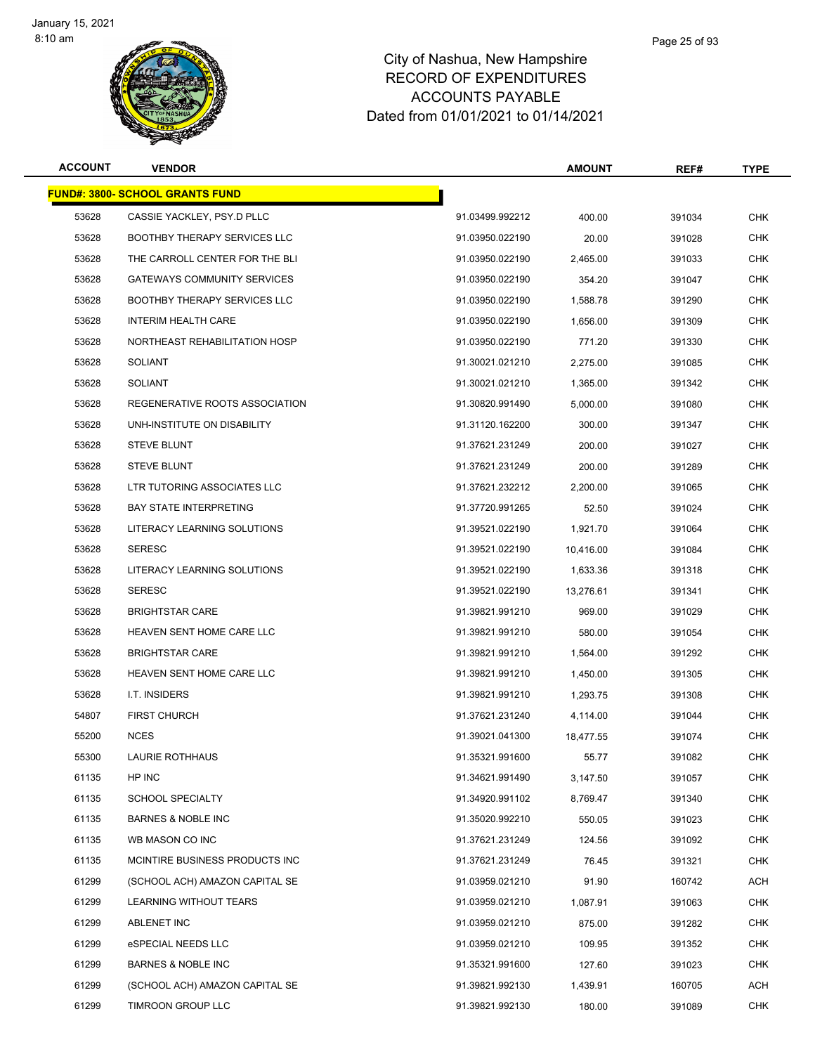# City of Nashua, New Hampshire
## RECORD OF EXPENDITURES
## ACCOUNTS PAYABLE
## Dated from 01/01/2021 to 01/14/2021

| ACCOUNT | VENDOR | | AMOUNT | REF# | TYPE |
|---|---|---|---|---|---|
| **FUND#: 3800- SCHOOL GRANTS FUND** | | | | | |
| 53628 | CASSIE YACKLEY, PSY.D PLLC | 91.03499.992212 | 400.00 | 391034 | CHK |
| 53628 | BOOTHBY THERAPY SERVICES LLC | 91.03950.022190 | 20.00 | 391028 | CHK |
| 53628 | THE CARROLL CENTER FOR THE BLI | 91.03950.022190 | 2,465.00 | 391033 | CHK |
| 53628 | GATEWAYS COMMUNITY SERVICES | 91.03950.022190 | 354.20 | 391047 | CHK |
| 53628 | BOOTHBY THERAPY SERVICES LLC | 91.03950.022190 | 1,588.78 | 391290 | CHK |
| 53628 | INTERIM HEALTH CARE | 91.03950.022190 | 1,656.00 | 391309 | CHK |
| 53628 | NORTHEAST REHABILITATION HOSP | 91.03950.022190 | 771.20 | 391330 | CHK |
| 53628 | SOLIANT | 91.30021.021210 | 2,275.00 | 391085 | CHK |
| 53628 | SOLIANT | 91.30021.021210 | 1,365.00 | 391342 | CHK |
| 53628 | REGENERATIVE ROOTS ASSOCIATION | 91.30820.991490 | 5,000.00 | 391080 | CHK |
| 53628 | UNH-INSTITUTE ON DISABILITY | 91.31120.162200 | 300.00 | 391347 | CHK |
| 53628 | STEVE BLUNT | 91.37621.231249 | 200.00 | 391027 | CHK |
| 53628 | STEVE BLUNT | 91.37621.231249 | 200.00 | 391289 | CHK |
| 53628 | LTR TUTORING ASSOCIATES LLC | 91.37621.232212 | 2,200.00 | 391065 | CHK |
| 53628 | BAY STATE INTERPRETING | 91.37720.991265 | 52.50 | 391024 | CHK |
| 53628 | LITERACY LEARNING SOLUTIONS | 91.39521.022190 | 1,921.70 | 391064 | CHK |
| 53628 | SERESC | 91.39521.022190 | 10,416.00 | 391084 | CHK |
| 53628 | LITERACY LEARNING SOLUTIONS | 91.39521.022190 | 1,633.36 | 391318 | CHK |
| 53628 | SERESC | 91.39521.022190 | 13,276.61 | 391341 | CHK |
| 53628 | BRIGHTSTAR CARE | 91.39821.991210 | 969.00 | 391029 | CHK |
| 53628 | HEAVEN SENT HOME CARE LLC | 91.39821.991210 | 580.00 | 391054 | CHK |
| 53628 | BRIGHTSTAR CARE | 91.39821.991210 | 1,564.00 | 391292 | CHK |
| 53628 | HEAVEN SENT HOME CARE LLC | 91.39821.991210 | 1,450.00 | 391305 | CHK |
| 53628 | I.T. INSIDERS | 91.39821.991210 | 1,293.75 | 391308 | CHK |
| 54807 | FIRST CHURCH | 91.37621.231240 | 4,114.00 | 391044 | CHK |
| 55200 | NCES | 91.39021.041300 | 18,477.55 | 391074 | CHK |
| 55300 | LAURIE ROTHHAUS | 91.35321.991600 | 55.77 | 391082 | CHK |
| 61135 | HP INC | 91.34621.991490 | 3,147.50 | 391057 | CHK |
| 61135 | SCHOOL SPECIALTY | 91.34920.991102 | 8,769.47 | 391340 | CHK |
| 61135 | BARNES & NOBLE INC | 91.35020.992210 | 550.05 | 391023 | CHK |
| 61135 | WB MASON CO INC | 91.37621.231249 | 124.56 | 391092 | CHK |
| 61135 | MCINTIRE BUSINESS PRODUCTS INC | 91.37621.231249 | 76.45 | 391321 | CHK |
| 61299 | (SCHOOL ACH) AMAZON CAPITAL SE | 91.03959.021210 | 91.90 | 160742 | ACH |
| 61299 | LEARNING WITHOUT TEARS | 91.03959.021210 | 1,087.91 | 391063 | CHK |
| 61299 | ABLENET INC | 91.03959.021210 | 875.00 | 391282 | CHK |
| 61299 | eSPECIAL NEEDS LLC | 91.03959.021210 | 109.95 | 391352 | CHK |
| 61299 | BARNES & NOBLE INC | 91.35321.991600 | 127.60 | 391023 | CHK |
| 61299 | (SCHOOL ACH) AMAZON CAPITAL SE | 91.39821.992130 | 1,439.91 | 160705 | ACH |
| 61299 | TIMROON GROUP LLC | 91.39821.992130 | 180.00 | 391089 | CHK |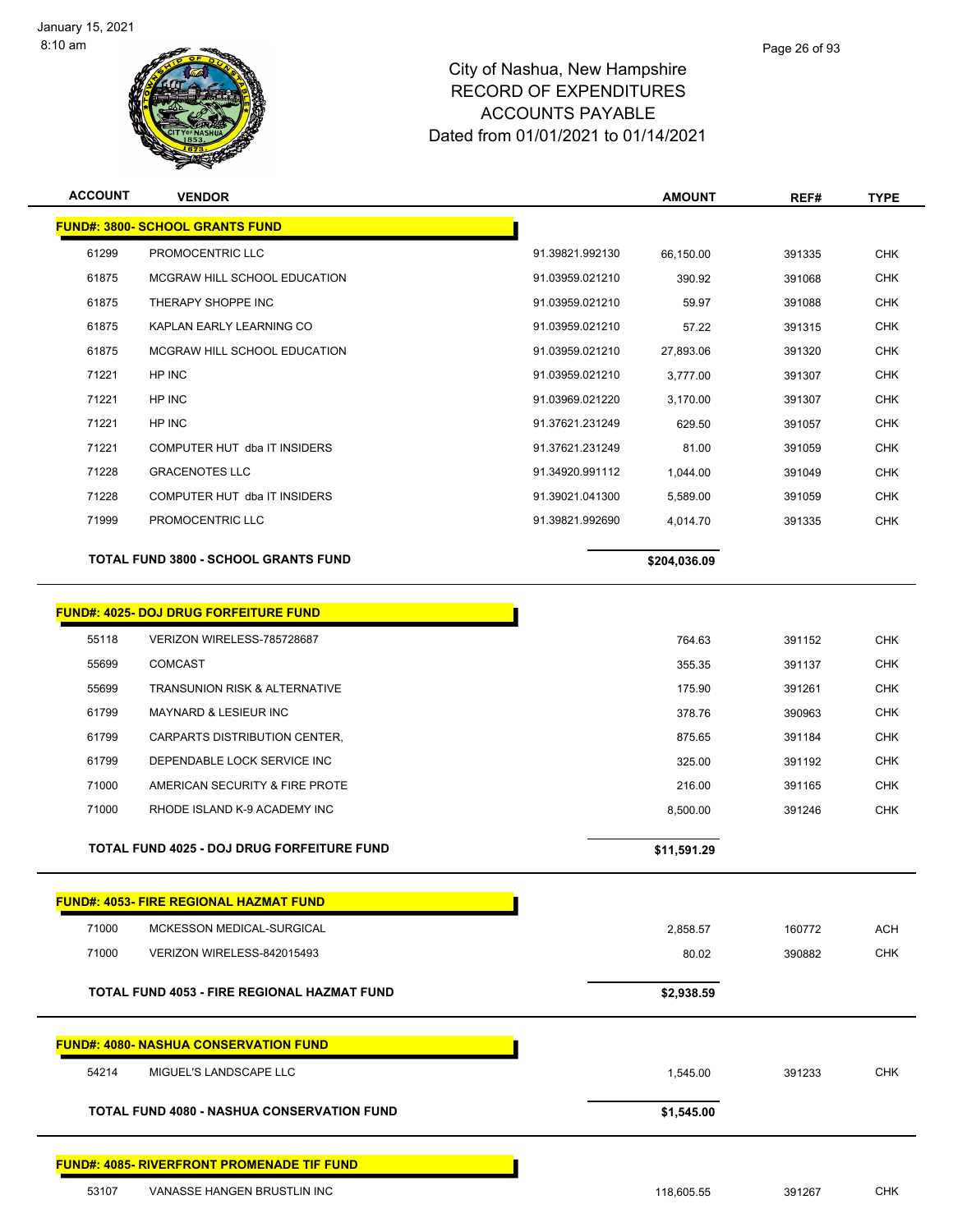# City of Nashua, New Hampshire
## RECORD OF EXPENDITURES
## ACCOUNTS PAYABLE
## Dated from 01/01/2021 to 01/14/2021

| ACCOUNT | VENDOR | | AMOUNT | REF# | TYPE |
|---|---|---|---|---|---|
| **FUND#: 3800- SCHOOL GRANTS FUND** | | | | | |
| 61299 | PROMOCENTRIC LLC | 91.39821.992130 | 66,150.00 | 391335 | CHK |
| 61875 | MCGRAW HILL SCHOOL EDUCATION | 91.03959.021210 | 390.92 | 391068 | CHK |
| 61875 | THERAPY SHOPPE INC | 91.03959.021210 | 59.97 | 391088 | CHK |
| 61875 | KAPLAN EARLY LEARNING CO | 91.03959.021210 | 57.22 | 391315 | CHK |
| 61875 | MCGRAW HILL SCHOOL EDUCATION | 91.03959.021210 | 27,893.06 | 391320 | CHK |
| 71221 | HP INC | 91.03959.021210 | 3,777.00 | 391307 | CHK |
| 71221 | HP INC | 91.03969.021220 | 3,170.00 | 391307 | CHK |
| 71221 | HP INC | 91.37621.231249 | 629.50 | 391057 | CHK |
| 71221 | COMPUTER HUT dba IT INSIDERS | 91.37621.231249 | 81.00 | 391059 | CHK |
| 71228 | GRACENOTES LLC | 91.34920.991112 | 1,044.00 | 391049 | CHK |
| 71228 | COMPUTER HUT dba IT INSIDERS | 91.39021.041300 | 5,589.00 | 391059 | CHK |
| 71999 | PROMOCENTRIC LLC | 91.39821.992690 | 4,014.70 | 391335 | CHK |
| | **TOTAL FUND 3800 - SCHOOL GRANTS FUND** | | **$204,036.09** | | |
| **FUND#: 4025- DOJ DRUG FORFEITURE FUND** | | | | | |
| 55118 | VERIZON WIRELESS-785728687 | | 764.63 | 391152 | CHK |
| 55699 | COMCAST | | 355.35 | 391137 | CHK |
| 55699 | TRANSUNION RISK & ALTERNATIVE | | 175.90 | 391261 | CHK |
| 61799 | MAYNARD & LESIEUR INC | | 378.76 | 390963 | CHK |
| 61799 | CARPARTS DISTRIBUTION CENTER, | | 875.65 | 391184 | CHK |
| 61799 | DEPENDABLE LOCK SERVICE INC | | 325.00 | 391192 | CHK |
| 71000 | AMERICAN SECURITY & FIRE PROTE | | 216.00 | 391165 | CHK |
| 71000 | RHODE ISLAND K-9 ACADEMY INC | | 8,500.00 | 391246 | CHK |
| | **TOTAL FUND 4025 - DOJ DRUG FORFEITURE FUND** | | **$11,591.29** | | |
| **FUND#: 4053- FIRE REGIONAL HAZMAT FUND** | | | | | |
| 71000 | MCKESSON MEDICAL-SURGICAL | | 2,858.57 | 160772 | ACH |
| 71000 | VERIZON WIRELESS-842015493 | | 80.02 | 390882 | CHK |
| | **TOTAL FUND 4053 - FIRE REGIONAL HAZMAT FUND** | | **$2,938.59** | | |
| **FUND#: 4080- NASHUA CONSERVATION FUND** | | | | | |
| 54214 | MIGUEL'S LANDSCAPE LLC | | 1,545.00 | 391233 | CHK |
| | **TOTAL FUND 4080 - NASHUA CONSERVATION FUND** | | **$1,545.00** | | |
| **FUND#: 4085- RIVERFRONT PROMENADE TIF FUND** | | | | | |
| 53107 | VANASSE HANGEN BRUSTLIN INC | | 118,605.55 | 391267 | CHK |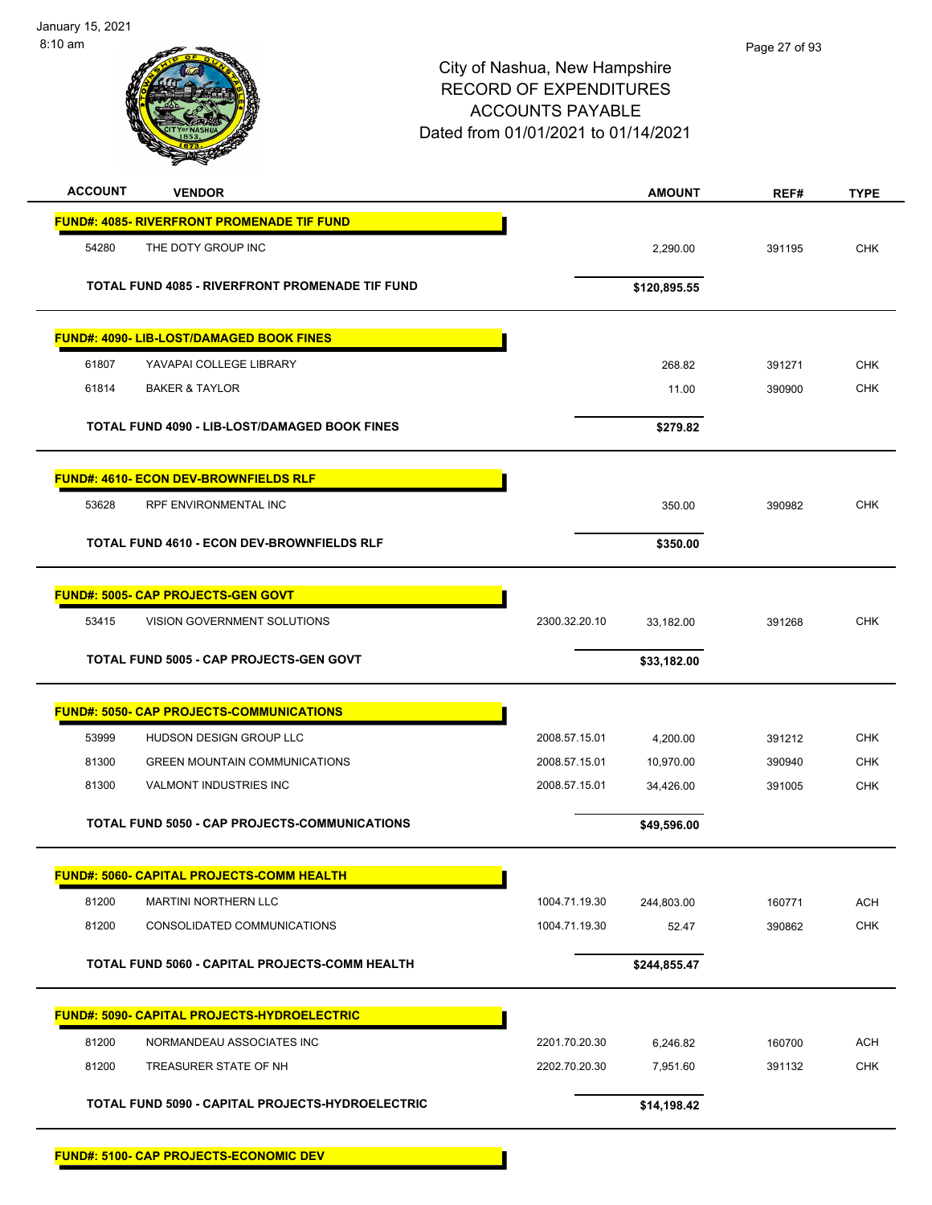City of Nashua, New Hampshire
RECORD OF EXPENDITURES
ACCOUNTS PAYABLE
Dated from 01/01/2021 to 01/14/2021

| ACCOUNT | VENDOR | | AMOUNT | REF# | TYPE |
|---|---|---|---|---|---|
| **FUND#: 4085- RIVERFRONT PROMENADE TIF FUND** | | | | | |
| 54280 | THE DOTY GROUP INC | | 2,290.00 | 391195 | CHK |
| | **TOTAL FUND 4085 - RIVERFRONT PROMENADE TIF FUND** | | **$120,895.55** | | |
| **FUND#: 4090- LIB-LOST/DAMAGED BOOK FINES** | | | | | |
| 61807 | YAVAPAI COLLEGE LIBRARY | | 268.82 | 391271 | CHK |
| 61814 | BAKER & TAYLOR | | 11.00 | 390900 | CHK |
| | **TOTAL FUND 4090 - LIB-LOST/DAMAGED BOOK FINES** | | **$279.82** | | |
| **FUND#: 4610- ECON DEV-BROWNFIELDS RLF** | | | | | |
| 53628 | RPF ENVIRONMENTAL INC | | 350.00 | 390982 | CHK |
| | **TOTAL FUND 4610 - ECON DEV-BROWNFIELDS RLF** | | **$350.00** | | |
| **FUND#: 5005- CAP PROJECTS-GEN GOVT** | | | | | |
| 53415 | VISION GOVERNMENT SOLUTIONS | 2300.32.20.10 | 33,182.00 | 391268 | CHK |
| | **TOTAL FUND 5005 - CAP PROJECTS-GEN GOVT** | | **$33,182.00** | | |
| **FUND#: 5050- CAP PROJECTS-COMMUNICATIONS** | | | | | |
| 53999 | HUDSON DESIGN GROUP LLC | 2008.57.15.01 | 4,200.00 | 391212 | CHK |
| 81300 | GREEN MOUNTAIN COMMUNICATIONS | 2008.57.15.01 | 10,970.00 | 390940 | CHK |
| 81300 | VALMONT INDUSTRIES INC | 2008.57.15.01 | 34,426.00 | 391005 | CHK |
| | **TOTAL FUND 5050 - CAP PROJECTS-COMMUNICATIONS** | | **$49,596.00** | | |
| **FUND#: 5060- CAPITAL PROJECTS-COMM HEALTH** | | | | | |
| 81200 | MARTINI NORTHERN LLC | 1004.71.19.30 | 244,803.00 | 160771 | ACH |
| 81200 | CONSOLIDATED COMMUNICATIONS | 1004.71.19.30 | 52.47 | 390862 | CHK |
| | **TOTAL FUND 5060 - CAPITAL PROJECTS-COMM HEALTH** | | **$244,855.47** | | |
| **FUND#: 5090- CAPITAL PROJECTS-HYDROELECTRIC** | | | | | |
| 81200 | NORMANDEAU ASSOCIATES INC | 2201.70.20.30 | 6,246.82 | 160700 | ACH |
| 81200 | TREASURER STATE OF NH | 2202.70.20.30 | 7,951.60 | 391132 | CHK |
| | **TOTAL FUND 5090 - CAPITAL PROJECTS-HYDROELECTRIC** | | **$14,198.42** | | |
| **FUND#: 5100- CAP PROJECTS-ECONOMIC DEV** | | | | | |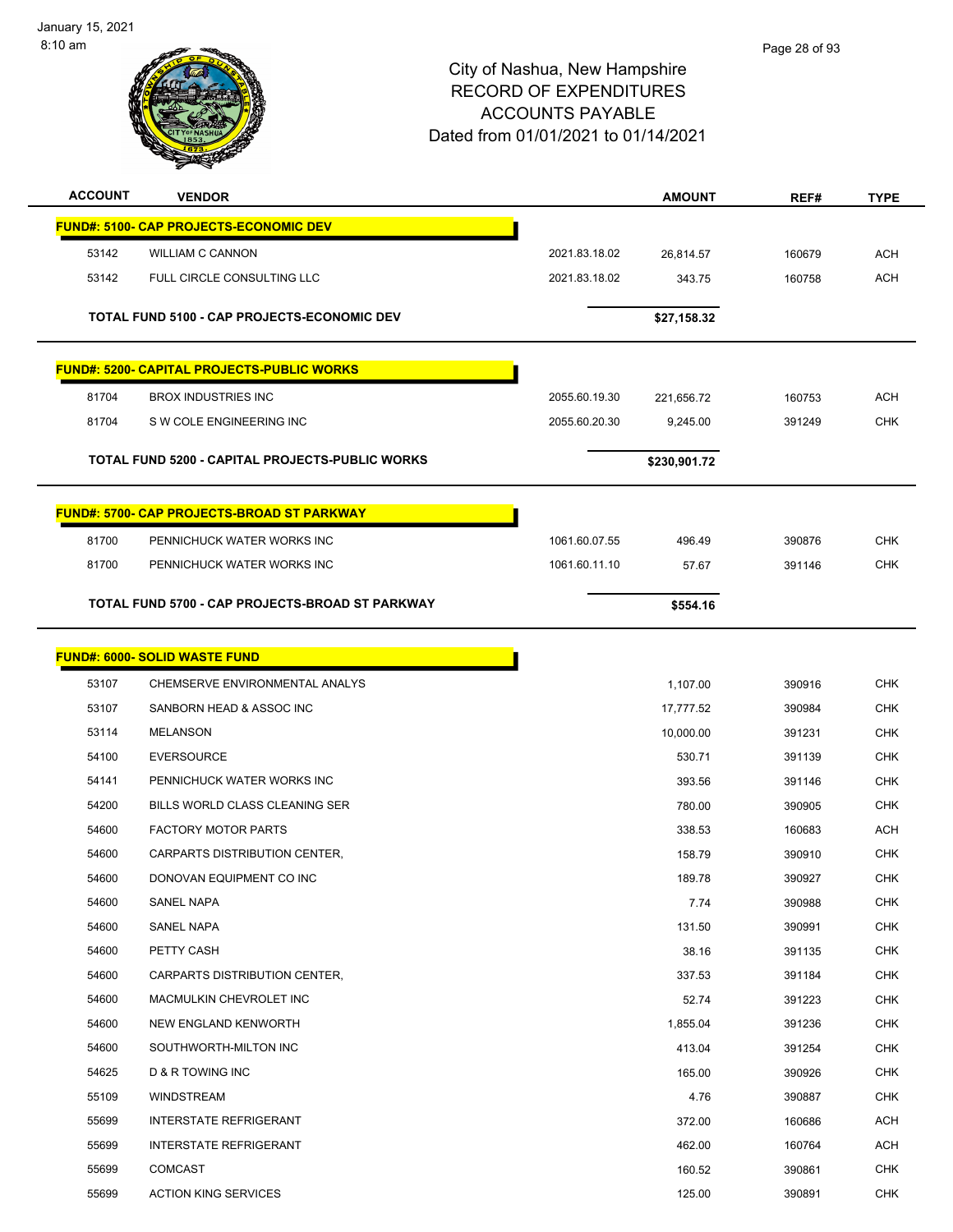City of Nashua, New Hampshire
RECORD OF EXPENDITURES
ACCOUNTS PAYABLE
Dated from 01/01/2021 to 01/14/2021

| ACCOUNT | VENDOR | | AMOUNT | REF# | TYPE |
|---|---|---|---|---|---|
| **FUND#: 5100- CAP PROJECTS-ECONOMIC DEV** | | | | | |
| 53142 | WILLIAM C CANNON | 2021.83.18.02 | 26,814.57 | 160679 | ACH |
| 53142 | FULL CIRCLE CONSULTING LLC | 2021.83.18.02 | 343.75 | 160758 | ACH |
| | **TOTAL FUND 5100 - CAP PROJECTS-ECONOMIC DEV** | | **$27,158.32** | | |
| **FUND#: 5200- CAPITAL PROJECTS-PUBLIC WORKS** | | | | | |
| 81704 | BROX INDUSTRIES INC | 2055.60.19.30 | 221,656.72 | 160753 | ACH |
| 81704 | S W COLE ENGINEERING INC | 2055.60.20.30 | 9,245.00 | 391249 | CHK |
| | **TOTAL FUND 5200 - CAPITAL PROJECTS-PUBLIC WORKS** | | **$230,901.72** | | |
| **FUND#: 5700- CAP PROJECTS-BROAD ST PARKWAY** | | | | | |
| 81700 | PENNICHUCK WATER WORKS INC | 1061.60.07.55 | 496.49 | 390876 | CHK |
| 81700 | PENNICHUCK WATER WORKS INC | 1061.60.11.10 | 57.67 | 391146 | CHK |
| | **TOTAL FUND 5700 - CAP PROJECTS-BROAD ST PARKWAY** | | **$554.16** | | |
| **FUND#: 6000- SOLID WASTE FUND** | | | | | |
| 53107 | CHEMSERVE ENVIRONMENTAL ANALYS | | 1,107.00 | 390916 | CHK |
| 53107 | SANBORN HEAD & ASSOC INC | | 17,777.52 | 390984 | CHK |
| 53114 | MELANSON | | 10,000.00 | 391231 | CHK |
| 54100 | EVERSOURCE | | 530.71 | 391139 | CHK |
| 54141 | PENNICHUCK WATER WORKS INC | | 393.56 | 391146 | CHK |
| 54200 | BILLS WORLD CLASS CLEANING SER | | 780.00 | 390905 | CHK |
| 54600 | FACTORY MOTOR PARTS | | 338.53 | 160683 | ACH |
| 54600 | CARPARTS DISTRIBUTION CENTER, | | 158.79 | 390910 | CHK |
| 54600 | DONOVAN EQUIPMENT CO INC | | 189.78 | 390927 | CHK |
| 54600 | SANEL NAPA | | 7.74 | 390988 | CHK |
| 54600 | SANEL NAPA | | 131.50 | 390991 | CHK |
| 54600 | PETTY CASH | | 38.16 | 391135 | CHK |
| 54600 | CARPARTS DISTRIBUTION CENTER, | | 337.53 | 391184 | CHK |
| 54600 | MACMULKIN CHEVROLET INC | | 52.74 | 391223 | CHK |
| 54600 | NEW ENGLAND KENWORTH | | 1,855.04 | 391236 | CHK |
| 54600 | SOUTHWORTH-MILTON INC | | 413.04 | 391254 | CHK |
| 54625 | D & R TOWING INC | | 165.00 | 390926 | CHK |
| 55109 | WINDSTREAM | | 4.76 | 390887 | CHK |
| 55699 | INTERSTATE REFRIGERANT | | 372.00 | 160686 | ACH |
| 55699 | INTERSTATE REFRIGERANT | | 462.00 | 160764 | ACH |
| 55699 | COMCAST | | 160.52 | 390861 | CHK |
| 55699 | ACTION KING SERVICES | | 125.00 | 390891 | CHK |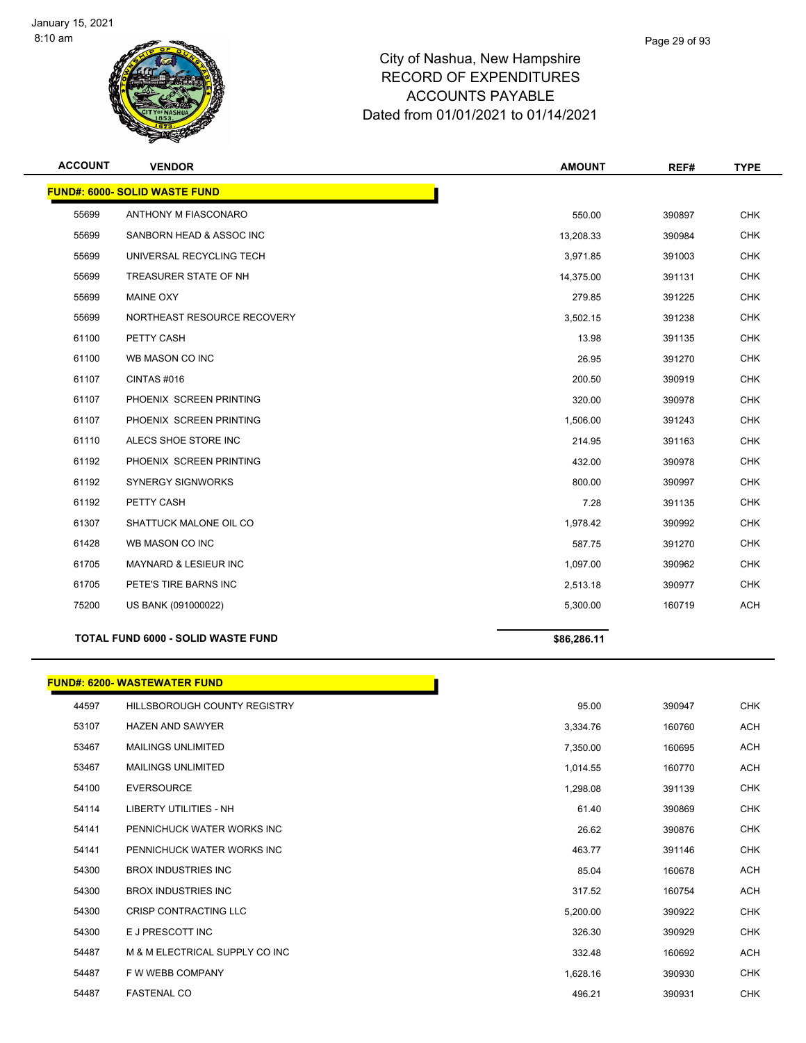# City of Nashua, New Hampshire
## RECORD OF EXPENDITURES
## ACCOUNTS PAYABLE
## Dated from 01/01/2021 to 01/14/2021

January 15, 2021
8:10 am

| ACCOUNT | VENDOR | AMOUNT | REF# | TYPE |
|---|---|---|---|---|
| **FUND#: 6000- SOLID WASTE FUND** | | | | |
| 55699 | ANTHONY M FIASCONARO | 550.00 | 390897 | CHK |
| 55699 | SANBORN HEAD & ASSOC INC | 13,208.33 | 390984 | CHK |
| 55699 | UNIVERSAL RECYCLING TECH | 3,971.85 | 391003 | CHK |
| 55699 | TREASURER STATE OF NH | 14,375.00 | 391131 | CHK |
| 55699 | MAINE OXY | 279.85 | 391225 | CHK |
| 55699 | NORTHEAST RESOURCE RECOVERY | 3,502.15 | 391238 | CHK |
| 61100 | PETTY CASH | 13.98 | 391135 | CHK |
| 61100 | WB MASON CO INC | 26.95 | 391270 | CHK |
| 61107 | CINTAS #016 | 200.50 | 390919 | CHK |
| 61107 | PHOENIX SCREEN PRINTING | 320.00 | 390978 | CHK |
| 61107 | PHOENIX SCREEN PRINTING | 1,506.00 | 391243 | CHK |
| 61110 | ALECS SHOE STORE INC | 214.95 | 391163 | CHK |
| 61192 | PHOENIX SCREEN PRINTING | 432.00 | 390978 | CHK |
| 61192 | SYNERGY SIGNWORKS | 800.00 | 390997 | CHK |
| 61192 | PETTY CASH | 7.28 | 391135 | CHK |
| 61307 | SHATTUCK MALONE OIL CO | 1,978.42 | 390992 | CHK |
| 61428 | WB MASON CO INC | 587.75 | 391270 | CHK |
| 61705 | MAYNARD & LESIEUR INC | 1,097.00 | 390962 | CHK |
| 61705 | PETE'S TIRE BARNS INC | 2,513.18 | 390977 | CHK |
| 75200 | US BANK (091000022) | 5,300.00 | 160719 | ACH |
| **TOTAL FUND 6000 - SOLID WASTE FUND** | | **$86,286.11** | | |

| ACCOUNT | VENDOR | AMOUNT | REF# | TYPE |
|---|---|---|---|---|
| **FUND#: 6200- WASTEWATER FUND** | | | | |
| 44597 | HILLSBOROUGH COUNTY REGISTRY | 95.00 | 390947 | CHK |
| 53107 | HAZEN AND SAWYER | 3,334.76 | 160760 | ACH |
| 53467 | MAILINGS UNLIMITED | 7,350.00 | 160695 | ACH |
| 53467 | MAILINGS UNLIMITED | 1,014.55 | 160770 | ACH |
| 54100 | EVERSOURCE | 1,298.08 | 391139 | CHK |
| 54114 | LIBERTY UTILITIES - NH | 61.40 | 390869 | CHK |
| 54141 | PENNICHUCK WATER WORKS INC | 26.62 | 390876 | CHK |
| 54141 | PENNICHUCK WATER WORKS INC | 463.77 | 391146 | CHK |
| 54300 | BROX INDUSTRIES INC | 85.04 | 160678 | ACH |
| 54300 | BROX INDUSTRIES INC | 317.52 | 160754 | ACH |
| 54300 | CRISP CONTRACTING LLC | 5,200.00 | 390922 | CHK |
| 54300 | E J PRESCOTT INC | 326.30 | 390929 | CHK |
| 54487 | M & M ELECTRICAL SUPPLY CO INC | 332.48 | 160692 | ACH |
| 54487 | F W WEBB COMPANY | 1,628.16 | 390930 | CHK |
| 54487 | FASTENAL CO | 496.21 | 390931 | CHK |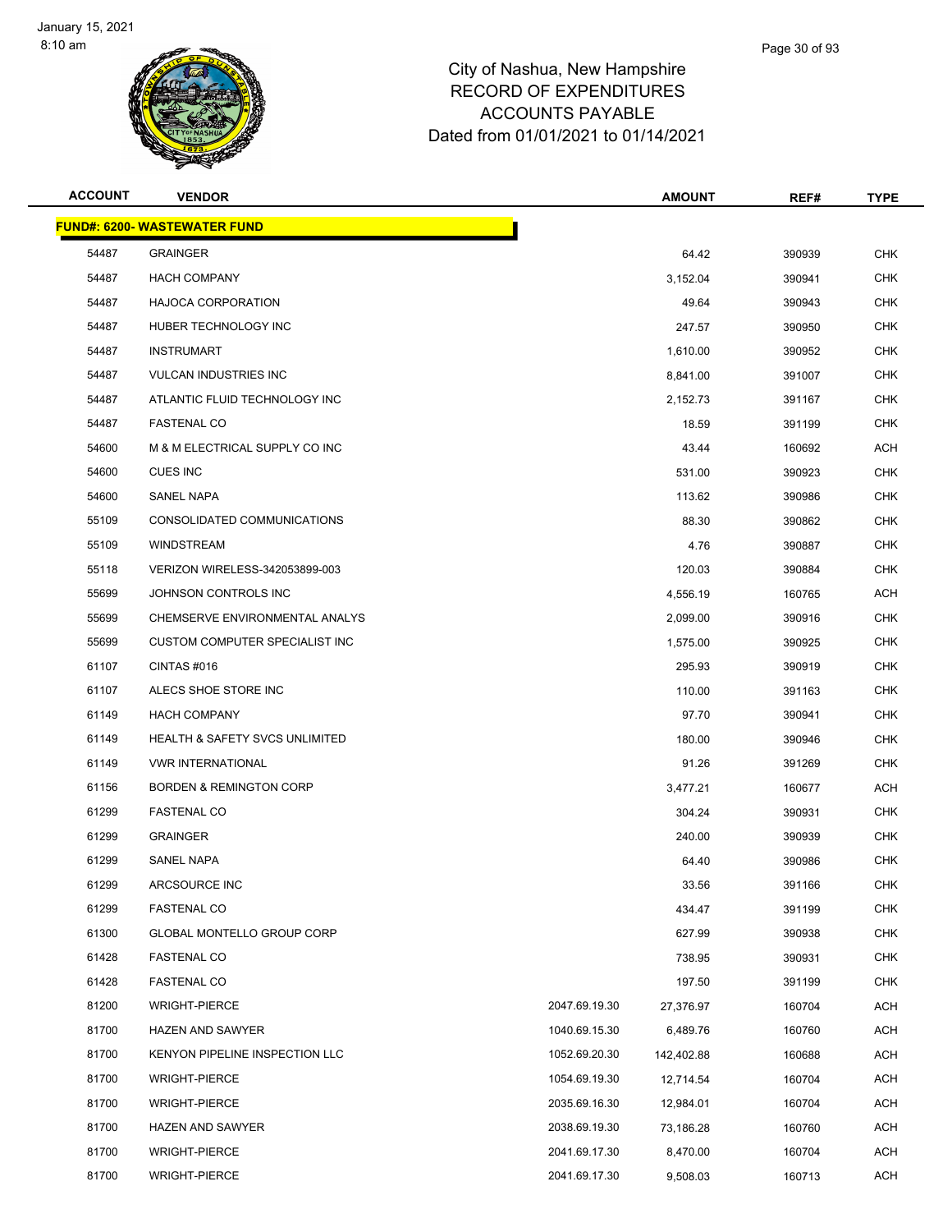January 15, 2021
8:10 am

# City of Nashua, New Hampshire
## RECORD OF EXPENDITURES
## ACCOUNTS PAYABLE
## Dated from 01/01/2021 to 01/14/2021

| ACCOUNT | VENDOR | | AMOUNT | REF# | TYPE |
|---|---|---|---|---|---|
| **FUND#: 6200- WASTEWATER FUND** | | | | | |
| 54487 | GRAINGER | | 64.42 | 390939 | CHK |
| 54487 | HACH COMPANY | | 3,152.04 | 390941 | CHK |
| 54487 | HAJOCA CORPORATION | | 49.64 | 390943 | CHK |
| 54487 | HUBER TECHNOLOGY INC | | 247.57 | 390950 | CHK |
| 54487 | INSTRUMART | | 1,610.00 | 390952 | CHK |
| 54487 | VULCAN INDUSTRIES INC | | 8,841.00 | 391007 | CHK |
| 54487 | ATLANTIC FLUID TECHNOLOGY INC | | 2,152.73 | 391167 | CHK |
| 54487 | FASTENAL CO | | 18.59 | 391199 | CHK |
| 54600 | M & M ELECTRICAL SUPPLY CO INC | | 43.44 | 160692 | ACH |
| 54600 | CUES INC | | 531.00 | 390923 | CHK |
| 54600 | SANEL NAPA | | 113.62 | 390986 | CHK |
| 55109 | CONSOLIDATED COMMUNICATIONS | | 88.30 | 390862 | CHK |
| 55109 | WINDSTREAM | | 4.76 | 390887 | CHK |
| 55118 | VERIZON WIRELESS-342053899-003 | | 120.03 | 390884 | CHK |
| 55699 | JOHNSON CONTROLS INC | | 4,556.19 | 160765 | ACH |
| 55699 | CHEMSERVE ENVIRONMENTAL ANALYS | | 2,099.00 | 390916 | CHK |
| 55699 | CUSTOM COMPUTER SPECIALIST INC | | 1,575.00 | 390925 | CHK |
| 61107 | CINTAS #016 | | 295.93 | 390919 | CHK |
| 61107 | ALECS SHOE STORE INC | | 110.00 | 391163 | CHK |
| 61149 | HACH COMPANY | | 97.70 | 390941 | CHK |
| 61149 | HEALTH & SAFETY SVCS UNLIMITED | | 180.00 | 390946 | CHK |
| 61149 | VWR INTERNATIONAL | | 91.26 | 391269 | CHK |
| 61156 | BORDEN & REMINGTON CORP | | 3,477.21 | 160677 | ACH |
| 61299 | FASTENAL CO | | 304.24 | 390931 | CHK |
| 61299 | GRAINGER | | 240.00 | 390939 | CHK |
| 61299 | SANEL NAPA | | 64.40 | 390986 | CHK |
| 61299 | ARCSOURCE INC | | 33.56 | 391166 | CHK |
| 61299 | FASTENAL CO | | 434.47 | 391199 | CHK |
| 61300 | GLOBAL MONTELLO GROUP CORP | | 627.99 | 390938 | CHK |
| 61428 | FASTENAL CO | | 738.95 | 390931 | CHK |
| 61428 | FASTENAL CO | | 197.50 | 391199 | CHK |
| 81200 | WRIGHT-PIERCE | 2047.69.19.30 | 27,376.97 | 160704 | ACH |
| 81700 | HAZEN AND SAWYER | 1040.69.15.30 | 6,489.76 | 160760 | ACH |
| 81700 | KENYON PIPELINE INSPECTION LLC | 1052.69.20.30 | 142,402.88 | 160688 | ACH |
| 81700 | WRIGHT-PIERCE | 1054.69.19.30 | 12,714.54 | 160704 | ACH |
| 81700 | WRIGHT-PIERCE | 2035.69.16.30 | 12,984.01 | 160704 | ACH |
| 81700 | HAZEN AND SAWYER | 2038.69.19.30 | 73,186.28 | 160760 | ACH |
| 81700 | WRIGHT-PIERCE | 2041.69.17.30 | 8,470.00 | 160704 | ACH |
| 81700 | WRIGHT-PIERCE | 2041.69.17.30 | 9,508.03 | 160713 | ACH |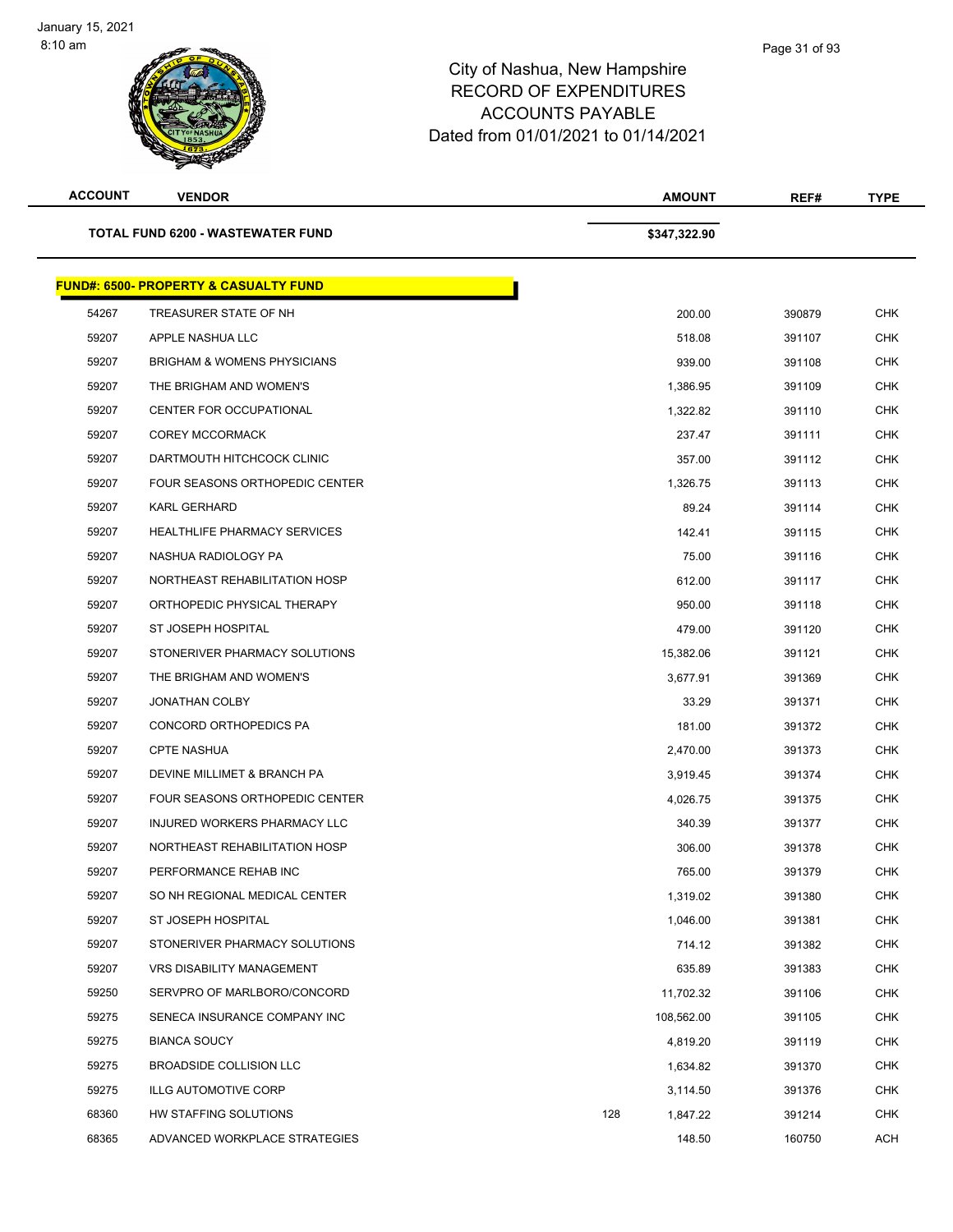# City of Nashua, New Hampshire
## RECORD OF EXPENDITURES
## ACCOUNTS PAYABLE
## Dated from 01/01/2021 to 01/14/2021

| ACCOUNT | VENDOR | | AMOUNT | REF# | TYPE |
|---|---|---|---|---|---|
| | **TOTAL FUND 6200 - WASTEWATER FUND** | | **$347,322.90** | | |
| | **FUND#: 6500- PROPERTY & CASUALTY FUND** | | | | |
| 54267 | TREASURER STATE OF NH | | 200.00 | 390879 | CHK |
| 59207 | APPLE NASHUA LLC | | 518.08 | 391107 | CHK |
| 59207 | BRIGHAM & WOMENS PHYSICIANS | | 939.00 | 391108 | CHK |
| 59207 | THE BRIGHAM AND WOMEN'S | | 1,386.95 | 391109 | CHK |
| 59207 | CENTER FOR OCCUPATIONAL | | 1,322.82 | 391110 | CHK |
| 59207 | COREY MCCORMACK | | 237.47 | 391111 | CHK |
| 59207 | DARTMOUTH HITCHCOCK CLINIC | | 357.00 | 391112 | CHK |
| 59207 | FOUR SEASONS ORTHOPEDIC CENTER | | 1,326.75 | 391113 | CHK |
| 59207 | KARL GERHARD | | 89.24 | 391114 | CHK |
| 59207 | HEALTHLIFE PHARMACY SERVICES | | 142.41 | 391115 | CHK |
| 59207 | NASHUA RADIOLOGY PA | | 75.00 | 391116 | CHK |
| 59207 | NORTHEAST REHABILITATION HOSP | | 612.00 | 391117 | CHK |
| 59207 | ORTHOPEDIC PHYSICAL THERAPY | | 950.00 | 391118 | CHK |
| 59207 | ST JOSEPH HOSPITAL | | 479.00 | 391120 | CHK |
| 59207 | STONERIVER PHARMACY SOLUTIONS | | 15,382.06 | 391121 | CHK |
| 59207 | THE BRIGHAM AND WOMEN'S | | 3,677.91 | 391369 | CHK |
| 59207 | JONATHAN COLBY | | 33.29 | 391371 | CHK |
| 59207 | CONCORD ORTHOPEDICS PA | | 181.00 | 391372 | CHK |
| 59207 | CPTE NASHUA | | 2,470.00 | 391373 | CHK |
| 59207 | DEVINE MILLIMET & BRANCH PA | | 3,919.45 | 391374 | CHK |
| 59207 | FOUR SEASONS ORTHOPEDIC CENTER | | 4,026.75 | 391375 | CHK |
| 59207 | INJURED WORKERS PHARMACY LLC | | 340.39 | 391377 | CHK |
| 59207 | NORTHEAST REHABILITATION HOSP | | 306.00 | 391378 | CHK |
| 59207 | PERFORMANCE REHAB INC | | 765.00 | 391379 | CHK |
| 59207 | SO NH REGIONAL MEDICAL CENTER | | 1,319.02 | 391380 | CHK |
| 59207 | ST JOSEPH HOSPITAL | | 1,046.00 | 391381 | CHK |
| 59207 | STONERIVER PHARMACY SOLUTIONS | | 714.12 | 391382 | CHK |
| 59207 | VRS DISABILITY MANAGEMENT | | 635.89 | 391383 | CHK |
| 59250 | SERVPRO OF MARLBORO/CONCORD | | 11,702.32 | 391106 | CHK |
| 59275 | SENECA INSURANCE COMPANY INC | | 108,562.00 | 391105 | CHK |
| 59275 | BIANCA SOUCY | | 4,819.20 | 391119 | CHK |
| 59275 | BROADSIDE COLLISION LLC | | 1,634.82 | 391370 | CHK |
| 59275 | ILLG AUTOMOTIVE CORP | | 3,114.50 | 391376 | CHK |
| 68360 | HW STAFFING SOLUTIONS | 128 | 1,847.22 | 391214 | CHK |
| 68365 | ADVANCED WORKPLACE STRATEGIES | | 148.50 | 160750 | ACH |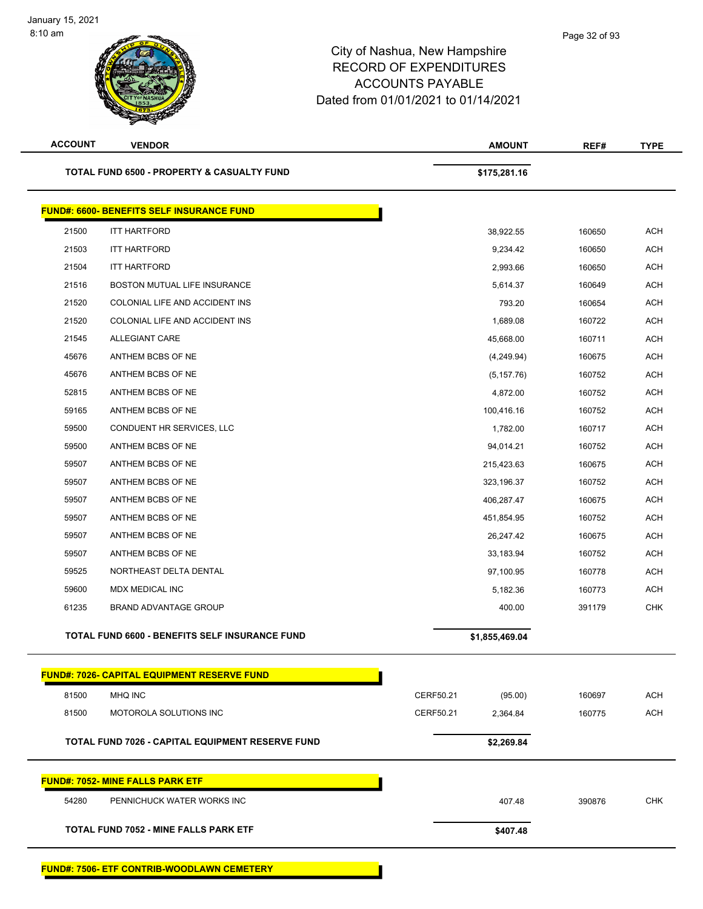City of Nashua, New Hampshire
RECORD OF EXPENDITURES
ACCOUNTS PAYABLE
Dated from 01/01/2021 to 01/14/2021

| ACCOUNT | VENDOR | | AMOUNT | REF# | TYPE |
|---|---|---|---|---|---|
| | **TOTAL FUND 6500 - PROPERTY & CASUALTY FUND** | | **$175,281.16** | | |
| | **FUND#: 6600- BENEFITS SELF INSURANCE FUND** | | | | |
| 21500 | ITT HARTFORD | | 38,922.55 | 160650 | ACH |
| 21503 | ITT HARTFORD | | 9,234.42 | 160650 | ACH |
| 21504 | ITT HARTFORD | | 2,993.66 | 160650 | ACH |
| 21516 | BOSTON MUTUAL LIFE INSURANCE | | 5,614.37 | 160649 | ACH |
| 21520 | COLONIAL LIFE AND ACCIDENT INS | | 793.20 | 160654 | ACH |
| 21520 | COLONIAL LIFE AND ACCIDENT INS | | 1,689.08 | 160722 | ACH |
| 21545 | ALLEGIANT CARE | | 45,668.00 | 160711 | ACH |
| 45676 | ANTHEM BCBS OF NE | | (4,249.94) | 160675 | ACH |
| 45676 | ANTHEM BCBS OF NE | | (5,157.76) | 160752 | ACH |
| 52815 | ANTHEM BCBS OF NE | | 4,872.00 | 160752 | ACH |
| 59165 | ANTHEM BCBS OF NE | | 100,416.16 | 160752 | ACH |
| 59500 | CONDUENT HR SERVICES, LLC | | 1,782.00 | 160717 | ACH |
| 59500 | ANTHEM BCBS OF NE | | 94,014.21 | 160752 | ACH |
| 59507 | ANTHEM BCBS OF NE | | 215,423.63 | 160675 | ACH |
| 59507 | ANTHEM BCBS OF NE | | 323,196.37 | 160752 | ACH |
| 59507 | ANTHEM BCBS OF NE | | 406,287.47 | 160675 | ACH |
| 59507 | ANTHEM BCBS OF NE | | 451,854.95 | 160752 | ACH |
| 59507 | ANTHEM BCBS OF NE | | 26,247.42 | 160675 | ACH |
| 59507 | ANTHEM BCBS OF NE | | 33,183.94 | 160752 | ACH |
| 59525 | NORTHEAST DELTA DENTAL | | 97,100.95 | 160778 | ACH |
| 59600 | MDX MEDICAL INC | | 5,182.36 | 160773 | ACH |
| 61235 | BRAND ADVANTAGE GROUP | | 400.00 | 391179 | CHK |
| | **TOTAL FUND 6600 - BENEFITS SELF INSURANCE FUND** | | **$1,855,469.04** | | |
| | **FUND#: 7026- CAPITAL EQUIPMENT RESERVE FUND** | | | | |
| 81500 | MHQ INC | CERF50.21 | (95.00) | 160697 | ACH |
| 81500 | MOTOROLA SOLUTIONS INC | CERF50.21 | 2,364.84 | 160775 | ACH |
| | **TOTAL FUND 7026 - CAPITAL EQUIPMENT RESERVE FUND** | | **$2,269.84** | | |
| | **FUND#: 7052- MINE FALLS PARK ETF** | | | | |
| 54280 | PENNICHUCK WATER WORKS INC | | 407.48 | 390876 | CHK |
| | **TOTAL FUND 7052 - MINE FALLS PARK ETF** | | **$407.48** | | |
| | **FUND#: 7506- ETF CONTRIB-WOODLAWN CEMETERY** | | | | |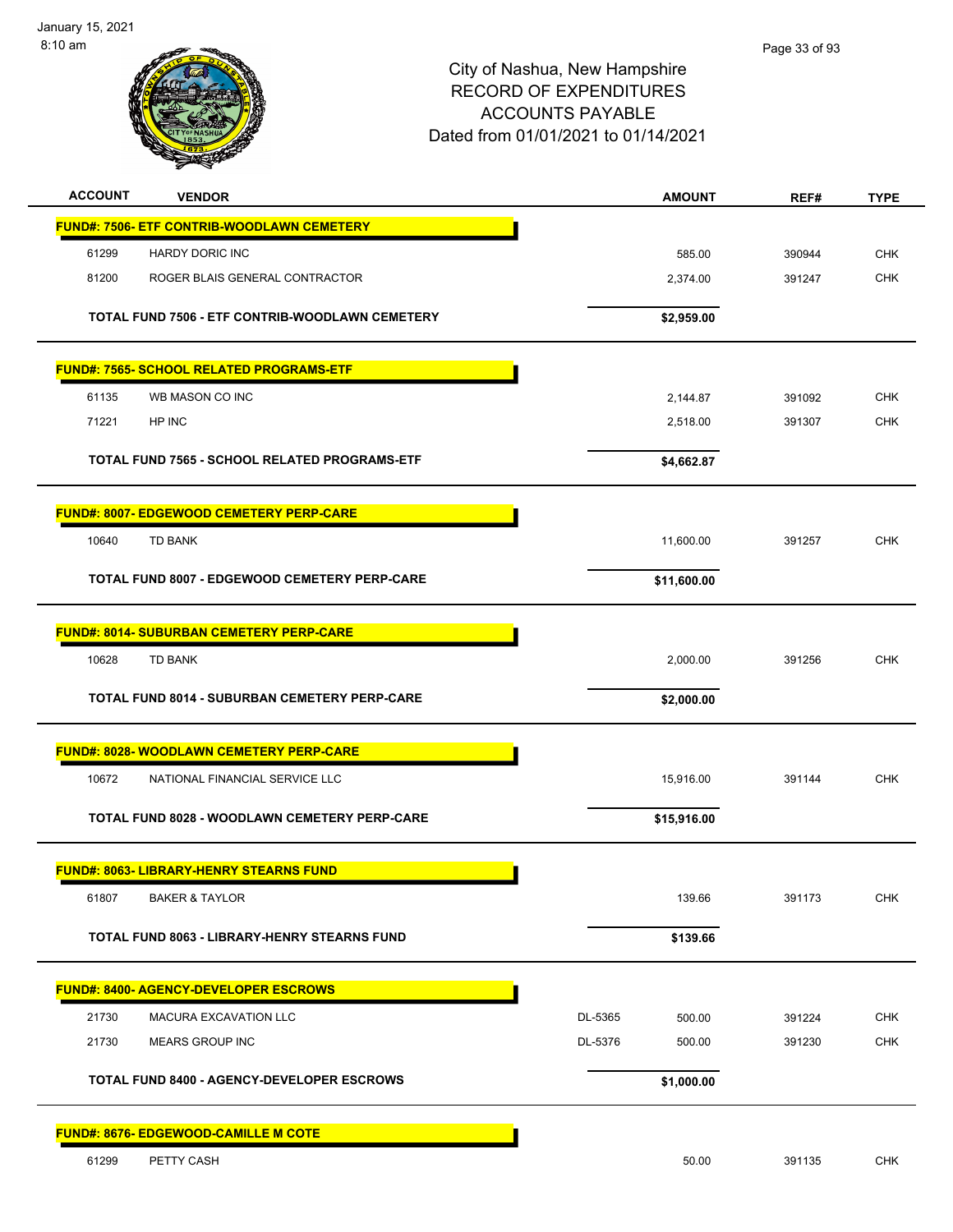City of Nashua, New Hampshire
RECORD OF EXPENDITURES
ACCOUNTS PAYABLE
Dated from 01/01/2021 to 01/14/2021

| ACCOUNT | VENDOR | | AMOUNT | REF# | TYPE |
|---|---|---|---|---|---|
| **FUND#: 7506- ETF CONTRIB-WOODLAWN CEMETERY** | | | | | |
| 61299 | HARDY DORIC INC | | 585.00 | 390944 | CHK |
| 81200 | ROGER BLAIS GENERAL CONTRACTOR | | 2,374.00 | 391247 | CHK |
| | **TOTAL FUND 7506 - ETF CONTRIB-WOODLAWN CEMETERY** | | **$2,959.00** | | |
| **FUND#: 7565- SCHOOL RELATED PROGRAMS-ETF** | | | | | |
| 61135 | WB MASON CO INC | | 2,144.87 | 391092 | CHK |
| 71221 | HP INC | | 2,518.00 | 391307 | CHK |
| | **TOTAL FUND 7565 - SCHOOL RELATED PROGRAMS-ETF** | | **$4,662.87** | | |
| **FUND#: 8007- EDGEWOOD CEMETERY PERP-CARE** | | | | | |
| 10640 | TD BANK | | 11,600.00 | 391257 | CHK |
| | **TOTAL FUND 8007 - EDGEWOOD CEMETERY PERP-CARE** | | **$11,600.00** | | |
| **FUND#: 8014- SUBURBAN CEMETERY PERP-CARE** | | | | | |
| 10628 | TD BANK | | 2,000.00 | 391256 | CHK |
| | **TOTAL FUND 8014 - SUBURBAN CEMETERY PERP-CARE** | | **$2,000.00** | | |
| **FUND#: 8028- WOODLAWN CEMETERY PERP-CARE** | | | | | |
| 10672 | NATIONAL FINANCIAL SERVICE LLC | | 15,916.00 | 391144 | CHK |
| | **TOTAL FUND 8028 - WOODLAWN CEMETERY PERP-CARE** | | **$15,916.00** | | |
| **FUND#: 8063- LIBRARY-HENRY STEARNS FUND** | | | | | |
| 61807 | BAKER & TAYLOR | | 139.66 | 391173 | CHK |
| | **TOTAL FUND 8063 - LIBRARY-HENRY STEARNS FUND** | | **$139.66** | | |
| **FUND#: 8400- AGENCY-DEVELOPER ESCROWS** | | | | | |
| 21730 | MACURA EXCAVATION LLC | DL-5365 | 500.00 | 391224 | CHK |
| 21730 | MEARS GROUP INC | DL-5376 | 500.00 | 391230 | CHK |
| | **TOTAL FUND 8400 - AGENCY-DEVELOPER ESCROWS** | | **$1,000.00** | | |
| **FUND#: 8676- EDGEWOOD-CAMILLE M COTE** | | | | | |
| 61299 | PETTY CASH | | 50.00 | 391135 | CHK |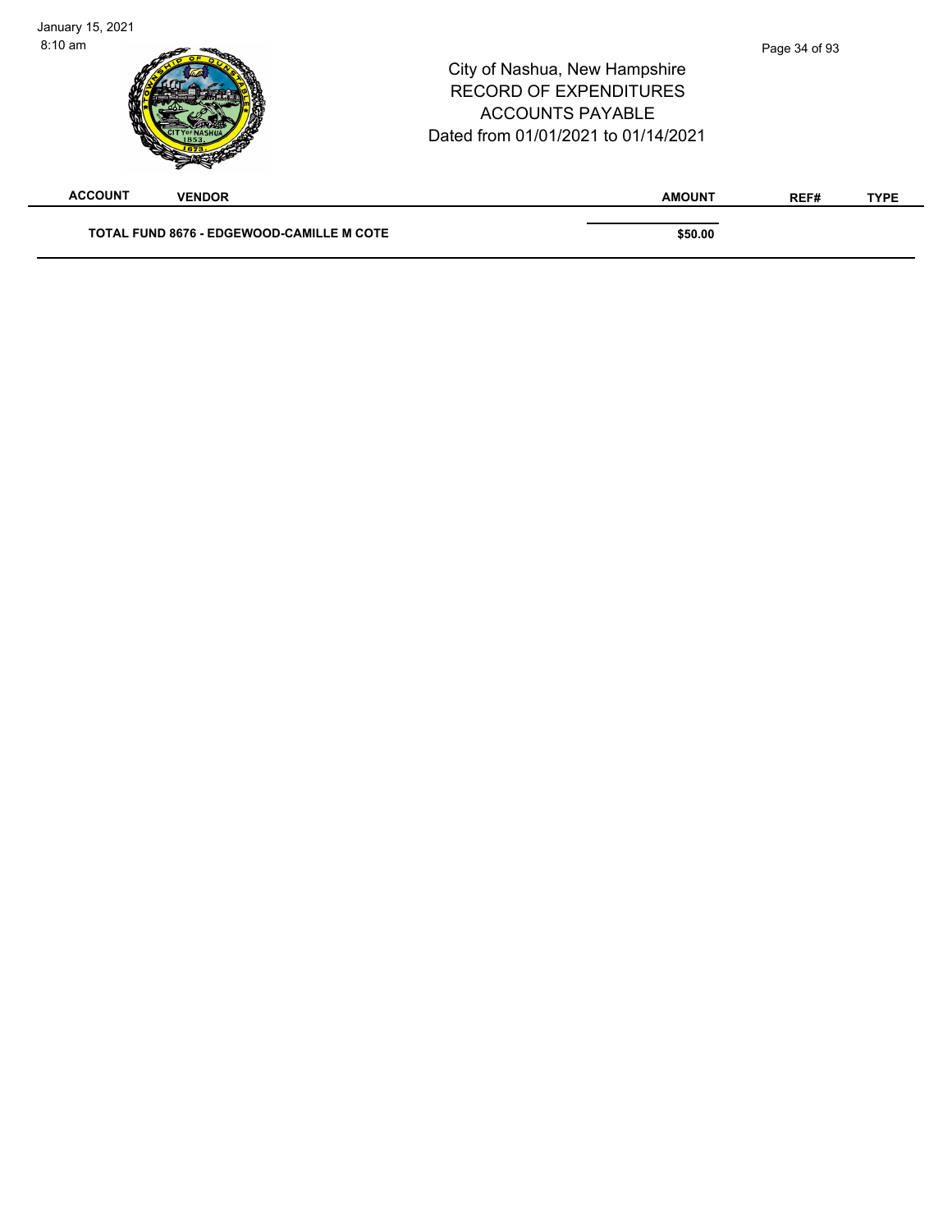| ACCOUNT | VENDOR | AMOUNT | REF# | TYPE |
|---|---|---|---|---|
| | **TOTAL FUND 8676 - EDGEWOOD-CAMILLE M COTE** | **$50.00** | | |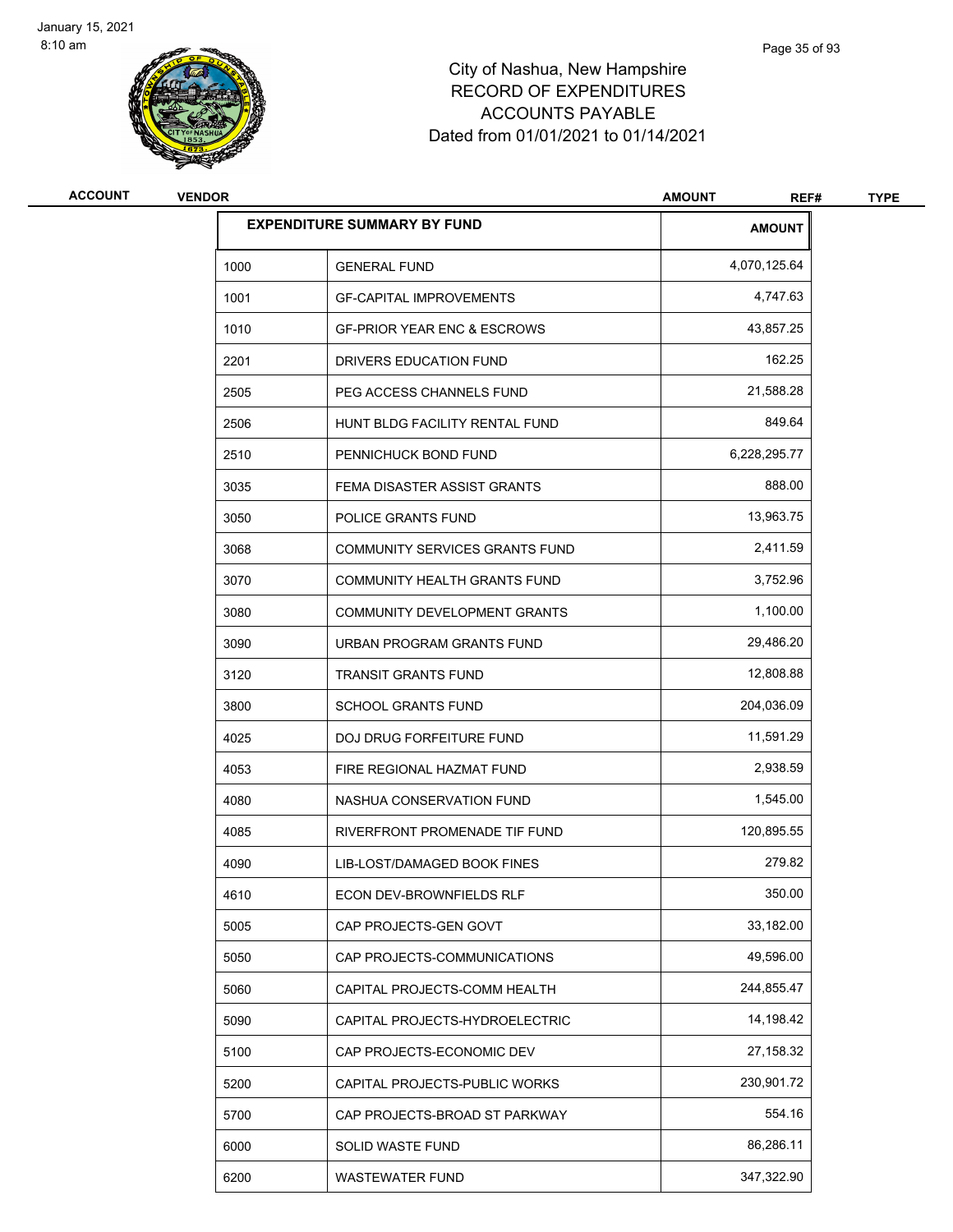# City of Nashua, New Hampshire
## RECORD OF EXPENDITURES
## ACCOUNTS PAYABLE
### Dated from 01/01/2021 to 01/14/2021

| ACCOUNT | VENDOR | AMOUNT | REF# | TYPE |
|---|---|---|---|---|

**EXPENDITURE SUMMARY BY FUND**

| Fund | Description | AMOUNT |
|---|---|---|
| 1000 | GENERAL FUND | 4,070,125.64 |
| 1001 | GF-CAPITAL IMPROVEMENTS | 4,747.63 |
| 1010 | GF-PRIOR YEAR ENC & ESCROWS | 43,857.25 |
| 2201 | DRIVERS EDUCATION FUND | 162.25 |
| 2505 | PEG ACCESS CHANNELS FUND | 21,588.28 |
| 2506 | HUNT BLDG FACILITY RENTAL FUND | 849.64 |
| 2510 | PENNICHUCK BOND FUND | 6,228,295.77 |
| 3035 | FEMA DISASTER ASSIST GRANTS | 888.00 |
| 3050 | POLICE GRANTS FUND | 13,963.75 |
| 3068 | COMMUNITY SERVICES GRANTS FUND | 2,411.59 |
| 3070 | COMMUNITY HEALTH GRANTS FUND | 3,752.96 |
| 3080 | COMMUNITY DEVELOPMENT GRANTS | 1,100.00 |
| 3090 | URBAN PROGRAM GRANTS FUND | 29,486.20 |
| 3120 | TRANSIT GRANTS FUND | 12,808.88 |
| 3800 | SCHOOL GRANTS FUND | 204,036.09 |
| 4025 | DOJ DRUG FORFEITURE FUND | 11,591.29 |
| 4053 | FIRE REGIONAL HAZMAT FUND | 2,938.59 |
| 4080 | NASHUA CONSERVATION FUND | 1,545.00 |
| 4085 | RIVERFRONT PROMENADE TIF FUND | 120,895.55 |
| 4090 | LIB-LOST/DAMAGED BOOK FINES | 279.82 |
| 4610 | ECON DEV-BROWNFIELDS RLF | 350.00 |
| 5005 | CAP PROJECTS-GEN GOVT | 33,182.00 |
| 5050 | CAP PROJECTS-COMMUNICATIONS | 49,596.00 |
| 5060 | CAPITAL PROJECTS-COMM HEALTH | 244,855.47 |
| 5090 | CAPITAL PROJECTS-HYDROELECTRIC | 14,198.42 |
| 5100 | CAP PROJECTS-ECONOMIC DEV | 27,158.32 |
| 5200 | CAPITAL PROJECTS-PUBLIC WORKS | 230,901.72 |
| 5700 | CAP PROJECTS-BROAD ST PARKWAY | 554.16 |
| 6000 | SOLID WASTE FUND | 86,286.11 |
| 6200 | WASTEWATER FUND | 347,322.90 |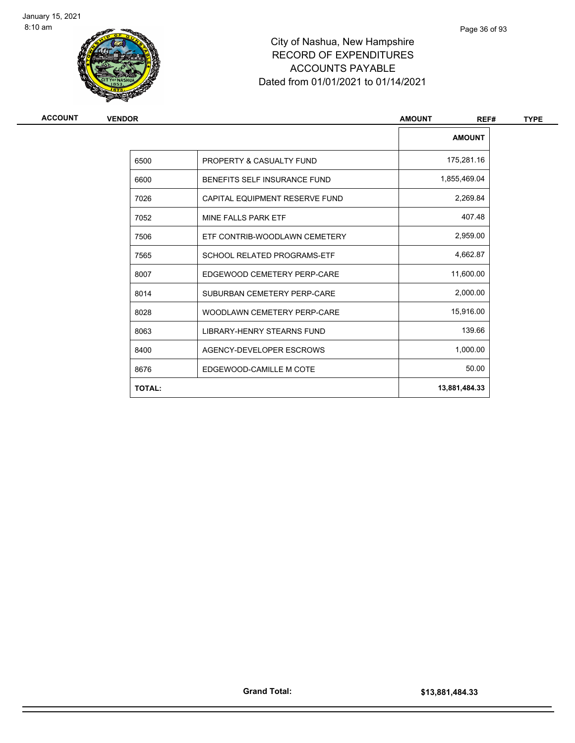# City of Nashua, New Hampshire
## RECORD OF EXPENDITURES
## ACCOUNTS PAYABLE
## Dated from 01/01/2021 to 01/14/2021

| ACCOUNT | VENDOR | AMOUNT | REF# | TYPE |
|---|---|---|---|---|

| | | AMOUNT |
|---|---|---|
| 6500 | PROPERTY & CASUALTY FUND | 175,281.16 |
| 6600 | BENEFITS SELF INSURANCE FUND | 1,855,469.04 |
| 7026 | CAPITAL EQUIPMENT RESERVE FUND | 2,269.84 |
| 7052 | MINE FALLS PARK ETF | 407.48 |
| 7506 | ETF CONTRIB-WOODLAWN CEMETERY | 2,959.00 |
| 7565 | SCHOOL RELATED PROGRAMS-ETF | 4,662.87 |
| 8007 | EDGEWOOD CEMETERY PERP-CARE | 11,600.00 |
| 8014 | SUBURBAN CEMETERY PERP-CARE | 2,000.00 |
| 8028 | WOODLAWN CEMETERY PERP-CARE | 15,916.00 |
| 8063 | LIBRARY-HENRY STEARNS FUND | 139.66 |
| 8400 | AGENCY-DEVELOPER ESCROWS | 1,000.00 |
| 8676 | EDGEWOOD-CAMILLE M COTE | 50.00 |
| **TOTAL:** | | **13,881,484.33** |

**Grand Total:** **$13,881,484.33**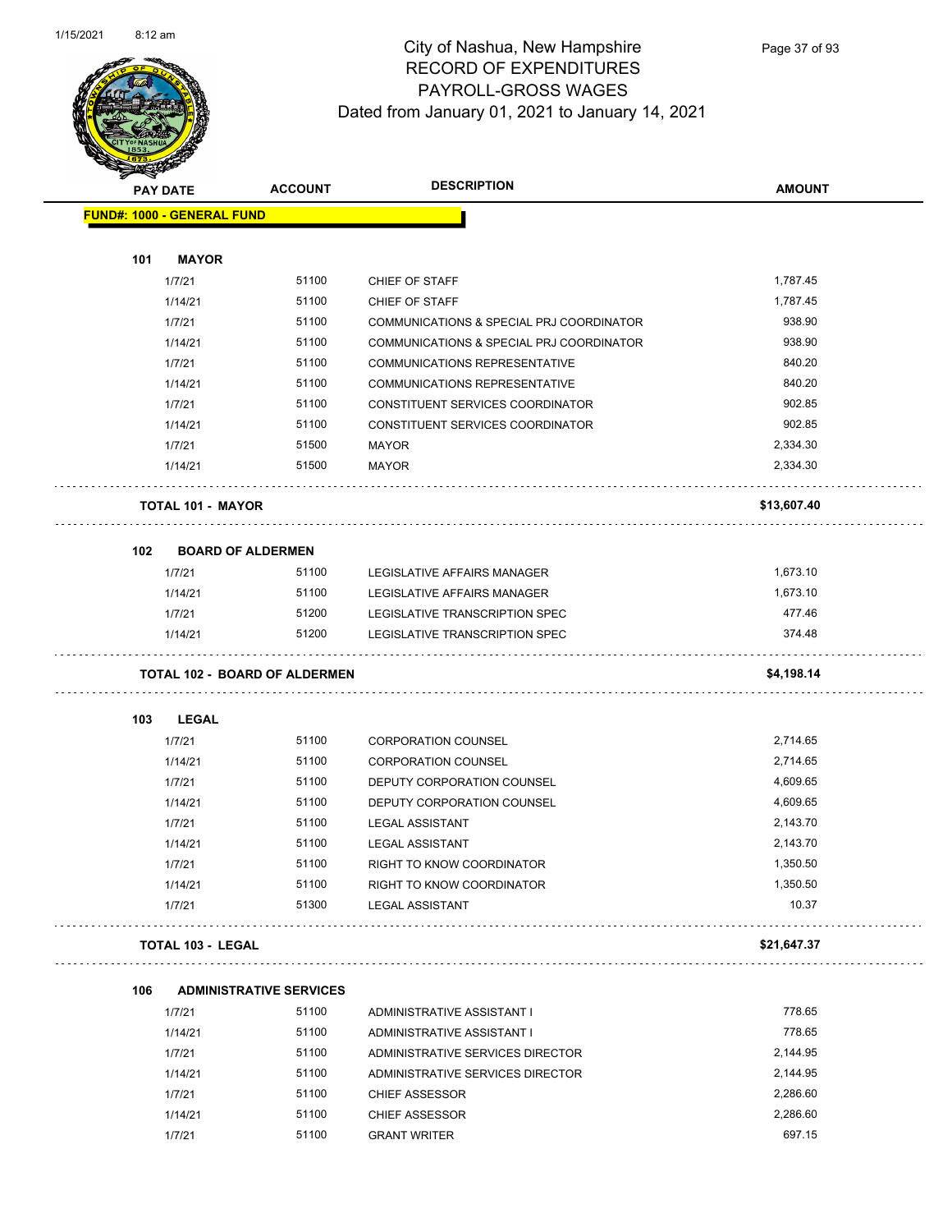# City of Nashua, New Hampshire
## RECORD OF EXPENDITURES
## PAYROLL-GROSS WAGES
### Dated from January 01, 2021 to January 14, 2021

| PAY DATE | ACCOUNT | DESCRIPTION | AMOUNT |
|---|---|---|---|
| **FUND#: 1000 - GENERAL FUND** | | | |
| **101 MAYOR** | | | |
| 1/7/21 | 51100 | CHIEF OF STAFF | 1,787.45 |
| 1/14/21 | 51100 | CHIEF OF STAFF | 1,787.45 |
| 1/7/21 | 51100 | COMMUNICATIONS & SPECIAL PRJ COORDINATOR | 938.90 |
| 1/14/21 | 51100 | COMMUNICATIONS & SPECIAL PRJ COORDINATOR | 938.90 |
| 1/7/21 | 51100 | COMMUNICATIONS REPRESENTATIVE | 840.20 |
| 1/14/21 | 51100 | COMMUNICATIONS REPRESENTATIVE | 840.20 |
| 1/7/21 | 51100 | CONSTITUENT SERVICES COORDINATOR | 902.85 |
| 1/14/21 | 51100 | CONSTITUENT SERVICES COORDINATOR | 902.85 |
| 1/7/21 | 51500 | MAYOR | 2,334.30 |
| 1/14/21 | 51500 | MAYOR | 2,334.30 |
| **TOTAL 101 - MAYOR** | | | **$13,607.40** |
| **102 BOARD OF ALDERMEN** | | | |
| 1/7/21 | 51100 | LEGISLATIVE AFFAIRS MANAGER | 1,673.10 |
| 1/14/21 | 51100 | LEGISLATIVE AFFAIRS MANAGER | 1,673.10 |
| 1/7/21 | 51200 | LEGISLATIVE TRANSCRIPTION SPEC | 477.46 |
| 1/14/21 | 51200 | LEGISLATIVE TRANSCRIPTION SPEC | 374.48 |
| **TOTAL 102 - BOARD OF ALDERMEN** | | | **$4,198.14** |
| **103 LEGAL** | | | |
| 1/7/21 | 51100 | CORPORATION COUNSEL | 2,714.65 |
| 1/14/21 | 51100 | CORPORATION COUNSEL | 2,714.65 |
| 1/7/21 | 51100 | DEPUTY CORPORATION COUNSEL | 4,609.65 |
| 1/14/21 | 51100 | DEPUTY CORPORATION COUNSEL | 4,609.65 |
| 1/7/21 | 51100 | LEGAL ASSISTANT | 2,143.70 |
| 1/14/21 | 51100 | LEGAL ASSISTANT | 2,143.70 |
| 1/7/21 | 51100 | RIGHT TO KNOW COORDINATOR | 1,350.50 |
| 1/14/21 | 51100 | RIGHT TO KNOW COORDINATOR | 1,350.50 |
| 1/7/21 | 51300 | LEGAL ASSISTANT | 10.37 |
| **TOTAL 103 - LEGAL** | | | **$21,647.37** |
| **106 ADMINISTRATIVE SERVICES** | | | |
| 1/7/21 | 51100 | ADMINISTRATIVE ASSISTANT I | 778.65 |
| 1/14/21 | 51100 | ADMINISTRATIVE ASSISTANT I | 778.65 |
| 1/7/21 | 51100 | ADMINISTRATIVE SERVICES DIRECTOR | 2,144.95 |
| 1/14/21 | 51100 | ADMINISTRATIVE SERVICES DIRECTOR | 2,144.95 |
| 1/7/21 | 51100 | CHIEF ASSESSOR | 2,286.60 |
| 1/14/21 | 51100 | CHIEF ASSESSOR | 2,286.60 |
| 1/7/21 | 51100 | GRANT WRITER | 697.15 |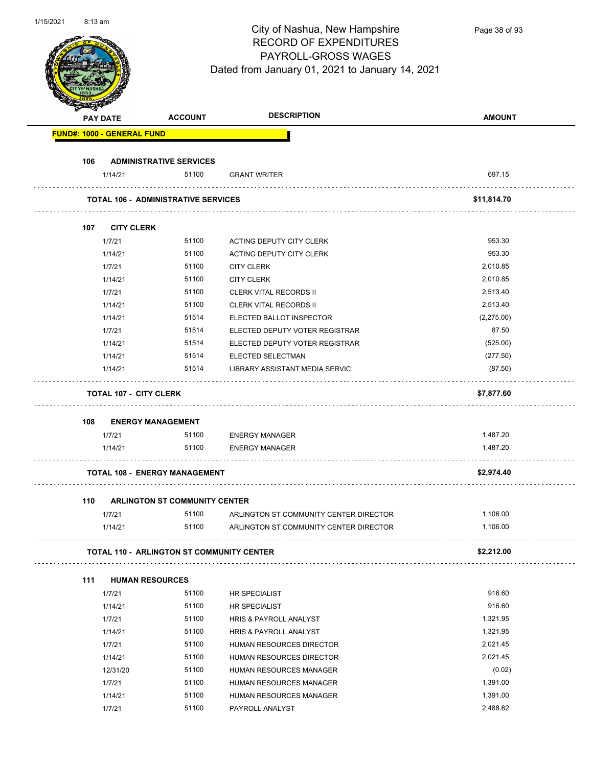# City of Nashua, New Hampshire
## RECORD OF EXPENDITURES
## PAYROLL-GROSS WAGES
Dated from January 01, 2021 to January 14, 2021

| PAY DATE | ACCOUNT | DESCRIPTION | AMOUNT |
|---|---|---|---|
| **FUND#: 1000 - GENERAL FUND** | | | |
| **106 ADMINISTRATIVE SERVICES** | | | |
| 1/14/21 | 51100 | GRANT WRITER | 697.15 |
| **TOTAL 106 - ADMINISTRATIVE SERVICES** | | | **$11,814.70** |
| **107 CITY CLERK** | | | |
| 1/7/21 | 51100 | ACTING DEPUTY CITY CLERK | 953.30 |
| 1/14/21 | 51100 | ACTING DEPUTY CITY CLERK | 953.30 |
| 1/7/21 | 51100 | CITY CLERK | 2,010.85 |
| 1/14/21 | 51100 | CITY CLERK | 2,010.85 |
| 1/7/21 | 51100 | CLERK VITAL RECORDS II | 2,513.40 |
| 1/14/21 | 51100 | CLERK VITAL RECORDS II | 2,513.40 |
| 1/14/21 | 51514 | ELECTED BALLOT INSPECTOR | (2,275.00) |
| 1/7/21 | 51514 | ELECTED DEPUTY VOTER REGISTRAR | 87.50 |
| 1/14/21 | 51514 | ELECTED DEPUTY VOTER REGISTRAR | (525.00) |
| 1/14/21 | 51514 | ELECTED SELECTMAN | (277.50) |
| 1/14/21 | 51514 | LIBRARY ASSISTANT MEDIA SERVIC | (87.50) |
| **TOTAL 107 - CITY CLERK** | | | **$7,877.60** |
| **108 ENERGY MANAGEMENT** | | | |
| 1/7/21 | 51100 | ENERGY MANAGER | 1,487.20 |
| 1/14/21 | 51100 | ENERGY MANAGER | 1,487.20 |
| **TOTAL 108 - ENERGY MANAGEMENT** | | | **$2,974.40** |
| **110 ARLINGTON ST COMMUNITY CENTER** | | | |
| 1/7/21 | 51100 | ARLINGTON ST COMMUNITY CENTER DIRECTOR | 1,106.00 |
| 1/14/21 | 51100 | ARLINGTON ST COMMUNITY CENTER DIRECTOR | 1,106.00 |
| **TOTAL 110 - ARLINGTON ST COMMUNITY CENTER** | | | **$2,212.00** |
| **111 HUMAN RESOURCES** | | | |
| 1/7/21 | 51100 | HR SPECIALIST | 916.60 |
| 1/14/21 | 51100 | HR SPECIALIST | 916.60 |
| 1/7/21 | 51100 | HRIS & PAYROLL ANALYST | 1,321.95 |
| 1/14/21 | 51100 | HRIS & PAYROLL ANALYST | 1,321.95 |
| 1/7/21 | 51100 | HUMAN RESOURCES DIRECTOR | 2,021.45 |
| 1/14/21 | 51100 | HUMAN RESOURCES DIRECTOR | 2,021.45 |
| 12/31/20 | 51100 | HUMAN RESOURCES MANAGER | (0.02) |
| 1/7/21 | 51100 | HUMAN RESOURCES MANAGER | 1,391.00 |
| 1/14/21 | 51100 | HUMAN RESOURCES MANAGER | 1,391.00 |
| 1/7/21 | 51100 | PAYROLL ANALYST | 2,488.62 |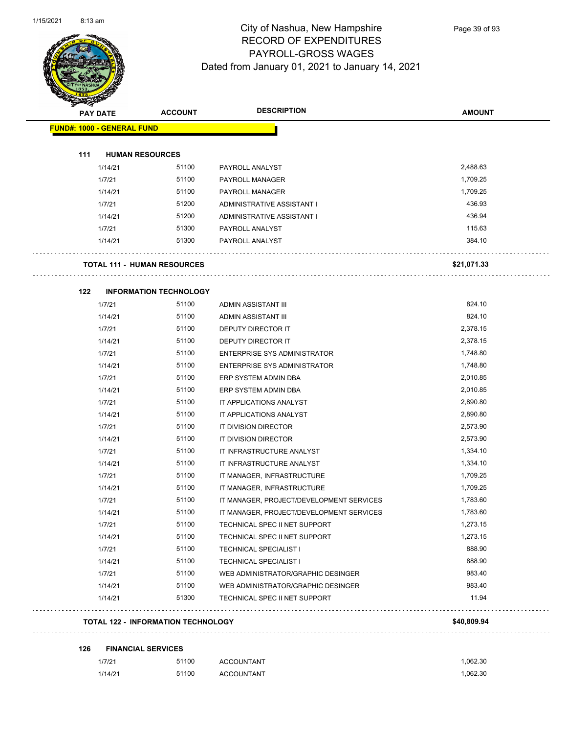# City of Nashua, New Hampshire
## RECORD OF EXPENDITURES
## PAYROLL-GROSS WAGES
### Dated from January 01, 2021 to January 14, 2021

| PAY DATE | ACCOUNT | DESCRIPTION | AMOUNT |
|---|---|---|---|
| **FUND#: 1000 - GENERAL FUND** | | | |
| **111 HUMAN RESOURCES** | | | |
| 1/14/21 | 51100 | PAYROLL ANALYST | 2,488.63 |
| 1/7/21 | 51100 | PAYROLL MANAGER | 1,709.25 |
| 1/14/21 | 51100 | PAYROLL MANAGER | 1,709.25 |
| 1/7/21 | 51200 | ADMINISTRATIVE ASSISTANT I | 436.93 |
| 1/14/21 | 51200 | ADMINISTRATIVE ASSISTANT I | 436.94 |
| 1/7/21 | 51300 | PAYROLL ANALYST | 115.63 |
| 1/14/21 | 51300 | PAYROLL ANALYST | 384.10 |
| **TOTAL 111 - HUMAN RESOURCES** | | | **$21,071.33** |
| **122 INFORMATION TECHNOLOGY** | | | |
| 1/7/21 | 51100 | ADMIN ASSISTANT III | 824.10 |
| 1/14/21 | 51100 | ADMIN ASSISTANT III | 824.10 |
| 1/7/21 | 51100 | DEPUTY DIRECTOR IT | 2,378.15 |
| 1/14/21 | 51100 | DEPUTY DIRECTOR IT | 2,378.15 |
| 1/7/21 | 51100 | ENTERPRISE SYS ADMINISTRATOR | 1,748.80 |
| 1/14/21 | 51100 | ENTERPRISE SYS ADMINISTRATOR | 1,748.80 |
| 1/7/21 | 51100 | ERP SYSTEM ADMIN DBA | 2,010.85 |
| 1/14/21 | 51100 | ERP SYSTEM ADMIN DBA | 2,010.85 |
| 1/7/21 | 51100 | IT APPLICATIONS ANALYST | 2,890.80 |
| 1/14/21 | 51100 | IT APPLICATIONS ANALYST | 2,890.80 |
| 1/7/21 | 51100 | IT DIVISION DIRECTOR | 2,573.90 |
| 1/14/21 | 51100 | IT DIVISION DIRECTOR | 2,573.90 |
| 1/7/21 | 51100 | IT INFRASTRUCTURE ANALYST | 1,334.10 |
| 1/14/21 | 51100 | IT INFRASTRUCTURE ANALYST | 1,334.10 |
| 1/7/21 | 51100 | IT MANAGER, INFRASTRUCTURE | 1,709.25 |
| 1/14/21 | 51100 | IT MANAGER, INFRASTRUCTURE | 1,709.25 |
| 1/7/21 | 51100 | IT MANAGER, PROJECT/DEVELOPMENT SERVICES | 1,783.60 |
| 1/14/21 | 51100 | IT MANAGER, PROJECT/DEVELOPMENT SERVICES | 1,783.60 |
| 1/7/21 | 51100 | TECHNICAL SPEC II NET SUPPORT | 1,273.15 |
| 1/14/21 | 51100 | TECHNICAL SPEC II NET SUPPORT | 1,273.15 |
| 1/7/21 | 51100 | TECHNICAL SPECIALIST I | 888.90 |
| 1/14/21 | 51100 | TECHNICAL SPECIALIST I | 888.90 |
| 1/7/21 | 51100 | WEB ADMINISTRATOR/GRAPHIC DESINGER | 983.40 |
| 1/14/21 | 51100 | WEB ADMINISTRATOR/GRAPHIC DESINGER | 983.40 |
| 1/14/21 | 51300 | TECHNICAL SPEC II NET SUPPORT | 11.94 |
| **TOTAL 122 - INFORMATION TECHNOLOGY** | | | **$40,809.94** |
| **126 FINANCIAL SERVICES** | | | |
| 1/7/21 | 51100 | ACCOUNTANT | 1,062.30 |
| 1/14/21 | 51100 | ACCOUNTANT | 1,062.30 |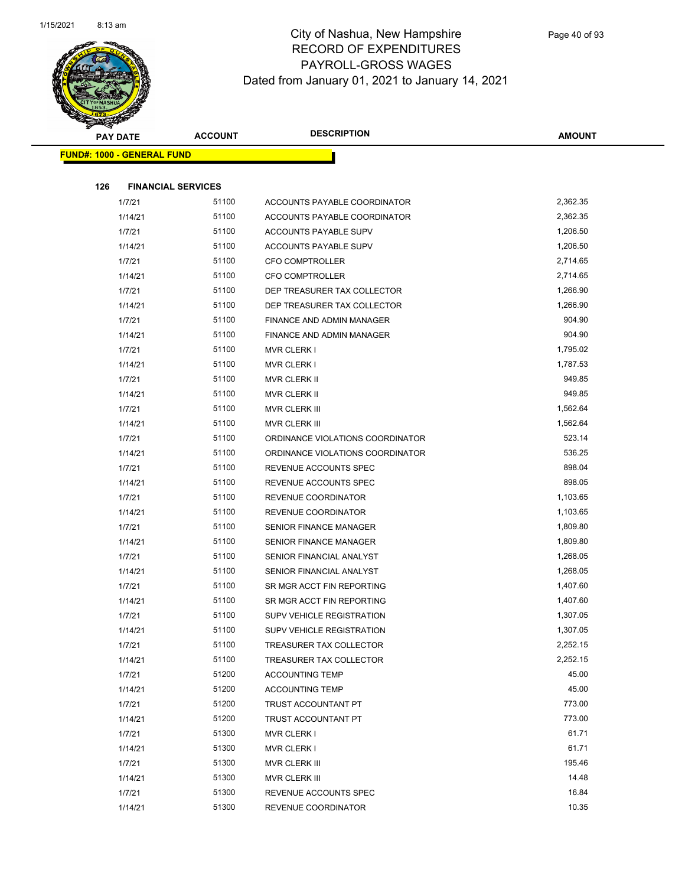# City of Nashua, New Hampshire
## RECORD OF EXPENDITURES
## PAYROLL-GROSS WAGES
### Dated from January 01, 2021 to January 14, 2021

| PAY DATE | ACCOUNT | DESCRIPTION | AMOUNT |
|---|---|---|---|

**FUND#: 1000 - GENERAL FUND**

**126 FINANCIAL SERVICES**

| PAY DATE | ACCOUNT | DESCRIPTION | AMOUNT |
|---|---|---|---|
| 1/7/21 | 51100 | ACCOUNTS PAYABLE COORDINATOR | 2,362.35 |
| 1/14/21 | 51100 | ACCOUNTS PAYABLE COORDINATOR | 2,362.35 |
| 1/7/21 | 51100 | ACCOUNTS PAYABLE SUPV | 1,206.50 |
| 1/14/21 | 51100 | ACCOUNTS PAYABLE SUPV | 1,206.50 |
| 1/7/21 | 51100 | CFO COMPTROLLER | 2,714.65 |
| 1/14/21 | 51100 | CFO COMPTROLLER | 2,714.65 |
| 1/7/21 | 51100 | DEP TREASURER TAX COLLECTOR | 1,266.90 |
| 1/14/21 | 51100 | DEP TREASURER TAX COLLECTOR | 1,266.90 |
| 1/7/21 | 51100 | FINANCE AND ADMIN MANAGER | 904.90 |
| 1/14/21 | 51100 | FINANCE AND ADMIN MANAGER | 904.90 |
| 1/7/21 | 51100 | MVR CLERK I | 1,795.02 |
| 1/14/21 | 51100 | MVR CLERK I | 1,787.53 |
| 1/7/21 | 51100 | MVR CLERK II | 949.85 |
| 1/14/21 | 51100 | MVR CLERK II | 949.85 |
| 1/7/21 | 51100 | MVR CLERK III | 1,562.64 |
| 1/14/21 | 51100 | MVR CLERK III | 1,562.64 |
| 1/7/21 | 51100 | ORDINANCE VIOLATIONS COORDINATOR | 523.14 |
| 1/14/21 | 51100 | ORDINANCE VIOLATIONS COORDINATOR | 536.25 |
| 1/7/21 | 51100 | REVENUE ACCOUNTS SPEC | 898.04 |
| 1/14/21 | 51100 | REVENUE ACCOUNTS SPEC | 898.05 |
| 1/7/21 | 51100 | REVENUE COORDINATOR | 1,103.65 |
| 1/14/21 | 51100 | REVENUE COORDINATOR | 1,103.65 |
| 1/7/21 | 51100 | SENIOR FINANCE MANAGER | 1,809.80 |
| 1/14/21 | 51100 | SENIOR FINANCE MANAGER | 1,809.80 |
| 1/7/21 | 51100 | SENIOR FINANCIAL ANALYST | 1,268.05 |
| 1/14/21 | 51100 | SENIOR FINANCIAL ANALYST | 1,268.05 |
| 1/7/21 | 51100 | SR MGR ACCT FIN REPORTING | 1,407.60 |
| 1/14/21 | 51100 | SR MGR ACCT FIN REPORTING | 1,407.60 |
| 1/7/21 | 51100 | SUPV VEHICLE REGISTRATION | 1,307.05 |
| 1/14/21 | 51100 | SUPV VEHICLE REGISTRATION | 1,307.05 |
| 1/7/21 | 51100 | TREASURER TAX COLLECTOR | 2,252.15 |
| 1/14/21 | 51100 | TREASURER TAX COLLECTOR | 2,252.15 |
| 1/7/21 | 51200 | ACCOUNTING TEMP | 45.00 |
| 1/14/21 | 51200 | ACCOUNTING TEMP | 45.00 |
| 1/7/21 | 51200 | TRUST ACCOUNTANT PT | 773.00 |
| 1/14/21 | 51200 | TRUST ACCOUNTANT PT | 773.00 |
| 1/7/21 | 51300 | MVR CLERK I | 61.71 |
| 1/14/21 | 51300 | MVR CLERK I | 61.71 |
| 1/7/21 | 51300 | MVR CLERK III | 195.46 |
| 1/14/21 | 51300 | MVR CLERK III | 14.48 |
| 1/7/21 | 51300 | REVENUE ACCOUNTS SPEC | 16.84 |
| 1/14/21 | 51300 | REVENUE COORDINATOR | 10.35 |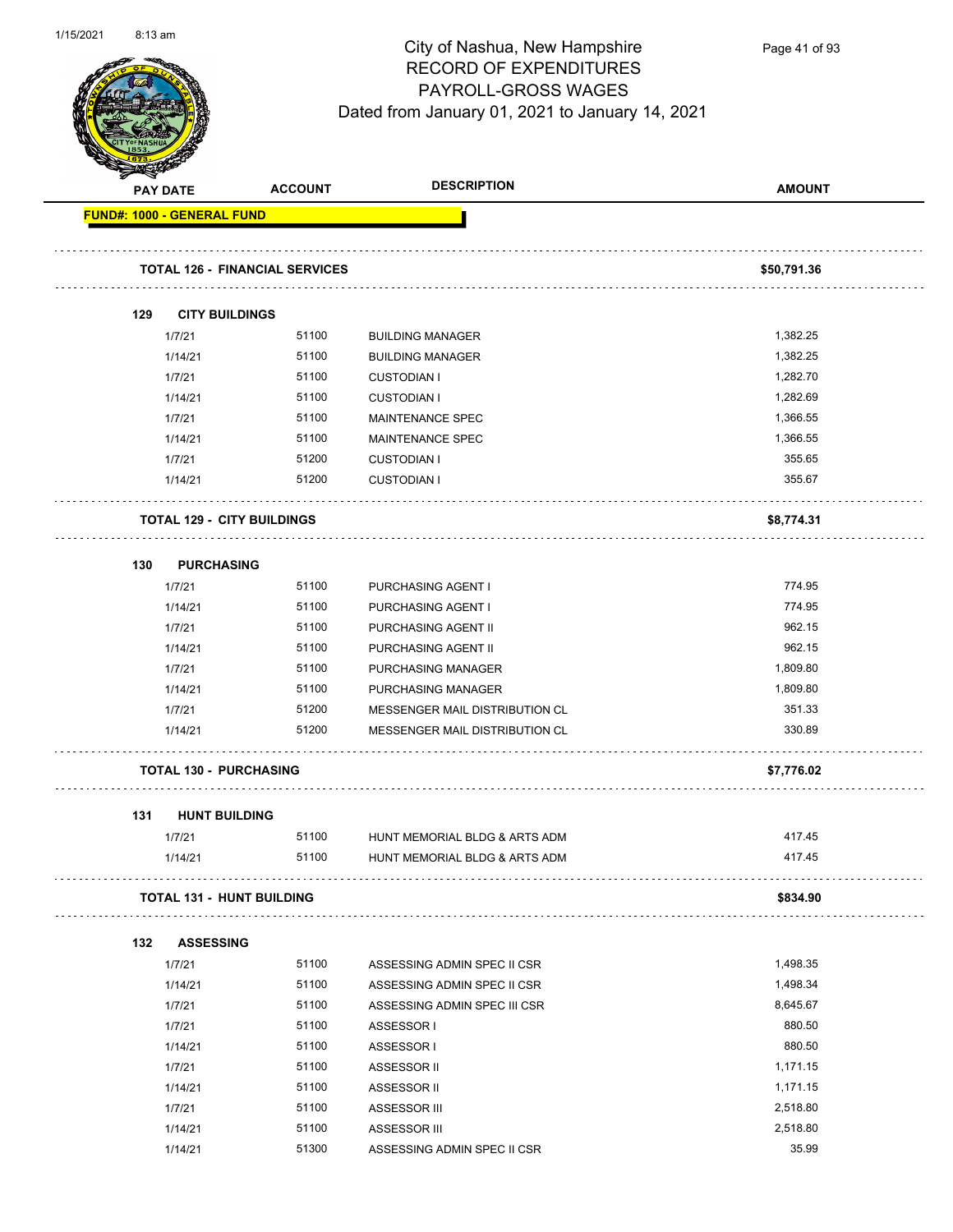# City of Nashua, New Hampshire
## RECORD OF EXPENDITURES
## PAYROLL-GROSS WAGES
### Dated from January 01, 2021 to January 14, 2021

| PAY DATE | ACCOUNT | DESCRIPTION | AMOUNT |
|---|---|---|---|
| **FUND#: 1000 - GENERAL FUND** | | | |
| **TOTAL 126 - FINANCIAL SERVICES** | | | **$50,791.36** |
| **129 CITY BUILDINGS** | | | |
| 1/7/21 | 51100 | BUILDING MANAGER | 1,382.25 |
| 1/14/21 | 51100 | BUILDING MANAGER | 1,382.25 |
| 1/7/21 | 51100 | CUSTODIAN I | 1,282.70 |
| 1/14/21 | 51100 | CUSTODIAN I | 1,282.69 |
| 1/7/21 | 51100 | MAINTENANCE SPEC | 1,366.55 |
| 1/14/21 | 51100 | MAINTENANCE SPEC | 1,366.55 |
| 1/7/21 | 51200 | CUSTODIAN I | 355.65 |
| 1/14/21 | 51200 | CUSTODIAN I | 355.67 |
| **TOTAL 129 - CITY BUILDINGS** | | | **$8,774.31** |
| **130 PURCHASING** | | | |
| 1/7/21 | 51100 | PURCHASING AGENT I | 774.95 |
| 1/14/21 | 51100 | PURCHASING AGENT I | 774.95 |
| 1/7/21 | 51100 | PURCHASING AGENT II | 962.15 |
| 1/14/21 | 51100 | PURCHASING AGENT II | 962.15 |
| 1/7/21 | 51100 | PURCHASING MANAGER | 1,809.80 |
| 1/14/21 | 51100 | PURCHASING MANAGER | 1,809.80 |
| 1/7/21 | 51200 | MESSENGER MAIL DISTRIBUTION CL | 351.33 |
| 1/14/21 | 51200 | MESSENGER MAIL DISTRIBUTION CL | 330.89 |
| **TOTAL 130 - PURCHASING** | | | **$7,776.02** |
| **131 HUNT BUILDING** | | | |
| 1/7/21 | 51100 | HUNT MEMORIAL BLDG & ARTS ADM | 417.45 |
| 1/14/21 | 51100 | HUNT MEMORIAL BLDG & ARTS ADM | 417.45 |
| **TOTAL 131 - HUNT BUILDING** | | | **$834.90** |
| **132 ASSESSING** | | | |
| 1/7/21 | 51100 | ASSESSING ADMIN SPEC II CSR | 1,498.35 |
| 1/14/21 | 51100 | ASSESSING ADMIN SPEC II CSR | 1,498.34 |
| 1/7/21 | 51100 | ASSESSING ADMIN SPEC III CSR | 8,645.67 |
| 1/7/21 | 51100 | ASSESSOR I | 880.50 |
| 1/14/21 | 51100 | ASSESSOR I | 880.50 |
| 1/7/21 | 51100 | ASSESSOR II | 1,171.15 |
| 1/14/21 | 51100 | ASSESSOR II | 1,171.15 |
| 1/7/21 | 51100 | ASSESSOR III | 2,518.80 |
| 1/14/21 | 51100 | ASSESSOR III | 2,518.80 |
| 1/14/21 | 51300 | ASSESSING ADMIN SPEC II CSR | 35.99 |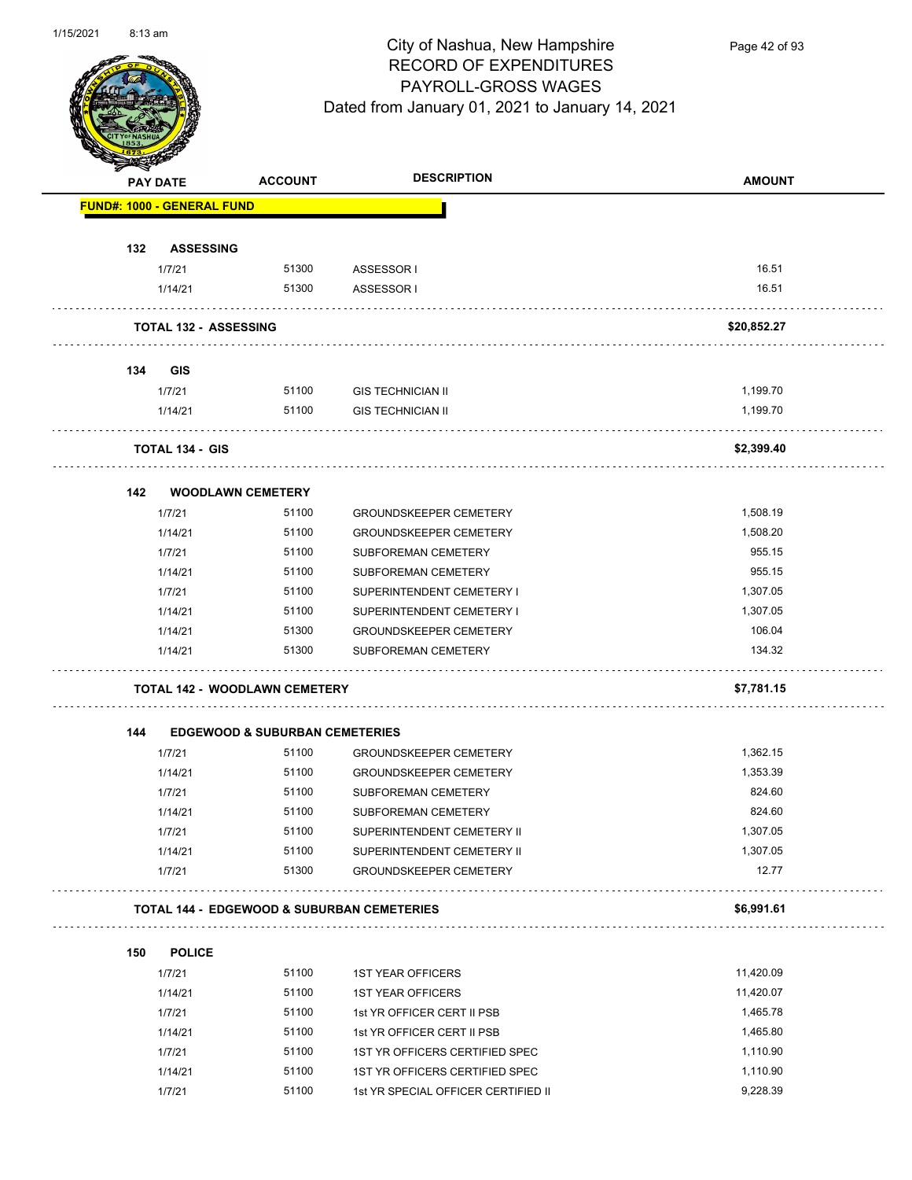# City of Nashua, New Hampshire
## RECORD OF EXPENDITURES
## PAYROLL-GROSS WAGES
## Dated from January 01, 2021 to January 14, 2021

| PAY DATE | ACCOUNT | DESCRIPTION | AMOUNT |
|---|---|---|---|
| **FUND#: 1000 - GENERAL FUND** | | | |
| **132 ASSESSING** | | | |
| 1/7/21 | 51300 | ASSESSOR I | 16.51 |
| 1/14/21 | 51300 | ASSESSOR I | 16.51 |
| **TOTAL 132 - ASSESSING** | | | **$20,852.27** |
| **134 GIS** | | | |
| 1/7/21 | 51100 | GIS TECHNICIAN II | 1,199.70 |
| 1/14/21 | 51100 | GIS TECHNICIAN II | 1,199.70 |
| **TOTAL 134 - GIS** | | | **$2,399.40** |
| **142 WOODLAWN CEMETERY** | | | |
| 1/7/21 | 51100 | GROUNDSKEEPER CEMETERY | 1,508.19 |
| 1/14/21 | 51100 | GROUNDSKEEPER CEMETERY | 1,508.20 |
| 1/7/21 | 51100 | SUBFOREMAN CEMETERY | 955.15 |
| 1/14/21 | 51100 | SUBFOREMAN CEMETERY | 955.15 |
| 1/7/21 | 51100 | SUPERINTENDENT CEMETERY I | 1,307.05 |
| 1/14/21 | 51100 | SUPERINTENDENT CEMETERY I | 1,307.05 |
| 1/14/21 | 51300 | GROUNDSKEEPER CEMETERY | 106.04 |
| 1/14/21 | 51300 | SUBFOREMAN CEMETERY | 134.32 |
| **TOTAL 142 - WOODLAWN CEMETERY** | | | **$7,781.15** |
| **144 EDGEWOOD & SUBURBAN CEMETERIES** | | | |
| 1/7/21 | 51100 | GROUNDSKEEPER CEMETERY | 1,362.15 |
| 1/14/21 | 51100 | GROUNDSKEEPER CEMETERY | 1,353.39 |
| 1/7/21 | 51100 | SUBFOREMAN CEMETERY | 824.60 |
| 1/14/21 | 51100 | SUBFOREMAN CEMETERY | 824.60 |
| 1/7/21 | 51100 | SUPERINTENDENT CEMETERY II | 1,307.05 |
| 1/14/21 | 51100 | SUPERINTENDENT CEMETERY II | 1,307.05 |
| 1/7/21 | 51300 | GROUNDSKEEPER CEMETERY | 12.77 |
| **TOTAL 144 - EDGEWOOD & SUBURBAN CEMETERIES** | | | **$6,991.61** |
| **150 POLICE** | | | |
| 1/7/21 | 51100 | 1ST YEAR OFFICERS | 11,420.09 |
| 1/14/21 | 51100 | 1ST YEAR OFFICERS | 11,420.07 |
| 1/7/21 | 51100 | 1st YR OFFICER CERT II PSB | 1,465.78 |
| 1/14/21 | 51100 | 1st YR OFFICER CERT II PSB | 1,465.80 |
| 1/7/21 | 51100 | 1ST YR OFFICERS CERTIFIED SPEC | 1,110.90 |
| 1/14/21 | 51100 | 1ST YR OFFICERS CERTIFIED SPEC | 1,110.90 |
| 1/7/21 | 51100 | 1st YR SPECIAL OFFICER CERTIFIED II | 9,228.39 |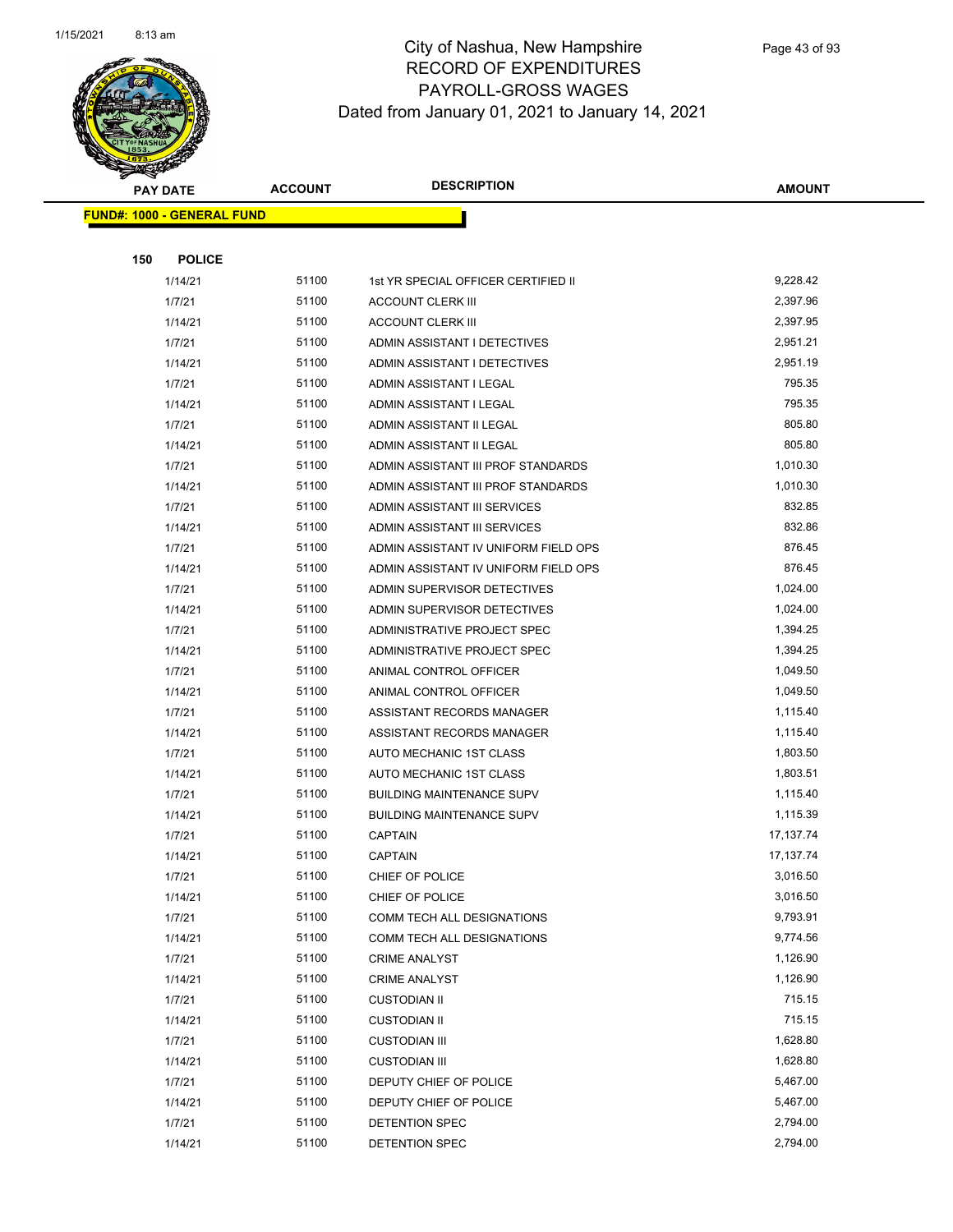# City of Nashua, New Hampshire
## RECORD OF EXPENDITURES
## PAYROLL-GROSS WAGES
## Dated from January 01, 2021 to January 14, 2021

**FUND#: 1000 - GENERAL FUND**

**150 POLICE**

| PAY DATE | ACCOUNT | DESCRIPTION | AMOUNT |
|---|---|---|---|
| 1/14/21 | 51100 | 1st YR SPECIAL OFFICER CERTIFIED II | 9,228.42 |
| 1/7/21 | 51100 | ACCOUNT CLERK III | 2,397.96 |
| 1/14/21 | 51100 | ACCOUNT CLERK III | 2,397.95 |
| 1/7/21 | 51100 | ADMIN ASSISTANT I DETECTIVES | 2,951.21 |
| 1/14/21 | 51100 | ADMIN ASSISTANT I DETECTIVES | 2,951.19 |
| 1/7/21 | 51100 | ADMIN ASSISTANT I LEGAL | 795.35 |
| 1/14/21 | 51100 | ADMIN ASSISTANT I LEGAL | 795.35 |
| 1/7/21 | 51100 | ADMIN ASSISTANT II LEGAL | 805.80 |
| 1/14/21 | 51100 | ADMIN ASSISTANT II LEGAL | 805.80 |
| 1/7/21 | 51100 | ADMIN ASSISTANT III PROF STANDARDS | 1,010.30 |
| 1/14/21 | 51100 | ADMIN ASSISTANT III PROF STANDARDS | 1,010.30 |
| 1/7/21 | 51100 | ADMIN ASSISTANT III SERVICES | 832.85 |
| 1/14/21 | 51100 | ADMIN ASSISTANT III SERVICES | 832.86 |
| 1/7/21 | 51100 | ADMIN ASSISTANT IV UNIFORM FIELD OPS | 876.45 |
| 1/14/21 | 51100 | ADMIN ASSISTANT IV UNIFORM FIELD OPS | 876.45 |
| 1/7/21 | 51100 | ADMIN SUPERVISOR DETECTIVES | 1,024.00 |
| 1/14/21 | 51100 | ADMIN SUPERVISOR DETECTIVES | 1,024.00 |
| 1/7/21 | 51100 | ADMINISTRATIVE PROJECT SPEC | 1,394.25 |
| 1/14/21 | 51100 | ADMINISTRATIVE PROJECT SPEC | 1,394.25 |
| 1/7/21 | 51100 | ANIMAL CONTROL OFFICER | 1,049.50 |
| 1/14/21 | 51100 | ANIMAL CONTROL OFFICER | 1,049.50 |
| 1/7/21 | 51100 | ASSISTANT RECORDS MANAGER | 1,115.40 |
| 1/14/21 | 51100 | ASSISTANT RECORDS MANAGER | 1,115.40 |
| 1/7/21 | 51100 | AUTO MECHANIC 1ST CLASS | 1,803.50 |
| 1/14/21 | 51100 | AUTO MECHANIC 1ST CLASS | 1,803.51 |
| 1/7/21 | 51100 | BUILDING MAINTENANCE SUPV | 1,115.40 |
| 1/14/21 | 51100 | BUILDING MAINTENANCE SUPV | 1,115.39 |
| 1/7/21 | 51100 | CAPTAIN | 17,137.74 |
| 1/14/21 | 51100 | CAPTAIN | 17,137.74 |
| 1/7/21 | 51100 | CHIEF OF POLICE | 3,016.50 |
| 1/14/21 | 51100 | CHIEF OF POLICE | 3,016.50 |
| 1/7/21 | 51100 | COMM TECH ALL DESIGNATIONS | 9,793.91 |
| 1/14/21 | 51100 | COMM TECH ALL DESIGNATIONS | 9,774.56 |
| 1/7/21 | 51100 | CRIME ANALYST | 1,126.90 |
| 1/14/21 | 51100 | CRIME ANALYST | 1,126.90 |
| 1/7/21 | 51100 | CUSTODIAN II | 715.15 |
| 1/14/21 | 51100 | CUSTODIAN II | 715.15 |
| 1/7/21 | 51100 | CUSTODIAN III | 1,628.80 |
| 1/14/21 | 51100 | CUSTODIAN III | 1,628.80 |
| 1/7/21 | 51100 | DEPUTY CHIEF OF POLICE | 5,467.00 |
| 1/14/21 | 51100 | DEPUTY CHIEF OF POLICE | 5,467.00 |
| 1/7/21 | 51100 | DETENTION SPEC | 2,794.00 |
| 1/14/21 | 51100 | DETENTION SPEC | 2,794.00 |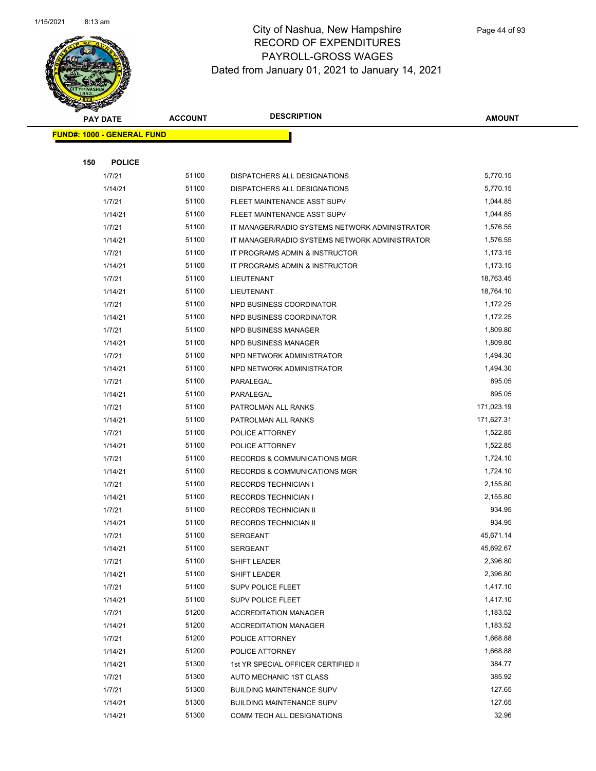# City of Nashua, New Hampshire
## RECORD OF EXPENDITURES
## PAYROLL-GROSS WAGES
### Dated from January 01, 2021 to January 14, 2021

| PAY DATE | ACCOUNT | DESCRIPTION | AMOUNT |
|---|---|---|---|
| **FUND#: 1000 - GENERAL FUND** | | | |
| **150 POLICE** | | | |
| 1/7/21 | 51100 | DISPATCHERS ALL DESIGNATIONS | 5,770.15 |
| 1/14/21 | 51100 | DISPATCHERS ALL DESIGNATIONS | 5,770.15 |
| 1/7/21 | 51100 | FLEET MAINTENANCE ASST SUPV | 1,044.85 |
| 1/14/21 | 51100 | FLEET MAINTENANCE ASST SUPV | 1,044.85 |
| 1/7/21 | 51100 | IT MANAGER/RADIO SYSTEMS NETWORK ADMINISTRATOR | 1,576.55 |
| 1/14/21 | 51100 | IT MANAGER/RADIO SYSTEMS NETWORK ADMINISTRATOR | 1,576.55 |
| 1/7/21 | 51100 | IT PROGRAMS ADMIN & INSTRUCTOR | 1,173.15 |
| 1/14/21 | 51100 | IT PROGRAMS ADMIN & INSTRUCTOR | 1,173.15 |
| 1/7/21 | 51100 | LIEUTENANT | 18,763.45 |
| 1/14/21 | 51100 | LIEUTENANT | 18,764.10 |
| 1/7/21 | 51100 | NPD BUSINESS COORDINATOR | 1,172.25 |
| 1/14/21 | 51100 | NPD BUSINESS COORDINATOR | 1,172.25 |
| 1/7/21 | 51100 | NPD BUSINESS MANAGER | 1,809.80 |
| 1/14/21 | 51100 | NPD BUSINESS MANAGER | 1,809.80 |
| 1/7/21 | 51100 | NPD NETWORK ADMINISTRATOR | 1,494.30 |
| 1/14/21 | 51100 | NPD NETWORK ADMINISTRATOR | 1,494.30 |
| 1/7/21 | 51100 | PARALEGAL | 895.05 |
| 1/14/21 | 51100 | PARALEGAL | 895.05 |
| 1/7/21 | 51100 | PATROLMAN ALL RANKS | 171,023.19 |
| 1/14/21 | 51100 | PATROLMAN ALL RANKS | 171,627.31 |
| 1/7/21 | 51100 | POLICE ATTORNEY | 1,522.85 |
| 1/14/21 | 51100 | POLICE ATTORNEY | 1,522.85 |
| 1/7/21 | 51100 | RECORDS & COMMUNICATIONS MGR | 1,724.10 |
| 1/14/21 | 51100 | RECORDS & COMMUNICATIONS MGR | 1,724.10 |
| 1/7/21 | 51100 | RECORDS TECHNICIAN I | 2,155.80 |
| 1/14/21 | 51100 | RECORDS TECHNICIAN I | 2,155.80 |
| 1/7/21 | 51100 | RECORDS TECHNICIAN II | 934.95 |
| 1/14/21 | 51100 | RECORDS TECHNICIAN II | 934.95 |
| 1/7/21 | 51100 | SERGEANT | 45,671.14 |
| 1/14/21 | 51100 | SERGEANT | 45,692.67 |
| 1/7/21 | 51100 | SHIFT LEADER | 2,396.80 |
| 1/14/21 | 51100 | SHIFT LEADER | 2,396.80 |
| 1/7/21 | 51100 | SUPV POLICE FLEET | 1,417.10 |
| 1/14/21 | 51100 | SUPV POLICE FLEET | 1,417.10 |
| 1/7/21 | 51200 | ACCREDITATION MANAGER | 1,183.52 |
| 1/14/21 | 51200 | ACCREDITATION MANAGER | 1,183.52 |
| 1/7/21 | 51200 | POLICE ATTORNEY | 1,668.88 |
| 1/14/21 | 51200 | POLICE ATTORNEY | 1,668.88 |
| 1/14/21 | 51300 | 1st YR SPECIAL OFFICER CERTIFIED II | 384.77 |
| 1/7/21 | 51300 | AUTO MECHANIC 1ST CLASS | 385.92 |
| 1/7/21 | 51300 | BUILDING MAINTENANCE SUPV | 127.65 |
| 1/14/21 | 51300 | BUILDING MAINTENANCE SUPV | 127.65 |
| 1/14/21 | 51300 | COMM TECH ALL DESIGNATIONS | 32.96 |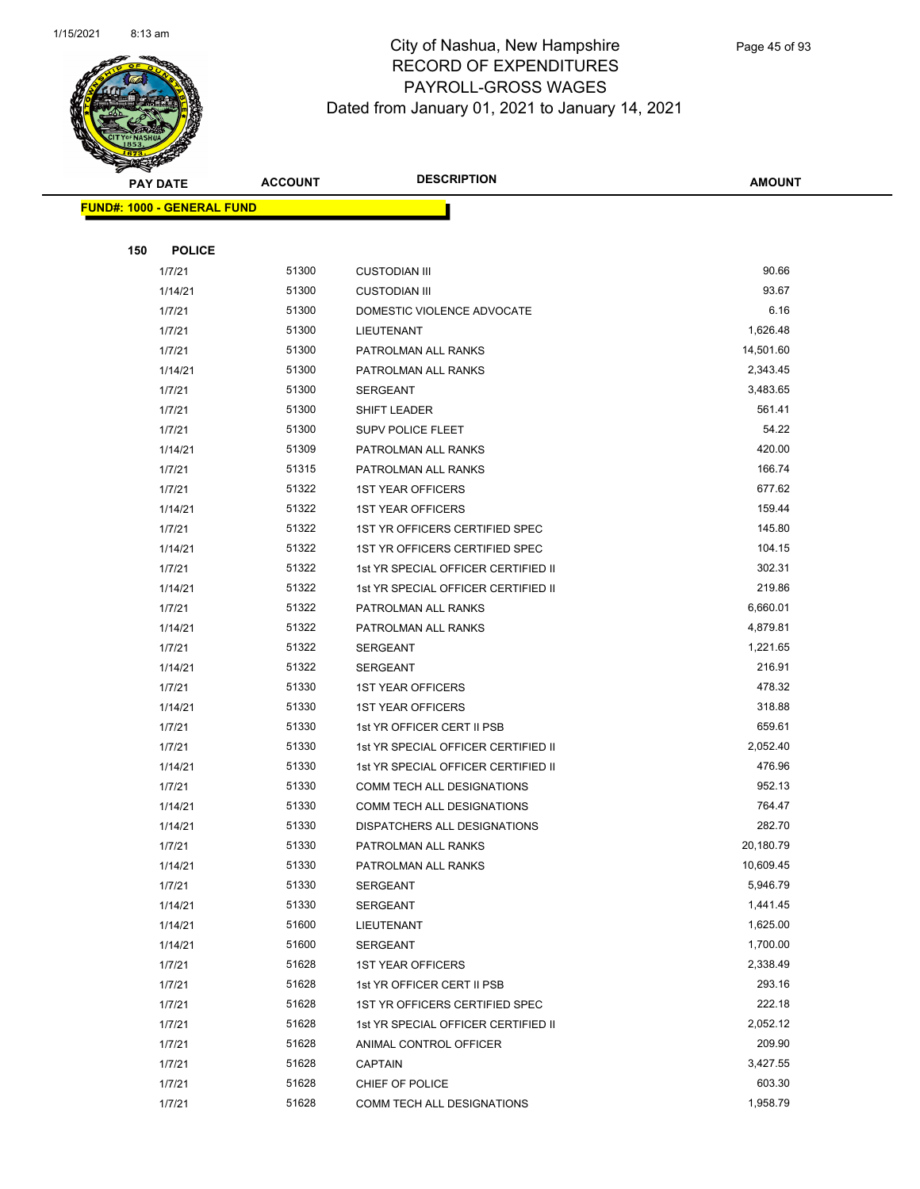# City of Nashua, New Hampshire
## RECORD OF EXPENDITURES
## PAYROLL-GROSS WAGES
## Dated from January 01, 2021 to January 14, 2021

**FUND#: 1000 - GENERAL FUND**

**150 POLICE**

| PAY DATE | ACCOUNT | DESCRIPTION | AMOUNT |
|---|---|---|---|
| 1/7/21 | 51300 | CUSTODIAN III | 90.66 |
| 1/14/21 | 51300 | CUSTODIAN III | 93.67 |
| 1/7/21 | 51300 | DOMESTIC VIOLENCE ADVOCATE | 6.16 |
| 1/7/21 | 51300 | LIEUTENANT | 1,626.48 |
| 1/7/21 | 51300 | PATROLMAN ALL RANKS | 14,501.60 |
| 1/14/21 | 51300 | PATROLMAN ALL RANKS | 2,343.45 |
| 1/7/21 | 51300 | SERGEANT | 3,483.65 |
| 1/7/21 | 51300 | SHIFT LEADER | 561.41 |
| 1/7/21 | 51300 | SUPV POLICE FLEET | 54.22 |
| 1/14/21 | 51309 | PATROLMAN ALL RANKS | 420.00 |
| 1/7/21 | 51315 | PATROLMAN ALL RANKS | 166.74 |
| 1/7/21 | 51322 | 1ST YEAR OFFICERS | 677.62 |
| 1/14/21 | 51322 | 1ST YEAR OFFICERS | 159.44 |
| 1/7/21 | 51322 | 1ST YR OFFICERS CERTIFIED SPEC | 145.80 |
| 1/14/21 | 51322 | 1ST YR OFFICERS CERTIFIED SPEC | 104.15 |
| 1/7/21 | 51322 | 1st YR SPECIAL OFFICER CERTIFIED II | 302.31 |
| 1/14/21 | 51322 | 1st YR SPECIAL OFFICER CERTIFIED II | 219.86 |
| 1/7/21 | 51322 | PATROLMAN ALL RANKS | 6,660.01 |
| 1/14/21 | 51322 | PATROLMAN ALL RANKS | 4,879.81 |
| 1/7/21 | 51322 | SERGEANT | 1,221.65 |
| 1/14/21 | 51322 | SERGEANT | 216.91 |
| 1/7/21 | 51330 | 1ST YEAR OFFICERS | 478.32 |
| 1/14/21 | 51330 | 1ST YEAR OFFICERS | 318.88 |
| 1/7/21 | 51330 | 1st YR OFFICER CERT II PSB | 659.61 |
| 1/7/21 | 51330 | 1st YR SPECIAL OFFICER CERTIFIED II | 2,052.40 |
| 1/14/21 | 51330 | 1st YR SPECIAL OFFICER CERTIFIED II | 476.96 |
| 1/7/21 | 51330 | COMM TECH ALL DESIGNATIONS | 952.13 |
| 1/14/21 | 51330 | COMM TECH ALL DESIGNATIONS | 764.47 |
| 1/14/21 | 51330 | DISPATCHERS ALL DESIGNATIONS | 282.70 |
| 1/7/21 | 51330 | PATROLMAN ALL RANKS | 20,180.79 |
| 1/14/21 | 51330 | PATROLMAN ALL RANKS | 10,609.45 |
| 1/7/21 | 51330 | SERGEANT | 5,946.79 |
| 1/14/21 | 51330 | SERGEANT | 1,441.45 |
| 1/14/21 | 51600 | LIEUTENANT | 1,625.00 |
| 1/14/21 | 51600 | SERGEANT | 1,700.00 |
| 1/7/21 | 51628 | 1ST YEAR OFFICERS | 2,338.49 |
| 1/7/21 | 51628 | 1st YR OFFICER CERT II PSB | 293.16 |
| 1/7/21 | 51628 | 1ST YR OFFICERS CERTIFIED SPEC | 222.18 |
| 1/7/21 | 51628 | 1st YR SPECIAL OFFICER CERTIFIED II | 2,052.12 |
| 1/7/21 | 51628 | ANIMAL CONTROL OFFICER | 209.90 |
| 1/7/21 | 51628 | CAPTAIN | 3,427.55 |
| 1/7/21 | 51628 | CHIEF OF POLICE | 603.30 |
| 1/7/21 | 51628 | COMM TECH ALL DESIGNATIONS | 1,958.79 |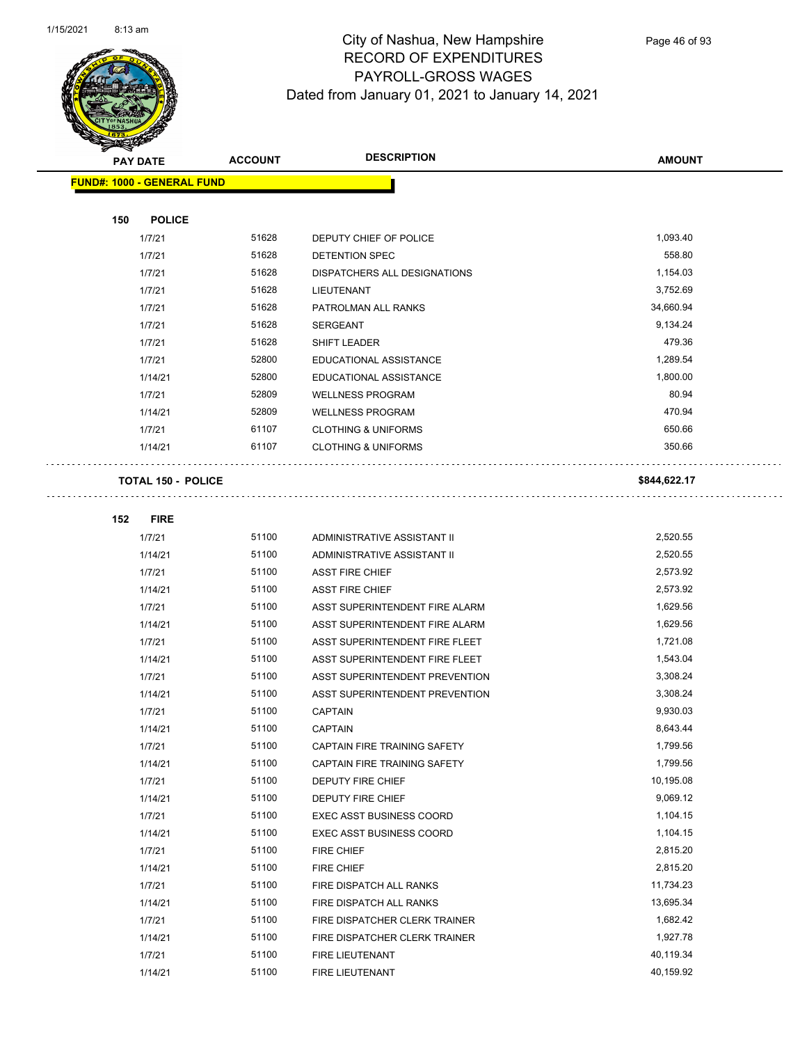# City of Nashua, New Hampshire
## RECORD OF EXPENDITURES
## PAYROLL-GROSS WAGES
### Dated from January 01, 2021 to January 14, 2021

| PAY DATE | ACCOUNT | DESCRIPTION | AMOUNT |
|---|---|---|---|
| **FUND#: 1000 - GENERAL FUND** | | | |
| **150 POLICE** | | | |
| 1/7/21 | 51628 | DEPUTY CHIEF OF POLICE | 1,093.40 |
| 1/7/21 | 51628 | DETENTION SPEC | 558.80 |
| 1/7/21 | 51628 | DISPATCHERS ALL DESIGNATIONS | 1,154.03 |
| 1/7/21 | 51628 | LIEUTENANT | 3,752.69 |
| 1/7/21 | 51628 | PATROLMAN ALL RANKS | 34,660.94 |
| 1/7/21 | 51628 | SERGEANT | 9,134.24 |
| 1/7/21 | 51628 | SHIFT LEADER | 479.36 |
| 1/7/21 | 52800 | EDUCATIONAL ASSISTANCE | 1,289.54 |
| 1/14/21 | 52800 | EDUCATIONAL ASSISTANCE | 1,800.00 |
| 1/7/21 | 52809 | WELLNESS PROGRAM | 80.94 |
| 1/14/21 | 52809 | WELLNESS PROGRAM | 470.94 |
| 1/7/21 | 61107 | CLOTHING & UNIFORMS | 650.66 |
| 1/14/21 | 61107 | CLOTHING & UNIFORMS | 350.66 |
| **TOTAL 150 - POLICE** | | | **$844,622.17** |
| **152 FIRE** | | | |
| 1/7/21 | 51100 | ADMINISTRATIVE ASSISTANT II | 2,520.55 |
| 1/14/21 | 51100 | ADMINISTRATIVE ASSISTANT II | 2,520.55 |
| 1/7/21 | 51100 | ASST FIRE CHIEF | 2,573.92 |
| 1/14/21 | 51100 | ASST FIRE CHIEF | 2,573.92 |
| 1/7/21 | 51100 | ASST SUPERINTENDENT FIRE ALARM | 1,629.56 |
| 1/14/21 | 51100 | ASST SUPERINTENDENT FIRE ALARM | 1,629.56 |
| 1/7/21 | 51100 | ASST SUPERINTENDENT FIRE FLEET | 1,721.08 |
| 1/14/21 | 51100 | ASST SUPERINTENDENT FIRE FLEET | 1,543.04 |
| 1/7/21 | 51100 | ASST SUPERINTENDENT PREVENTION | 3,308.24 |
| 1/14/21 | 51100 | ASST SUPERINTENDENT PREVENTION | 3,308.24 |
| 1/7/21 | 51100 | CAPTAIN | 9,930.03 |
| 1/14/21 | 51100 | CAPTAIN | 8,643.44 |
| 1/7/21 | 51100 | CAPTAIN FIRE TRAINING SAFETY | 1,799.56 |
| 1/14/21 | 51100 | CAPTAIN FIRE TRAINING SAFETY | 1,799.56 |
| 1/7/21 | 51100 | DEPUTY FIRE CHIEF | 10,195.08 |
| 1/14/21 | 51100 | DEPUTY FIRE CHIEF | 9,069.12 |
| 1/7/21 | 51100 | EXEC ASST BUSINESS COORD | 1,104.15 |
| 1/14/21 | 51100 | EXEC ASST BUSINESS COORD | 1,104.15 |
| 1/7/21 | 51100 | FIRE CHIEF | 2,815.20 |
| 1/14/21 | 51100 | FIRE CHIEF | 2,815.20 |
| 1/7/21 | 51100 | FIRE DISPATCH ALL RANKS | 11,734.23 |
| 1/14/21 | 51100 | FIRE DISPATCH ALL RANKS | 13,695.34 |
| 1/7/21 | 51100 | FIRE DISPATCHER CLERK TRAINER | 1,682.42 |
| 1/14/21 | 51100 | FIRE DISPATCHER CLERK TRAINER | 1,927.78 |
| 1/7/21 | 51100 | FIRE LIEUTENANT | 40,119.34 |
| 1/14/21 | 51100 | FIRE LIEUTENANT | 40,159.92 |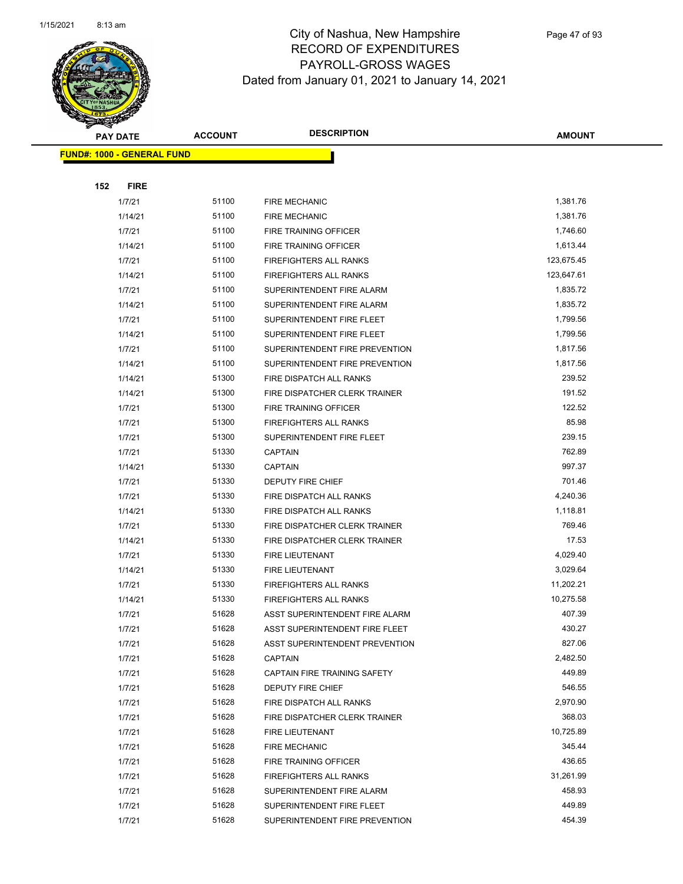# City of Nashua, New Hampshire
## RECORD OF EXPENDITURES
## PAYROLL-GROSS WAGES
## Dated from January 01, 2021 to January 14, 2021

| PAY DATE | ACCOUNT | DESCRIPTION | AMOUNT |
|---|---|---|---|
| **FUND#: 1000 - GENERAL FUND** | | | |
| **152 FIRE** | | | |
| 1/7/21 | 51100 | FIRE MECHANIC | 1,381.76 |
| 1/14/21 | 51100 | FIRE MECHANIC | 1,381.76 |
| 1/7/21 | 51100 | FIRE TRAINING OFFICER | 1,746.60 |
| 1/14/21 | 51100 | FIRE TRAINING OFFICER | 1,613.44 |
| 1/7/21 | 51100 | FIREFIGHTERS ALL RANKS | 123,675.45 |
| 1/14/21 | 51100 | FIREFIGHTERS ALL RANKS | 123,647.61 |
| 1/7/21 | 51100 | SUPERINTENDENT FIRE ALARM | 1,835.72 |
| 1/14/21 | 51100 | SUPERINTENDENT FIRE ALARM | 1,835.72 |
| 1/7/21 | 51100 | SUPERINTENDENT FIRE FLEET | 1,799.56 |
| 1/14/21 | 51100 | SUPERINTENDENT FIRE FLEET | 1,799.56 |
| 1/7/21 | 51100 | SUPERINTENDENT FIRE PREVENTION | 1,817.56 |
| 1/14/21 | 51100 | SUPERINTENDENT FIRE PREVENTION | 1,817.56 |
| 1/14/21 | 51300 | FIRE DISPATCH ALL RANKS | 239.52 |
| 1/14/21 | 51300 | FIRE DISPATCHER CLERK TRAINER | 191.52 |
| 1/7/21 | 51300 | FIRE TRAINING OFFICER | 122.52 |
| 1/7/21 | 51300 | FIREFIGHTERS ALL RANKS | 85.98 |
| 1/7/21 | 51300 | SUPERINTENDENT FIRE FLEET | 239.15 |
| 1/7/21 | 51330 | CAPTAIN | 762.89 |
| 1/14/21 | 51330 | CAPTAIN | 997.37 |
| 1/7/21 | 51330 | DEPUTY FIRE CHIEF | 701.46 |
| 1/7/21 | 51330 | FIRE DISPATCH ALL RANKS | 4,240.36 |
| 1/14/21 | 51330 | FIRE DISPATCH ALL RANKS | 1,118.81 |
| 1/7/21 | 51330 | FIRE DISPATCHER CLERK TRAINER | 769.46 |
| 1/14/21 | 51330 | FIRE DISPATCHER CLERK TRAINER | 17.53 |
| 1/7/21 | 51330 | FIRE LIEUTENANT | 4,029.40 |
| 1/14/21 | 51330 | FIRE LIEUTENANT | 3,029.64 |
| 1/7/21 | 51330 | FIREFIGHTERS ALL RANKS | 11,202.21 |
| 1/14/21 | 51330 | FIREFIGHTERS ALL RANKS | 10,275.58 |
| 1/7/21 | 51628 | ASST SUPERINTENDENT FIRE ALARM | 407.39 |
| 1/7/21 | 51628 | ASST SUPERINTENDENT FIRE FLEET | 430.27 |
| 1/7/21 | 51628 | ASST SUPERINTENDENT PREVENTION | 827.06 |
| 1/7/21 | 51628 | CAPTAIN | 2,482.50 |
| 1/7/21 | 51628 | CAPTAIN FIRE TRAINING SAFETY | 449.89 |
| 1/7/21 | 51628 | DEPUTY FIRE CHIEF | 546.55 |
| 1/7/21 | 51628 | FIRE DISPATCH ALL RANKS | 2,970.90 |
| 1/7/21 | 51628 | FIRE DISPATCHER CLERK TRAINER | 368.03 |
| 1/7/21 | 51628 | FIRE LIEUTENANT | 10,725.89 |
| 1/7/21 | 51628 | FIRE MECHANIC | 345.44 |
| 1/7/21 | 51628 | FIRE TRAINING OFFICER | 436.65 |
| 1/7/21 | 51628 | FIREFIGHTERS ALL RANKS | 31,261.99 |
| 1/7/21 | 51628 | SUPERINTENDENT FIRE ALARM | 458.93 |
| 1/7/21 | 51628 | SUPERINTENDENT FIRE FLEET | 449.89 |
| 1/7/21 | 51628 | SUPERINTENDENT FIRE PREVENTION | 454.39 |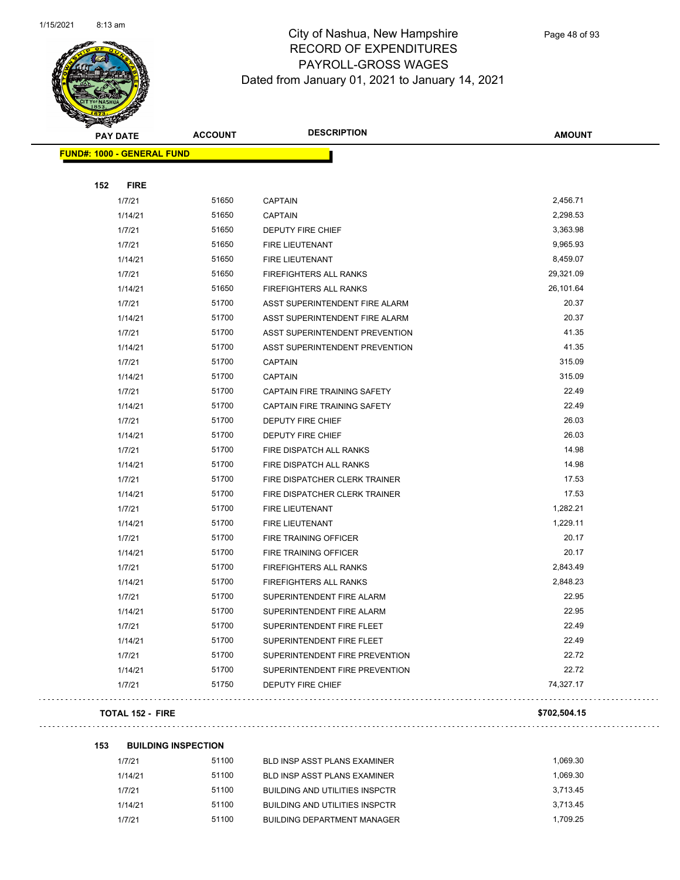# City of Nashua, New Hampshire
## RECORD OF EXPENDITURES
## PAYROLL-GROSS WAGES
Dated from January 01, 2021 to January 14, 2021

| PAY DATE | ACCOUNT | DESCRIPTION | AMOUNT |
|---|---|---|---|
| **FUND#: 1000 - GENERAL FUND** | | | |
| **152 FIRE** | | | |
| 1/7/21 | 51650 | CAPTAIN | 2,456.71 |
| 1/14/21 | 51650 | CAPTAIN | 2,298.53 |
| 1/7/21 | 51650 | DEPUTY FIRE CHIEF | 3,363.98 |
| 1/7/21 | 51650 | FIRE LIEUTENANT | 9,965.93 |
| 1/14/21 | 51650 | FIRE LIEUTENANT | 8,459.07 |
| 1/7/21 | 51650 | FIREFIGHTERS ALL RANKS | 29,321.09 |
| 1/14/21 | 51650 | FIREFIGHTERS ALL RANKS | 26,101.64 |
| 1/7/21 | 51700 | ASST SUPERINTENDENT FIRE ALARM | 20.37 |
| 1/14/21 | 51700 | ASST SUPERINTENDENT FIRE ALARM | 20.37 |
| 1/7/21 | 51700 | ASST SUPERINTENDENT PREVENTION | 41.35 |
| 1/14/21 | 51700 | ASST SUPERINTENDENT PREVENTION | 41.35 |
| 1/7/21 | 51700 | CAPTAIN | 315.09 |
| 1/14/21 | 51700 | CAPTAIN | 315.09 |
| 1/7/21 | 51700 | CAPTAIN FIRE TRAINING SAFETY | 22.49 |
| 1/14/21 | 51700 | CAPTAIN FIRE TRAINING SAFETY | 22.49 |
| 1/7/21 | 51700 | DEPUTY FIRE CHIEF | 26.03 |
| 1/14/21 | 51700 | DEPUTY FIRE CHIEF | 26.03 |
| 1/7/21 | 51700 | FIRE DISPATCH ALL RANKS | 14.98 |
| 1/14/21 | 51700 | FIRE DISPATCH ALL RANKS | 14.98 |
| 1/7/21 | 51700 | FIRE DISPATCHER CLERK TRAINER | 17.53 |
| 1/14/21 | 51700 | FIRE DISPATCHER CLERK TRAINER | 17.53 |
| 1/7/21 | 51700 | FIRE LIEUTENANT | 1,282.21 |
| 1/14/21 | 51700 | FIRE LIEUTENANT | 1,229.11 |
| 1/7/21 | 51700 | FIRE TRAINING OFFICER | 20.17 |
| 1/14/21 | 51700 | FIRE TRAINING OFFICER | 20.17 |
| 1/7/21 | 51700 | FIREFIGHTERS ALL RANKS | 2,843.49 |
| 1/14/21 | 51700 | FIREFIGHTERS ALL RANKS | 2,848.23 |
| 1/7/21 | 51700 | SUPERINTENDENT FIRE ALARM | 22.95 |
| 1/14/21 | 51700 | SUPERINTENDENT FIRE ALARM | 22.95 |
| 1/7/21 | 51700 | SUPERINTENDENT FIRE FLEET | 22.49 |
| 1/14/21 | 51700 | SUPERINTENDENT FIRE FLEET | 22.49 |
| 1/7/21 | 51700 | SUPERINTENDENT FIRE PREVENTION | 22.72 |
| 1/14/21 | 51700 | SUPERINTENDENT FIRE PREVENTION | 22.72 |
| 1/7/21 | 51750 | DEPUTY FIRE CHIEF | 74,327.17 |
| **TOTAL 152 - FIRE** | | | **$702,504.15** |
| **153 BUILDING INSPECTION** | | | |
| 1/7/21 | 51100 | BLD INSP ASST PLANS EXAMINER | 1,069.30 |
| 1/14/21 | 51100 | BLD INSP ASST PLANS EXAMINER | 1,069.30 |
| 1/7/21 | 51100 | BUILDING AND UTILITIES INSPCTR | 3,713.45 |
| 1/14/21 | 51100 | BUILDING AND UTILITIES INSPCTR | 3,713.45 |
| 1/7/21 | 51100 | BUILDING DEPARTMENT MANAGER | 1,709.25 |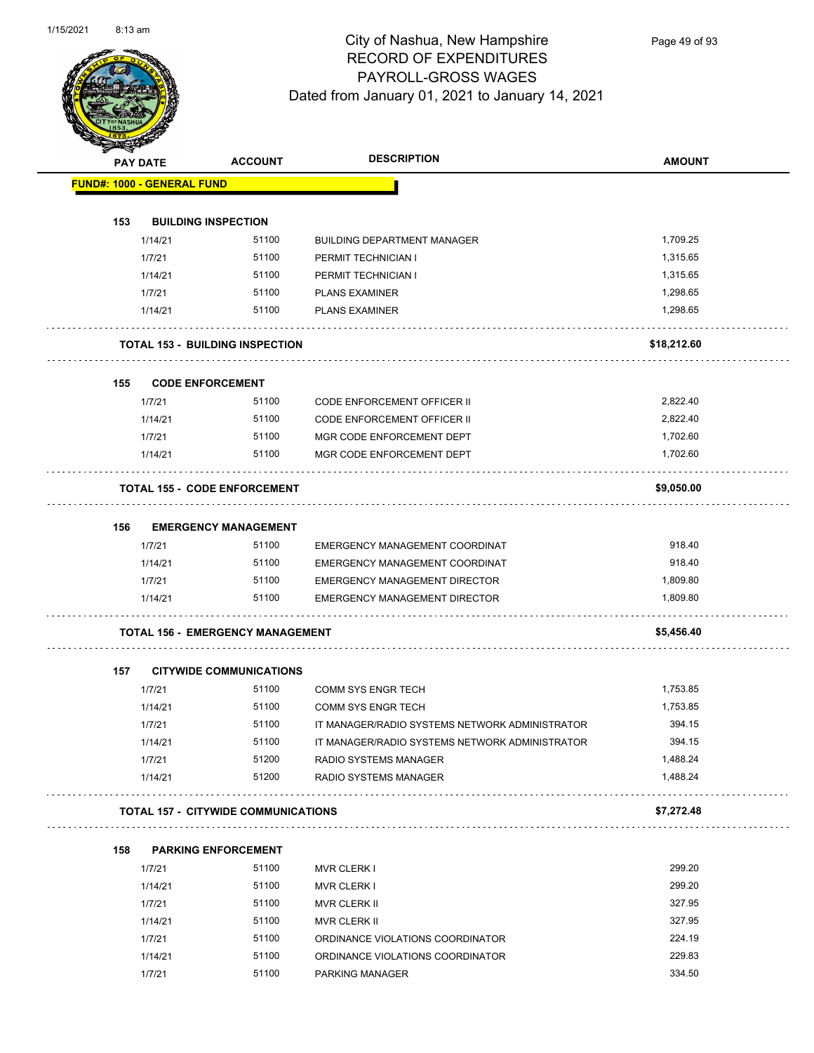# City of Nashua, New Hampshire
## RECORD OF EXPENDITURES
## PAYROLL-GROSS WAGES
### Dated from January 01, 2021 to January 14, 2021

| PAY DATE | ACCOUNT | DESCRIPTION | AMOUNT |
|---|---|---|---|
| **FUND#: 1000 - GENERAL FUND** | | | |
| **153 BUILDING INSPECTION** | | | |
| 1/14/21 | 51100 | BUILDING DEPARTMENT MANAGER | 1,709.25 |
| 1/7/21 | 51100 | PERMIT TECHNICIAN I | 1,315.65 |
| 1/14/21 | 51100 | PERMIT TECHNICIAN I | 1,315.65 |
| 1/7/21 | 51100 | PLANS EXAMINER | 1,298.65 |
| 1/14/21 | 51100 | PLANS EXAMINER | 1,298.65 |
| **TOTAL 153 - BUILDING INSPECTION** | | | **$18,212.60** |
| **155 CODE ENFORCEMENT** | | | |
| 1/7/21 | 51100 | CODE ENFORCEMENT OFFICER II | 2,822.40 |
| 1/14/21 | 51100 | CODE ENFORCEMENT OFFICER II | 2,822.40 |
| 1/7/21 | 51100 | MGR CODE ENFORCEMENT DEPT | 1,702.60 |
| 1/14/21 | 51100 | MGR CODE ENFORCEMENT DEPT | 1,702.60 |
| **TOTAL 155 - CODE ENFORCEMENT** | | | **$9,050.00** |
| **156 EMERGENCY MANAGEMENT** | | | |
| 1/7/21 | 51100 | EMERGENCY MANAGEMENT COORDINAT | 918.40 |
| 1/14/21 | 51100 | EMERGENCY MANAGEMENT COORDINAT | 918.40 |
| 1/7/21 | 51100 | EMERGENCY MANAGEMENT DIRECTOR | 1,809.80 |
| 1/14/21 | 51100 | EMERGENCY MANAGEMENT DIRECTOR | 1,809.80 |
| **TOTAL 156 - EMERGENCY MANAGEMENT** | | | **$5,456.40** |
| **157 CITYWIDE COMMUNICATIONS** | | | |
| 1/7/21 | 51100 | COMM SYS ENGR TECH | 1,753.85 |
| 1/14/21 | 51100 | COMM SYS ENGR TECH | 1,753.85 |
| 1/7/21 | 51100 | IT MANAGER/RADIO SYSTEMS NETWORK ADMINISTRATOR | 394.15 |
| 1/14/21 | 51100 | IT MANAGER/RADIO SYSTEMS NETWORK ADMINISTRATOR | 394.15 |
| 1/7/21 | 51200 | RADIO SYSTEMS MANAGER | 1,488.24 |
| 1/14/21 | 51200 | RADIO SYSTEMS MANAGER | 1,488.24 |
| **TOTAL 157 - CITYWIDE COMMUNICATIONS** | | | **$7,272.48** |
| **158 PARKING ENFORCEMENT** | | | |
| 1/7/21 | 51100 | MVR CLERK I | 299.20 |
| 1/14/21 | 51100 | MVR CLERK I | 299.20 |
| 1/7/21 | 51100 | MVR CLERK II | 327.95 |
| 1/14/21 | 51100 | MVR CLERK II | 327.95 |
| 1/7/21 | 51100 | ORDINANCE VIOLATIONS COORDINATOR | 224.19 |
| 1/14/21 | 51100 | ORDINANCE VIOLATIONS COORDINATOR | 229.83 |
| 1/7/21 | 51100 | PARKING MANAGER | 334.50 |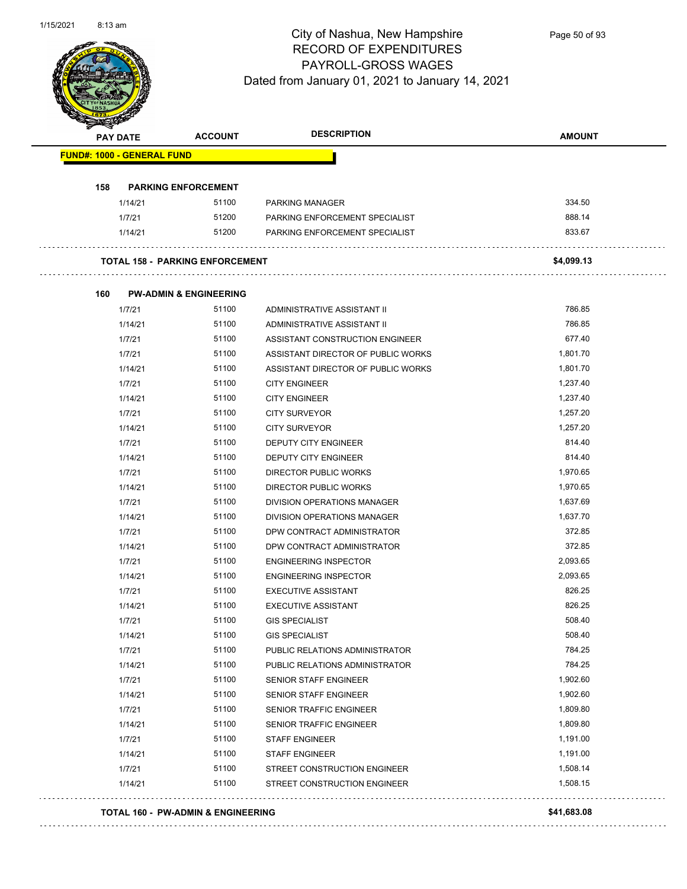# City of Nashua, New Hampshire
## RECORD OF EXPENDITURES
## PAYROLL-GROSS WAGES
## Dated from January 01, 2021 to January 14, 2021

| PAY DATE | ACCOUNT | DESCRIPTION | AMOUNT |
|---|---|---|---|
| **FUND#: 1000 - GENERAL FUND** | | | |
| **158 PARKING ENFORCEMENT** | | | |
| 1/14/21 | 51100 | PARKING MANAGER | 334.50 |
| 1/7/21 | 51200 | PARKING ENFORCEMENT SPECIALIST | 888.14 |
| 1/14/21 | 51200 | PARKING ENFORCEMENT SPECIALIST | 833.67 |
| **TOTAL 158 - PARKING ENFORCEMENT** | | | **$4,099.13** |
| **160 PW-ADMIN & ENGINEERING** | | | |
| 1/7/21 | 51100 | ADMINISTRATIVE ASSISTANT II | 786.85 |
| 1/14/21 | 51100 | ADMINISTRATIVE ASSISTANT II | 786.85 |
| 1/7/21 | 51100 | ASSISTANT CONSTRUCTION ENGINEER | 677.40 |
| 1/7/21 | 51100 | ASSISTANT DIRECTOR OF PUBLIC WORKS | 1,801.70 |
| 1/14/21 | 51100 | ASSISTANT DIRECTOR OF PUBLIC WORKS | 1,801.70 |
| 1/7/21 | 51100 | CITY ENGINEER | 1,237.40 |
| 1/14/21 | 51100 | CITY ENGINEER | 1,237.40 |
| 1/7/21 | 51100 | CITY SURVEYOR | 1,257.20 |
| 1/14/21 | 51100 | CITY SURVEYOR | 1,257.20 |
| 1/7/21 | 51100 | DEPUTY CITY ENGINEER | 814.40 |
| 1/14/21 | 51100 | DEPUTY CITY ENGINEER | 814.40 |
| 1/7/21 | 51100 | DIRECTOR PUBLIC WORKS | 1,970.65 |
| 1/14/21 | 51100 | DIRECTOR PUBLIC WORKS | 1,970.65 |
| 1/7/21 | 51100 | DIVISION OPERATIONS MANAGER | 1,637.69 |
| 1/14/21 | 51100 | DIVISION OPERATIONS MANAGER | 1,637.70 |
| 1/7/21 | 51100 | DPW CONTRACT ADMINISTRATOR | 372.85 |
| 1/14/21 | 51100 | DPW CONTRACT ADMINISTRATOR | 372.85 |
| 1/7/21 | 51100 | ENGINEERING INSPECTOR | 2,093.65 |
| 1/14/21 | 51100 | ENGINEERING INSPECTOR | 2,093.65 |
| 1/7/21 | 51100 | EXECUTIVE ASSISTANT | 826.25 |
| 1/14/21 | 51100 | EXECUTIVE ASSISTANT | 826.25 |
| 1/7/21 | 51100 | GIS SPECIALIST | 508.40 |
| 1/14/21 | 51100 | GIS SPECIALIST | 508.40 |
| 1/7/21 | 51100 | PUBLIC RELATIONS ADMINISTRATOR | 784.25 |
| 1/14/21 | 51100 | PUBLIC RELATIONS ADMINISTRATOR | 784.25 |
| 1/7/21 | 51100 | SENIOR STAFF ENGINEER | 1,902.60 |
| 1/14/21 | 51100 | SENIOR STAFF ENGINEER | 1,902.60 |
| 1/7/21 | 51100 | SENIOR TRAFFIC ENGINEER | 1,809.80 |
| 1/14/21 | 51100 | SENIOR TRAFFIC ENGINEER | 1,809.80 |
| 1/7/21 | 51100 | STAFF ENGINEER | 1,191.00 |
| 1/14/21 | 51100 | STAFF ENGINEER | 1,191.00 |
| 1/7/21 | 51100 | STREET CONSTRUCTION ENGINEER | 1,508.14 |
| 1/14/21 | 51100 | STREET CONSTRUCTION ENGINEER | 1,508.15 |
| **TOTAL 160 - PW-ADMIN & ENGINEERING** | | | **$41,683.08** |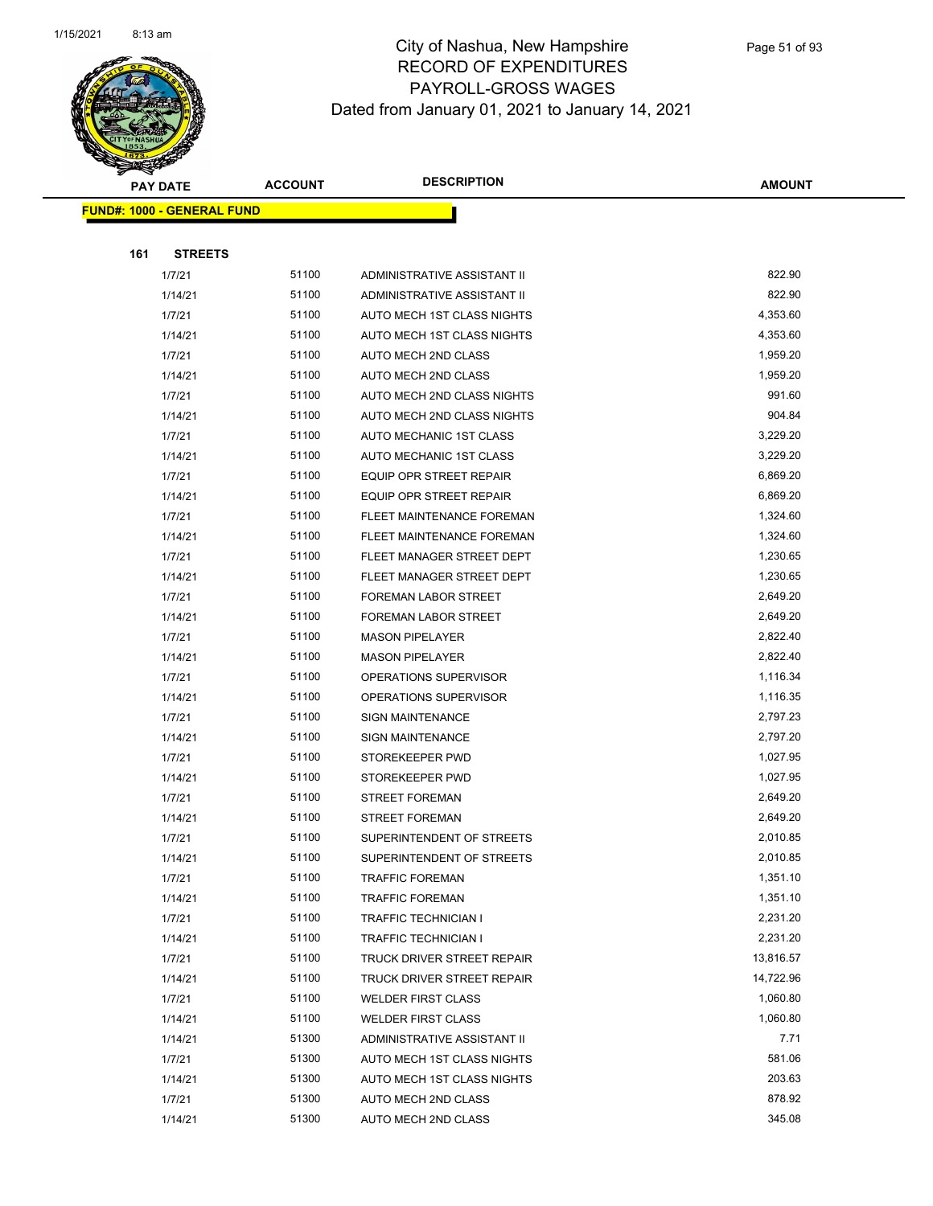# City of Nashua, New Hampshire
# RECORD OF EXPENDITURES
# PAYROLL-GROSS WAGES
Dated from January 01, 2021 to January 14, 2021

| PAY DATE | ACCOUNT | DESCRIPTION | AMOUNT |
|---|---|---|---|
| **FUND#: 1000 - GENERAL FUND** | | | |
| **161 STREETS** | | | |
| 1/7/21 | 51100 | ADMINISTRATIVE ASSISTANT II | 822.90 |
| 1/14/21 | 51100 | ADMINISTRATIVE ASSISTANT II | 822.90 |
| 1/7/21 | 51100 | AUTO MECH 1ST CLASS NIGHTS | 4,353.60 |
| 1/14/21 | 51100 | AUTO MECH 1ST CLASS NIGHTS | 4,353.60 |
| 1/7/21 | 51100 | AUTO MECH 2ND CLASS | 1,959.20 |
| 1/14/21 | 51100 | AUTO MECH 2ND CLASS | 1,959.20 |
| 1/7/21 | 51100 | AUTO MECH 2ND CLASS NIGHTS | 991.60 |
| 1/14/21 | 51100 | AUTO MECH 2ND CLASS NIGHTS | 904.84 |
| 1/7/21 | 51100 | AUTO MECHANIC 1ST CLASS | 3,229.20 |
| 1/14/21 | 51100 | AUTO MECHANIC 1ST CLASS | 3,229.20 |
| 1/7/21 | 51100 | EQUIP OPR STREET REPAIR | 6,869.20 |
| 1/14/21 | 51100 | EQUIP OPR STREET REPAIR | 6,869.20 |
| 1/7/21 | 51100 | FLEET MAINTENANCE FOREMAN | 1,324.60 |
| 1/14/21 | 51100 | FLEET MAINTENANCE FOREMAN | 1,324.60 |
| 1/7/21 | 51100 | FLEET MANAGER STREET DEPT | 1,230.65 |
| 1/14/21 | 51100 | FLEET MANAGER STREET DEPT | 1,230.65 |
| 1/7/21 | 51100 | FOREMAN LABOR STREET | 2,649.20 |
| 1/14/21 | 51100 | FOREMAN LABOR STREET | 2,649.20 |
| 1/7/21 | 51100 | MASON PIPELAYER | 2,822.40 |
| 1/14/21 | 51100 | MASON PIPELAYER | 2,822.40 |
| 1/7/21 | 51100 | OPERATIONS SUPERVISOR | 1,116.34 |
| 1/14/21 | 51100 | OPERATIONS SUPERVISOR | 1,116.35 |
| 1/7/21 | 51100 | SIGN MAINTENANCE | 2,797.23 |
| 1/14/21 | 51100 | SIGN MAINTENANCE | 2,797.20 |
| 1/7/21 | 51100 | STOREKEEPER PWD | 1,027.95 |
| 1/14/21 | 51100 | STOREKEEPER PWD | 1,027.95 |
| 1/7/21 | 51100 | STREET FOREMAN | 2,649.20 |
| 1/14/21 | 51100 | STREET FOREMAN | 2,649.20 |
| 1/7/21 | 51100 | SUPERINTENDENT OF STREETS | 2,010.85 |
| 1/14/21 | 51100 | SUPERINTENDENT OF STREETS | 2,010.85 |
| 1/7/21 | 51100 | TRAFFIC FOREMAN | 1,351.10 |
| 1/14/21 | 51100 | TRAFFIC FOREMAN | 1,351.10 |
| 1/7/21 | 51100 | TRAFFIC TECHNICIAN I | 2,231.20 |
| 1/14/21 | 51100 | TRAFFIC TECHNICIAN I | 2,231.20 |
| 1/7/21 | 51100 | TRUCK DRIVER STREET REPAIR | 13,816.57 |
| 1/14/21 | 51100 | TRUCK DRIVER STREET REPAIR | 14,722.96 |
| 1/7/21 | 51100 | WELDER FIRST CLASS | 1,060.80 |
| 1/14/21 | 51100 | WELDER FIRST CLASS | 1,060.80 |
| 1/14/21 | 51300 | ADMINISTRATIVE ASSISTANT II | 7.71 |
| 1/7/21 | 51300 | AUTO MECH 1ST CLASS NIGHTS | 581.06 |
| 1/14/21 | 51300 | AUTO MECH 1ST CLASS NIGHTS | 203.63 |
| 1/7/21 | 51300 | AUTO MECH 2ND CLASS | 878.92 |
| 1/14/21 | 51300 | AUTO MECH 2ND CLASS | 345.08 |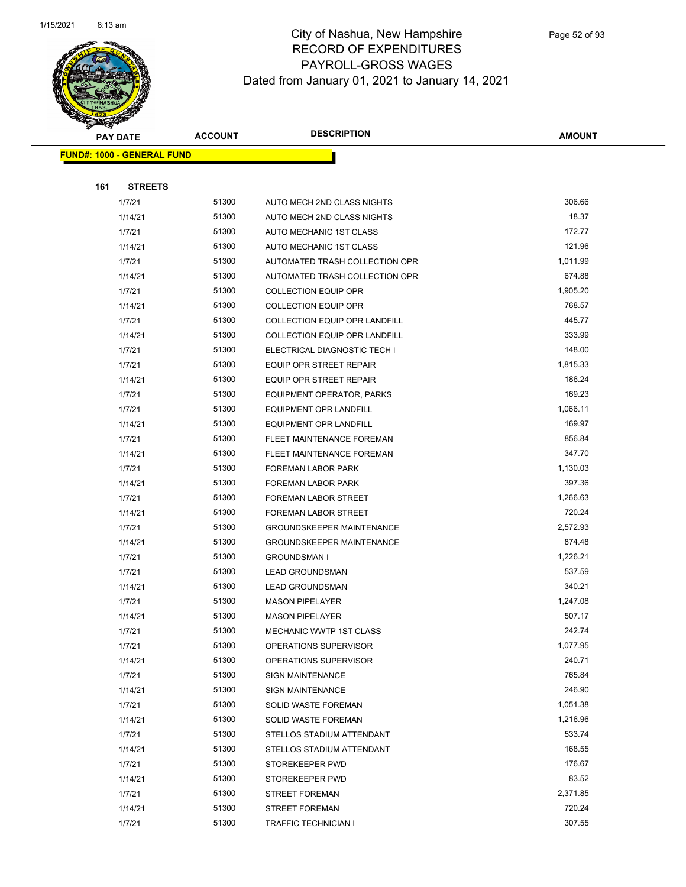# City of Nashua, New Hampshire
# RECORD OF EXPENDITURES
# PAYROLL-GROSS WAGES
# Dated from January 01, 2021 to January 14, 2021

**FUND#: 1000 - GENERAL FUND**

**161 STREETS**

| PAY DATE | ACCOUNT | DESCRIPTION | AMOUNT |
|---|---|---|---|
| 1/7/21 | 51300 | AUTO MECH 2ND CLASS NIGHTS | 306.66 |
| 1/14/21 | 51300 | AUTO MECH 2ND CLASS NIGHTS | 18.37 |
| 1/7/21 | 51300 | AUTO MECHANIC 1ST CLASS | 172.77 |
| 1/14/21 | 51300 | AUTO MECHANIC 1ST CLASS | 121.96 |
| 1/7/21 | 51300 | AUTOMATED TRASH COLLECTION OPR | 1,011.99 |
| 1/14/21 | 51300 | AUTOMATED TRASH COLLECTION OPR | 674.88 |
| 1/7/21 | 51300 | COLLECTION EQUIP OPR | 1,905.20 |
| 1/14/21 | 51300 | COLLECTION EQUIP OPR | 768.57 |
| 1/7/21 | 51300 | COLLECTION EQUIP OPR LANDFILL | 445.77 |
| 1/14/21 | 51300 | COLLECTION EQUIP OPR LANDFILL | 333.99 |
| 1/7/21 | 51300 | ELECTRICAL DIAGNOSTIC TECH I | 148.00 |
| 1/7/21 | 51300 | EQUIP OPR STREET REPAIR | 1,815.33 |
| 1/14/21 | 51300 | EQUIP OPR STREET REPAIR | 186.24 |
| 1/7/21 | 51300 | EQUIPMENT OPERATOR, PARKS | 169.23 |
| 1/7/21 | 51300 | EQUIPMENT OPR LANDFILL | 1,066.11 |
| 1/14/21 | 51300 | EQUIPMENT OPR LANDFILL | 169.97 |
| 1/7/21 | 51300 | FLEET MAINTENANCE FOREMAN | 856.84 |
| 1/14/21 | 51300 | FLEET MAINTENANCE FOREMAN | 347.70 |
| 1/7/21 | 51300 | FOREMAN LABOR PARK | 1,130.03 |
| 1/14/21 | 51300 | FOREMAN LABOR PARK | 397.36 |
| 1/7/21 | 51300 | FOREMAN LABOR STREET | 1,266.63 |
| 1/14/21 | 51300 | FOREMAN LABOR STREET | 720.24 |
| 1/7/21 | 51300 | GROUNDSKEEPER MAINTENANCE | 2,572.93 |
| 1/14/21 | 51300 | GROUNDSKEEPER MAINTENANCE | 874.48 |
| 1/7/21 | 51300 | GROUNDSMAN I | 1,226.21 |
| 1/7/21 | 51300 | LEAD GROUNDSMAN | 537.59 |
| 1/14/21 | 51300 | LEAD GROUNDSMAN | 340.21 |
| 1/7/21 | 51300 | MASON PIPELAYER | 1,247.08 |
| 1/14/21 | 51300 | MASON PIPELAYER | 507.17 |
| 1/7/21 | 51300 | MECHANIC WWTP 1ST CLASS | 242.74 |
| 1/7/21 | 51300 | OPERATIONS SUPERVISOR | 1,077.95 |
| 1/14/21 | 51300 | OPERATIONS SUPERVISOR | 240.71 |
| 1/7/21 | 51300 | SIGN MAINTENANCE | 765.84 |
| 1/14/21 | 51300 | SIGN MAINTENANCE | 246.90 |
| 1/7/21 | 51300 | SOLID WASTE FOREMAN | 1,051.38 |
| 1/14/21 | 51300 | SOLID WASTE FOREMAN | 1,216.96 |
| 1/7/21 | 51300 | STELLOS STADIUM ATTENDANT | 533.74 |
| 1/14/21 | 51300 | STELLOS STADIUM ATTENDANT | 168.55 |
| 1/7/21 | 51300 | STOREKEEPER PWD | 176.67 |
| 1/14/21 | 51300 | STOREKEEPER PWD | 83.52 |
| 1/7/21 | 51300 | STREET FOREMAN | 2,371.85 |
| 1/14/21 | 51300 | STREET FOREMAN | 720.24 |
| 1/7/21 | 51300 | TRAFFIC TECHNICIAN I | 307.55 |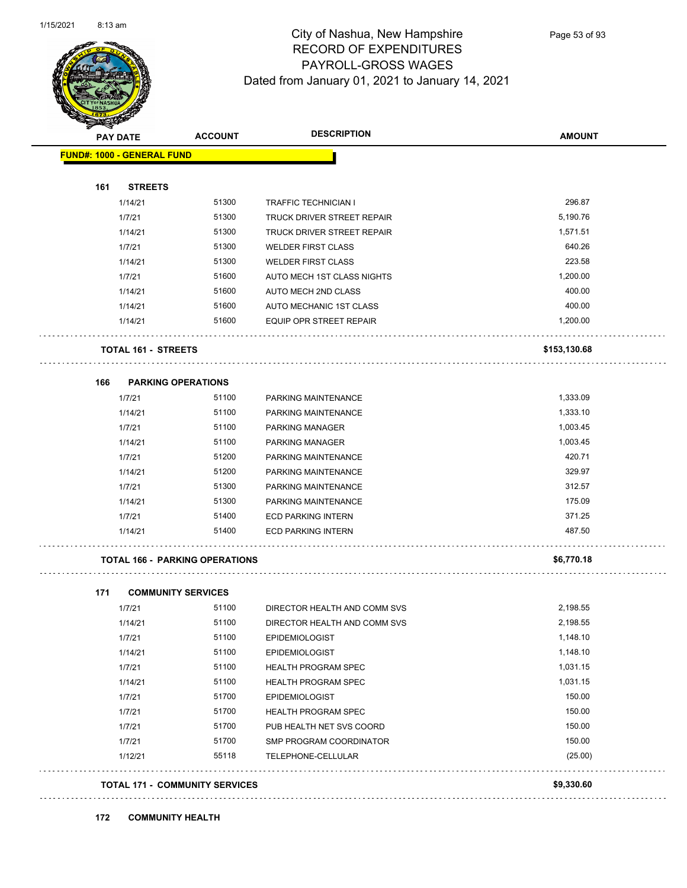# City of Nashua, New Hampshire
## RECORD OF EXPENDITURES
## PAYROLL-GROSS WAGES
### Dated from January 01, 2021 to January 14, 2021

| PAY DATE | ACCOUNT | DESCRIPTION | AMOUNT |
|---|---|---|---|
| **FUND#: 1000 - GENERAL FUND** | | | |
| **161 STREETS** | | | |
| 1/14/21 | 51300 | TRAFFIC TECHNICIAN I | 296.87 |
| 1/7/21 | 51300 | TRUCK DRIVER STREET REPAIR | 5,190.76 |
| 1/14/21 | 51300 | TRUCK DRIVER STREET REPAIR | 1,571.51 |
| 1/7/21 | 51300 | WELDER FIRST CLASS | 640.26 |
| 1/14/21 | 51300 | WELDER FIRST CLASS | 223.58 |
| 1/7/21 | 51600 | AUTO MECH 1ST CLASS NIGHTS | 1,200.00 |
| 1/14/21 | 51600 | AUTO MECH 2ND CLASS | 400.00 |
| 1/14/21 | 51600 | AUTO MECHANIC 1ST CLASS | 400.00 |
| 1/14/21 | 51600 | EQUIP OPR STREET REPAIR | 1,200.00 |
| **TOTAL 161 - STREETS** | | | **$153,130.68** |
| **166 PARKING OPERATIONS** | | | |
| 1/7/21 | 51100 | PARKING MAINTENANCE | 1,333.09 |
| 1/14/21 | 51100 | PARKING MAINTENANCE | 1,333.10 |
| 1/7/21 | 51100 | PARKING MANAGER | 1,003.45 |
| 1/14/21 | 51100 | PARKING MANAGER | 1,003.45 |
| 1/7/21 | 51200 | PARKING MAINTENANCE | 420.71 |
| 1/14/21 | 51200 | PARKING MAINTENANCE | 329.97 |
| 1/7/21 | 51300 | PARKING MAINTENANCE | 312.57 |
| 1/14/21 | 51300 | PARKING MAINTENANCE | 175.09 |
| 1/7/21 | 51400 | ECD PARKING INTERN | 371.25 |
| 1/14/21 | 51400 | ECD PARKING INTERN | 487.50 |
| **TOTAL 166 - PARKING OPERATIONS** | | | **$6,770.18** |
| **171 COMMUNITY SERVICES** | | | |
| 1/7/21 | 51100 | DIRECTOR HEALTH AND COMM SVS | 2,198.55 |
| 1/14/21 | 51100 | DIRECTOR HEALTH AND COMM SVS | 2,198.55 |
| 1/7/21 | 51100 | EPIDEMIOLOGIST | 1,148.10 |
| 1/14/21 | 51100 | EPIDEMIOLOGIST | 1,148.10 |
| 1/7/21 | 51100 | HEALTH PROGRAM SPEC | 1,031.15 |
| 1/14/21 | 51100 | HEALTH PROGRAM SPEC | 1,031.15 |
| 1/7/21 | 51700 | EPIDEMIOLOGIST | 150.00 |
| 1/7/21 | 51700 | HEALTH PROGRAM SPEC | 150.00 |
| 1/7/21 | 51700 | PUB HEALTH NET SVS COORD | 150.00 |
| 1/7/21 | 51700 | SMP PROGRAM COORDINATOR | 150.00 |
| 1/12/21 | 55118 | TELEPHONE-CELLULAR | (25.00) |
| **TOTAL 171 - COMMUNITY SERVICES** | | | **$9,330.60** |
| **172 COMMUNITY HEALTH** | | | |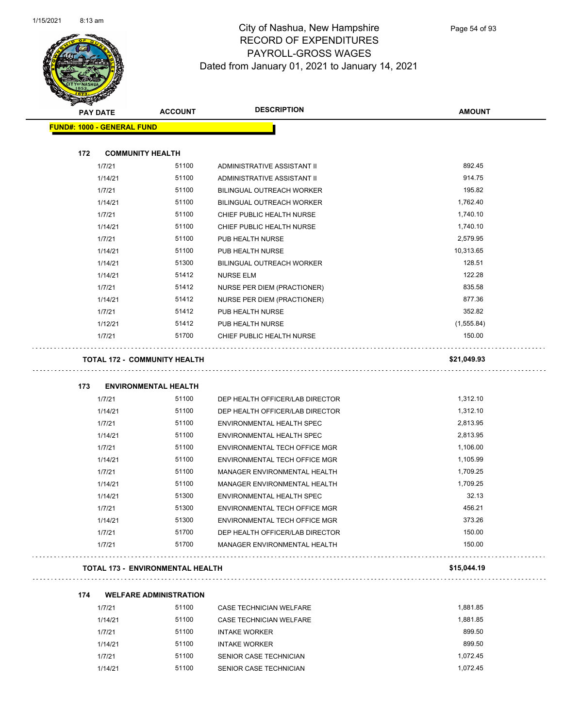# City of Nashua, New Hampshire
## RECORD OF EXPENDITURES
## PAYROLL-GROSS WAGES
### Dated from January 01, 2021 to January 14, 2021

| PAY DATE | ACCOUNT | DESCRIPTION | AMOUNT |
|---|---|---|---|
| **FUND#: 1000 - GENERAL FUND** | | | |
| **172 COMMUNITY HEALTH** | | | |
| 1/7/21 | 51100 | ADMINISTRATIVE ASSISTANT II | 892.45 |
| 1/14/21 | 51100 | ADMINISTRATIVE ASSISTANT II | 914.75 |
| 1/7/21 | 51100 | BILINGUAL OUTREACH WORKER | 195.82 |
| 1/14/21 | 51100 | BILINGUAL OUTREACH WORKER | 1,762.40 |
| 1/7/21 | 51100 | CHIEF PUBLIC HEALTH NURSE | 1,740.10 |
| 1/14/21 | 51100 | CHIEF PUBLIC HEALTH NURSE | 1,740.10 |
| 1/7/21 | 51100 | PUB HEALTH NURSE | 2,579.95 |
| 1/14/21 | 51100 | PUB HEALTH NURSE | 10,313.65 |
| 1/14/21 | 51300 | BILINGUAL OUTREACH WORKER | 128.51 |
| 1/14/21 | 51412 | NURSE ELM | 122.28 |
| 1/7/21 | 51412 | NURSE PER DIEM (PRACTIONER) | 835.58 |
| 1/14/21 | 51412 | NURSE PER DIEM (PRACTIONER) | 877.36 |
| 1/7/21 | 51412 | PUB HEALTH NURSE | 352.82 |
| 1/12/21 | 51412 | PUB HEALTH NURSE | (1,555.84) |
| 1/7/21 | 51700 | CHIEF PUBLIC HEALTH NURSE | 150.00 |
| **TOTAL 172 - COMMUNITY HEALTH** | | | **$21,049.93** |
| **173 ENVIRONMENTAL HEALTH** | | | |
| 1/7/21 | 51100 | DEP HEALTH OFFICER/LAB DIRECTOR | 1,312.10 |
| 1/14/21 | 51100 | DEP HEALTH OFFICER/LAB DIRECTOR | 1,312.10 |
| 1/7/21 | 51100 | ENVIRONMENTAL HEALTH SPEC | 2,813.95 |
| 1/14/21 | 51100 | ENVIRONMENTAL HEALTH SPEC | 2,813.95 |
| 1/7/21 | 51100 | ENVIRONMENTAL TECH OFFICE MGR | 1,106.00 |
| 1/14/21 | 51100 | ENVIRONMENTAL TECH OFFICE MGR | 1,105.99 |
| 1/7/21 | 51100 | MANAGER ENVIRONMENTAL HEALTH | 1,709.25 |
| 1/14/21 | 51100 | MANAGER ENVIRONMENTAL HEALTH | 1,709.25 |
| 1/14/21 | 51300 | ENVIRONMENTAL HEALTH SPEC | 32.13 |
| 1/7/21 | 51300 | ENVIRONMENTAL TECH OFFICE MGR | 456.21 |
| 1/14/21 | 51300 | ENVIRONMENTAL TECH OFFICE MGR | 373.26 |
| 1/7/21 | 51700 | DEP HEALTH OFFICER/LAB DIRECTOR | 150.00 |
| 1/7/21 | 51700 | MANAGER ENVIRONMENTAL HEALTH | 150.00 |
| **TOTAL 173 - ENVIRONMENTAL HEALTH** | | | **$15,044.19** |
| **174 WELFARE ADMINISTRATION** | | | |
| 1/7/21 | 51100 | CASE TECHNICIAN WELFARE | 1,881.85 |
| 1/14/21 | 51100 | CASE TECHNICIAN WELFARE | 1,881.85 |
| 1/7/21 | 51100 | INTAKE WORKER | 899.50 |
| 1/14/21 | 51100 | INTAKE WORKER | 899.50 |
| 1/7/21 | 51100 | SENIOR CASE TECHNICIAN | 1,072.45 |
| 1/14/21 | 51100 | SENIOR CASE TECHNICIAN | 1,072.45 |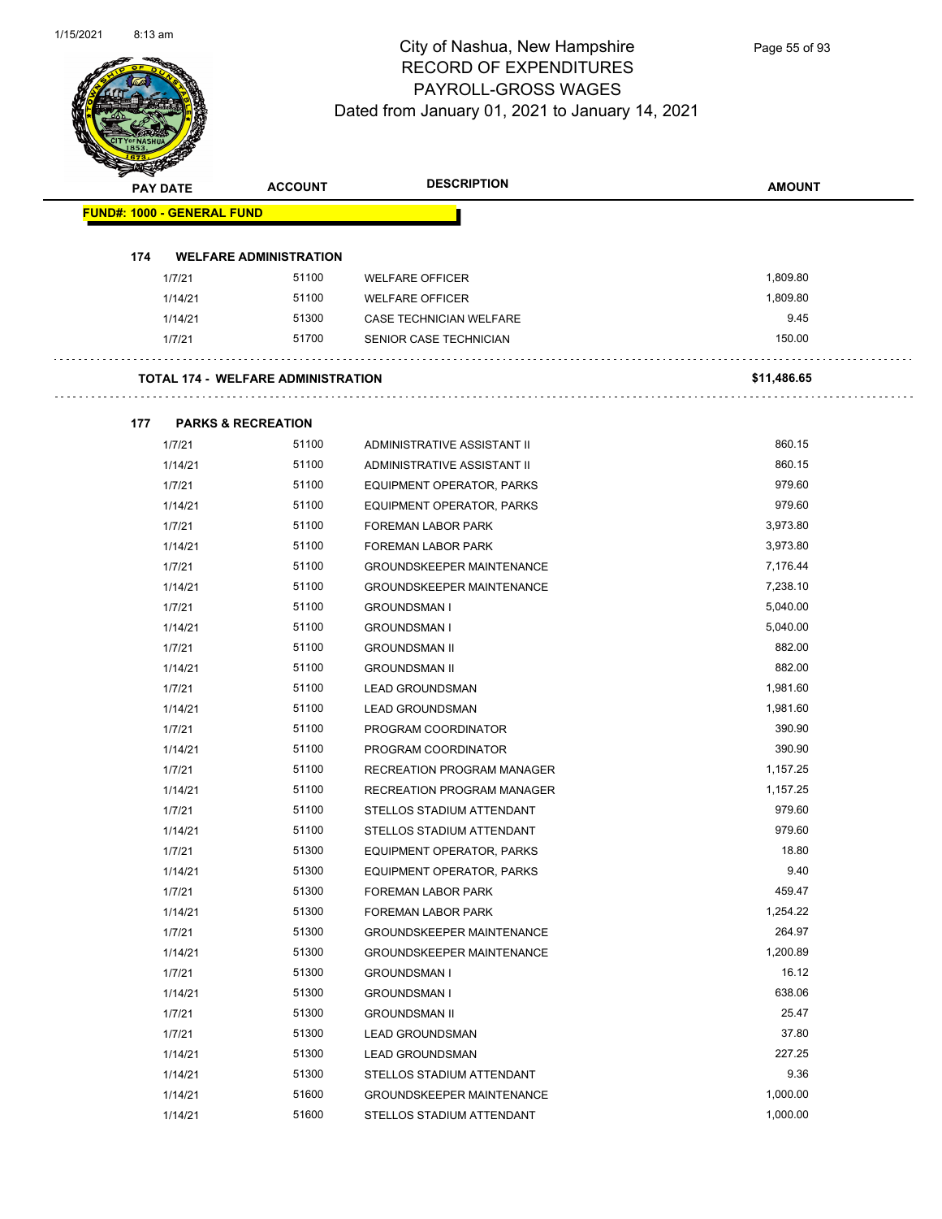# City of Nashua, New Hampshire
## RECORD OF EXPENDITURES
## PAYROLL-GROSS WAGES
## Dated from January 01, 2021 to January 14, 2021

| PAY DATE | ACCOUNT | DESCRIPTION | AMOUNT |
|---|---|---|---|
| **FUND#: 1000 - GENERAL FUND** | | | |
| **174 WELFARE ADMINISTRATION** | | | |
| 1/7/21 | 51100 | WELFARE OFFICER | 1,809.80 |
| 1/14/21 | 51100 | WELFARE OFFICER | 1,809.80 |
| 1/14/21 | 51300 | CASE TECHNICIAN WELFARE | 9.45 |
| 1/7/21 | 51700 | SENIOR CASE TECHNICIAN | 150.00 |
| **TOTAL 174 - WELFARE ADMINISTRATION** | | | **$11,486.65** |
| **177 PARKS & RECREATION** | | | |
| 1/7/21 | 51100 | ADMINISTRATIVE ASSISTANT II | 860.15 |
| 1/14/21 | 51100 | ADMINISTRATIVE ASSISTANT II | 860.15 |
| 1/7/21 | 51100 | EQUIPMENT OPERATOR, PARKS | 979.60 |
| 1/14/21 | 51100 | EQUIPMENT OPERATOR, PARKS | 979.60 |
| 1/7/21 | 51100 | FOREMAN LABOR PARK | 3,973.80 |
| 1/14/21 | 51100 | FOREMAN LABOR PARK | 3,973.80 |
| 1/7/21 | 51100 | GROUNDSKEEPER MAINTENANCE | 7,176.44 |
| 1/14/21 | 51100 | GROUNDSKEEPER MAINTENANCE | 7,238.10 |
| 1/7/21 | 51100 | GROUNDSMAN I | 5,040.00 |
| 1/14/21 | 51100 | GROUNDSMAN I | 5,040.00 |
| 1/7/21 | 51100 | GROUNDSMAN II | 882.00 |
| 1/14/21 | 51100 | GROUNDSMAN II | 882.00 |
| 1/7/21 | 51100 | LEAD GROUNDSMAN | 1,981.60 |
| 1/14/21 | 51100 | LEAD GROUNDSMAN | 1,981.60 |
| 1/7/21 | 51100 | PROGRAM COORDINATOR | 390.90 |
| 1/14/21 | 51100 | PROGRAM COORDINATOR | 390.90 |
| 1/7/21 | 51100 | RECREATION PROGRAM MANAGER | 1,157.25 |
| 1/14/21 | 51100 | RECREATION PROGRAM MANAGER | 1,157.25 |
| 1/7/21 | 51100 | STELLOS STADIUM ATTENDANT | 979.60 |
| 1/14/21 | 51100 | STELLOS STADIUM ATTENDANT | 979.60 |
| 1/7/21 | 51300 | EQUIPMENT OPERATOR, PARKS | 18.80 |
| 1/14/21 | 51300 | EQUIPMENT OPERATOR, PARKS | 9.40 |
| 1/7/21 | 51300 | FOREMAN LABOR PARK | 459.47 |
| 1/14/21 | 51300 | FOREMAN LABOR PARK | 1,254.22 |
| 1/7/21 | 51300 | GROUNDSKEEPER MAINTENANCE | 264.97 |
| 1/14/21 | 51300 | GROUNDSKEEPER MAINTENANCE | 1,200.89 |
| 1/7/21 | 51300 | GROUNDSMAN I | 16.12 |
| 1/14/21 | 51300 | GROUNDSMAN I | 638.06 |
| 1/7/21 | 51300 | GROUNDSMAN II | 25.47 |
| 1/7/21 | 51300 | LEAD GROUNDSMAN | 37.80 |
| 1/14/21 | 51300 | LEAD GROUNDSMAN | 227.25 |
| 1/14/21 | 51300 | STELLOS STADIUM ATTENDANT | 9.36 |
| 1/14/21 | 51600 | GROUNDSKEEPER MAINTENANCE | 1,000.00 |
| 1/14/21 | 51600 | STELLOS STADIUM ATTENDANT | 1,000.00 |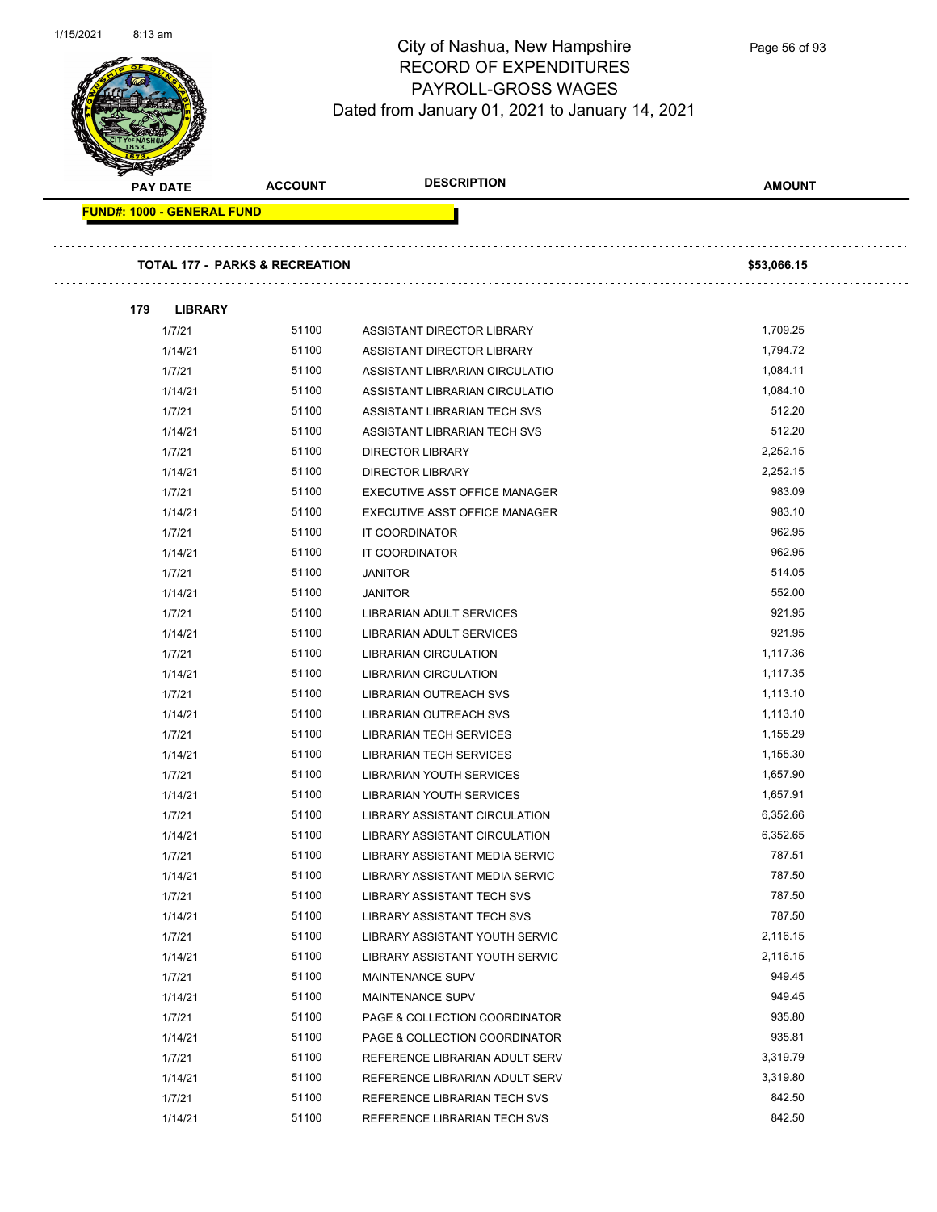# City of Nashua, New Hampshire
## RECORD OF EXPENDITURES
## PAYROLL-GROSS WAGES
Dated from January 01, 2021 to January 14, 2021

| PAY DATE | ACCOUNT | DESCRIPTION | AMOUNT |
|---|---|---|---|
| **FUND#: 1000 - GENERAL FUND** | | | |
| **TOTAL 177 - PARKS & RECREATION** | | | **$53,066.15** |
| **179 LIBRARY** | | | |
| 1/7/21 | 51100 | ASSISTANT DIRECTOR LIBRARY | 1,709.25 |
| 1/14/21 | 51100 | ASSISTANT DIRECTOR LIBRARY | 1,794.72 |
| 1/7/21 | 51100 | ASSISTANT LIBRARIAN CIRCULATIO | 1,084.11 |
| 1/14/21 | 51100 | ASSISTANT LIBRARIAN CIRCULATIO | 1,084.10 |
| 1/7/21 | 51100 | ASSISTANT LIBRARIAN TECH SVS | 512.20 |
| 1/14/21 | 51100 | ASSISTANT LIBRARIAN TECH SVS | 512.20 |
| 1/7/21 | 51100 | DIRECTOR LIBRARY | 2,252.15 |
| 1/14/21 | 51100 | DIRECTOR LIBRARY | 2,252.15 |
| 1/7/21 | 51100 | EXECUTIVE ASST OFFICE MANAGER | 983.09 |
| 1/14/21 | 51100 | EXECUTIVE ASST OFFICE MANAGER | 983.10 |
| 1/7/21 | 51100 | IT COORDINATOR | 962.95 |
| 1/14/21 | 51100 | IT COORDINATOR | 962.95 |
| 1/7/21 | 51100 | JANITOR | 514.05 |
| 1/14/21 | 51100 | JANITOR | 552.00 |
| 1/7/21 | 51100 | LIBRARIAN ADULT SERVICES | 921.95 |
| 1/14/21 | 51100 | LIBRARIAN ADULT SERVICES | 921.95 |
| 1/7/21 | 51100 | LIBRARIAN CIRCULATION | 1,117.36 |
| 1/14/21 | 51100 | LIBRARIAN CIRCULATION | 1,117.35 |
| 1/7/21 | 51100 | LIBRARIAN OUTREACH SVS | 1,113.10 |
| 1/14/21 | 51100 | LIBRARIAN OUTREACH SVS | 1,113.10 |
| 1/7/21 | 51100 | LIBRARIAN TECH SERVICES | 1,155.29 |
| 1/14/21 | 51100 | LIBRARIAN TECH SERVICES | 1,155.30 |
| 1/7/21 | 51100 | LIBRARIAN YOUTH SERVICES | 1,657.90 |
| 1/14/21 | 51100 | LIBRARIAN YOUTH SERVICES | 1,657.91 |
| 1/7/21 | 51100 | LIBRARY ASSISTANT CIRCULATION | 6,352.66 |
| 1/14/21 | 51100 | LIBRARY ASSISTANT CIRCULATION | 6,352.65 |
| 1/7/21 | 51100 | LIBRARY ASSISTANT MEDIA SERVIC | 787.51 |
| 1/14/21 | 51100 | LIBRARY ASSISTANT MEDIA SERVIC | 787.50 |
| 1/7/21 | 51100 | LIBRARY ASSISTANT TECH SVS | 787.50 |
| 1/14/21 | 51100 | LIBRARY ASSISTANT TECH SVS | 787.50 |
| 1/7/21 | 51100 | LIBRARY ASSISTANT YOUTH SERVIC | 2,116.15 |
| 1/14/21 | 51100 | LIBRARY ASSISTANT YOUTH SERVIC | 2,116.15 |
| 1/7/21 | 51100 | MAINTENANCE SUPV | 949.45 |
| 1/14/21 | 51100 | MAINTENANCE SUPV | 949.45 |
| 1/7/21 | 51100 | PAGE & COLLECTION COORDINATOR | 935.80 |
| 1/14/21 | 51100 | PAGE & COLLECTION COORDINATOR | 935.81 |
| 1/7/21 | 51100 | REFERENCE LIBRARIAN ADULT SERV | 3,319.79 |
| 1/14/21 | 51100 | REFERENCE LIBRARIAN ADULT SERV | 3,319.80 |
| 1/7/21 | 51100 | REFERENCE LIBRARIAN TECH SVS | 842.50 |
| 1/14/21 | 51100 | REFERENCE LIBRARIAN TECH SVS | 842.50 |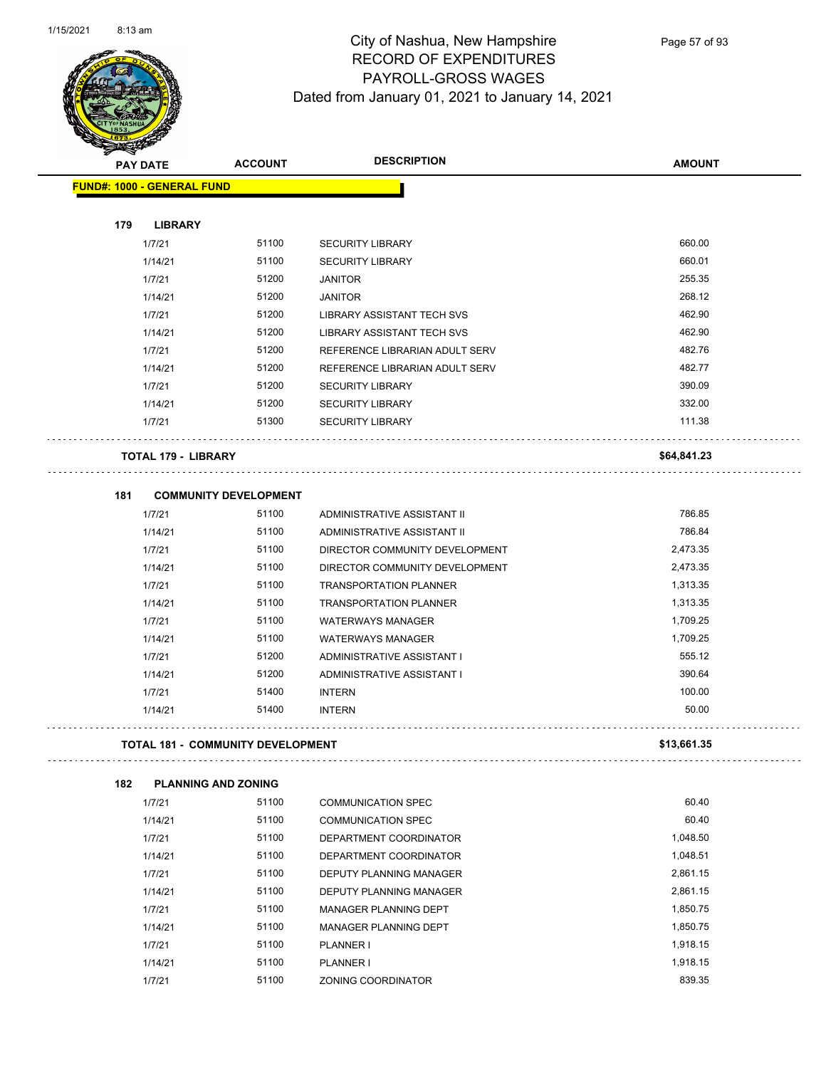# City of Nashua, New Hampshire
## RECORD OF EXPENDITURES
## PAYROLL-GROSS WAGES
Dated from January 01, 2021 to January 14, 2021

| PAY DATE | ACCOUNT | DESCRIPTION | AMOUNT |
|---|---|---|---|
| **FUND#: 1000 - GENERAL FUND** | | | |
| **179 LIBRARY** | | | |
| 1/7/21 | 51100 | SECURITY LIBRARY | 660.00 |
| 1/14/21 | 51100 | SECURITY LIBRARY | 660.01 |
| 1/7/21 | 51200 | JANITOR | 255.35 |
| 1/14/21 | 51200 | JANITOR | 268.12 |
| 1/7/21 | 51200 | LIBRARY ASSISTANT TECH SVS | 462.90 |
| 1/14/21 | 51200 | LIBRARY ASSISTANT TECH SVS | 462.90 |
| 1/7/21 | 51200 | REFERENCE LIBRARIAN ADULT SERV | 482.76 |
| 1/14/21 | 51200 | REFERENCE LIBRARIAN ADULT SERV | 482.77 |
| 1/7/21 | 51200 | SECURITY LIBRARY | 390.09 |
| 1/14/21 | 51200 | SECURITY LIBRARY | 332.00 |
| 1/7/21 | 51300 | SECURITY LIBRARY | 111.38 |
| **TOTAL 179 - LIBRARY** | | | **$64,841.23** |
| **181 COMMUNITY DEVELOPMENT** | | | |
| 1/7/21 | 51100 | ADMINISTRATIVE ASSISTANT II | 786.85 |
| 1/14/21 | 51100 | ADMINISTRATIVE ASSISTANT II | 786.84 |
| 1/7/21 | 51100 | DIRECTOR COMMUNITY DEVELOPMENT | 2,473.35 |
| 1/14/21 | 51100 | DIRECTOR COMMUNITY DEVELOPMENT | 2,473.35 |
| 1/7/21 | 51100 | TRANSPORTATION PLANNER | 1,313.35 |
| 1/14/21 | 51100 | TRANSPORTATION PLANNER | 1,313.35 |
| 1/7/21 | 51100 | WATERWAYS MANAGER | 1,709.25 |
| 1/14/21 | 51100 | WATERWAYS MANAGER | 1,709.25 |
| 1/7/21 | 51200 | ADMINISTRATIVE ASSISTANT I | 555.12 |
| 1/14/21 | 51200 | ADMINISTRATIVE ASSISTANT I | 390.64 |
| 1/7/21 | 51400 | INTERN | 100.00 |
| 1/14/21 | 51400 | INTERN | 50.00 |
| **TOTAL 181 - COMMUNITY DEVELOPMENT** | | | **$13,661.35** |
| **182 PLANNING AND ZONING** | | | |
| 1/7/21 | 51100 | COMMUNICATION SPEC | 60.40 |
| 1/14/21 | 51100 | COMMUNICATION SPEC | 60.40 |
| 1/7/21 | 51100 | DEPARTMENT COORDINATOR | 1,048.50 |
| 1/14/21 | 51100 | DEPARTMENT COORDINATOR | 1,048.51 |
| 1/7/21 | 51100 | DEPUTY PLANNING MANAGER | 2,861.15 |
| 1/14/21 | 51100 | DEPUTY PLANNING MANAGER | 2,861.15 |
| 1/7/21 | 51100 | MANAGER PLANNING DEPT | 1,850.75 |
| 1/14/21 | 51100 | MANAGER PLANNING DEPT | 1,850.75 |
| 1/7/21 | 51100 | PLANNER I | 1,918.15 |
| 1/14/21 | 51100 | PLANNER I | 1,918.15 |
| 1/7/21 | 51100 | ZONING COORDINATOR | 839.35 |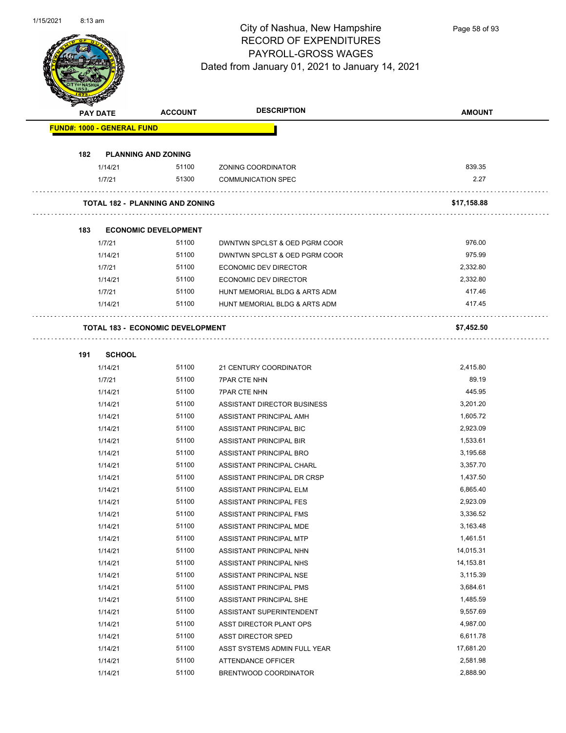# City of Nashua, New Hampshire
## RECORD OF EXPENDITURES
## PAYROLL-GROSS WAGES
### Dated from January 01, 2021 to January 14, 2021

| PAY DATE | ACCOUNT | DESCRIPTION | AMOUNT |
|---|---|---|---|
| **FUND#: 1000 - GENERAL FUND** | | | |
| **182 PLANNING AND ZONING** | | | |
| 1/14/21 | 51100 | ZONING COORDINATOR | 839.35 |
| 1/7/21 | 51300 | COMMUNICATION SPEC | 2.27 |
| **TOTAL 182 - PLANNING AND ZONING** | | | **$17,158.88** |
| **183 ECONOMIC DEVELOPMENT** | | | |
| 1/7/21 | 51100 | DWNTWN SPCLST & OED PGRM COOR | 976.00 |
| 1/14/21 | 51100 | DWNTWN SPCLST & OED PGRM COOR | 975.99 |
| 1/7/21 | 51100 | ECONOMIC DEV DIRECTOR | 2,332.80 |
| 1/14/21 | 51100 | ECONOMIC DEV DIRECTOR | 2,332.80 |
| 1/7/21 | 51100 | HUNT MEMORIAL BLDG & ARTS ADM | 417.46 |
| 1/14/21 | 51100 | HUNT MEMORIAL BLDG & ARTS ADM | 417.45 |
| **TOTAL 183 - ECONOMIC DEVELOPMENT** | | | **$7,452.50** |
| **191 SCHOOL** | | | |
| 1/14/21 | 51100 | 21 CENTURY COORDINATOR | 2,415.80 |
| 1/7/21 | 51100 | 7PAR CTE NHN | 89.19 |
| 1/14/21 | 51100 | 7PAR CTE NHN | 445.95 |
| 1/14/21 | 51100 | ASSISTANT DIRECTOR BUSINESS | 3,201.20 |
| 1/14/21 | 51100 | ASSISTANT PRINCIPAL AMH | 1,605.72 |
| 1/14/21 | 51100 | ASSISTANT PRINCIPAL BIC | 2,923.09 |
| 1/14/21 | 51100 | ASSISTANT PRINCIPAL BIR | 1,533.61 |
| 1/14/21 | 51100 | ASSISTANT PRINCIPAL BRO | 3,195.68 |
| 1/14/21 | 51100 | ASSISTANT PRINCIPAL CHARL | 3,357.70 |
| 1/14/21 | 51100 | ASSISTANT PRINCIPAL DR CRSP | 1,437.50 |
| 1/14/21 | 51100 | ASSISTANT PRINCIPAL ELM | 6,865.40 |
| 1/14/21 | 51100 | ASSISTANT PRINCIPAL FES | 2,923.09 |
| 1/14/21 | 51100 | ASSISTANT PRINCIPAL FMS | 3,336.52 |
| 1/14/21 | 51100 | ASSISTANT PRINCIPAL MDE | 3,163.48 |
| 1/14/21 | 51100 | ASSISTANT PRINCIPAL MTP | 1,461.51 |
| 1/14/21 | 51100 | ASSISTANT PRINCIPAL NHN | 14,015.31 |
| 1/14/21 | 51100 | ASSISTANT PRINCIPAL NHS | 14,153.81 |
| 1/14/21 | 51100 | ASSISTANT PRINCIPAL NSE | 3,115.39 |
| 1/14/21 | 51100 | ASSISTANT PRINCIPAL PMS | 3,684.61 |
| 1/14/21 | 51100 | ASSISTANT PRINCIPAL SHE | 1,485.59 |
| 1/14/21 | 51100 | ASSISTANT SUPERINTENDENT | 9,557.69 |
| 1/14/21 | 51100 | ASST DIRECTOR PLANT OPS | 4,987.00 |
| 1/14/21 | 51100 | ASST DIRECTOR SPED | 6,611.78 |
| 1/14/21 | 51100 | ASST SYSTEMS ADMIN FULL YEAR | 17,681.20 |
| 1/14/21 | 51100 | ATTENDANCE OFFICER | 2,581.98 |
| 1/14/21 | 51100 | BRENTWOOD COORDINATOR | 2,888.90 |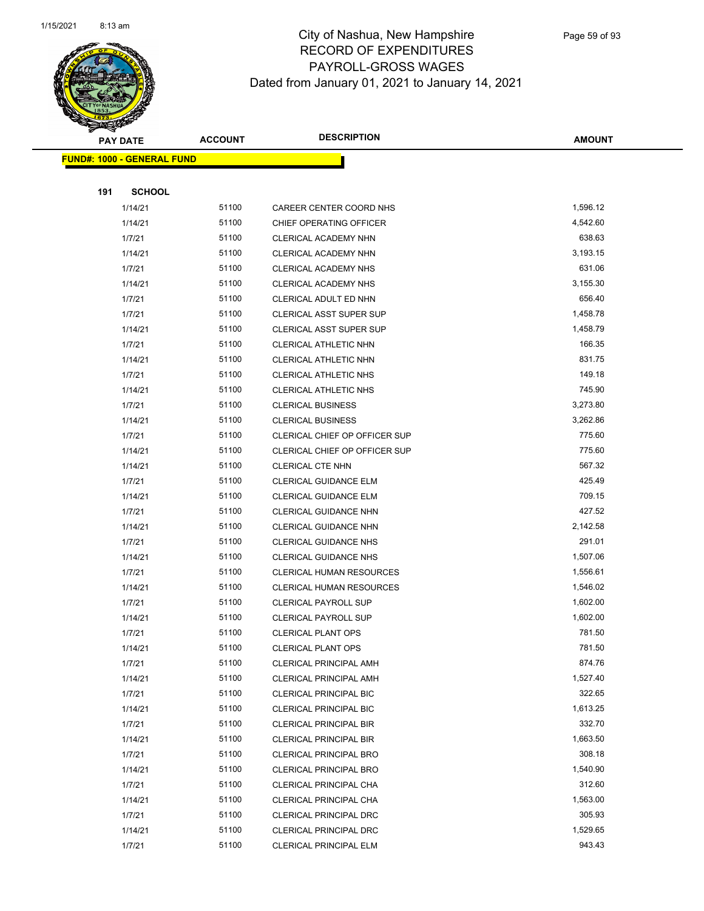# City of Nashua, New Hampshire
# RECORD OF EXPENDITURES
# PAYROLL-GROSS WAGES
# Dated from January 01, 2021 to January 14, 2021

| PAY DATE | ACCOUNT | DESCRIPTION | AMOUNT |
|---|---|---|---|
| **FUND#: 1000 - GENERAL FUND** | | | |
| **191 SCHOOL** | | | |
| 1/14/21 | 51100 | CAREER CENTER COORD NHS | 1,596.12 |
| 1/14/21 | 51100 | CHIEF OPERATING OFFICER | 4,542.60 |
| 1/7/21 | 51100 | CLERICAL ACADEMY NHN | 638.63 |
| 1/14/21 | 51100 | CLERICAL ACADEMY NHN | 3,193.15 |
| 1/7/21 | 51100 | CLERICAL ACADEMY NHS | 631.06 |
| 1/14/21 | 51100 | CLERICAL ACADEMY NHS | 3,155.30 |
| 1/7/21 | 51100 | CLERICAL ADULT ED NHN | 656.40 |
| 1/7/21 | 51100 | CLERICAL ASST SUPER SUP | 1,458.78 |
| 1/14/21 | 51100 | CLERICAL ASST SUPER SUP | 1,458.79 |
| 1/7/21 | 51100 | CLERICAL ATHLETIC NHN | 166.35 |
| 1/14/21 | 51100 | CLERICAL ATHLETIC NHN | 831.75 |
| 1/7/21 | 51100 | CLERICAL ATHLETIC NHS | 149.18 |
| 1/14/21 | 51100 | CLERICAL ATHLETIC NHS | 745.90 |
| 1/7/21 | 51100 | CLERICAL BUSINESS | 3,273.80 |
| 1/14/21 | 51100 | CLERICAL BUSINESS | 3,262.86 |
| 1/7/21 | 51100 | CLERICAL CHIEF OP OFFICER SUP | 775.60 |
| 1/14/21 | 51100 | CLERICAL CHIEF OP OFFICER SUP | 775.60 |
| 1/14/21 | 51100 | CLERICAL CTE NHN | 567.32 |
| 1/7/21 | 51100 | CLERICAL GUIDANCE ELM | 425.49 |
| 1/14/21 | 51100 | CLERICAL GUIDANCE ELM | 709.15 |
| 1/7/21 | 51100 | CLERICAL GUIDANCE NHN | 427.52 |
| 1/14/21 | 51100 | CLERICAL GUIDANCE NHN | 2,142.58 |
| 1/7/21 | 51100 | CLERICAL GUIDANCE NHS | 291.01 |
| 1/14/21 | 51100 | CLERICAL GUIDANCE NHS | 1,507.06 |
| 1/7/21 | 51100 | CLERICAL HUMAN RESOURCES | 1,556.61 |
| 1/14/21 | 51100 | CLERICAL HUMAN RESOURCES | 1,546.02 |
| 1/7/21 | 51100 | CLERICAL PAYROLL SUP | 1,602.00 |
| 1/14/21 | 51100 | CLERICAL PAYROLL SUP | 1,602.00 |
| 1/7/21 | 51100 | CLERICAL PLANT OPS | 781.50 |
| 1/14/21 | 51100 | CLERICAL PLANT OPS | 781.50 |
| 1/7/21 | 51100 | CLERICAL PRINCIPAL AMH | 874.76 |
| 1/14/21 | 51100 | CLERICAL PRINCIPAL AMH | 1,527.40 |
| 1/7/21 | 51100 | CLERICAL PRINCIPAL BIC | 322.65 |
| 1/14/21 | 51100 | CLERICAL PRINCIPAL BIC | 1,613.25 |
| 1/7/21 | 51100 | CLERICAL PRINCIPAL BIR | 332.70 |
| 1/14/21 | 51100 | CLERICAL PRINCIPAL BIR | 1,663.50 |
| 1/7/21 | 51100 | CLERICAL PRINCIPAL BRO | 308.18 |
| 1/14/21 | 51100 | CLERICAL PRINCIPAL BRO | 1,540.90 |
| 1/7/21 | 51100 | CLERICAL PRINCIPAL CHA | 312.60 |
| 1/14/21 | 51100 | CLERICAL PRINCIPAL CHA | 1,563.00 |
| 1/7/21 | 51100 | CLERICAL PRINCIPAL DRC | 305.93 |
| 1/14/21 | 51100 | CLERICAL PRINCIPAL DRC | 1,529.65 |
| 1/7/21 | 51100 | CLERICAL PRINCIPAL ELM | 943.43 |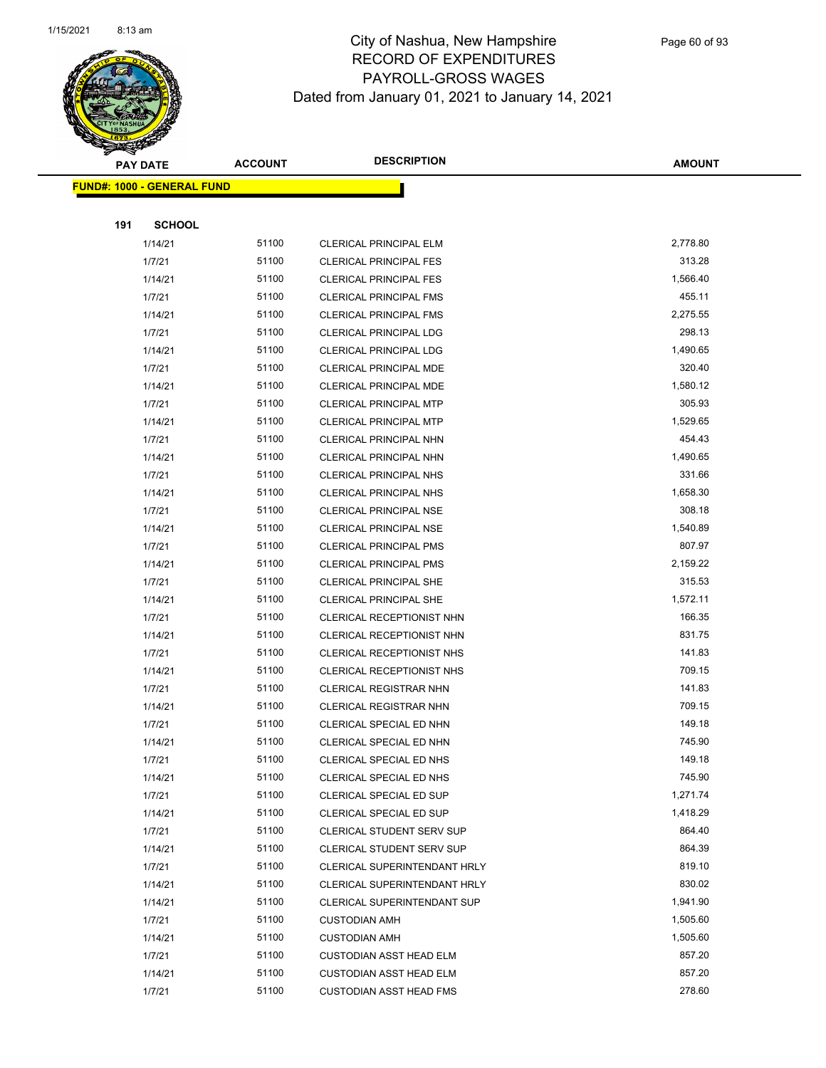# City of Nashua, New Hampshire
## RECORD OF EXPENDITURES
## PAYROLL-GROSS WAGES
## Dated from January 01, 2021 to January 14, 2021

| PAY DATE | ACCOUNT | DESCRIPTION | AMOUNT |
|---|---|---|---|
| **FUND#: 1000 - GENERAL FUND** | | | |
| **191 SCHOOL** | | | |
| 1/14/21 | 51100 | CLERICAL PRINCIPAL ELM | 2,778.80 |
| 1/7/21 | 51100 | CLERICAL PRINCIPAL FES | 313.28 |
| 1/14/21 | 51100 | CLERICAL PRINCIPAL FES | 1,566.40 |
| 1/7/21 | 51100 | CLERICAL PRINCIPAL FMS | 455.11 |
| 1/14/21 | 51100 | CLERICAL PRINCIPAL FMS | 2,275.55 |
| 1/7/21 | 51100 | CLERICAL PRINCIPAL LDG | 298.13 |
| 1/14/21 | 51100 | CLERICAL PRINCIPAL LDG | 1,490.65 |
| 1/7/21 | 51100 | CLERICAL PRINCIPAL MDE | 320.40 |
| 1/14/21 | 51100 | CLERICAL PRINCIPAL MDE | 1,580.12 |
| 1/7/21 | 51100 | CLERICAL PRINCIPAL MTP | 305.93 |
| 1/14/21 | 51100 | CLERICAL PRINCIPAL MTP | 1,529.65 |
| 1/7/21 | 51100 | CLERICAL PRINCIPAL NHN | 454.43 |
| 1/14/21 | 51100 | CLERICAL PRINCIPAL NHN | 1,490.65 |
| 1/7/21 | 51100 | CLERICAL PRINCIPAL NHS | 331.66 |
| 1/14/21 | 51100 | CLERICAL PRINCIPAL NHS | 1,658.30 |
| 1/7/21 | 51100 | CLERICAL PRINCIPAL NSE | 308.18 |
| 1/14/21 | 51100 | CLERICAL PRINCIPAL NSE | 1,540.89 |
| 1/7/21 | 51100 | CLERICAL PRINCIPAL PMS | 807.97 |
| 1/14/21 | 51100 | CLERICAL PRINCIPAL PMS | 2,159.22 |
| 1/7/21 | 51100 | CLERICAL PRINCIPAL SHE | 315.53 |
| 1/14/21 | 51100 | CLERICAL PRINCIPAL SHE | 1,572.11 |
| 1/7/21 | 51100 | CLERICAL RECEPTIONIST NHN | 166.35 |
| 1/14/21 | 51100 | CLERICAL RECEPTIONIST NHN | 831.75 |
| 1/7/21 | 51100 | CLERICAL RECEPTIONIST NHS | 141.83 |
| 1/14/21 | 51100 | CLERICAL RECEPTIONIST NHS | 709.15 |
| 1/7/21 | 51100 | CLERICAL REGISTRAR NHN | 141.83 |
| 1/14/21 | 51100 | CLERICAL REGISTRAR NHN | 709.15 |
| 1/7/21 | 51100 | CLERICAL SPECIAL ED NHN | 149.18 |
| 1/14/21 | 51100 | CLERICAL SPECIAL ED NHN | 745.90 |
| 1/7/21 | 51100 | CLERICAL SPECIAL ED NHS | 149.18 |
| 1/14/21 | 51100 | CLERICAL SPECIAL ED NHS | 745.90 |
| 1/7/21 | 51100 | CLERICAL SPECIAL ED SUP | 1,271.74 |
| 1/14/21 | 51100 | CLERICAL SPECIAL ED SUP | 1,418.29 |
| 1/7/21 | 51100 | CLERICAL STUDENT SERV SUP | 864.40 |
| 1/14/21 | 51100 | CLERICAL STUDENT SERV SUP | 864.39 |
| 1/7/21 | 51100 | CLERICAL SUPERINTENDANT HRLY | 819.10 |
| 1/14/21 | 51100 | CLERICAL SUPERINTENDANT HRLY | 830.02 |
| 1/14/21 | 51100 | CLERICAL SUPERINTENDANT SUP | 1,941.90 |
| 1/7/21 | 51100 | CUSTODIAN AMH | 1,505.60 |
| 1/14/21 | 51100 | CUSTODIAN AMH | 1,505.60 |
| 1/7/21 | 51100 | CUSTODIAN ASST HEAD ELM | 857.20 |
| 1/14/21 | 51100 | CUSTODIAN ASST HEAD ELM | 857.20 |
| 1/7/21 | 51100 | CUSTODIAN ASST HEAD FMS | 278.60 |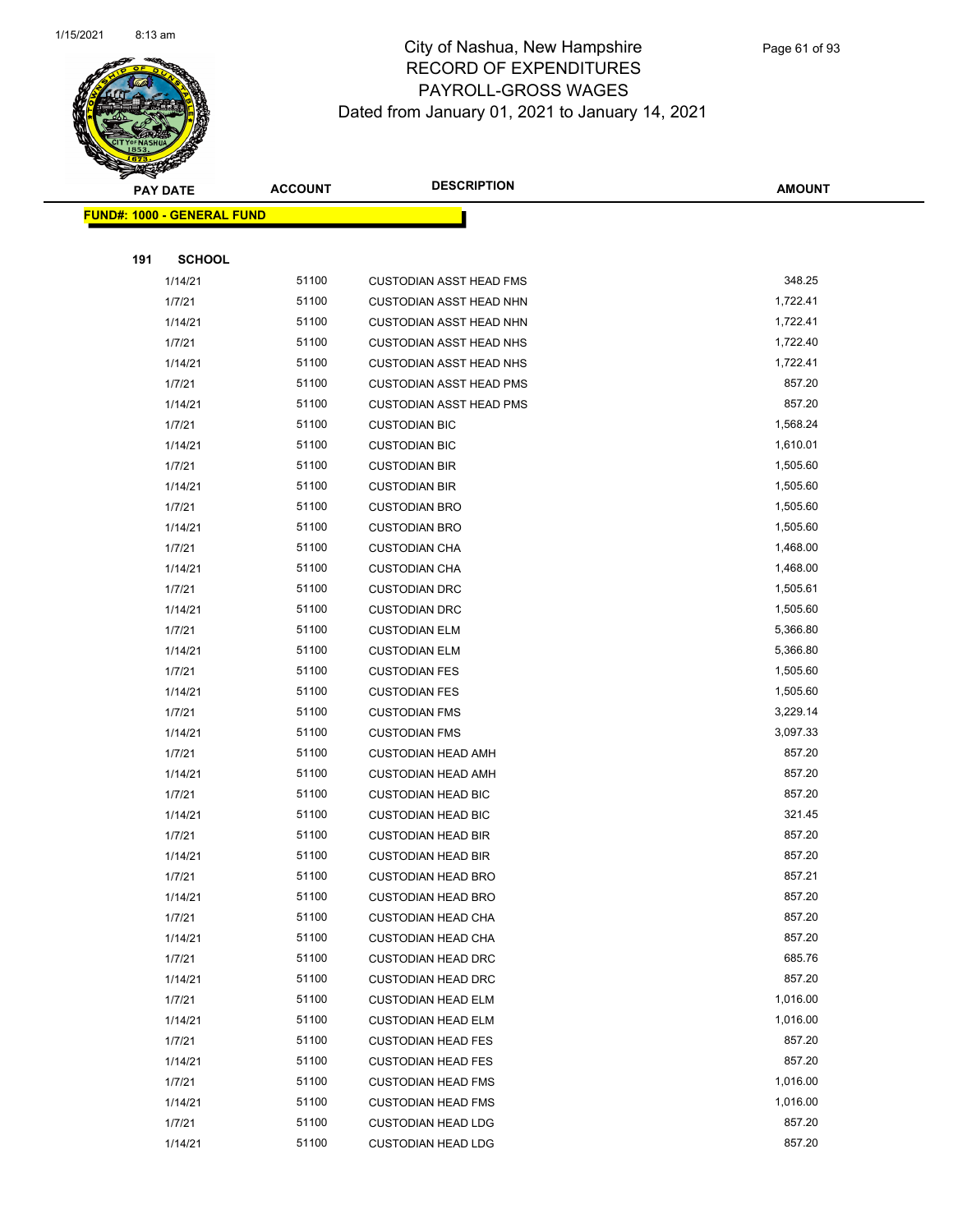# City of Nashua, New Hampshire
# RECORD OF EXPENDITURES
# PAYROLL-GROSS WAGES
## Dated from January 01, 2021 to January 14, 2021

| PAY DATE | ACCOUNT | DESCRIPTION | AMOUNT |
|---|---|---|---|
| **FUND#: 1000 - GENERAL FUND** | | | |
| **191 SCHOOL** | | | |
| 1/14/21 | 51100 | CUSTODIAN ASST HEAD FMS | 348.25 |
| 1/7/21 | 51100 | CUSTODIAN ASST HEAD NHN | 1,722.41 |
| 1/14/21 | 51100 | CUSTODIAN ASST HEAD NHN | 1,722.41 |
| 1/7/21 | 51100 | CUSTODIAN ASST HEAD NHS | 1,722.40 |
| 1/14/21 | 51100 | CUSTODIAN ASST HEAD NHS | 1,722.41 |
| 1/7/21 | 51100 | CUSTODIAN ASST HEAD PMS | 857.20 |
| 1/14/21 | 51100 | CUSTODIAN ASST HEAD PMS | 857.20 |
| 1/7/21 | 51100 | CUSTODIAN BIC | 1,568.24 |
| 1/14/21 | 51100 | CUSTODIAN BIC | 1,610.01 |
| 1/7/21 | 51100 | CUSTODIAN BIR | 1,505.60 |
| 1/14/21 | 51100 | CUSTODIAN BIR | 1,505.60 |
| 1/7/21 | 51100 | CUSTODIAN BRO | 1,505.60 |
| 1/14/21 | 51100 | CUSTODIAN BRO | 1,505.60 |
| 1/7/21 | 51100 | CUSTODIAN CHA | 1,468.00 |
| 1/14/21 | 51100 | CUSTODIAN CHA | 1,468.00 |
| 1/7/21 | 51100 | CUSTODIAN DRC | 1,505.61 |
| 1/14/21 | 51100 | CUSTODIAN DRC | 1,505.60 |
| 1/7/21 | 51100 | CUSTODIAN ELM | 5,366.80 |
| 1/14/21 | 51100 | CUSTODIAN ELM | 5,366.80 |
| 1/7/21 | 51100 | CUSTODIAN FES | 1,505.60 |
| 1/14/21 | 51100 | CUSTODIAN FES | 1,505.60 |
| 1/7/21 | 51100 | CUSTODIAN FMS | 3,229.14 |
| 1/14/21 | 51100 | CUSTODIAN FMS | 3,097.33 |
| 1/7/21 | 51100 | CUSTODIAN HEAD AMH | 857.20 |
| 1/14/21 | 51100 | CUSTODIAN HEAD AMH | 857.20 |
| 1/7/21 | 51100 | CUSTODIAN HEAD BIC | 857.20 |
| 1/14/21 | 51100 | CUSTODIAN HEAD BIC | 321.45 |
| 1/7/21 | 51100 | CUSTODIAN HEAD BIR | 857.20 |
| 1/14/21 | 51100 | CUSTODIAN HEAD BIR | 857.20 |
| 1/7/21 | 51100 | CUSTODIAN HEAD BRO | 857.21 |
| 1/14/21 | 51100 | CUSTODIAN HEAD BRO | 857.20 |
| 1/7/21 | 51100 | CUSTODIAN HEAD CHA | 857.20 |
| 1/14/21 | 51100 | CUSTODIAN HEAD CHA | 857.20 |
| 1/7/21 | 51100 | CUSTODIAN HEAD DRC | 685.76 |
| 1/14/21 | 51100 | CUSTODIAN HEAD DRC | 857.20 |
| 1/7/21 | 51100 | CUSTODIAN HEAD ELM | 1,016.00 |
| 1/14/21 | 51100 | CUSTODIAN HEAD ELM | 1,016.00 |
| 1/7/21 | 51100 | CUSTODIAN HEAD FES | 857.20 |
| 1/14/21 | 51100 | CUSTODIAN HEAD FES | 857.20 |
| 1/7/21 | 51100 | CUSTODIAN HEAD FMS | 1,016.00 |
| 1/14/21 | 51100 | CUSTODIAN HEAD FMS | 1,016.00 |
| 1/7/21 | 51100 | CUSTODIAN HEAD LDG | 857.20 |
| 1/14/21 | 51100 | CUSTODIAN HEAD LDG | 857.20 |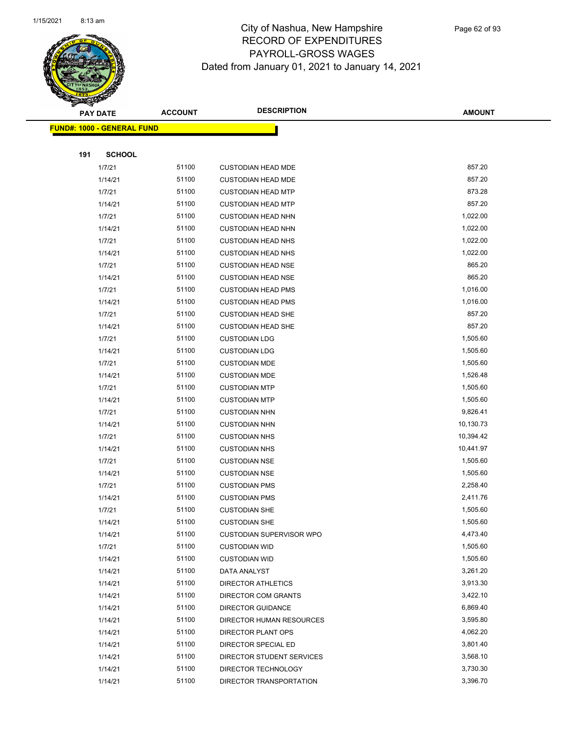# City of Nashua, New Hampshire
## RECORD OF EXPENDITURES
## PAYROLL-GROSS WAGES
## Dated from January 01, 2021 to January 14, 2021

| PAY DATE | ACCOUNT | DESCRIPTION | AMOUNT |
|---|---|---|---|
| **FUND#: 1000 - GENERAL FUND** | | | |
| **191 SCHOOL** | | | |
| 1/7/21 | 51100 | CUSTODIAN HEAD MDE | 857.20 |
| 1/14/21 | 51100 | CUSTODIAN HEAD MDE | 857.20 |
| 1/7/21 | 51100 | CUSTODIAN HEAD MTP | 873.28 |
| 1/14/21 | 51100 | CUSTODIAN HEAD MTP | 857.20 |
| 1/7/21 | 51100 | CUSTODIAN HEAD NHN | 1,022.00 |
| 1/14/21 | 51100 | CUSTODIAN HEAD NHN | 1,022.00 |
| 1/7/21 | 51100 | CUSTODIAN HEAD NHS | 1,022.00 |
| 1/14/21 | 51100 | CUSTODIAN HEAD NHS | 1,022.00 |
| 1/7/21 | 51100 | CUSTODIAN HEAD NSE | 865.20 |
| 1/14/21 | 51100 | CUSTODIAN HEAD NSE | 865.20 |
| 1/7/21 | 51100 | CUSTODIAN HEAD PMS | 1,016.00 |
| 1/14/21 | 51100 | CUSTODIAN HEAD PMS | 1,016.00 |
| 1/7/21 | 51100 | CUSTODIAN HEAD SHE | 857.20 |
| 1/14/21 | 51100 | CUSTODIAN HEAD SHE | 857.20 |
| 1/7/21 | 51100 | CUSTODIAN LDG | 1,505.60 |
| 1/14/21 | 51100 | CUSTODIAN LDG | 1,505.60 |
| 1/7/21 | 51100 | CUSTODIAN MDE | 1,505.60 |
| 1/14/21 | 51100 | CUSTODIAN MDE | 1,526.48 |
| 1/7/21 | 51100 | CUSTODIAN MTP | 1,505.60 |
| 1/14/21 | 51100 | CUSTODIAN MTP | 1,505.60 |
| 1/7/21 | 51100 | CUSTODIAN NHN | 9,826.41 |
| 1/14/21 | 51100 | CUSTODIAN NHN | 10,130.73 |
| 1/7/21 | 51100 | CUSTODIAN NHS | 10,394.42 |
| 1/14/21 | 51100 | CUSTODIAN NHS | 10,441.97 |
| 1/7/21 | 51100 | CUSTODIAN NSE | 1,505.60 |
| 1/14/21 | 51100 | CUSTODIAN NSE | 1,505.60 |
| 1/7/21 | 51100 | CUSTODIAN PMS | 2,258.40 |
| 1/14/21 | 51100 | CUSTODIAN PMS | 2,411.76 |
| 1/7/21 | 51100 | CUSTODIAN SHE | 1,505.60 |
| 1/14/21 | 51100 | CUSTODIAN SHE | 1,505.60 |
| 1/14/21 | 51100 | CUSTODIAN SUPERVISOR WPO | 4,473.40 |
| 1/7/21 | 51100 | CUSTODIAN WID | 1,505.60 |
| 1/14/21 | 51100 | CUSTODIAN WID | 1,505.60 |
| 1/14/21 | 51100 | DATA ANALYST | 3,261.20 |
| 1/14/21 | 51100 | DIRECTOR ATHLETICS | 3,913.30 |
| 1/14/21 | 51100 | DIRECTOR COM GRANTS | 3,422.10 |
| 1/14/21 | 51100 | DIRECTOR GUIDANCE | 6,869.40 |
| 1/14/21 | 51100 | DIRECTOR HUMAN RESOURCES | 3,595.80 |
| 1/14/21 | 51100 | DIRECTOR PLANT OPS | 4,062.20 |
| 1/14/21 | 51100 | DIRECTOR SPECIAL ED | 3,801.40 |
| 1/14/21 | 51100 | DIRECTOR STUDENT SERVICES | 3,568.10 |
| 1/14/21 | 51100 | DIRECTOR TECHNOLOGY | 3,730.30 |
| 1/14/21 | 51100 | DIRECTOR TRANSPORTATION | 3,396.70 |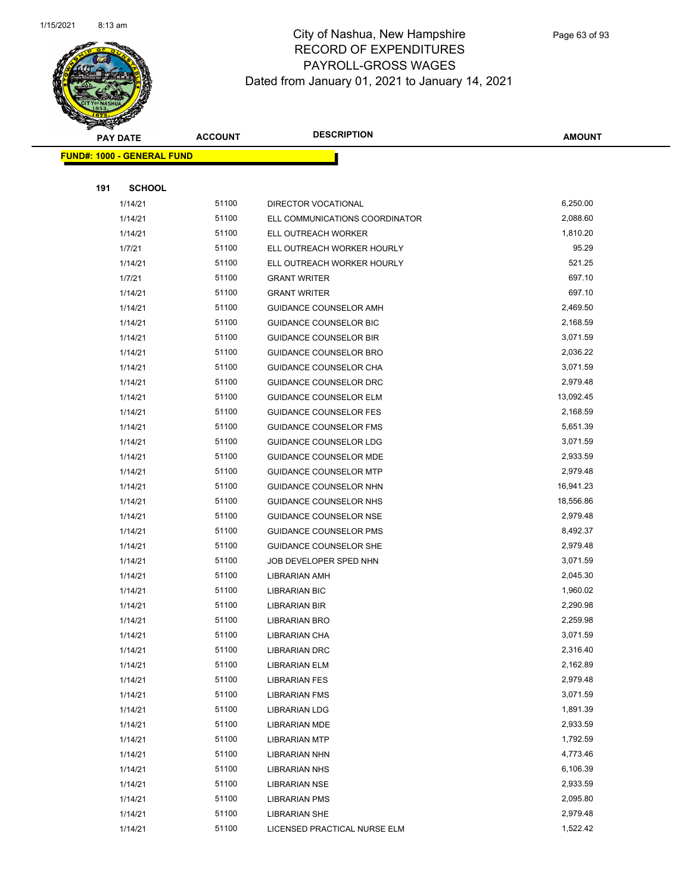# City of Nashua, New Hampshire
## RECORD OF EXPENDITURES
## PAYROLL-GROSS WAGES
### Dated from January 01, 2021 to January 14, 2021

| PAY DATE | ACCOUNT | DESCRIPTION | AMOUNT |
|---|---|---|---|

**FUND#: 1000 - GENERAL FUND**

**191 SCHOOL**

| PAY DATE | ACCOUNT | DESCRIPTION | AMOUNT |
|---|---|---|---|
| 1/14/21 | 51100 | DIRECTOR VOCATIONAL | 6,250.00 |
| 1/14/21 | 51100 | ELL COMMUNICATIONS COORDINATOR | 2,088.60 |
| 1/14/21 | 51100 | ELL OUTREACH WORKER | 1,810.20 |
| 1/7/21 | 51100 | ELL OUTREACH WORKER HOURLY | 95.29 |
| 1/14/21 | 51100 | ELL OUTREACH WORKER HOURLY | 521.25 |
| 1/7/21 | 51100 | GRANT WRITER | 697.10 |
| 1/14/21 | 51100 | GRANT WRITER | 697.10 |
| 1/14/21 | 51100 | GUIDANCE COUNSELOR AMH | 2,469.50 |
| 1/14/21 | 51100 | GUIDANCE COUNSELOR BIC | 2,168.59 |
| 1/14/21 | 51100 | GUIDANCE COUNSELOR BIR | 3,071.59 |
| 1/14/21 | 51100 | GUIDANCE COUNSELOR BRO | 2,036.22 |
| 1/14/21 | 51100 | GUIDANCE COUNSELOR CHA | 3,071.59 |
| 1/14/21 | 51100 | GUIDANCE COUNSELOR DRC | 2,979.48 |
| 1/14/21 | 51100 | GUIDANCE COUNSELOR ELM | 13,092.45 |
| 1/14/21 | 51100 | GUIDANCE COUNSELOR FES | 2,168.59 |
| 1/14/21 | 51100 | GUIDANCE COUNSELOR FMS | 5,651.39 |
| 1/14/21 | 51100 | GUIDANCE COUNSELOR LDG | 3,071.59 |
| 1/14/21 | 51100 | GUIDANCE COUNSELOR MDE | 2,933.59 |
| 1/14/21 | 51100 | GUIDANCE COUNSELOR MTP | 2,979.48 |
| 1/14/21 | 51100 | GUIDANCE COUNSELOR NHN | 16,941.23 |
| 1/14/21 | 51100 | GUIDANCE COUNSELOR NHS | 18,556.86 |
| 1/14/21 | 51100 | GUIDANCE COUNSELOR NSE | 2,979.48 |
| 1/14/21 | 51100 | GUIDANCE COUNSELOR PMS | 8,492.37 |
| 1/14/21 | 51100 | GUIDANCE COUNSELOR SHE | 2,979.48 |
| 1/14/21 | 51100 | JOB DEVELOPER SPED NHN | 3,071.59 |
| 1/14/21 | 51100 | LIBRARIAN AMH | 2,045.30 |
| 1/14/21 | 51100 | LIBRARIAN BIC | 1,960.02 |
| 1/14/21 | 51100 | LIBRARIAN BIR | 2,290.98 |
| 1/14/21 | 51100 | LIBRARIAN BRO | 2,259.98 |
| 1/14/21 | 51100 | LIBRARIAN CHA | 3,071.59 |
| 1/14/21 | 51100 | LIBRARIAN DRC | 2,316.40 |
| 1/14/21 | 51100 | LIBRARIAN ELM | 2,162.89 |
| 1/14/21 | 51100 | LIBRARIAN FES | 2,979.48 |
| 1/14/21 | 51100 | LIBRARIAN FMS | 3,071.59 |
| 1/14/21 | 51100 | LIBRARIAN LDG | 1,891.39 |
| 1/14/21 | 51100 | LIBRARIAN MDE | 2,933.59 |
| 1/14/21 | 51100 | LIBRARIAN MTP | 1,792.59 |
| 1/14/21 | 51100 | LIBRARIAN NHN | 4,773.46 |
| 1/14/21 | 51100 | LIBRARIAN NHS | 6,106.39 |
| 1/14/21 | 51100 | LIBRARIAN NSE | 2,933.59 |
| 1/14/21 | 51100 | LIBRARIAN PMS | 2,095.80 |
| 1/14/21 | 51100 | LIBRARIAN SHE | 2,979.48 |
| 1/14/21 | 51100 | LICENSED PRACTICAL NURSE ELM | 1,522.42 |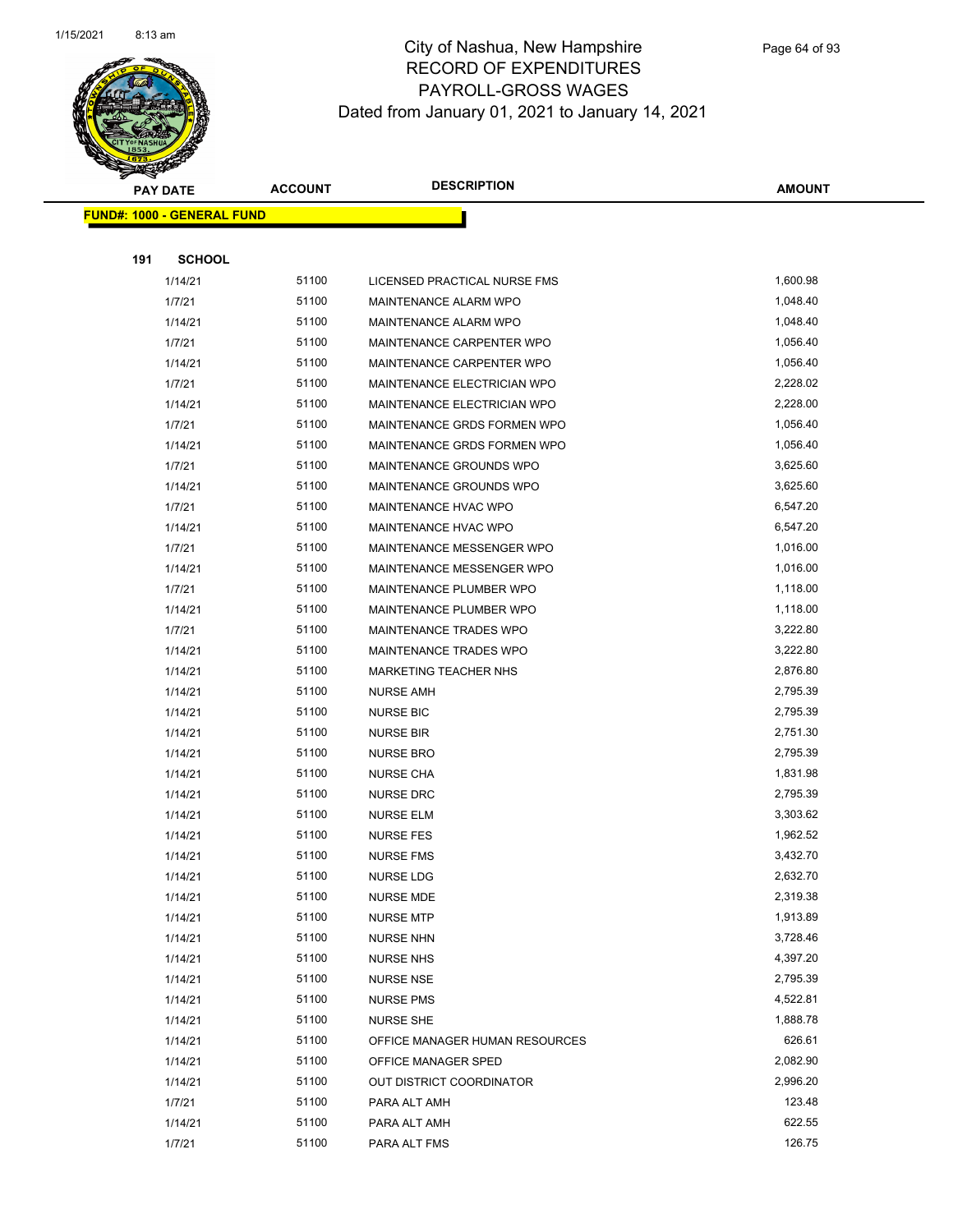# City of Nashua, New Hampshire
## RECORD OF EXPENDITURES
## PAYROLL-GROSS WAGES
### Dated from January 01, 2021 to January 14, 2021

| PAY DATE | ACCOUNT | DESCRIPTION | AMOUNT |
|---|---|---|---|
| **FUND#: 1000 - GENERAL FUND** | | | |
| **191 SCHOOL** | | | |
| 1/14/21 | 51100 | LICENSED PRACTICAL NURSE FMS | 1,600.98 |
| 1/7/21 | 51100 | MAINTENANCE ALARM WPO | 1,048.40 |
| 1/14/21 | 51100 | MAINTENANCE ALARM WPO | 1,048.40 |
| 1/7/21 | 51100 | MAINTENANCE CARPENTER WPO | 1,056.40 |
| 1/14/21 | 51100 | MAINTENANCE CARPENTER WPO | 1,056.40 |
| 1/7/21 | 51100 | MAINTENANCE ELECTRICIAN WPO | 2,228.02 |
| 1/14/21 | 51100 | MAINTENANCE ELECTRICIAN WPO | 2,228.00 |
| 1/7/21 | 51100 | MAINTENANCE GRDS FORMEN WPO | 1,056.40 |
| 1/14/21 | 51100 | MAINTENANCE GRDS FORMEN WPO | 1,056.40 |
| 1/7/21 | 51100 | MAINTENANCE GROUNDS WPO | 3,625.60 |
| 1/14/21 | 51100 | MAINTENANCE GROUNDS WPO | 3,625.60 |
| 1/7/21 | 51100 | MAINTENANCE HVAC WPO | 6,547.20 |
| 1/14/21 | 51100 | MAINTENANCE HVAC WPO | 6,547.20 |
| 1/7/21 | 51100 | MAINTENANCE MESSENGER WPO | 1,016.00 |
| 1/14/21 | 51100 | MAINTENANCE MESSENGER WPO | 1,016.00 |
| 1/7/21 | 51100 | MAINTENANCE PLUMBER WPO | 1,118.00 |
| 1/14/21 | 51100 | MAINTENANCE PLUMBER WPO | 1,118.00 |
| 1/7/21 | 51100 | MAINTENANCE TRADES WPO | 3,222.80 |
| 1/14/21 | 51100 | MAINTENANCE TRADES WPO | 3,222.80 |
| 1/14/21 | 51100 | MARKETING TEACHER NHS | 2,876.80 |
| 1/14/21 | 51100 | NURSE AMH | 2,795.39 |
| 1/14/21 | 51100 | NURSE BIC | 2,795.39 |
| 1/14/21 | 51100 | NURSE BIR | 2,751.30 |
| 1/14/21 | 51100 | NURSE BRO | 2,795.39 |
| 1/14/21 | 51100 | NURSE CHA | 1,831.98 |
| 1/14/21 | 51100 | NURSE DRC | 2,795.39 |
| 1/14/21 | 51100 | NURSE ELM | 3,303.62 |
| 1/14/21 | 51100 | NURSE FES | 1,962.52 |
| 1/14/21 | 51100 | NURSE FMS | 3,432.70 |
| 1/14/21 | 51100 | NURSE LDG | 2,632.70 |
| 1/14/21 | 51100 | NURSE MDE | 2,319.38 |
| 1/14/21 | 51100 | NURSE MTP | 1,913.89 |
| 1/14/21 | 51100 | NURSE NHN | 3,728.46 |
| 1/14/21 | 51100 | NURSE NHS | 4,397.20 |
| 1/14/21 | 51100 | NURSE NSE | 2,795.39 |
| 1/14/21 | 51100 | NURSE PMS | 4,522.81 |
| 1/14/21 | 51100 | NURSE SHE | 1,888.78 |
| 1/14/21 | 51100 | OFFICE MANAGER HUMAN RESOURCES | 626.61 |
| 1/14/21 | 51100 | OFFICE MANAGER SPED | 2,082.90 |
| 1/14/21 | 51100 | OUT DISTRICT COORDINATOR | 2,996.20 |
| 1/7/21 | 51100 | PARA ALT AMH | 123.48 |
| 1/14/21 | 51100 | PARA ALT AMH | 622.55 |
| 1/7/21 | 51100 | PARA ALT FMS | 126.75 |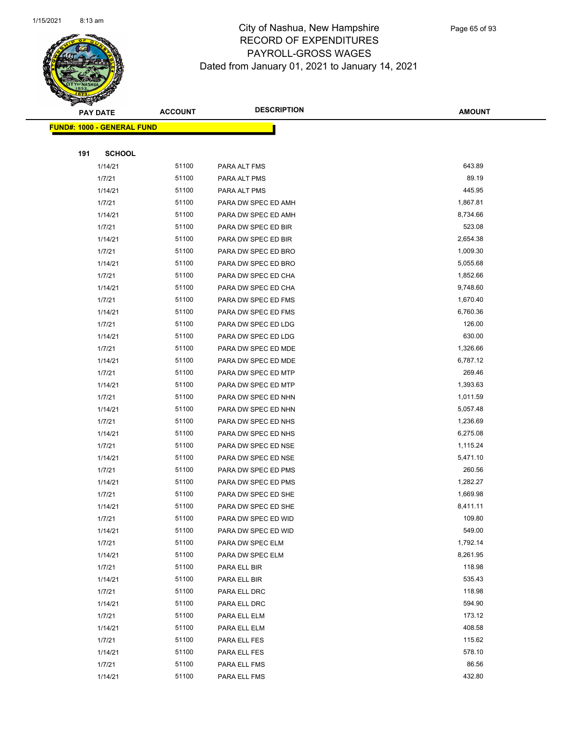# City of Nashua, New Hampshire
## RECORD OF EXPENDITURES
## PAYROLL-GROSS WAGES
## Dated from January 01, 2021 to January 14, 2021

| PAY DATE | ACCOUNT | DESCRIPTION | AMOUNT |
|---|---|---|---|
| **FUND#: 1000 - GENERAL FUND** | | | |
| **191 SCHOOL** | | | |
| 1/14/21 | 51100 | PARA ALT FMS | 643.89 |
| 1/7/21 | 51100 | PARA ALT PMS | 89.19 |
| 1/14/21 | 51100 | PARA ALT PMS | 445.95 |
| 1/7/21 | 51100 | PARA DW SPEC ED AMH | 1,867.81 |
| 1/14/21 | 51100 | PARA DW SPEC ED AMH | 8,734.66 |
| 1/7/21 | 51100 | PARA DW SPEC ED BIR | 523.08 |
| 1/14/21 | 51100 | PARA DW SPEC ED BIR | 2,654.38 |
| 1/7/21 | 51100 | PARA DW SPEC ED BRO | 1,009.30 |
| 1/14/21 | 51100 | PARA DW SPEC ED BRO | 5,055.68 |
| 1/7/21 | 51100 | PARA DW SPEC ED CHA | 1,852.66 |
| 1/14/21 | 51100 | PARA DW SPEC ED CHA | 9,748.60 |
| 1/7/21 | 51100 | PARA DW SPEC ED FMS | 1,670.40 |
| 1/14/21 | 51100 | PARA DW SPEC ED FMS | 6,760.36 |
| 1/7/21 | 51100 | PARA DW SPEC ED LDG | 126.00 |
| 1/14/21 | 51100 | PARA DW SPEC ED LDG | 630.00 |
| 1/7/21 | 51100 | PARA DW SPEC ED MDE | 1,326.66 |
| 1/14/21 | 51100 | PARA DW SPEC ED MDE | 6,787.12 |
| 1/7/21 | 51100 | PARA DW SPEC ED MTP | 269.46 |
| 1/14/21 | 51100 | PARA DW SPEC ED MTP | 1,393.63 |
| 1/7/21 | 51100 | PARA DW SPEC ED NHN | 1,011.59 |
| 1/14/21 | 51100 | PARA DW SPEC ED NHN | 5,057.48 |
| 1/7/21 | 51100 | PARA DW SPEC ED NHS | 1,236.69 |
| 1/14/21 | 51100 | PARA DW SPEC ED NHS | 6,275.08 |
| 1/7/21 | 51100 | PARA DW SPEC ED NSE | 1,115.24 |
| 1/14/21 | 51100 | PARA DW SPEC ED NSE | 5,471.10 |
| 1/7/21 | 51100 | PARA DW SPEC ED PMS | 260.56 |
| 1/14/21 | 51100 | PARA DW SPEC ED PMS | 1,282.27 |
| 1/7/21 | 51100 | PARA DW SPEC ED SHE | 1,669.98 |
| 1/14/21 | 51100 | PARA DW SPEC ED SHE | 8,411.11 |
| 1/7/21 | 51100 | PARA DW SPEC ED WID | 109.80 |
| 1/14/21 | 51100 | PARA DW SPEC ED WID | 549.00 |
| 1/7/21 | 51100 | PARA DW SPEC ELM | 1,792.14 |
| 1/14/21 | 51100 | PARA DW SPEC ELM | 8,261.95 |
| 1/7/21 | 51100 | PARA ELL BIR | 118.98 |
| 1/14/21 | 51100 | PARA ELL BIR | 535.43 |
| 1/7/21 | 51100 | PARA ELL DRC | 118.98 |
| 1/14/21 | 51100 | PARA ELL DRC | 594.90 |
| 1/7/21 | 51100 | PARA ELL ELM | 173.12 |
| 1/14/21 | 51100 | PARA ELL ELM | 408.58 |
| 1/7/21 | 51100 | PARA ELL FES | 115.62 |
| 1/14/21 | 51100 | PARA ELL FES | 578.10 |
| 1/7/21 | 51100 | PARA ELL FMS | 86.56 |
| 1/14/21 | 51100 | PARA ELL FMS | 432.80 |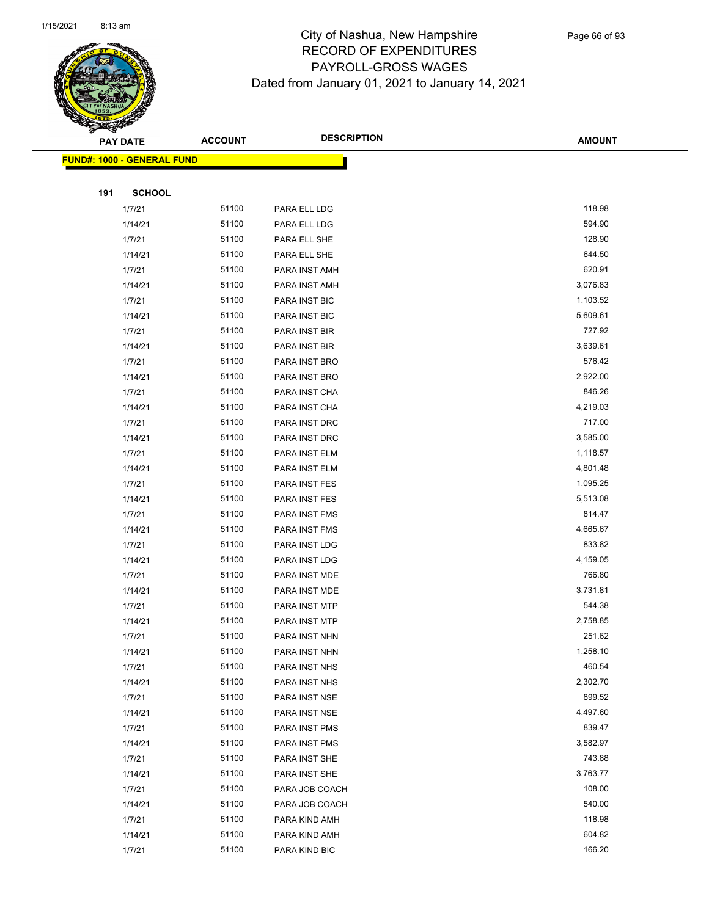# City of Nashua, New Hampshire
## RECORD OF EXPENDITURES
## PAYROLL-GROSS WAGES
### Dated from January 01, 2021 to January 14, 2021

| PAY DATE | ACCOUNT | DESCRIPTION | AMOUNT |
|---|---|---|---|
| **FUND#: 1000 - GENERAL FUND** | | | |
| **191 SCHOOL** | | | |
| 1/7/21 | 51100 | PARA ELL LDG | 118.98 |
| 1/14/21 | 51100 | PARA ELL LDG | 594.90 |
| 1/7/21 | 51100 | PARA ELL SHE | 128.90 |
| 1/14/21 | 51100 | PARA ELL SHE | 644.50 |
| 1/7/21 | 51100 | PARA INST AMH | 620.91 |
| 1/14/21 | 51100 | PARA INST AMH | 3,076.83 |
| 1/7/21 | 51100 | PARA INST BIC | 1,103.52 |
| 1/14/21 | 51100 | PARA INST BIC | 5,609.61 |
| 1/7/21 | 51100 | PARA INST BIR | 727.92 |
| 1/14/21 | 51100 | PARA INST BIR | 3,639.61 |
| 1/7/21 | 51100 | PARA INST BRO | 576.42 |
| 1/14/21 | 51100 | PARA INST BRO | 2,922.00 |
| 1/7/21 | 51100 | PARA INST CHA | 846.26 |
| 1/14/21 | 51100 | PARA INST CHA | 4,219.03 |
| 1/7/21 | 51100 | PARA INST DRC | 717.00 |
| 1/14/21 | 51100 | PARA INST DRC | 3,585.00 |
| 1/7/21 | 51100 | PARA INST ELM | 1,118.57 |
| 1/14/21 | 51100 | PARA INST ELM | 4,801.48 |
| 1/7/21 | 51100 | PARA INST FES | 1,095.25 |
| 1/14/21 | 51100 | PARA INST FES | 5,513.08 |
| 1/7/21 | 51100 | PARA INST FMS | 814.47 |
| 1/14/21 | 51100 | PARA INST FMS | 4,665.67 |
| 1/7/21 | 51100 | PARA INST LDG | 833.82 |
| 1/14/21 | 51100 | PARA INST LDG | 4,159.05 |
| 1/7/21 | 51100 | PARA INST MDE | 766.80 |
| 1/14/21 | 51100 | PARA INST MDE | 3,731.81 |
| 1/7/21 | 51100 | PARA INST MTP | 544.38 |
| 1/14/21 | 51100 | PARA INST MTP | 2,758.85 |
| 1/7/21 | 51100 | PARA INST NHN | 251.62 |
| 1/14/21 | 51100 | PARA INST NHN | 1,258.10 |
| 1/7/21 | 51100 | PARA INST NHS | 460.54 |
| 1/14/21 | 51100 | PARA INST NHS | 2,302.70 |
| 1/7/21 | 51100 | PARA INST NSE | 899.52 |
| 1/14/21 | 51100 | PARA INST NSE | 4,497.60 |
| 1/7/21 | 51100 | PARA INST PMS | 839.47 |
| 1/14/21 | 51100 | PARA INST PMS | 3,582.97 |
| 1/7/21 | 51100 | PARA INST SHE | 743.88 |
| 1/14/21 | 51100 | PARA INST SHE | 3,763.77 |
| 1/7/21 | 51100 | PARA JOB COACH | 108.00 |
| 1/14/21 | 51100 | PARA JOB COACH | 540.00 |
| 1/7/21 | 51100 | PARA KIND AMH | 118.98 |
| 1/14/21 | 51100 | PARA KIND AMH | 604.82 |
| 1/7/21 | 51100 | PARA KIND BIC | 166.20 |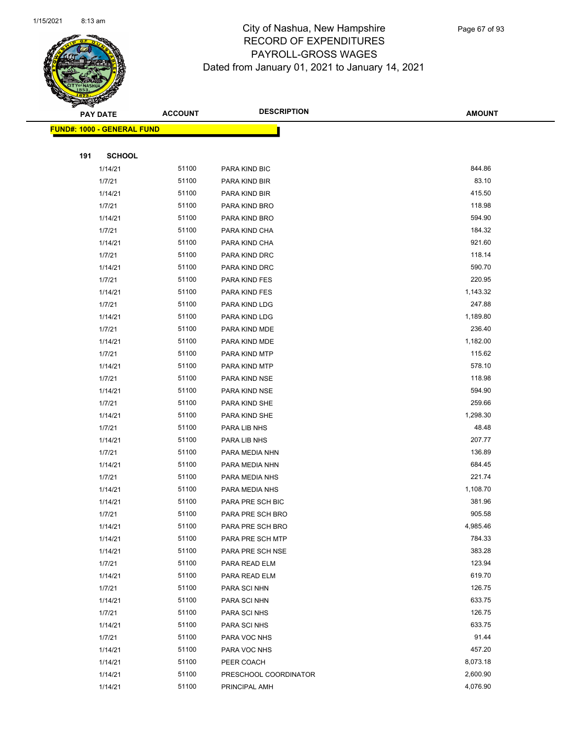# City of Nashua, New Hampshire
## RECORD OF EXPENDITURES
## PAYROLL-GROSS WAGES
### Dated from January 01, 2021 to January 14, 2021

**FUND#: 1000 - GENERAL FUND**

**191 SCHOOL**

| PAY DATE | ACCOUNT | DESCRIPTION | AMOUNT |
|---|---|---|---|
| 1/14/21 | 51100 | PARA KIND BIC | 844.86 |
| 1/7/21 | 51100 | PARA KIND BIR | 83.10 |
| 1/14/21 | 51100 | PARA KIND BIR | 415.50 |
| 1/7/21 | 51100 | PARA KIND BRO | 118.98 |
| 1/14/21 | 51100 | PARA KIND BRO | 594.90 |
| 1/7/21 | 51100 | PARA KIND CHA | 184.32 |
| 1/14/21 | 51100 | PARA KIND CHA | 921.60 |
| 1/7/21 | 51100 | PARA KIND DRC | 118.14 |
| 1/14/21 | 51100 | PARA KIND DRC | 590.70 |
| 1/7/21 | 51100 | PARA KIND FES | 220.95 |
| 1/14/21 | 51100 | PARA KIND FES | 1,143.32 |
| 1/7/21 | 51100 | PARA KIND LDG | 247.88 |
| 1/14/21 | 51100 | PARA KIND LDG | 1,189.80 |
| 1/7/21 | 51100 | PARA KIND MDE | 236.40 |
| 1/14/21 | 51100 | PARA KIND MDE | 1,182.00 |
| 1/7/21 | 51100 | PARA KIND MTP | 115.62 |
| 1/14/21 | 51100 | PARA KIND MTP | 578.10 |
| 1/7/21 | 51100 | PARA KIND NSE | 118.98 |
| 1/14/21 | 51100 | PARA KIND NSE | 594.90 |
| 1/7/21 | 51100 | PARA KIND SHE | 259.66 |
| 1/14/21 | 51100 | PARA KIND SHE | 1,298.30 |
| 1/7/21 | 51100 | PARA LIB NHS | 48.48 |
| 1/14/21 | 51100 | PARA LIB NHS | 207.77 |
| 1/7/21 | 51100 | PARA MEDIA NHN | 136.89 |
| 1/14/21 | 51100 | PARA MEDIA NHN | 684.45 |
| 1/7/21 | 51100 | PARA MEDIA NHS | 221.74 |
| 1/14/21 | 51100 | PARA MEDIA NHS | 1,108.70 |
| 1/14/21 | 51100 | PARA PRE SCH BIC | 381.96 |
| 1/7/21 | 51100 | PARA PRE SCH BRO | 905.58 |
| 1/14/21 | 51100 | PARA PRE SCH BRO | 4,985.46 |
| 1/14/21 | 51100 | PARA PRE SCH MTP | 784.33 |
| 1/14/21 | 51100 | PARA PRE SCH NSE | 383.28 |
| 1/7/21 | 51100 | PARA READ ELM | 123.94 |
| 1/14/21 | 51100 | PARA READ ELM | 619.70 |
| 1/7/21 | 51100 | PARA SCI NHN | 126.75 |
| 1/14/21 | 51100 | PARA SCI NHN | 633.75 |
| 1/7/21 | 51100 | PARA SCI NHS | 126.75 |
| 1/14/21 | 51100 | PARA SCI NHS | 633.75 |
| 1/7/21 | 51100 | PARA VOC NHS | 91.44 |
| 1/14/21 | 51100 | PARA VOC NHS | 457.20 |
| 1/14/21 | 51100 | PEER COACH | 8,073.18 |
| 1/14/21 | 51100 | PRESCHOOL COORDINATOR | 2,600.90 |
| 1/14/21 | 51100 | PRINCIPAL AMH | 4,076.90 |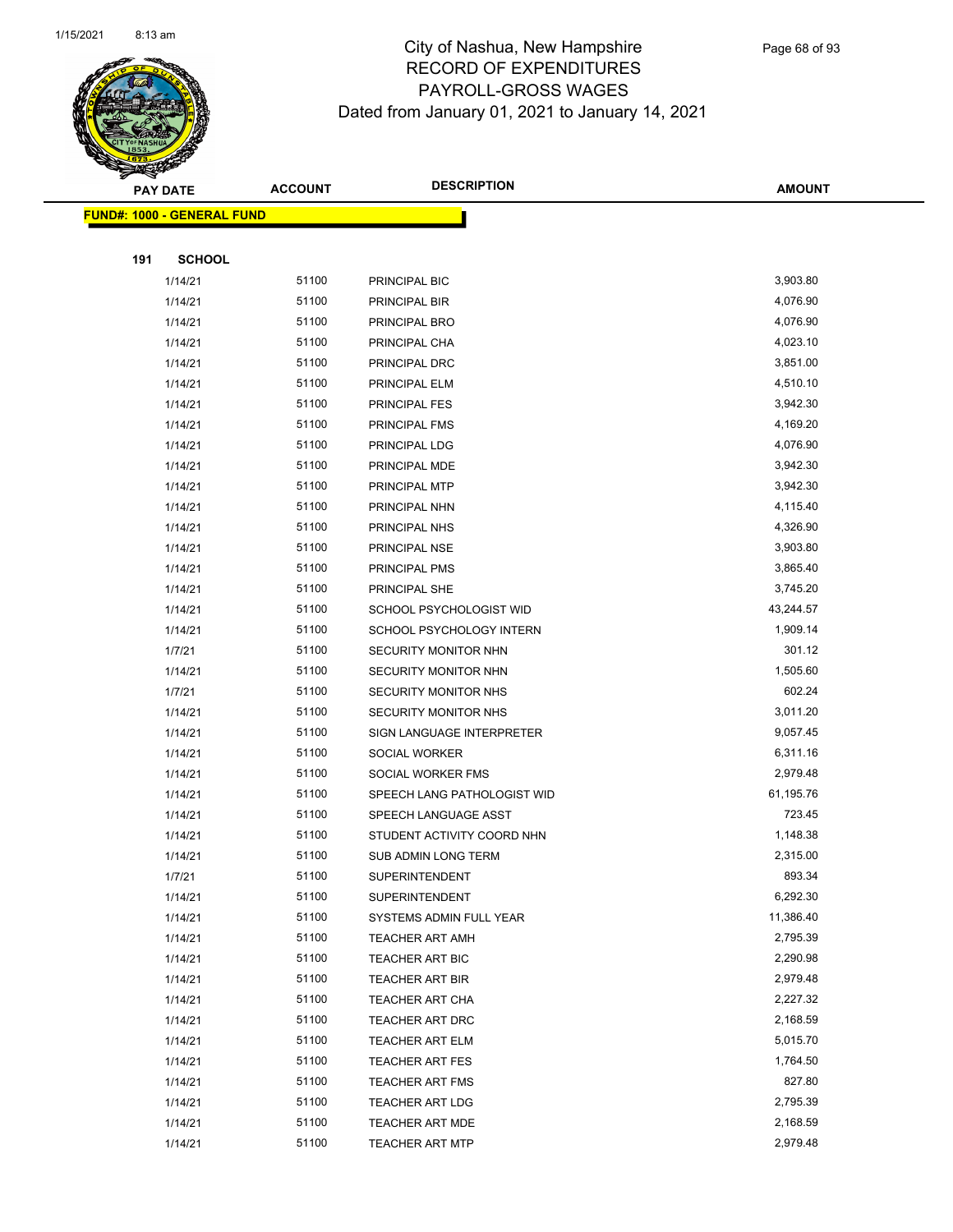# City of Nashua, New Hampshire
## RECORD OF EXPENDITURES
## PAYROLL-GROSS WAGES
## Dated from January 01, 2021 to January 14, 2021

| PAY DATE | ACCOUNT | DESCRIPTION | AMOUNT |
|---|---|---|---|
| **FUND#: 1000 - GENERAL FUND** | | | |
| **191 SCHOOL** | | | |
| 1/14/21 | 51100 | PRINCIPAL BIC | 3,903.80 |
| 1/14/21 | 51100 | PRINCIPAL BIR | 4,076.90 |
| 1/14/21 | 51100 | PRINCIPAL BRO | 4,076.90 |
| 1/14/21 | 51100 | PRINCIPAL CHA | 4,023.10 |
| 1/14/21 | 51100 | PRINCIPAL DRC | 3,851.00 |
| 1/14/21 | 51100 | PRINCIPAL ELM | 4,510.10 |
| 1/14/21 | 51100 | PRINCIPAL FES | 3,942.30 |
| 1/14/21 | 51100 | PRINCIPAL FMS | 4,169.20 |
| 1/14/21 | 51100 | PRINCIPAL LDG | 4,076.90 |
| 1/14/21 | 51100 | PRINCIPAL MDE | 3,942.30 |
| 1/14/21 | 51100 | PRINCIPAL MTP | 3,942.30 |
| 1/14/21 | 51100 | PRINCIPAL NHN | 4,115.40 |
| 1/14/21 | 51100 | PRINCIPAL NHS | 4,326.90 |
| 1/14/21 | 51100 | PRINCIPAL NSE | 3,903.80 |
| 1/14/21 | 51100 | PRINCIPAL PMS | 3,865.40 |
| 1/14/21 | 51100 | PRINCIPAL SHE | 3,745.20 |
| 1/14/21 | 51100 | SCHOOL PSYCHOLOGIST WID | 43,244.57 |
| 1/14/21 | 51100 | SCHOOL PSYCHOLOGY INTERN | 1,909.14 |
| 1/7/21 | 51100 | SECURITY MONITOR NHN | 301.12 |
| 1/14/21 | 51100 | SECURITY MONITOR NHN | 1,505.60 |
| 1/7/21 | 51100 | SECURITY MONITOR NHS | 602.24 |
| 1/14/21 | 51100 | SECURITY MONITOR NHS | 3,011.20 |
| 1/14/21 | 51100 | SIGN LANGUAGE INTERPRETER | 9,057.45 |
| 1/14/21 | 51100 | SOCIAL WORKER | 6,311.16 |
| 1/14/21 | 51100 | SOCIAL WORKER FMS | 2,979.48 |
| 1/14/21 | 51100 | SPEECH LANG PATHOLOGIST WID | 61,195.76 |
| 1/14/21 | 51100 | SPEECH LANGUAGE ASST | 723.45 |
| 1/14/21 | 51100 | STUDENT ACTIVITY COORD NHN | 1,148.38 |
| 1/14/21 | 51100 | SUB ADMIN LONG TERM | 2,315.00 |
| 1/7/21 | 51100 | SUPERINTENDENT | 893.34 |
| 1/14/21 | 51100 | SUPERINTENDENT | 6,292.30 |
| 1/14/21 | 51100 | SYSTEMS ADMIN FULL YEAR | 11,386.40 |
| 1/14/21 | 51100 | TEACHER ART AMH | 2,795.39 |
| 1/14/21 | 51100 | TEACHER ART BIC | 2,290.98 |
| 1/14/21 | 51100 | TEACHER ART BIR | 2,979.48 |
| 1/14/21 | 51100 | TEACHER ART CHA | 2,227.32 |
| 1/14/21 | 51100 | TEACHER ART DRC | 2,168.59 |
| 1/14/21 | 51100 | TEACHER ART ELM | 5,015.70 |
| 1/14/21 | 51100 | TEACHER ART FES | 1,764.50 |
| 1/14/21 | 51100 | TEACHER ART FMS | 827.80 |
| 1/14/21 | 51100 | TEACHER ART LDG | 2,795.39 |
| 1/14/21 | 51100 | TEACHER ART MDE | 2,168.59 |
| 1/14/21 | 51100 | TEACHER ART MTP | 2,979.48 |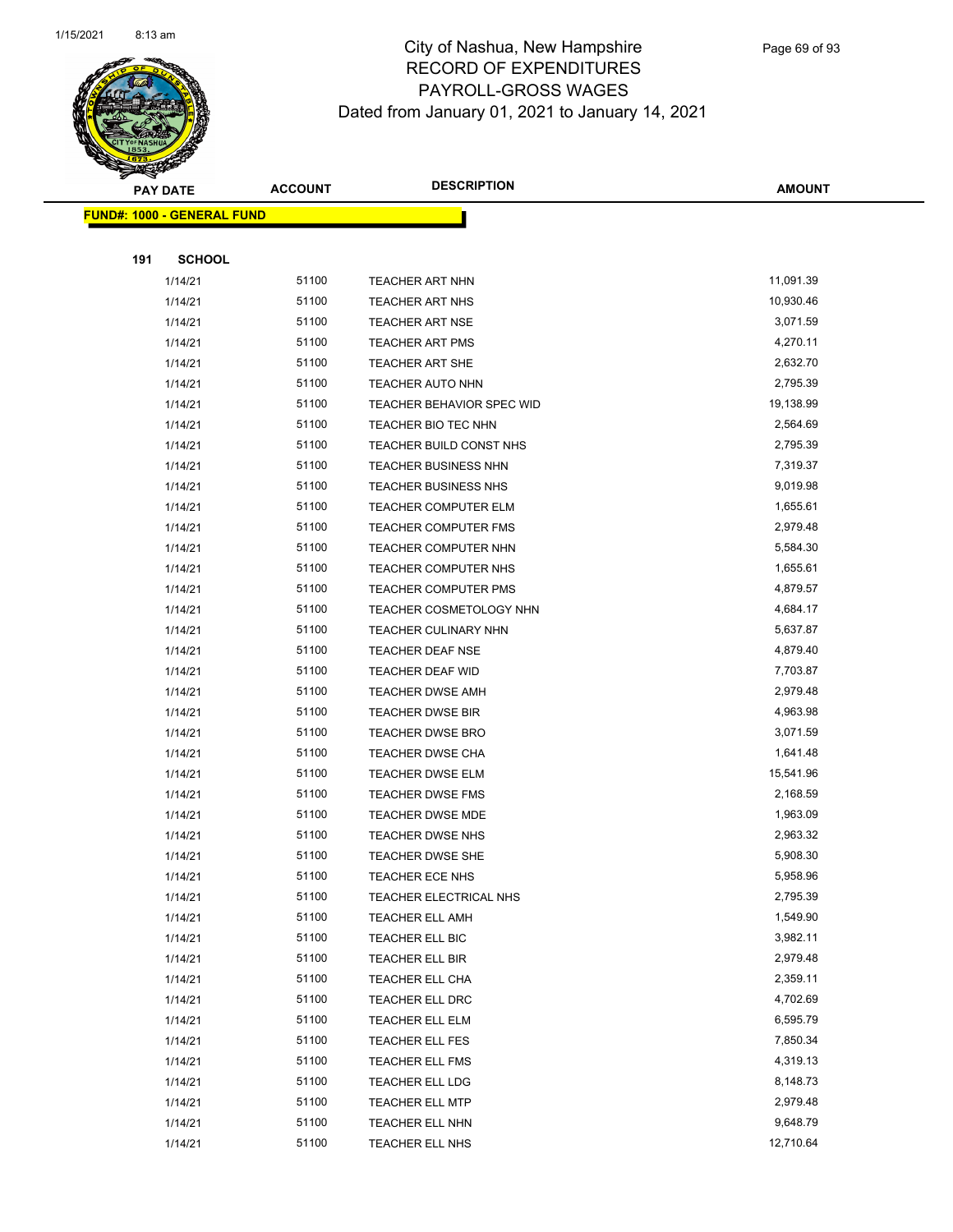# City of Nashua, New Hampshire
## RECORD OF EXPENDITURES
## PAYROLL-GROSS WAGES
## Dated from January 01, 2021 to January 14, 2021

**FUND#: 1000 - GENERAL FUND**

**191 SCHOOL**

| PAY DATE | ACCOUNT | DESCRIPTION | AMOUNT |
|---|---|---|---|
| 1/14/21 | 51100 | TEACHER ART NHN | 11,091.39 |
| 1/14/21 | 51100 | TEACHER ART NHS | 10,930.46 |
| 1/14/21 | 51100 | TEACHER ART NSE | 3,071.59 |
| 1/14/21 | 51100 | TEACHER ART PMS | 4,270.11 |
| 1/14/21 | 51100 | TEACHER ART SHE | 2,632.70 |
| 1/14/21 | 51100 | TEACHER AUTO NHN | 2,795.39 |
| 1/14/21 | 51100 | TEACHER BEHAVIOR SPEC WID | 19,138.99 |
| 1/14/21 | 51100 | TEACHER BIO TEC NHN | 2,564.69 |
| 1/14/21 | 51100 | TEACHER BUILD CONST NHS | 2,795.39 |
| 1/14/21 | 51100 | TEACHER BUSINESS NHN | 7,319.37 |
| 1/14/21 | 51100 | TEACHER BUSINESS NHS | 9,019.98 |
| 1/14/21 | 51100 | TEACHER COMPUTER ELM | 1,655.61 |
| 1/14/21 | 51100 | TEACHER COMPUTER FMS | 2,979.48 |
| 1/14/21 | 51100 | TEACHER COMPUTER NHN | 5,584.30 |
| 1/14/21 | 51100 | TEACHER COMPUTER NHS | 1,655.61 |
| 1/14/21 | 51100 | TEACHER COMPUTER PMS | 4,879.57 |
| 1/14/21 | 51100 | TEACHER COSMETOLOGY NHN | 4,684.17 |
| 1/14/21 | 51100 | TEACHER CULINARY NHN | 5,637.87 |
| 1/14/21 | 51100 | TEACHER DEAF NSE | 4,879.40 |
| 1/14/21 | 51100 | TEACHER DEAF WID | 7,703.87 |
| 1/14/21 | 51100 | TEACHER DWSE AMH | 2,979.48 |
| 1/14/21 | 51100 | TEACHER DWSE BIR | 4,963.98 |
| 1/14/21 | 51100 | TEACHER DWSE BRO | 3,071.59 |
| 1/14/21 | 51100 | TEACHER DWSE CHA | 1,641.48 |
| 1/14/21 | 51100 | TEACHER DWSE ELM | 15,541.96 |
| 1/14/21 | 51100 | TEACHER DWSE FMS | 2,168.59 |
| 1/14/21 | 51100 | TEACHER DWSE MDE | 1,963.09 |
| 1/14/21 | 51100 | TEACHER DWSE NHS | 2,963.32 |
| 1/14/21 | 51100 | TEACHER DWSE SHE | 5,908.30 |
| 1/14/21 | 51100 | TEACHER ECE NHS | 5,958.96 |
| 1/14/21 | 51100 | TEACHER ELECTRICAL NHS | 2,795.39 |
| 1/14/21 | 51100 | TEACHER ELL AMH | 1,549.90 |
| 1/14/21 | 51100 | TEACHER ELL BIC | 3,982.11 |
| 1/14/21 | 51100 | TEACHER ELL BIR | 2,979.48 |
| 1/14/21 | 51100 | TEACHER ELL CHA | 2,359.11 |
| 1/14/21 | 51100 | TEACHER ELL DRC | 4,702.69 |
| 1/14/21 | 51100 | TEACHER ELL ELM | 6,595.79 |
| 1/14/21 | 51100 | TEACHER ELL FES | 7,850.34 |
| 1/14/21 | 51100 | TEACHER ELL FMS | 4,319.13 |
| 1/14/21 | 51100 | TEACHER ELL LDG | 8,148.73 |
| 1/14/21 | 51100 | TEACHER ELL MTP | 2,979.48 |
| 1/14/21 | 51100 | TEACHER ELL NHN | 9,648.79 |
| 1/14/21 | 51100 | TEACHER ELL NHS | 12,710.64 |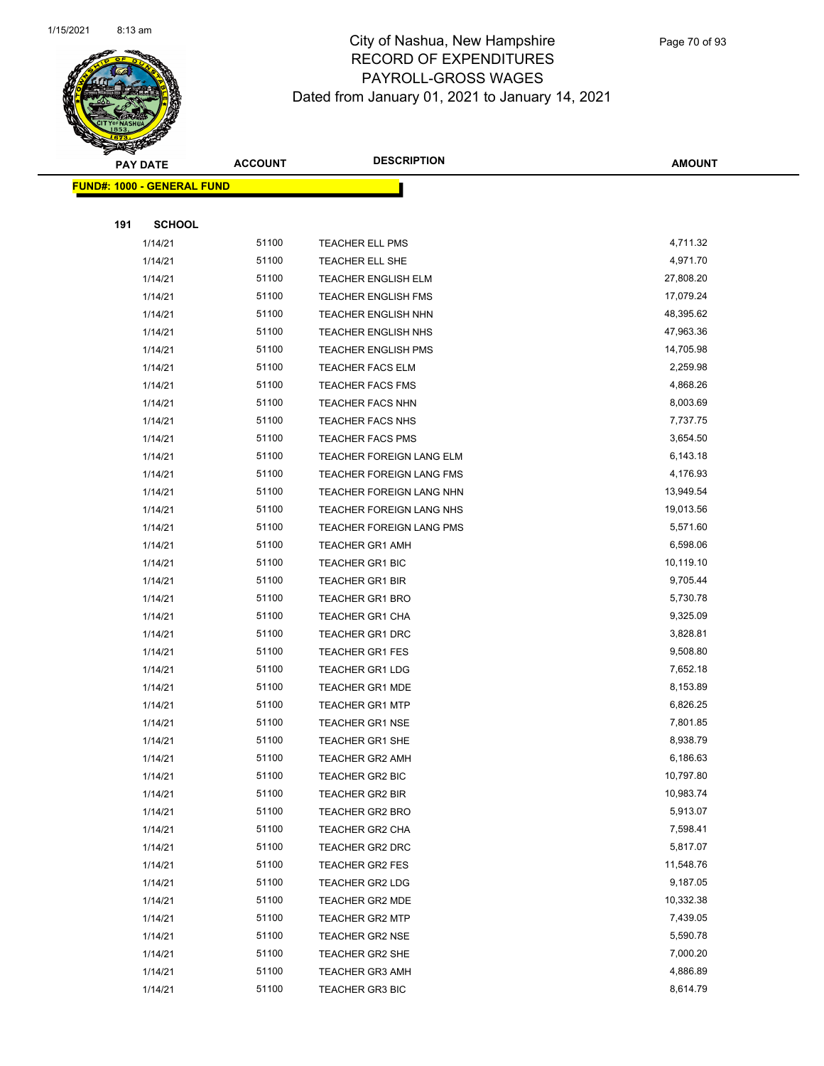# City of Nashua, New Hampshire
## RECORD OF EXPENDITURES
## PAYROLL-GROSS WAGES
Dated from January 01, 2021 to January 14, 2021

**FUND#: 1000 - GENERAL FUND**

**191 SCHOOL**

| PAY DATE | ACCOUNT | DESCRIPTION | AMOUNT |
|---|---|---|---|
| 1/14/21 | 51100 | TEACHER ELL PMS | 4,711.32 |
| 1/14/21 | 51100 | TEACHER ELL SHE | 4,971.70 |
| 1/14/21 | 51100 | TEACHER ENGLISH ELM | 27,808.20 |
| 1/14/21 | 51100 | TEACHER ENGLISH FMS | 17,079.24 |
| 1/14/21 | 51100 | TEACHER ENGLISH NHN | 48,395.62 |
| 1/14/21 | 51100 | TEACHER ENGLISH NHS | 47,963.36 |
| 1/14/21 | 51100 | TEACHER ENGLISH PMS | 14,705.98 |
| 1/14/21 | 51100 | TEACHER FACS ELM | 2,259.98 |
| 1/14/21 | 51100 | TEACHER FACS FMS | 4,868.26 |
| 1/14/21 | 51100 | TEACHER FACS NHN | 8,003.69 |
| 1/14/21 | 51100 | TEACHER FACS NHS | 7,737.75 |
| 1/14/21 | 51100 | TEACHER FACS PMS | 3,654.50 |
| 1/14/21 | 51100 | TEACHER FOREIGN LANG ELM | 6,143.18 |
| 1/14/21 | 51100 | TEACHER FOREIGN LANG FMS | 4,176.93 |
| 1/14/21 | 51100 | TEACHER FOREIGN LANG NHN | 13,949.54 |
| 1/14/21 | 51100 | TEACHER FOREIGN LANG NHS | 19,013.56 |
| 1/14/21 | 51100 | TEACHER FOREIGN LANG PMS | 5,571.60 |
| 1/14/21 | 51100 | TEACHER GR1 AMH | 6,598.06 |
| 1/14/21 | 51100 | TEACHER GR1 BIC | 10,119.10 |
| 1/14/21 | 51100 | TEACHER GR1 BIR | 9,705.44 |
| 1/14/21 | 51100 | TEACHER GR1 BRO | 5,730.78 |
| 1/14/21 | 51100 | TEACHER GR1 CHA | 9,325.09 |
| 1/14/21 | 51100 | TEACHER GR1 DRC | 3,828.81 |
| 1/14/21 | 51100 | TEACHER GR1 FES | 9,508.80 |
| 1/14/21 | 51100 | TEACHER GR1 LDG | 7,652.18 |
| 1/14/21 | 51100 | TEACHER GR1 MDE | 8,153.89 |
| 1/14/21 | 51100 | TEACHER GR1 MTP | 6,826.25 |
| 1/14/21 | 51100 | TEACHER GR1 NSE | 7,801.85 |
| 1/14/21 | 51100 | TEACHER GR1 SHE | 8,938.79 |
| 1/14/21 | 51100 | TEACHER GR2 AMH | 6,186.63 |
| 1/14/21 | 51100 | TEACHER GR2 BIC | 10,797.80 |
| 1/14/21 | 51100 | TEACHER GR2 BIR | 10,983.74 |
| 1/14/21 | 51100 | TEACHER GR2 BRO | 5,913.07 |
| 1/14/21 | 51100 | TEACHER GR2 CHA | 7,598.41 |
| 1/14/21 | 51100 | TEACHER GR2 DRC | 5,817.07 |
| 1/14/21 | 51100 | TEACHER GR2 FES | 11,548.76 |
| 1/14/21 | 51100 | TEACHER GR2 LDG | 9,187.05 |
| 1/14/21 | 51100 | TEACHER GR2 MDE | 10,332.38 |
| 1/14/21 | 51100 | TEACHER GR2 MTP | 7,439.05 |
| 1/14/21 | 51100 | TEACHER GR2 NSE | 5,590.78 |
| 1/14/21 | 51100 | TEACHER GR2 SHE | 7,000.20 |
| 1/14/21 | 51100 | TEACHER GR3 AMH | 4,886.89 |
| 1/14/21 | 51100 | TEACHER GR3 BIC | 8,614.79 |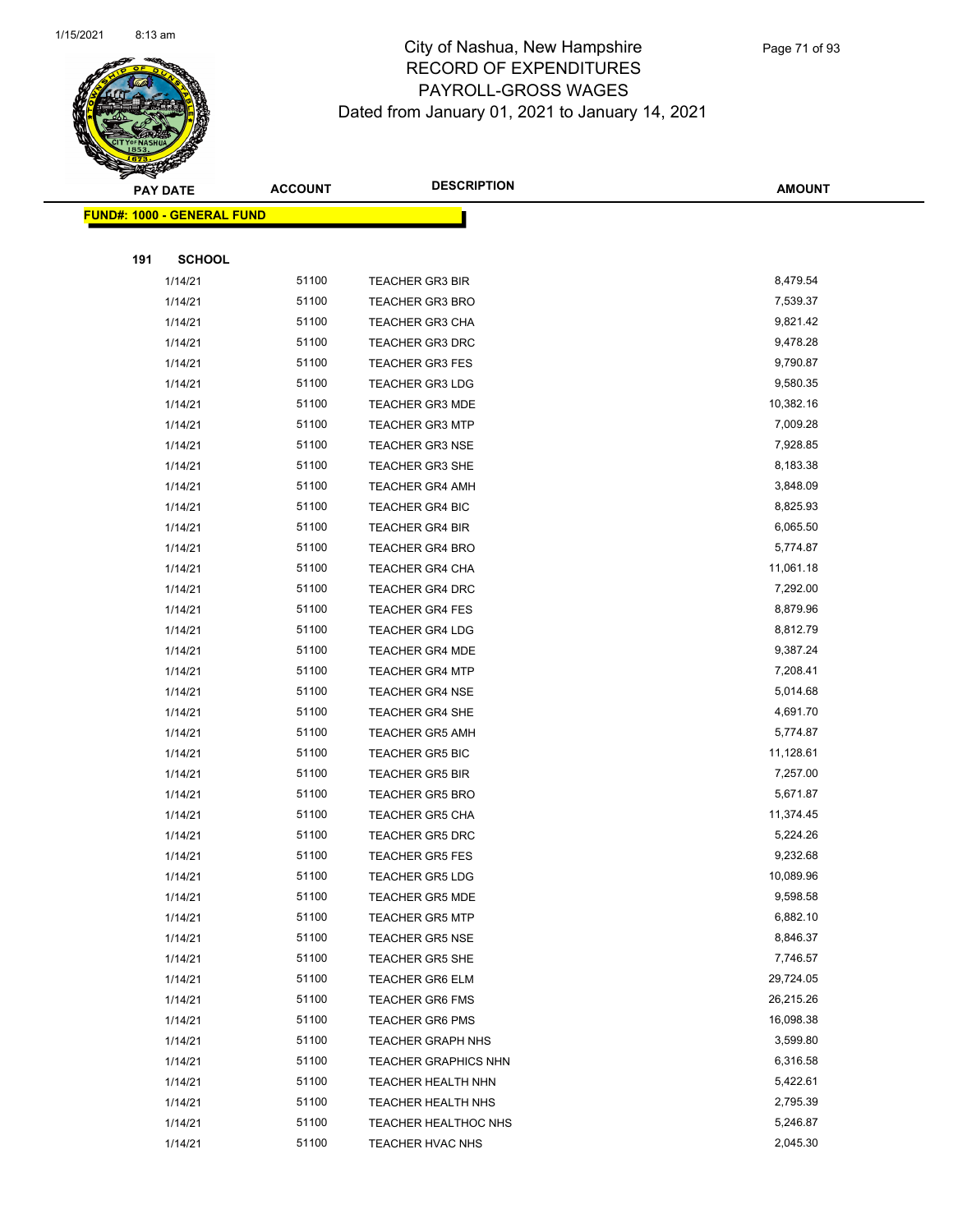# City of Nashua, New Hampshire
## RECORD OF EXPENDITURES
## PAYROLL-GROSS WAGES
### Dated from January 01, 2021 to January 14, 2021

| PAY DATE | ACCOUNT | DESCRIPTION | AMOUNT |
|---|---|---|---|
| **FUND#: 1000 - GENERAL FUND** | | | |
| **191 SCHOOL** | | | |
| 1/14/21 | 51100 | TEACHER GR3 BIR | 8,479.54 |
| 1/14/21 | 51100 | TEACHER GR3 BRO | 7,539.37 |
| 1/14/21 | 51100 | TEACHER GR3 CHA | 9,821.42 |
| 1/14/21 | 51100 | TEACHER GR3 DRC | 9,478.28 |
| 1/14/21 | 51100 | TEACHER GR3 FES | 9,790.87 |
| 1/14/21 | 51100 | TEACHER GR3 LDG | 9,580.35 |
| 1/14/21 | 51100 | TEACHER GR3 MDE | 10,382.16 |
| 1/14/21 | 51100 | TEACHER GR3 MTP | 7,009.28 |
| 1/14/21 | 51100 | TEACHER GR3 NSE | 7,928.85 |
| 1/14/21 | 51100 | TEACHER GR3 SHE | 8,183.38 |
| 1/14/21 | 51100 | TEACHER GR4 AMH | 3,848.09 |
| 1/14/21 | 51100 | TEACHER GR4 BIC | 8,825.93 |
| 1/14/21 | 51100 | TEACHER GR4 BIR | 6,065.50 |
| 1/14/21 | 51100 | TEACHER GR4 BRO | 5,774.87 |
| 1/14/21 | 51100 | TEACHER GR4 CHA | 11,061.18 |
| 1/14/21 | 51100 | TEACHER GR4 DRC | 7,292.00 |
| 1/14/21 | 51100 | TEACHER GR4 FES | 8,879.96 |
| 1/14/21 | 51100 | TEACHER GR4 LDG | 8,812.79 |
| 1/14/21 | 51100 | TEACHER GR4 MDE | 9,387.24 |
| 1/14/21 | 51100 | TEACHER GR4 MTP | 7,208.41 |
| 1/14/21 | 51100 | TEACHER GR4 NSE | 5,014.68 |
| 1/14/21 | 51100 | TEACHER GR4 SHE | 4,691.70 |
| 1/14/21 | 51100 | TEACHER GR5 AMH | 5,774.87 |
| 1/14/21 | 51100 | TEACHER GR5 BIC | 11,128.61 |
| 1/14/21 | 51100 | TEACHER GR5 BIR | 7,257.00 |
| 1/14/21 | 51100 | TEACHER GR5 BRO | 5,671.87 |
| 1/14/21 | 51100 | TEACHER GR5 CHA | 11,374.45 |
| 1/14/21 | 51100 | TEACHER GR5 DRC | 5,224.26 |
| 1/14/21 | 51100 | TEACHER GR5 FES | 9,232.68 |
| 1/14/21 | 51100 | TEACHER GR5 LDG | 10,089.96 |
| 1/14/21 | 51100 | TEACHER GR5 MDE | 9,598.58 |
| 1/14/21 | 51100 | TEACHER GR5 MTP | 6,882.10 |
| 1/14/21 | 51100 | TEACHER GR5 NSE | 8,846.37 |
| 1/14/21 | 51100 | TEACHER GR5 SHE | 7,746.57 |
| 1/14/21 | 51100 | TEACHER GR6 ELM | 29,724.05 |
| 1/14/21 | 51100 | TEACHER GR6 FMS | 26,215.26 |
| 1/14/21 | 51100 | TEACHER GR6 PMS | 16,098.38 |
| 1/14/21 | 51100 | TEACHER GRAPH NHS | 3,599.80 |
| 1/14/21 | 51100 | TEACHER GRAPHICS NHN | 6,316.58 |
| 1/14/21 | 51100 | TEACHER HEALTH NHN | 5,422.61 |
| 1/14/21 | 51100 | TEACHER HEALTH NHS | 2,795.39 |
| 1/14/21 | 51100 | TEACHER HEALTHOC NHS | 5,246.87 |
| 1/14/21 | 51100 | TEACHER HVAC NHS | 2,045.30 |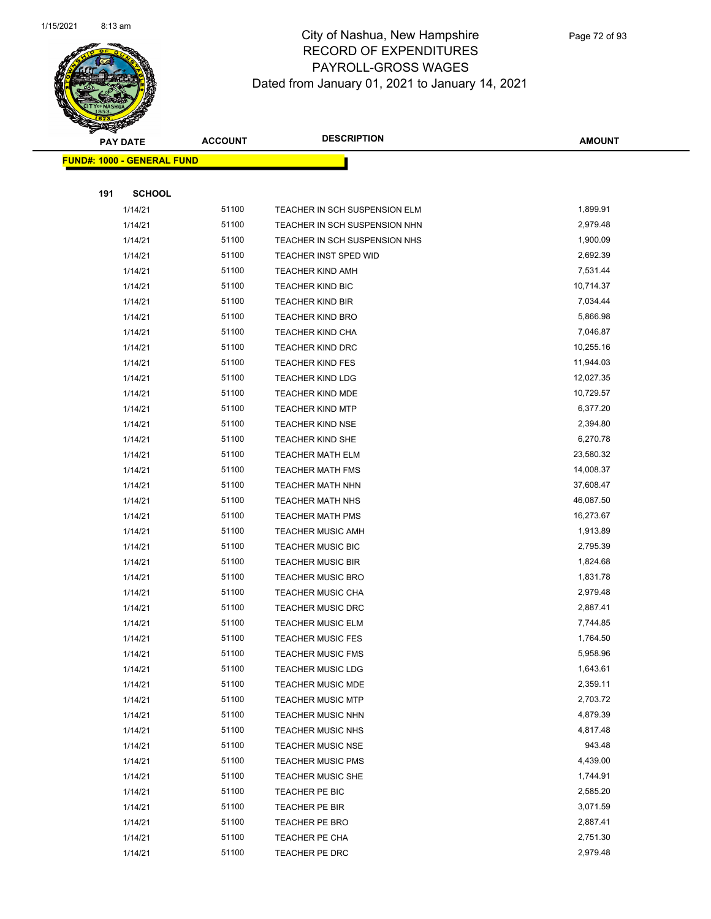# City of Nashua, New Hampshire
## RECORD OF EXPENDITURES
## PAYROLL-GROSS WAGES
### Dated from January 01, 2021 to January 14, 2021

**FUND#: 1000 - GENERAL FUND**

**191 SCHOOL**

| PAY DATE | ACCOUNT | DESCRIPTION | AMOUNT |
|---|---|---|---|
| 1/14/21 | 51100 | TEACHER IN SCH SUSPENSION ELM | 1,899.91 |
| 1/14/21 | 51100 | TEACHER IN SCH SUSPENSION NHN | 2,979.48 |
| 1/14/21 | 51100 | TEACHER IN SCH SUSPENSION NHS | 1,900.09 |
| 1/14/21 | 51100 | TEACHER INST SPED WID | 2,692.39 |
| 1/14/21 | 51100 | TEACHER KIND AMH | 7,531.44 |
| 1/14/21 | 51100 | TEACHER KIND BIC | 10,714.37 |
| 1/14/21 | 51100 | TEACHER KIND BIR | 7,034.44 |
| 1/14/21 | 51100 | TEACHER KIND BRO | 5,866.98 |
| 1/14/21 | 51100 | TEACHER KIND CHA | 7,046.87 |
| 1/14/21 | 51100 | TEACHER KIND DRC | 10,255.16 |
| 1/14/21 | 51100 | TEACHER KIND FES | 11,944.03 |
| 1/14/21 | 51100 | TEACHER KIND LDG | 12,027.35 |
| 1/14/21 | 51100 | TEACHER KIND MDE | 10,729.57 |
| 1/14/21 | 51100 | TEACHER KIND MTP | 6,377.20 |
| 1/14/21 | 51100 | TEACHER KIND NSE | 2,394.80 |
| 1/14/21 | 51100 | TEACHER KIND SHE | 6,270.78 |
| 1/14/21 | 51100 | TEACHER MATH ELM | 23,580.32 |
| 1/14/21 | 51100 | TEACHER MATH FMS | 14,008.37 |
| 1/14/21 | 51100 | TEACHER MATH NHN | 37,608.47 |
| 1/14/21 | 51100 | TEACHER MATH NHS | 46,087.50 |
| 1/14/21 | 51100 | TEACHER MATH PMS | 16,273.67 |
| 1/14/21 | 51100 | TEACHER MUSIC AMH | 1,913.89 |
| 1/14/21 | 51100 | TEACHER MUSIC BIC | 2,795.39 |
| 1/14/21 | 51100 | TEACHER MUSIC BIR | 1,824.68 |
| 1/14/21 | 51100 | TEACHER MUSIC BRO | 1,831.78 |
| 1/14/21 | 51100 | TEACHER MUSIC CHA | 2,979.48 |
| 1/14/21 | 51100 | TEACHER MUSIC DRC | 2,887.41 |
| 1/14/21 | 51100 | TEACHER MUSIC ELM | 7,744.85 |
| 1/14/21 | 51100 | TEACHER MUSIC FES | 1,764.50 |
| 1/14/21 | 51100 | TEACHER MUSIC FMS | 5,958.96 |
| 1/14/21 | 51100 | TEACHER MUSIC LDG | 1,643.61 |
| 1/14/21 | 51100 | TEACHER MUSIC MDE | 2,359.11 |
| 1/14/21 | 51100 | TEACHER MUSIC MTP | 2,703.72 |
| 1/14/21 | 51100 | TEACHER MUSIC NHN | 4,879.39 |
| 1/14/21 | 51100 | TEACHER MUSIC NHS | 4,817.48 |
| 1/14/21 | 51100 | TEACHER MUSIC NSE | 943.48 |
| 1/14/21 | 51100 | TEACHER MUSIC PMS | 4,439.00 |
| 1/14/21 | 51100 | TEACHER MUSIC SHE | 1,744.91 |
| 1/14/21 | 51100 | TEACHER PE BIC | 2,585.20 |
| 1/14/21 | 51100 | TEACHER PE BIR | 3,071.59 |
| 1/14/21 | 51100 | TEACHER PE BRO | 2,887.41 |
| 1/14/21 | 51100 | TEACHER PE CHA | 2,751.30 |
| 1/14/21 | 51100 | TEACHER PE DRC | 2,979.48 |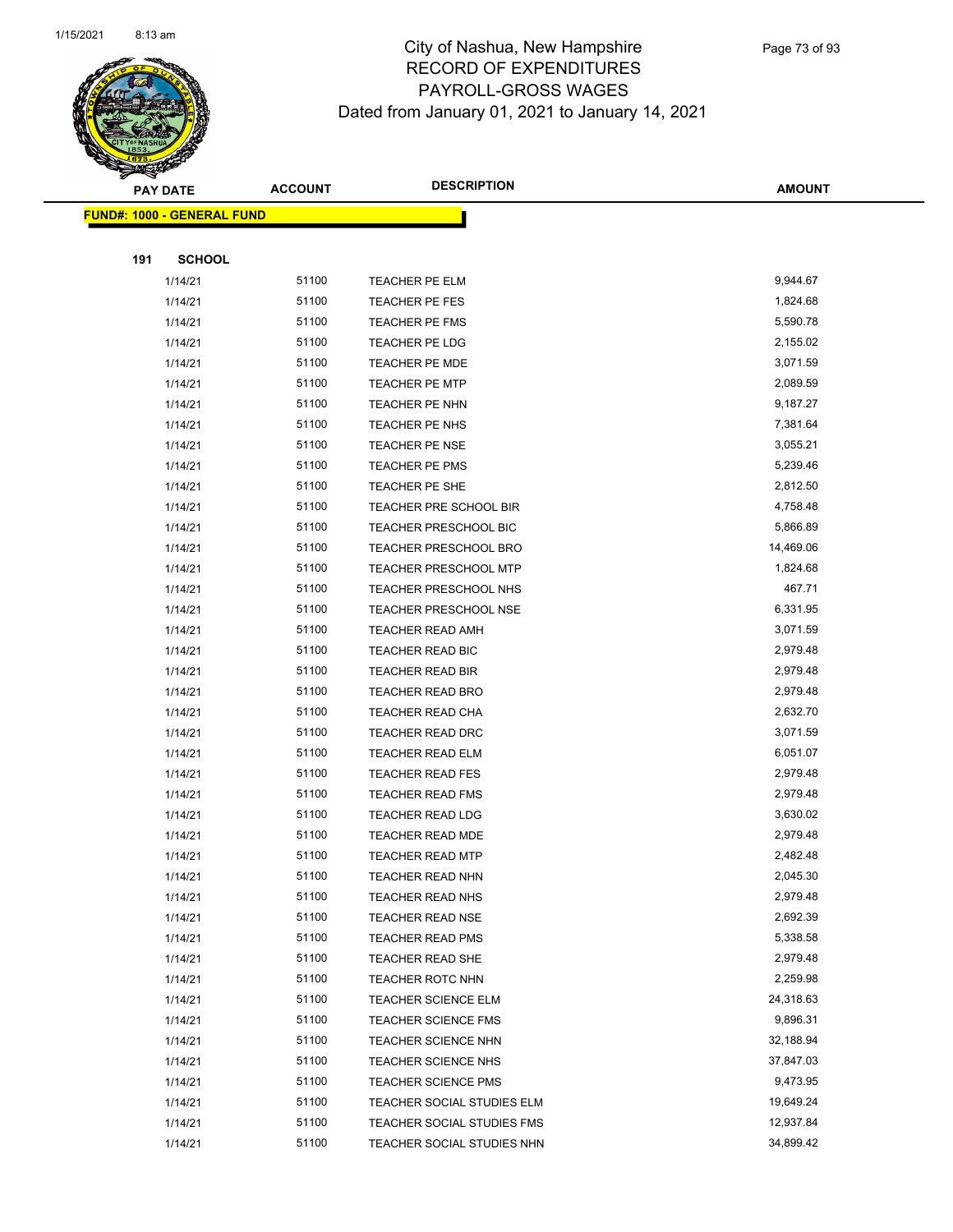# City of Nashua, New Hampshire
## RECORD OF EXPENDITURES
## PAYROLL-GROSS WAGES
### Dated from January 01, 2021 to January 14, 2021

**FUND#: 1000 - GENERAL FUND**

**191 SCHOOL**

| PAY DATE | ACCOUNT | DESCRIPTION | AMOUNT |
|---|---|---|---|
| 1/14/21 | 51100 | TEACHER PE ELM | 9,944.67 |
| 1/14/21 | 51100 | TEACHER PE FES | 1,824.68 |
| 1/14/21 | 51100 | TEACHER PE FMS | 5,590.78 |
| 1/14/21 | 51100 | TEACHER PE LDG | 2,155.02 |
| 1/14/21 | 51100 | TEACHER PE MDE | 3,071.59 |
| 1/14/21 | 51100 | TEACHER PE MTP | 2,089.59 |
| 1/14/21 | 51100 | TEACHER PE NHN | 9,187.27 |
| 1/14/21 | 51100 | TEACHER PE NHS | 7,381.64 |
| 1/14/21 | 51100 | TEACHER PE NSE | 3,055.21 |
| 1/14/21 | 51100 | TEACHER PE PMS | 5,239.46 |
| 1/14/21 | 51100 | TEACHER PE SHE | 2,812.50 |
| 1/14/21 | 51100 | TEACHER PRE SCHOOL BIR | 4,758.48 |
| 1/14/21 | 51100 | TEACHER PRESCHOOL BIC | 5,866.89 |
| 1/14/21 | 51100 | TEACHER PRESCHOOL BRO | 14,469.06 |
| 1/14/21 | 51100 | TEACHER PRESCHOOL MTP | 1,824.68 |
| 1/14/21 | 51100 | TEACHER PRESCHOOL NHS | 467.71 |
| 1/14/21 | 51100 | TEACHER PRESCHOOL NSE | 6,331.95 |
| 1/14/21 | 51100 | TEACHER READ AMH | 3,071.59 |
| 1/14/21 | 51100 | TEACHER READ BIC | 2,979.48 |
| 1/14/21 | 51100 | TEACHER READ BIR | 2,979.48 |
| 1/14/21 | 51100 | TEACHER READ BRO | 2,979.48 |
| 1/14/21 | 51100 | TEACHER READ CHA | 2,632.70 |
| 1/14/21 | 51100 | TEACHER READ DRC | 3,071.59 |
| 1/14/21 | 51100 | TEACHER READ ELM | 6,051.07 |
| 1/14/21 | 51100 | TEACHER READ FES | 2,979.48 |
| 1/14/21 | 51100 | TEACHER READ FMS | 2,979.48 |
| 1/14/21 | 51100 | TEACHER READ LDG | 3,630.02 |
| 1/14/21 | 51100 | TEACHER READ MDE | 2,979.48 |
| 1/14/21 | 51100 | TEACHER READ MTP | 2,482.48 |
| 1/14/21 | 51100 | TEACHER READ NHN | 2,045.30 |
| 1/14/21 | 51100 | TEACHER READ NHS | 2,979.48 |
| 1/14/21 | 51100 | TEACHER READ NSE | 2,692.39 |
| 1/14/21 | 51100 | TEACHER READ PMS | 5,338.58 |
| 1/14/21 | 51100 | TEACHER READ SHE | 2,979.48 |
| 1/14/21 | 51100 | TEACHER ROTC NHN | 2,259.98 |
| 1/14/21 | 51100 | TEACHER SCIENCE ELM | 24,318.63 |
| 1/14/21 | 51100 | TEACHER SCIENCE FMS | 9,896.31 |
| 1/14/21 | 51100 | TEACHER SCIENCE NHN | 32,188.94 |
| 1/14/21 | 51100 | TEACHER SCIENCE NHS | 37,847.03 |
| 1/14/21 | 51100 | TEACHER SCIENCE PMS | 9,473.95 |
| 1/14/21 | 51100 | TEACHER SOCIAL STUDIES ELM | 19,649.24 |
| 1/14/21 | 51100 | TEACHER SOCIAL STUDIES FMS | 12,937.84 |
| 1/14/21 | 51100 | TEACHER SOCIAL STUDIES NHN | 34,899.42 |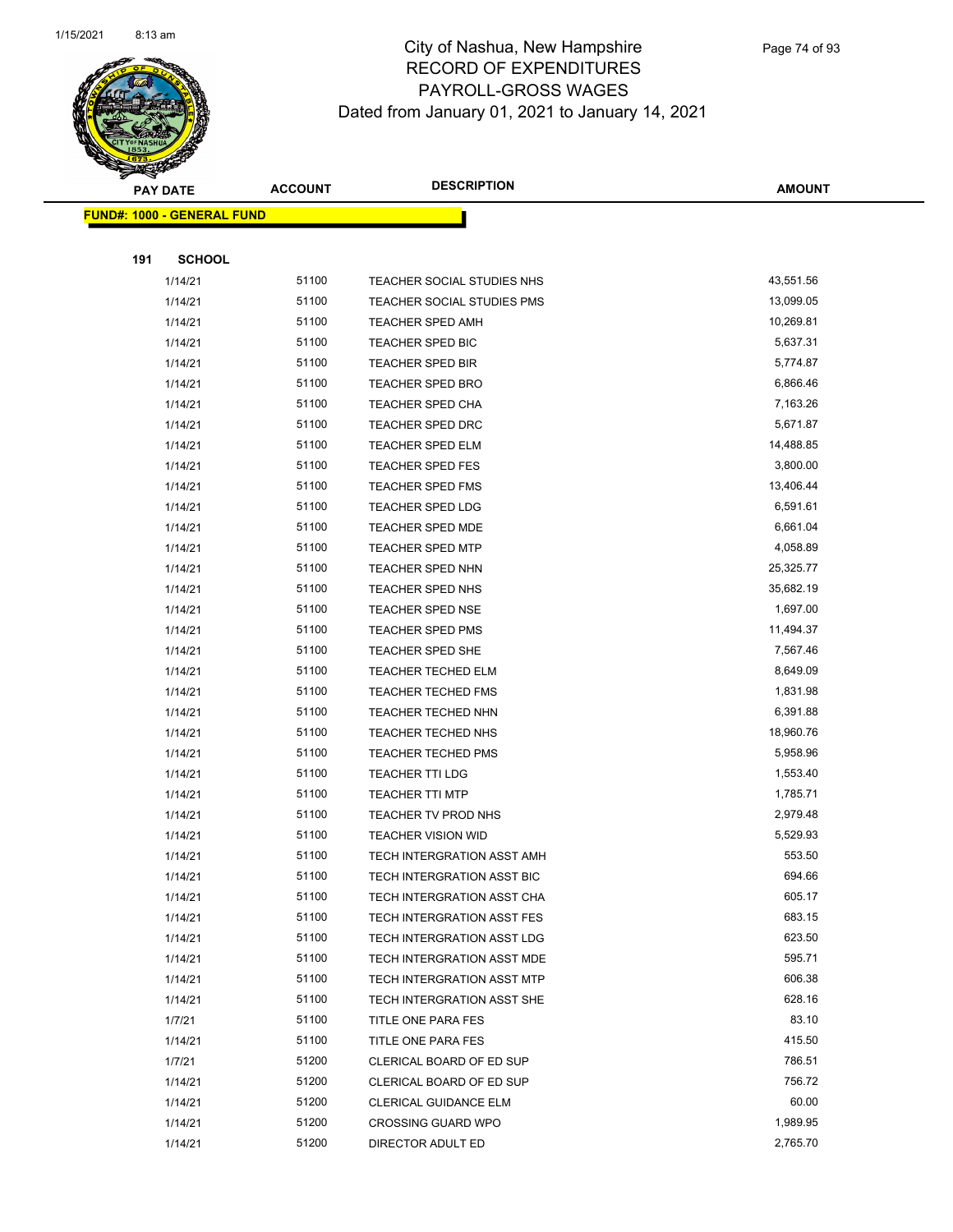# City of Nashua, New Hampshire
# RECORD OF EXPENDITURES
# PAYROLL-GROSS WAGES
# Dated from January 01, 2021 to January 14, 2021

**FUND#: 1000 - GENERAL FUND**

**191 SCHOOL**

| PAY DATE | ACCOUNT | DESCRIPTION | AMOUNT |
|---|---|---|---|
| 1/14/21 | 51100 | TEACHER SOCIAL STUDIES NHS | 43,551.56 |
| 1/14/21 | 51100 | TEACHER SOCIAL STUDIES PMS | 13,099.05 |
| 1/14/21 | 51100 | TEACHER SPED AMH | 10,269.81 |
| 1/14/21 | 51100 | TEACHER SPED BIC | 5,637.31 |
| 1/14/21 | 51100 | TEACHER SPED BIR | 5,774.87 |
| 1/14/21 | 51100 | TEACHER SPED BRO | 6,866.46 |
| 1/14/21 | 51100 | TEACHER SPED CHA | 7,163.26 |
| 1/14/21 | 51100 | TEACHER SPED DRC | 5,671.87 |
| 1/14/21 | 51100 | TEACHER SPED ELM | 14,488.85 |
| 1/14/21 | 51100 | TEACHER SPED FES | 3,800.00 |
| 1/14/21 | 51100 | TEACHER SPED FMS | 13,406.44 |
| 1/14/21 | 51100 | TEACHER SPED LDG | 6,591.61 |
| 1/14/21 | 51100 | TEACHER SPED MDE | 6,661.04 |
| 1/14/21 | 51100 | TEACHER SPED MTP | 4,058.89 |
| 1/14/21 | 51100 | TEACHER SPED NHN | 25,325.77 |
| 1/14/21 | 51100 | TEACHER SPED NHS | 35,682.19 |
| 1/14/21 | 51100 | TEACHER SPED NSE | 1,697.00 |
| 1/14/21 | 51100 | TEACHER SPED PMS | 11,494.37 |
| 1/14/21 | 51100 | TEACHER SPED SHE | 7,567.46 |
| 1/14/21 | 51100 | TEACHER TECHED ELM | 8,649.09 |
| 1/14/21 | 51100 | TEACHER TECHED FMS | 1,831.98 |
| 1/14/21 | 51100 | TEACHER TECHED NHN | 6,391.88 |
| 1/14/21 | 51100 | TEACHER TECHED NHS | 18,960.76 |
| 1/14/21 | 51100 | TEACHER TECHED PMS | 5,958.96 |
| 1/14/21 | 51100 | TEACHER TTI LDG | 1,553.40 |
| 1/14/21 | 51100 | TEACHER TTI MTP | 1,785.71 |
| 1/14/21 | 51100 | TEACHER TV PROD NHS | 2,979.48 |
| 1/14/21 | 51100 | TEACHER VISION WID | 5,529.93 |
| 1/14/21 | 51100 | TECH INTERGRATION ASST AMH | 553.50 |
| 1/14/21 | 51100 | TECH INTERGRATION ASST BIC | 694.66 |
| 1/14/21 | 51100 | TECH INTERGRATION ASST CHA | 605.17 |
| 1/14/21 | 51100 | TECH INTERGRATION ASST FES | 683.15 |
| 1/14/21 | 51100 | TECH INTERGRATION ASST LDG | 623.50 |
| 1/14/21 | 51100 | TECH INTERGRATION ASST MDE | 595.71 |
| 1/14/21 | 51100 | TECH INTERGRATION ASST MTP | 606.38 |
| 1/14/21 | 51100 | TECH INTERGRATION ASST SHE | 628.16 |
| 1/7/21 | 51100 | TITLE ONE PARA FES | 83.10 |
| 1/14/21 | 51100 | TITLE ONE PARA FES | 415.50 |
| 1/7/21 | 51200 | CLERICAL BOARD OF ED SUP | 786.51 |
| 1/14/21 | 51200 | CLERICAL BOARD OF ED SUP | 756.72 |
| 1/14/21 | 51200 | CLERICAL GUIDANCE ELM | 60.00 |
| 1/14/21 | 51200 | CROSSING GUARD WPO | 1,989.95 |
| 1/14/21 | 51200 | DIRECTOR ADULT ED | 2,765.70 |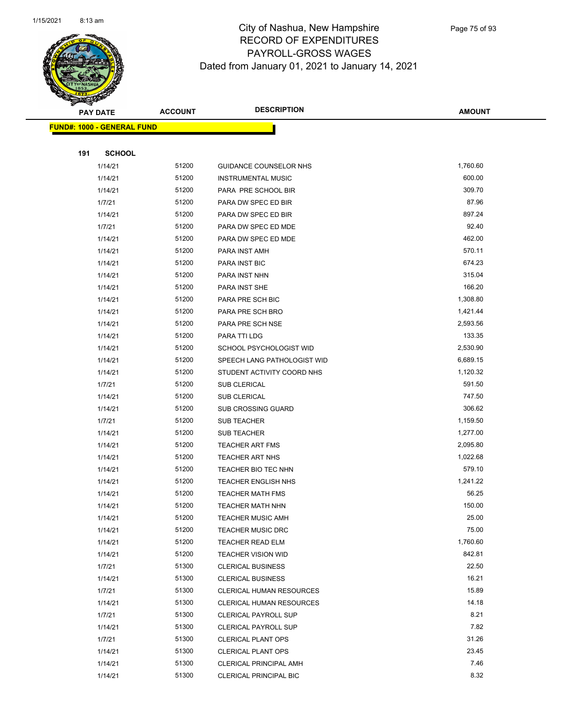# City of Nashua, New Hampshire
# RECORD OF EXPENDITURES
# PAYROLL-GROSS WAGES
# Dated from January 01, 2021 to January 14, 2021

| PAY DATE | ACCOUNT | DESCRIPTION | AMOUNT |
|---|---|---|---|
| **FUND#: 1000 - GENERAL FUND** | | | |
| **191 SCHOOL** | | | |
| 1/14/21 | 51200 | GUIDANCE COUNSELOR NHS | 1,760.60 |
| 1/14/21 | 51200 | INSTRUMENTAL MUSIC | 600.00 |
| 1/14/21 | 51200 | PARA PRE SCHOOL BIR | 309.70 |
| 1/7/21 | 51200 | PARA DW SPEC ED BIR | 87.96 |
| 1/14/21 | 51200 | PARA DW SPEC ED BIR | 897.24 |
| 1/7/21 | 51200 | PARA DW SPEC ED MDE | 92.40 |
| 1/14/21 | 51200 | PARA DW SPEC ED MDE | 462.00 |
| 1/14/21 | 51200 | PARA INST AMH | 570.11 |
| 1/14/21 | 51200 | PARA INST BIC | 674.23 |
| 1/14/21 | 51200 | PARA INST NHN | 315.04 |
| 1/14/21 | 51200 | PARA INST SHE | 166.20 |
| 1/14/21 | 51200 | PARA PRE SCH BIC | 1,308.80 |
| 1/14/21 | 51200 | PARA PRE SCH BRO | 1,421.44 |
| 1/14/21 | 51200 | PARA PRE SCH NSE | 2,593.56 |
| 1/14/21 | 51200 | PARA TTI LDG | 133.35 |
| 1/14/21 | 51200 | SCHOOL PSYCHOLOGIST WID | 2,530.90 |
| 1/14/21 | 51200 | SPEECH LANG PATHOLOGIST WID | 6,689.15 |
| 1/14/21 | 51200 | STUDENT ACTIVITY COORD NHS | 1,120.32 |
| 1/7/21 | 51200 | SUB CLERICAL | 591.50 |
| 1/14/21 | 51200 | SUB CLERICAL | 747.50 |
| 1/14/21 | 51200 | SUB CROSSING GUARD | 306.62 |
| 1/7/21 | 51200 | SUB TEACHER | 1,159.50 |
| 1/14/21 | 51200 | SUB TEACHER | 1,277.00 |
| 1/14/21 | 51200 | TEACHER ART FMS | 2,095.80 |
| 1/14/21 | 51200 | TEACHER ART NHS | 1,022.68 |
| 1/14/21 | 51200 | TEACHER BIO TEC NHN | 579.10 |
| 1/14/21 | 51200 | TEACHER ENGLISH NHS | 1,241.22 |
| 1/14/21 | 51200 | TEACHER MATH FMS | 56.25 |
| 1/14/21 | 51200 | TEACHER MATH NHN | 150.00 |
| 1/14/21 | 51200 | TEACHER MUSIC AMH | 25.00 |
| 1/14/21 | 51200 | TEACHER MUSIC DRC | 75.00 |
| 1/14/21 | 51200 | TEACHER READ ELM | 1,760.60 |
| 1/14/21 | 51200 | TEACHER VISION WID | 842.81 |
| 1/7/21 | 51300 | CLERICAL BUSINESS | 22.50 |
| 1/14/21 | 51300 | CLERICAL BUSINESS | 16.21 |
| 1/7/21 | 51300 | CLERICAL HUMAN RESOURCES | 15.89 |
| 1/14/21 | 51300 | CLERICAL HUMAN RESOURCES | 14.18 |
| 1/7/21 | 51300 | CLERICAL PAYROLL SUP | 8.21 |
| 1/14/21 | 51300 | CLERICAL PAYROLL SUP | 7.82 |
| 1/7/21 | 51300 | CLERICAL PLANT OPS | 31.26 |
| 1/14/21 | 51300 | CLERICAL PLANT OPS | 23.45 |
| 1/14/21 | 51300 | CLERICAL PRINCIPAL AMH | 7.46 |
| 1/14/21 | 51300 | CLERICAL PRINCIPAL BIC | 8.32 |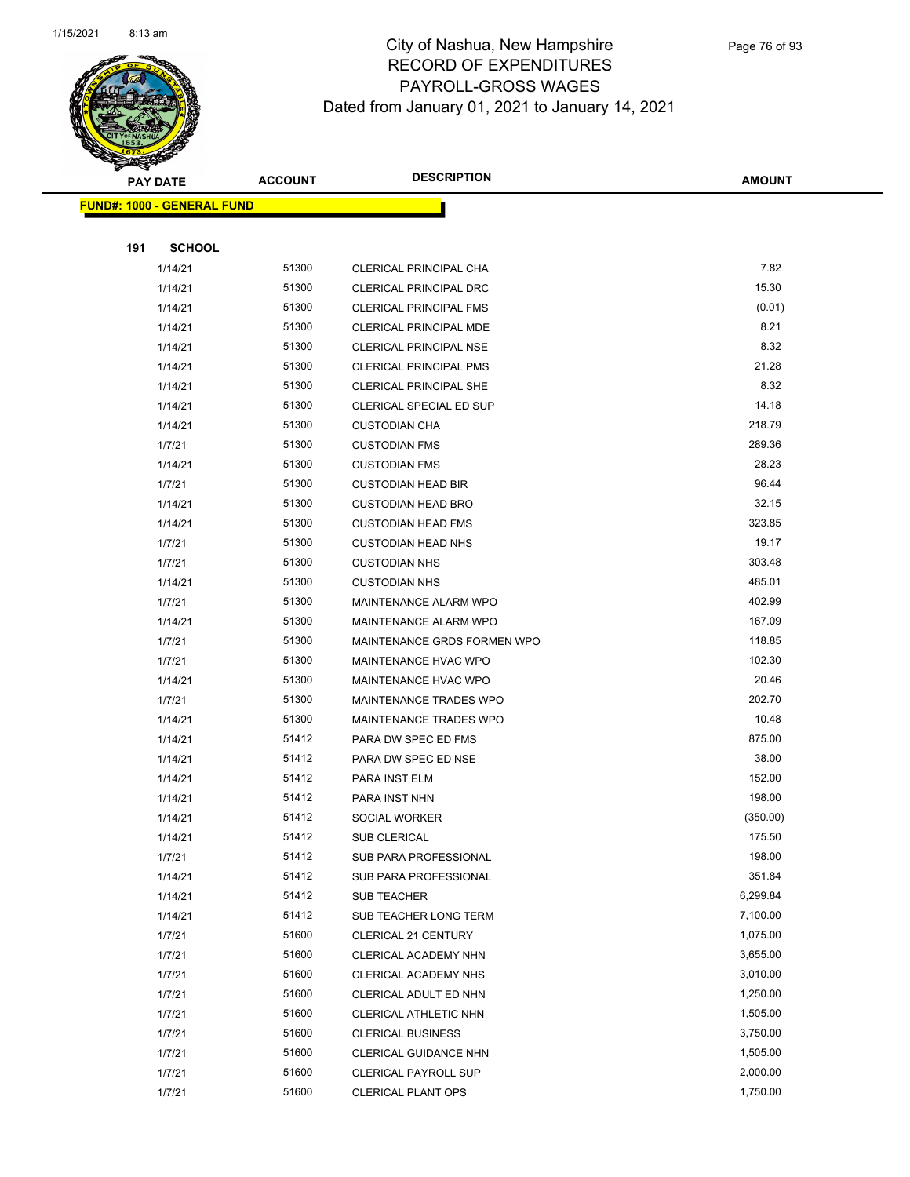# City of Nashua, New Hampshire
# RECORD OF EXPENDITURES
# PAYROLL-GROSS WAGES
# Dated from January 01, 2021 to January 14, 2021

| PAY DATE | ACCOUNT | DESCRIPTION | AMOUNT |
|---|---|---|---|
| **FUND#: 1000 - GENERAL FUND** | | | |
| **191 SCHOOL** | | | |
| 1/14/21 | 51300 | CLERICAL PRINCIPAL CHA | 7.82 |
| 1/14/21 | 51300 | CLERICAL PRINCIPAL DRC | 15.30 |
| 1/14/21 | 51300 | CLERICAL PRINCIPAL FMS | (0.01) |
| 1/14/21 | 51300 | CLERICAL PRINCIPAL MDE | 8.21 |
| 1/14/21 | 51300 | CLERICAL PRINCIPAL NSE | 8.32 |
| 1/14/21 | 51300 | CLERICAL PRINCIPAL PMS | 21.28 |
| 1/14/21 | 51300 | CLERICAL PRINCIPAL SHE | 8.32 |
| 1/14/21 | 51300 | CLERICAL SPECIAL ED SUP | 14.18 |
| 1/14/21 | 51300 | CUSTODIAN CHA | 218.79 |
| 1/7/21 | 51300 | CUSTODIAN FMS | 289.36 |
| 1/14/21 | 51300 | CUSTODIAN FMS | 28.23 |
| 1/7/21 | 51300 | CUSTODIAN HEAD BIR | 96.44 |
| 1/14/21 | 51300 | CUSTODIAN HEAD BRO | 32.15 |
| 1/14/21 | 51300 | CUSTODIAN HEAD FMS | 323.85 |
| 1/7/21 | 51300 | CUSTODIAN HEAD NHS | 19.17 |
| 1/7/21 | 51300 | CUSTODIAN NHS | 303.48 |
| 1/14/21 | 51300 | CUSTODIAN NHS | 485.01 |
| 1/7/21 | 51300 | MAINTENANCE ALARM WPO | 402.99 |
| 1/14/21 | 51300 | MAINTENANCE ALARM WPO | 167.09 |
| 1/7/21 | 51300 | MAINTENANCE GRDS FORMEN WPO | 118.85 |
| 1/7/21 | 51300 | MAINTENANCE HVAC WPO | 102.30 |
| 1/14/21 | 51300 | MAINTENANCE HVAC WPO | 20.46 |
| 1/7/21 | 51300 | MAINTENANCE TRADES WPO | 202.70 |
| 1/14/21 | 51300 | MAINTENANCE TRADES WPO | 10.48 |
| 1/14/21 | 51412 | PARA DW SPEC ED FMS | 875.00 |
| 1/14/21 | 51412 | PARA DW SPEC ED NSE | 38.00 |
| 1/14/21 | 51412 | PARA INST ELM | 152.00 |
| 1/14/21 | 51412 | PARA INST NHN | 198.00 |
| 1/14/21 | 51412 | SOCIAL WORKER | (350.00) |
| 1/14/21 | 51412 | SUB CLERICAL | 175.50 |
| 1/7/21 | 51412 | SUB PARA PROFESSIONAL | 198.00 |
| 1/14/21 | 51412 | SUB PARA PROFESSIONAL | 351.84 |
| 1/14/21 | 51412 | SUB TEACHER | 6,299.84 |
| 1/14/21 | 51412 | SUB TEACHER LONG TERM | 7,100.00 |
| 1/7/21 | 51600 | CLERICAL 21 CENTURY | 1,075.00 |
| 1/7/21 | 51600 | CLERICAL ACADEMY NHN | 3,655.00 |
| 1/7/21 | 51600 | CLERICAL ACADEMY NHS | 3,010.00 |
| 1/7/21 | 51600 | CLERICAL ADULT ED NHN | 1,250.00 |
| 1/7/21 | 51600 | CLERICAL ATHLETIC NHN | 1,505.00 |
| 1/7/21 | 51600 | CLERICAL BUSINESS | 3,750.00 |
| 1/7/21 | 51600 | CLERICAL GUIDANCE NHN | 1,505.00 |
| 1/7/21 | 51600 | CLERICAL PAYROLL SUP | 2,000.00 |
| 1/7/21 | 51600 | CLERICAL PLANT OPS | 1,750.00 |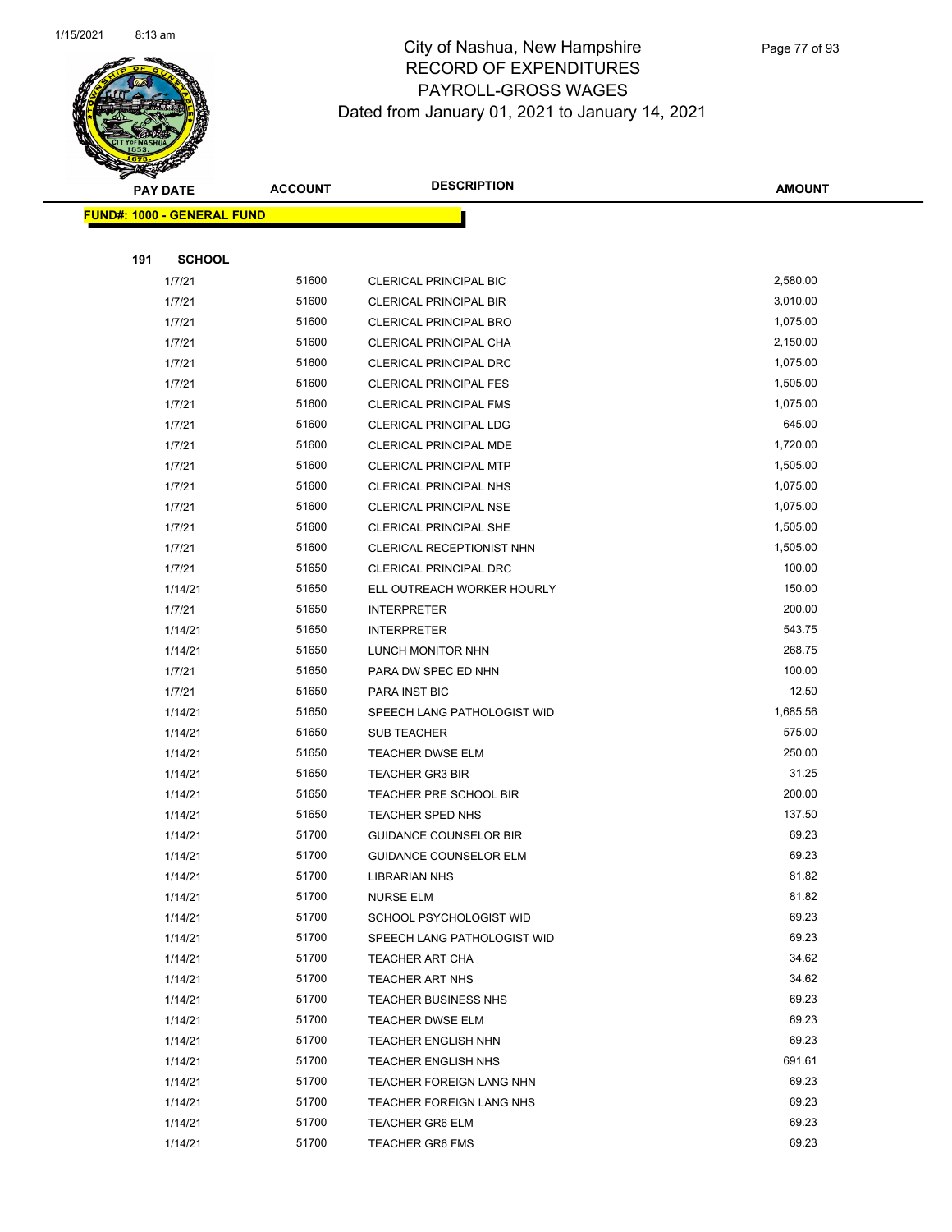# City of Nashua, New Hampshire
## RECORD OF EXPENDITURES
## PAYROLL-GROSS WAGES
### Dated from January 01, 2021 to January 14, 2021

| PAY DATE | ACCOUNT | DESCRIPTION | AMOUNT |
|---|---|---|---|
| **FUND#: 1000 - GENERAL FUND** | | | |
| **191 SCHOOL** | | | |
| 1/7/21 | 51600 | CLERICAL PRINCIPAL BIC | 2,580.00 |
| 1/7/21 | 51600 | CLERICAL PRINCIPAL BIR | 3,010.00 |
| 1/7/21 | 51600 | CLERICAL PRINCIPAL BRO | 1,075.00 |
| 1/7/21 | 51600 | CLERICAL PRINCIPAL CHA | 2,150.00 |
| 1/7/21 | 51600 | CLERICAL PRINCIPAL DRC | 1,075.00 |
| 1/7/21 | 51600 | CLERICAL PRINCIPAL FES | 1,505.00 |
| 1/7/21 | 51600 | CLERICAL PRINCIPAL FMS | 1,075.00 |
| 1/7/21 | 51600 | CLERICAL PRINCIPAL LDG | 645.00 |
| 1/7/21 | 51600 | CLERICAL PRINCIPAL MDE | 1,720.00 |
| 1/7/21 | 51600 | CLERICAL PRINCIPAL MTP | 1,505.00 |
| 1/7/21 | 51600 | CLERICAL PRINCIPAL NHS | 1,075.00 |
| 1/7/21 | 51600 | CLERICAL PRINCIPAL NSE | 1,075.00 |
| 1/7/21 | 51600 | CLERICAL PRINCIPAL SHE | 1,505.00 |
| 1/7/21 | 51600 | CLERICAL RECEPTIONIST NHN | 1,505.00 |
| 1/7/21 | 51650 | CLERICAL PRINCIPAL DRC | 100.00 |
| 1/14/21 | 51650 | ELL OUTREACH WORKER HOURLY | 150.00 |
| 1/7/21 | 51650 | INTERPRETER | 200.00 |
| 1/14/21 | 51650 | INTERPRETER | 543.75 |
| 1/14/21 | 51650 | LUNCH MONITOR NHN | 268.75 |
| 1/7/21 | 51650 | PARA DW SPEC ED NHN | 100.00 |
| 1/7/21 | 51650 | PARA INST BIC | 12.50 |
| 1/14/21 | 51650 | SPEECH LANG PATHOLOGIST WID | 1,685.56 |
| 1/14/21 | 51650 | SUB TEACHER | 575.00 |
| 1/14/21 | 51650 | TEACHER DWSE ELM | 250.00 |
| 1/14/21 | 51650 | TEACHER GR3 BIR | 31.25 |
| 1/14/21 | 51650 | TEACHER PRE SCHOOL BIR | 200.00 |
| 1/14/21 | 51650 | TEACHER SPED NHS | 137.50 |
| 1/14/21 | 51700 | GUIDANCE COUNSELOR BIR | 69.23 |
| 1/14/21 | 51700 | GUIDANCE COUNSELOR ELM | 69.23 |
| 1/14/21 | 51700 | LIBRARIAN NHS | 81.82 |
| 1/14/21 | 51700 | NURSE ELM | 81.82 |
| 1/14/21 | 51700 | SCHOOL PSYCHOLOGIST WID | 69.23 |
| 1/14/21 | 51700 | SPEECH LANG PATHOLOGIST WID | 69.23 |
| 1/14/21 | 51700 | TEACHER ART CHA | 34.62 |
| 1/14/21 | 51700 | TEACHER ART NHS | 34.62 |
| 1/14/21 | 51700 | TEACHER BUSINESS NHS | 69.23 |
| 1/14/21 | 51700 | TEACHER DWSE ELM | 69.23 |
| 1/14/21 | 51700 | TEACHER ENGLISH NHN | 69.23 |
| 1/14/21 | 51700 | TEACHER ENGLISH NHS | 691.61 |
| 1/14/21 | 51700 | TEACHER FOREIGN LANG NHN | 69.23 |
| 1/14/21 | 51700 | TEACHER FOREIGN LANG NHS | 69.23 |
| 1/14/21 | 51700 | TEACHER GR6 ELM | 69.23 |
| 1/14/21 | 51700 | TEACHER GR6 FMS | 69.23 |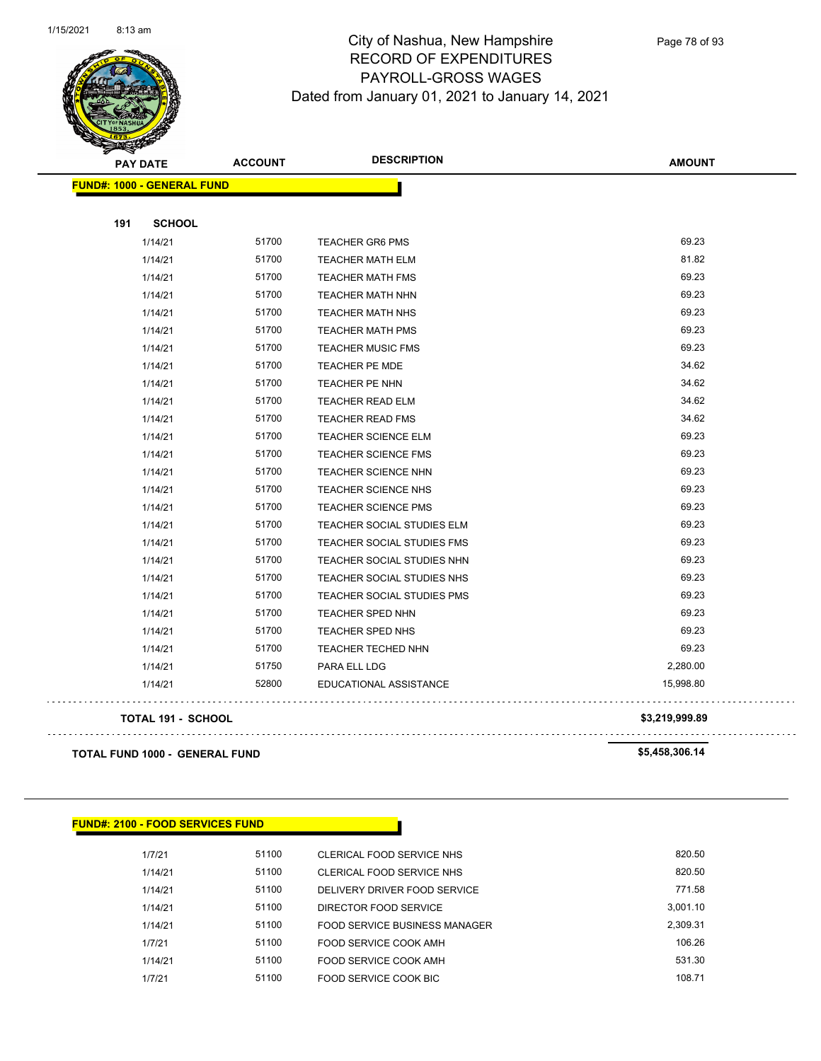# City of Nashua, New Hampshire
## RECORD OF EXPENDITURES
## PAYROLL-GROSS WAGES
### Dated from January 01, 2021 to January 14, 2021

**FUND#: 1000 - GENERAL FUND**

**191 SCHOOL**

| PAY DATE | ACCOUNT | DESCRIPTION | AMOUNT |
|---|---|---|---|
| 1/14/21 | 51700 | TEACHER GR6 PMS | 69.23 |
| 1/14/21 | 51700 | TEACHER MATH ELM | 81.82 |
| 1/14/21 | 51700 | TEACHER MATH FMS | 69.23 |
| 1/14/21 | 51700 | TEACHER MATH NHN | 69.23 |
| 1/14/21 | 51700 | TEACHER MATH NHS | 69.23 |
| 1/14/21 | 51700 | TEACHER MATH PMS | 69.23 |
| 1/14/21 | 51700 | TEACHER MUSIC FMS | 69.23 |
| 1/14/21 | 51700 | TEACHER PE MDE | 34.62 |
| 1/14/21 | 51700 | TEACHER PE NHN | 34.62 |
| 1/14/21 | 51700 | TEACHER READ ELM | 34.62 |
| 1/14/21 | 51700 | TEACHER READ FMS | 34.62 |
| 1/14/21 | 51700 | TEACHER SCIENCE ELM | 69.23 |
| 1/14/21 | 51700 | TEACHER SCIENCE FMS | 69.23 |
| 1/14/21 | 51700 | TEACHER SCIENCE NHN | 69.23 |
| 1/14/21 | 51700 | TEACHER SCIENCE NHS | 69.23 |
| 1/14/21 | 51700 | TEACHER SCIENCE PMS | 69.23 |
| 1/14/21 | 51700 | TEACHER SOCIAL STUDIES ELM | 69.23 |
| 1/14/21 | 51700 | TEACHER SOCIAL STUDIES FMS | 69.23 |
| 1/14/21 | 51700 | TEACHER SOCIAL STUDIES NHN | 69.23 |
| 1/14/21 | 51700 | TEACHER SOCIAL STUDIES NHS | 69.23 |
| 1/14/21 | 51700 | TEACHER SOCIAL STUDIES PMS | 69.23 |
| 1/14/21 | 51700 | TEACHER SPED NHN | 69.23 |
| 1/14/21 | 51700 | TEACHER SPED NHS | 69.23 |
| 1/14/21 | 51700 | TEACHER TECHED NHN | 69.23 |
| 1/14/21 | 51750 | PARA ELL LDG | 2,280.00 |
| 1/14/21 | 52800 | EDUCATIONAL ASSISTANCE | 15,998.80 |

**TOTAL 191 - SCHOOL** **$3,219,999.89**

**TOTAL FUND 1000 - GENERAL FUND** **$5,458,306.14**

**FUND#: 2100 - FOOD SERVICES FUND**

| PAY DATE | ACCOUNT | DESCRIPTION | AMOUNT |
|---|---|---|---|
| 1/7/21 | 51100 | CLERICAL FOOD SERVICE NHS | 820.50 |
| 1/14/21 | 51100 | CLERICAL FOOD SERVICE NHS | 820.50 |
| 1/14/21 | 51100 | DELIVERY DRIVER FOOD SERVICE | 771.58 |
| 1/14/21 | 51100 | DIRECTOR FOOD SERVICE | 3,001.10 |
| 1/14/21 | 51100 | FOOD SERVICE BUSINESS MANAGER | 2,309.31 |
| 1/7/21 | 51100 | FOOD SERVICE COOK AMH | 106.26 |
| 1/14/21 | 51100 | FOOD SERVICE COOK AMH | 531.30 |
| 1/7/21 | 51100 | FOOD SERVICE COOK BIC | 108.71 |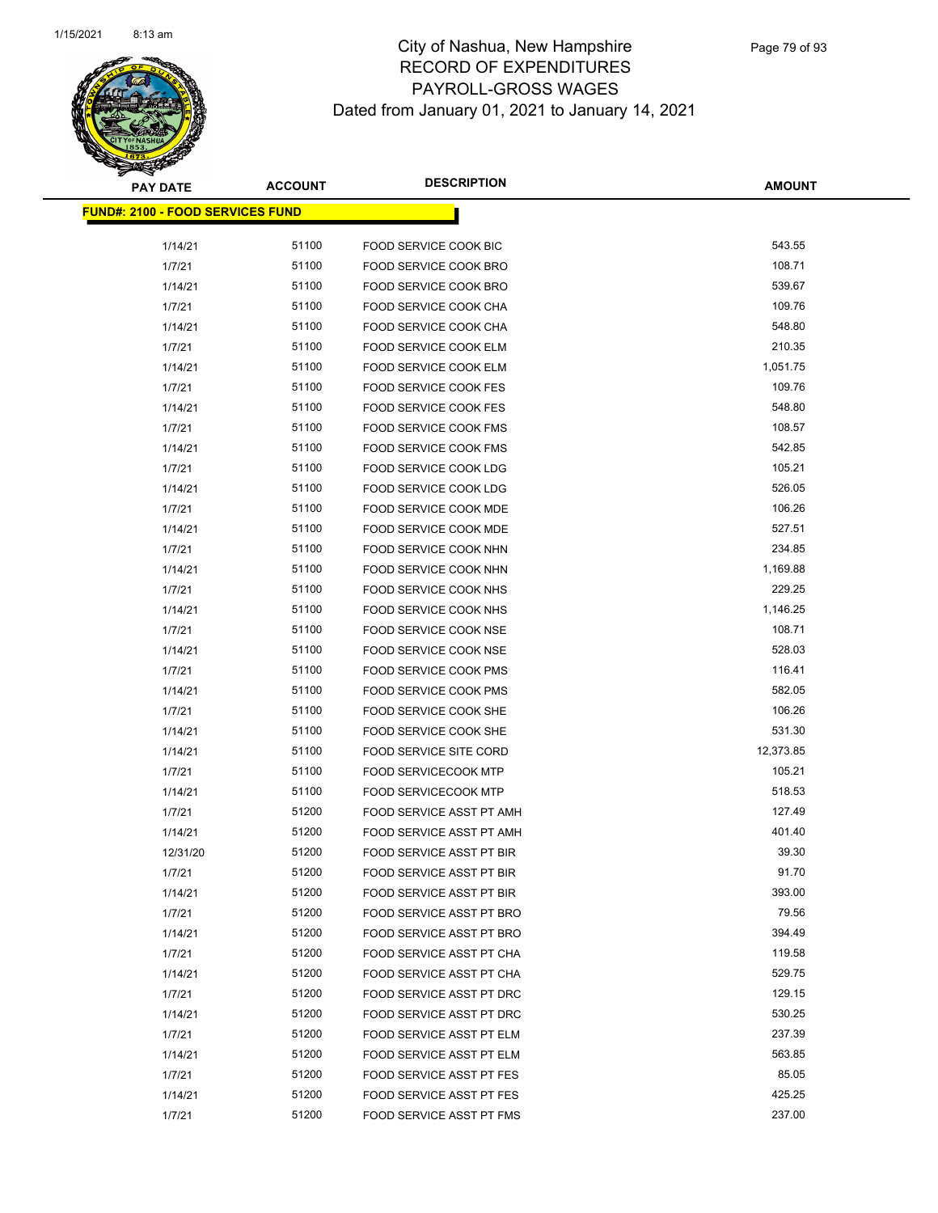# City of Nashua, New Hampshire
# RECORD OF EXPENDITURES
# PAYROLL-GROSS WAGES
# Dated from January 01, 2021 to January 14, 2021

**FUND#: 2100 - FOOD SERVICES FUND**

| PAY DATE | ACCOUNT | DESCRIPTION | AMOUNT |
|---|---|---|---|
| 1/14/21 | 51100 | FOOD SERVICE COOK BIC | 543.55 |
| 1/7/21 | 51100 | FOOD SERVICE COOK BRO | 108.71 |
| 1/14/21 | 51100 | FOOD SERVICE COOK BRO | 539.67 |
| 1/7/21 | 51100 | FOOD SERVICE COOK CHA | 109.76 |
| 1/14/21 | 51100 | FOOD SERVICE COOK CHA | 548.80 |
| 1/7/21 | 51100 | FOOD SERVICE COOK ELM | 210.35 |
| 1/14/21 | 51100 | FOOD SERVICE COOK ELM | 1,051.75 |
| 1/7/21 | 51100 | FOOD SERVICE COOK FES | 109.76 |
| 1/14/21 | 51100 | FOOD SERVICE COOK FES | 548.80 |
| 1/7/21 | 51100 | FOOD SERVICE COOK FMS | 108.57 |
| 1/14/21 | 51100 | FOOD SERVICE COOK FMS | 542.85 |
| 1/7/21 | 51100 | FOOD SERVICE COOK LDG | 105.21 |
| 1/14/21 | 51100 | FOOD SERVICE COOK LDG | 526.05 |
| 1/7/21 | 51100 | FOOD SERVICE COOK MDE | 106.26 |
| 1/14/21 | 51100 | FOOD SERVICE COOK MDE | 527.51 |
| 1/7/21 | 51100 | FOOD SERVICE COOK NHN | 234.85 |
| 1/14/21 | 51100 | FOOD SERVICE COOK NHN | 1,169.88 |
| 1/7/21 | 51100 | FOOD SERVICE COOK NHS | 229.25 |
| 1/14/21 | 51100 | FOOD SERVICE COOK NHS | 1,146.25 |
| 1/7/21 | 51100 | FOOD SERVICE COOK NSE | 108.71 |
| 1/14/21 | 51100 | FOOD SERVICE COOK NSE | 528.03 |
| 1/7/21 | 51100 | FOOD SERVICE COOK PMS | 116.41 |
| 1/14/21 | 51100 | FOOD SERVICE COOK PMS | 582.05 |
| 1/7/21 | 51100 | FOOD SERVICE COOK SHE | 106.26 |
| 1/14/21 | 51100 | FOOD SERVICE COOK SHE | 531.30 |
| 1/14/21 | 51100 | FOOD SERVICE SITE CORD | 12,373.85 |
| 1/7/21 | 51100 | FOOD SERVICECOOK MTP | 105.21 |
| 1/14/21 | 51100 | FOOD SERVICECOOK MTP | 518.53 |
| 1/7/21 | 51200 | FOOD SERVICE ASST PT AMH | 127.49 |
| 1/14/21 | 51200 | FOOD SERVICE ASST PT AMH | 401.40 |
| 12/31/20 | 51200 | FOOD SERVICE ASST PT BIR | 39.30 |
| 1/7/21 | 51200 | FOOD SERVICE ASST PT BIR | 91.70 |
| 1/14/21 | 51200 | FOOD SERVICE ASST PT BIR | 393.00 |
| 1/7/21 | 51200 | FOOD SERVICE ASST PT BRO | 79.56 |
| 1/14/21 | 51200 | FOOD SERVICE ASST PT BRO | 394.49 |
| 1/7/21 | 51200 | FOOD SERVICE ASST PT CHA | 119.58 |
| 1/14/21 | 51200 | FOOD SERVICE ASST PT CHA | 529.75 |
| 1/7/21 | 51200 | FOOD SERVICE ASST PT DRC | 129.15 |
| 1/14/21 | 51200 | FOOD SERVICE ASST PT DRC | 530.25 |
| 1/7/21 | 51200 | FOOD SERVICE ASST PT ELM | 237.39 |
| 1/14/21 | 51200 | FOOD SERVICE ASST PT ELM | 563.85 |
| 1/7/21 | 51200 | FOOD SERVICE ASST PT FES | 85.05 |
| 1/14/21 | 51200 | FOOD SERVICE ASST PT FES | 425.25 |
| 1/7/21 | 51200 | FOOD SERVICE ASST PT FMS | 237.00 |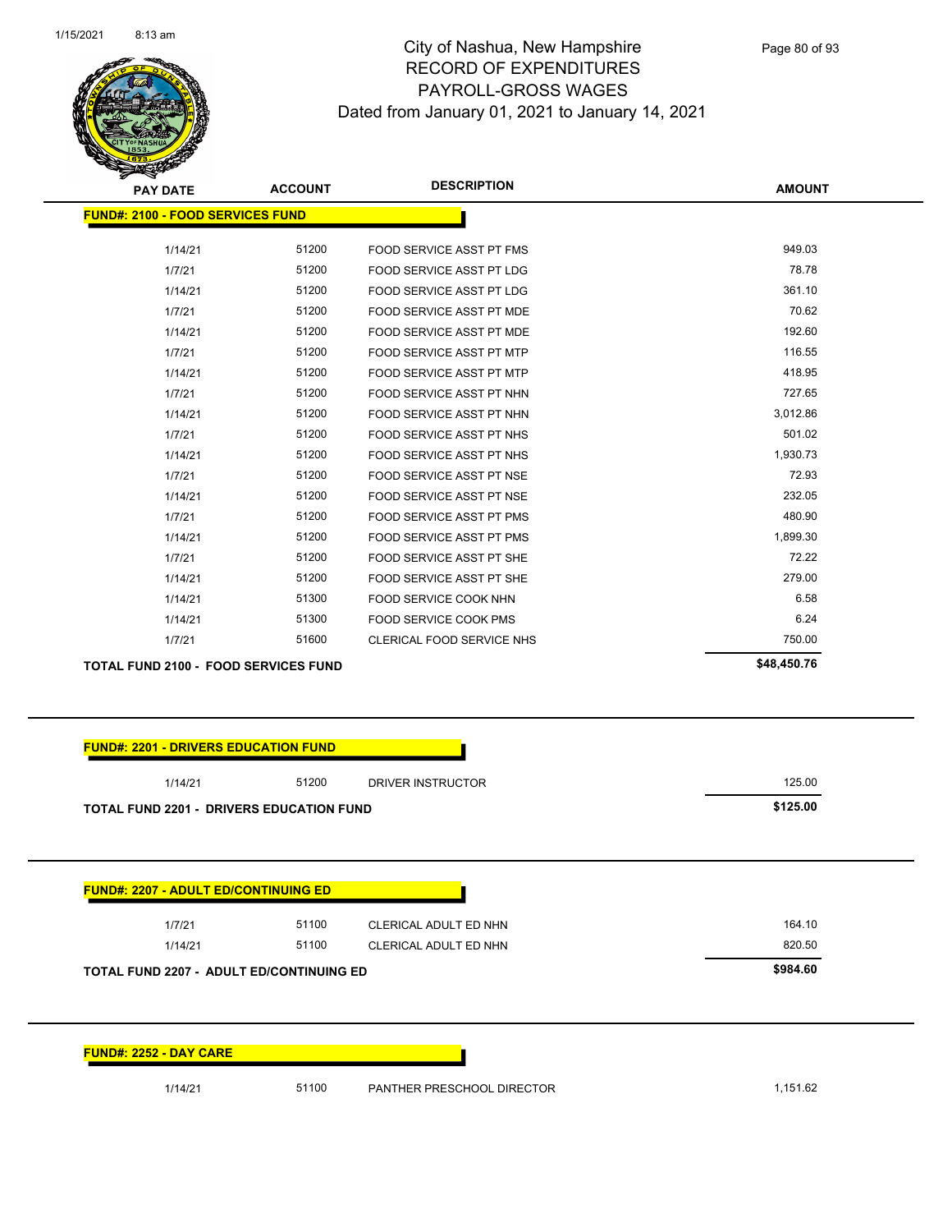City of Nashua, New Hampshire
RECORD OF EXPENDITURES
PAYROLL-GROSS WAGES
Dated from January 01, 2021 to January 14, 2021

| PAY DATE | ACCOUNT | DESCRIPTION | AMOUNT |
|---|---|---|---|
| **FUND#: 2100 - FOOD SERVICES FUND** | | | |
| 1/14/21 | 51200 | FOOD SERVICE ASST PT FMS | 949.03 |
| 1/7/21 | 51200 | FOOD SERVICE ASST PT LDG | 78.78 |
| 1/14/21 | 51200 | FOOD SERVICE ASST PT LDG | 361.10 |
| 1/7/21 | 51200 | FOOD SERVICE ASST PT MDE | 70.62 |
| 1/14/21 | 51200 | FOOD SERVICE ASST PT MDE | 192.60 |
| 1/7/21 | 51200 | FOOD SERVICE ASST PT MTP | 116.55 |
| 1/14/21 | 51200 | FOOD SERVICE ASST PT MTP | 418.95 |
| 1/7/21 | 51200 | FOOD SERVICE ASST PT NHN | 727.65 |
| 1/14/21 | 51200 | FOOD SERVICE ASST PT NHN | 3,012.86 |
| 1/7/21 | 51200 | FOOD SERVICE ASST PT NHS | 501.02 |
| 1/14/21 | 51200 | FOOD SERVICE ASST PT NHS | 1,930.73 |
| 1/7/21 | 51200 | FOOD SERVICE ASST PT NSE | 72.93 |
| 1/14/21 | 51200 | FOOD SERVICE ASST PT NSE | 232.05 |
| 1/7/21 | 51200 | FOOD SERVICE ASST PT PMS | 480.90 |
| 1/14/21 | 51200 | FOOD SERVICE ASST PT PMS | 1,899.30 |
| 1/7/21 | 51200 | FOOD SERVICE ASST PT SHE | 72.22 |
| 1/14/21 | 51200 | FOOD SERVICE ASST PT SHE | 279.00 |
| 1/14/21 | 51300 | FOOD SERVICE COOK NHN | 6.58 |
| 1/14/21 | 51300 | FOOD SERVICE COOK PMS | 6.24 |
| 1/7/21 | 51600 | CLERICAL FOOD SERVICE NHS | 750.00 |
| **TOTAL FUND 2100 - FOOD SERVICES FUND** | | | **$48,450.76** |

| PAY DATE | ACCOUNT | DESCRIPTION | AMOUNT |
|---|---|---|---|
| **FUND#: 2201 - DRIVERS EDUCATION FUND** | | | |
| 1/14/21 | 51200 | DRIVER INSTRUCTOR | 125.00 |
| **TOTAL FUND 2201 - DRIVERS EDUCATION FUND** | | | **$125.00** |

| PAY DATE | ACCOUNT | DESCRIPTION | AMOUNT |
|---|---|---|---|
| **FUND#: 2207 - ADULT ED/CONTINUING ED** | | | |
| 1/7/21 | 51100 | CLERICAL ADULT ED NHN | 164.10 |
| 1/14/21 | 51100 | CLERICAL ADULT ED NHN | 820.50 |
| **TOTAL FUND 2207 - ADULT ED/CONTINUING ED** | | | **$984.60** |

| PAY DATE | ACCOUNT | DESCRIPTION | AMOUNT |
|---|---|---|---|
| **FUND#: 2252 - DAY CARE** | | | |
| 1/14/21 | 51100 | PANTHER PRESCHOOL DIRECTOR | 1,151.62 |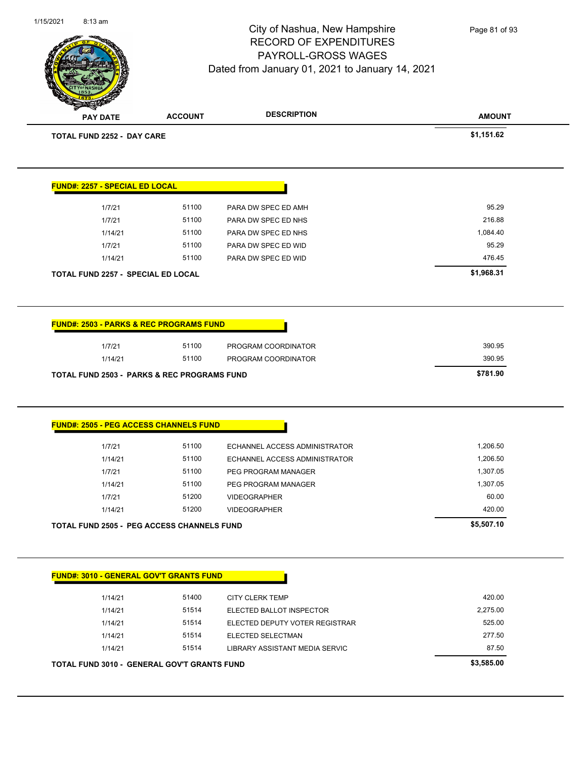City of Nashua, New Hampshire
RECORD OF EXPENDITURES
PAYROLL-GROSS WAGES
Dated from January 01, 2021 to January 14, 2021

| PAY DATE | ACCOUNT | DESCRIPTION | AMOUNT |
|---|---|---|---|
| **TOTAL FUND 2252 - DAY CARE** | | | **$1,151.62** |

**FUND#: 2257 - SPECIAL ED LOCAL**

| PAY DATE | ACCOUNT | DESCRIPTION | AMOUNT |
|---|---|---|---|
| 1/7/21 | 51100 | PARA DW SPEC ED AMH | 95.29 |
| 1/7/21 | 51100 | PARA DW SPEC ED NHS | 216.88 |
| 1/14/21 | 51100 | PARA DW SPEC ED NHS | 1,084.40 |
| 1/7/21 | 51100 | PARA DW SPEC ED WID | 95.29 |
| 1/14/21 | 51100 | PARA DW SPEC ED WID | 476.45 |
| **TOTAL FUND 2257 - SPECIAL ED LOCAL** | | | **$1,968.31** |

**FUND#: 2503 - PARKS & REC PROGRAMS FUND**

| PAY DATE | ACCOUNT | DESCRIPTION | AMOUNT |
|---|---|---|---|
| 1/7/21 | 51100 | PROGRAM COORDINATOR | 390.95 |
| 1/14/21 | 51100 | PROGRAM COORDINATOR | 390.95 |
| **TOTAL FUND 2503 - PARKS & REC PROGRAMS FUND** | | | **$781.90** |

**FUND#: 2505 - PEG ACCESS CHANNELS FUND**

| PAY DATE | ACCOUNT | DESCRIPTION | AMOUNT |
|---|---|---|---|
| 1/7/21 | 51100 | ECHANNEL ACCESS ADMINISTRATOR | 1,206.50 |
| 1/14/21 | 51100 | ECHANNEL ACCESS ADMINISTRATOR | 1,206.50 |
| 1/7/21 | 51100 | PEG PROGRAM MANAGER | 1,307.05 |
| 1/14/21 | 51100 | PEG PROGRAM MANAGER | 1,307.05 |
| 1/7/21 | 51200 | VIDEOGRAPHER | 60.00 |
| 1/14/21 | 51200 | VIDEOGRAPHER | 420.00 |
| **TOTAL FUND 2505 - PEG ACCESS CHANNELS FUND** | | | **$5,507.10** |

**FUND#: 3010 - GENERAL GOV'T GRANTS FUND**

| PAY DATE | ACCOUNT | DESCRIPTION | AMOUNT |
|---|---|---|---|
| 1/14/21 | 51400 | CITY CLERK TEMP | 420.00 |
| 1/14/21 | 51514 | ELECTED BALLOT INSPECTOR | 2,275.00 |
| 1/14/21 | 51514 | ELECTED DEPUTY VOTER REGISTRAR | 525.00 |
| 1/14/21 | 51514 | ELECTED SELECTMAN | 277.50 |
| 1/14/21 | 51514 | LIBRARY ASSISTANT MEDIA SERVIC | 87.50 |
| **TOTAL FUND 3010 - GENERAL GOV'T GRANTS FUND** | | | **$3,585.00** |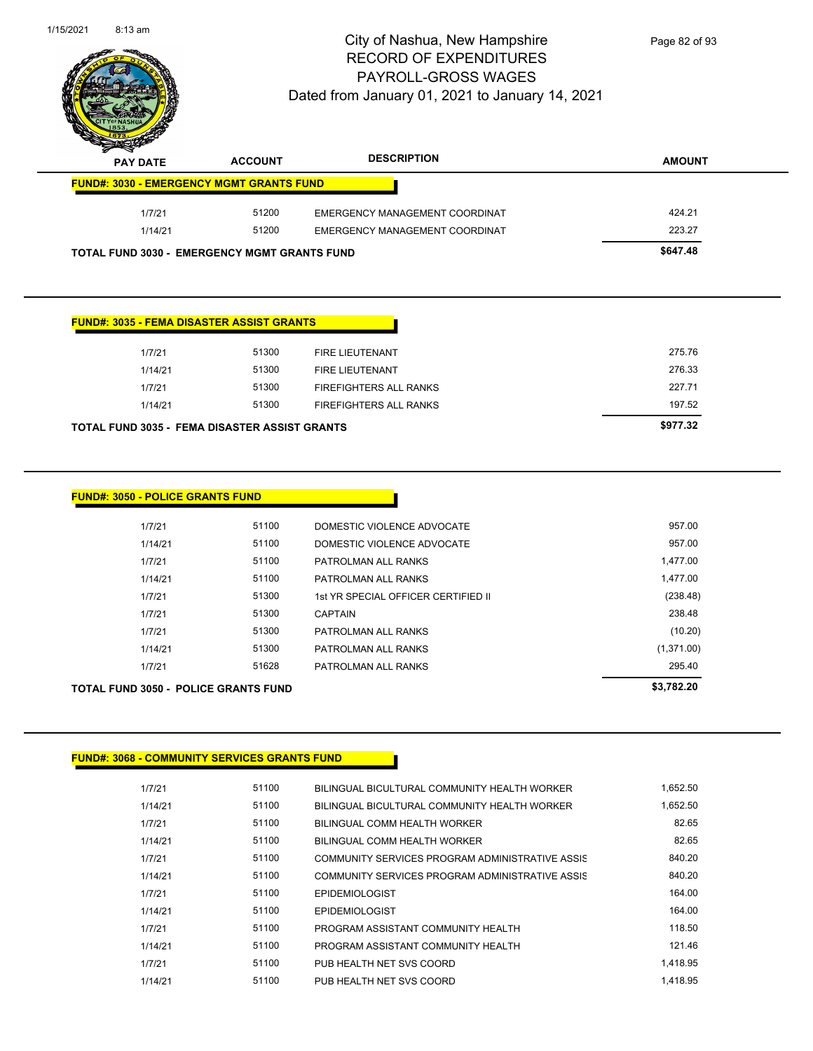# City of Nashua, New Hampshire
## RECORD OF EXPENDITURES
## PAYROLL-GROSS WAGES
## Dated from January 01, 2021 to January 14, 2021

| PAY DATE | ACCOUNT | DESCRIPTION | AMOUNT |
|---|---|---|---|
| **FUND#: 3030 - EMERGENCY MGMT GRANTS FUND** | | | |
| 1/7/21 | 51200 | EMERGENCY MANAGEMENT COORDINAT | 424.21 |
| 1/14/21 | 51200 | EMERGENCY MANAGEMENT COORDINAT | 223.27 |
| **TOTAL FUND 3030 - EMERGENCY MGMT GRANTS FUND** | | | **$647.48** |

| PAY DATE | ACCOUNT | DESCRIPTION | AMOUNT |
|---|---|---|---|
| **FUND#: 3035 - FEMA DISASTER ASSIST GRANTS** | | | |
| 1/7/21 | 51300 | FIRE LIEUTENANT | 275.76 |
| 1/14/21 | 51300 | FIRE LIEUTENANT | 276.33 |
| 1/7/21 | 51300 | FIREFIGHTERS ALL RANKS | 227.71 |
| 1/14/21 | 51300 | FIREFIGHTERS ALL RANKS | 197.52 |
| **TOTAL FUND 3035 - FEMA DISASTER ASSIST GRANTS** | | | **$977.32** |

| PAY DATE | ACCOUNT | DESCRIPTION | AMOUNT |
|---|---|---|---|
| **FUND#: 3050 - POLICE GRANTS FUND** | | | |
| 1/7/21 | 51100 | DOMESTIC VIOLENCE ADVOCATE | 957.00 |
| 1/14/21 | 51100 | DOMESTIC VIOLENCE ADVOCATE | 957.00 |
| 1/7/21 | 51100 | PATROLMAN ALL RANKS | 1,477.00 |
| 1/14/21 | 51100 | PATROLMAN ALL RANKS | 1,477.00 |
| 1/7/21 | 51300 | 1st YR SPECIAL OFFICER CERTIFIED II | (238.48) |
| 1/7/21 | 51300 | CAPTAIN | 238.48 |
| 1/7/21 | 51300 | PATROLMAN ALL RANKS | (10.20) |
| 1/14/21 | 51300 | PATROLMAN ALL RANKS | (1,371.00) |
| 1/7/21 | 51628 | PATROLMAN ALL RANKS | 295.40 |
| **TOTAL FUND 3050 - POLICE GRANTS FUND** | | | **$3,782.20** |

| PAY DATE | ACCOUNT | DESCRIPTION | AMOUNT |
|---|---|---|---|
| **FUND#: 3068 - COMMUNITY SERVICES GRANTS FUND** | | | |
| 1/7/21 | 51100 | BILINGUAL BICULTURAL COMMUNITY HEALTH WORKER | 1,652.50 |
| 1/14/21 | 51100 | BILINGUAL BICULTURAL COMMUNITY HEALTH WORKER | 1,652.50 |
| 1/7/21 | 51100 | BILINGUAL COMM HEALTH WORKER | 82.65 |
| 1/14/21 | 51100 | BILINGUAL COMM HEALTH WORKER | 82.65 |
| 1/7/21 | 51100 | COMMUNITY SERVICES PROGRAM ADMINISTRATIVE ASSIS | 840.20 |
| 1/14/21 | 51100 | COMMUNITY SERVICES PROGRAM ADMINISTRATIVE ASSIS | 840.20 |
| 1/7/21 | 51100 | EPIDEMIOLOGIST | 164.00 |
| 1/14/21 | 51100 | EPIDEMIOLOGIST | 164.00 |
| 1/7/21 | 51100 | PROGRAM ASSISTANT COMMUNITY HEALTH | 118.50 |
| 1/14/21 | 51100 | PROGRAM ASSISTANT COMMUNITY HEALTH | 121.46 |
| 1/7/21 | 51100 | PUB HEALTH NET SVS COORD | 1,418.95 |
| 1/14/21 | 51100 | PUB HEALTH NET SVS COORD | 1,418.95 |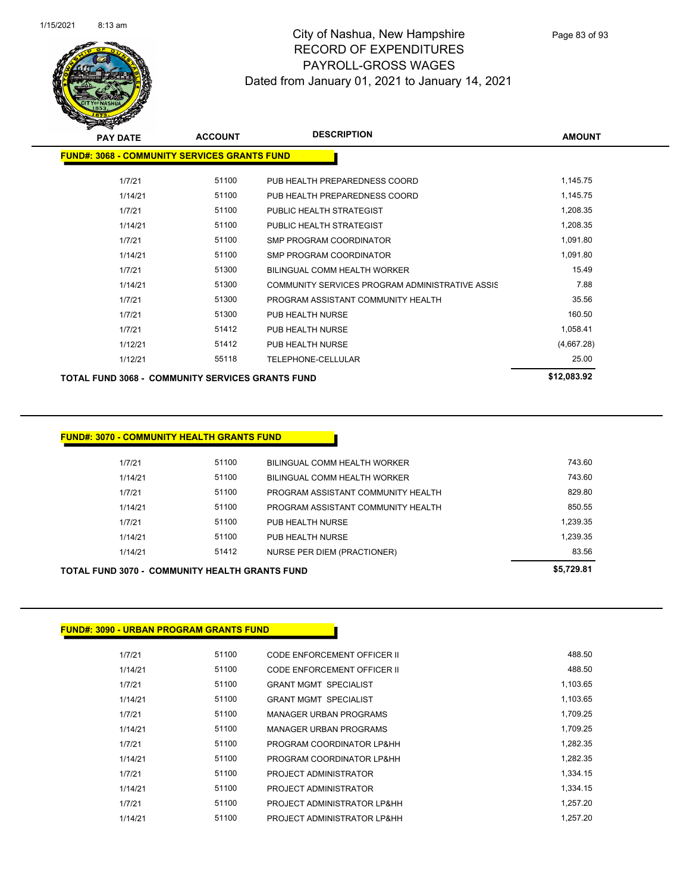# City of Nashua, New Hampshire
## RECORD OF EXPENDITURES
## PAYROLL-GROSS WAGES
### Dated from January 01, 2021 to January 14, 2021

**FUND#: 3068 - COMMUNITY SERVICES GRANTS FUND**

| PAY DATE | ACCOUNT | DESCRIPTION | AMOUNT |
|---|---|---|---|
| 1/7/21 | 51100 | PUB HEALTH PREPAREDNESS COORD | 1,145.75 |
| 1/14/21 | 51100 | PUB HEALTH PREPAREDNESS COORD | 1,145.75 |
| 1/7/21 | 51100 | PUBLIC HEALTH STRATEGIST | 1,208.35 |
| 1/14/21 | 51100 | PUBLIC HEALTH STRATEGIST | 1,208.35 |
| 1/7/21 | 51100 | SMP PROGRAM COORDINATOR | 1,091.80 |
| 1/14/21 | 51100 | SMP PROGRAM COORDINATOR | 1,091.80 |
| 1/7/21 | 51300 | BILINGUAL COMM HEALTH WORKER | 15.49 |
| 1/14/21 | 51300 | COMMUNITY SERVICES PROGRAM ADMINISTRATIVE ASSIS | 7.88 |
| 1/7/21 | 51300 | PROGRAM ASSISTANT COMMUNITY HEALTH | 35.56 |
| 1/7/21 | 51300 | PUB HEALTH NURSE | 160.50 |
| 1/7/21 | 51412 | PUB HEALTH NURSE | 1,058.41 |
| 1/12/21 | 51412 | PUB HEALTH NURSE | (4,667.28) |
| 1/12/21 | 55118 | TELEPHONE-CELLULAR | 25.00 |
| **TOTAL FUND 3068 - COMMUNITY SERVICES GRANTS FUND** | | | **$12,083.92** |

**FUND#: 3070 - COMMUNITY HEALTH GRANTS FUND**

| PAY DATE | ACCOUNT | DESCRIPTION | AMOUNT |
|---|---|---|---|
| 1/7/21 | 51100 | BILINGUAL COMM HEALTH WORKER | 743.60 |
| 1/14/21 | 51100 | BILINGUAL COMM HEALTH WORKER | 743.60 |
| 1/7/21 | 51100 | PROGRAM ASSISTANT COMMUNITY HEALTH | 829.80 |
| 1/14/21 | 51100 | PROGRAM ASSISTANT COMMUNITY HEALTH | 850.55 |
| 1/7/21 | 51100 | PUB HEALTH NURSE | 1,239.35 |
| 1/14/21 | 51100 | PUB HEALTH NURSE | 1,239.35 |
| 1/14/21 | 51412 | NURSE PER DIEM (PRACTIONER) | 83.56 |
| **TOTAL FUND 3070 - COMMUNITY HEALTH GRANTS FUND** | | | **$5,729.81** |

**FUND#: 3090 - URBAN PROGRAM GRANTS FUND**

| PAY DATE | ACCOUNT | DESCRIPTION | AMOUNT |
|---|---|---|---|
| 1/7/21 | 51100 | CODE ENFORCEMENT OFFICER II | 488.50 |
| 1/14/21 | 51100 | CODE ENFORCEMENT OFFICER II | 488.50 |
| 1/7/21 | 51100 | GRANT MGMT SPECIALIST | 1,103.65 |
| 1/14/21 | 51100 | GRANT MGMT SPECIALIST | 1,103.65 |
| 1/7/21 | 51100 | MANAGER URBAN PROGRAMS | 1,709.25 |
| 1/14/21 | 51100 | MANAGER URBAN PROGRAMS | 1,709.25 |
| 1/7/21 | 51100 | PROGRAM COORDINATOR LP&HH | 1,282.35 |
| 1/14/21 | 51100 | PROGRAM COORDINATOR LP&HH | 1,282.35 |
| 1/7/21 | 51100 | PROJECT ADMINISTRATOR | 1,334.15 |
| 1/14/21 | 51100 | PROJECT ADMINISTRATOR | 1,334.15 |
| 1/7/21 | 51100 | PROJECT ADMINISTRATOR LP&HH | 1,257.20 |
| 1/14/21 | 51100 | PROJECT ADMINISTRATOR LP&HH | 1,257.20 |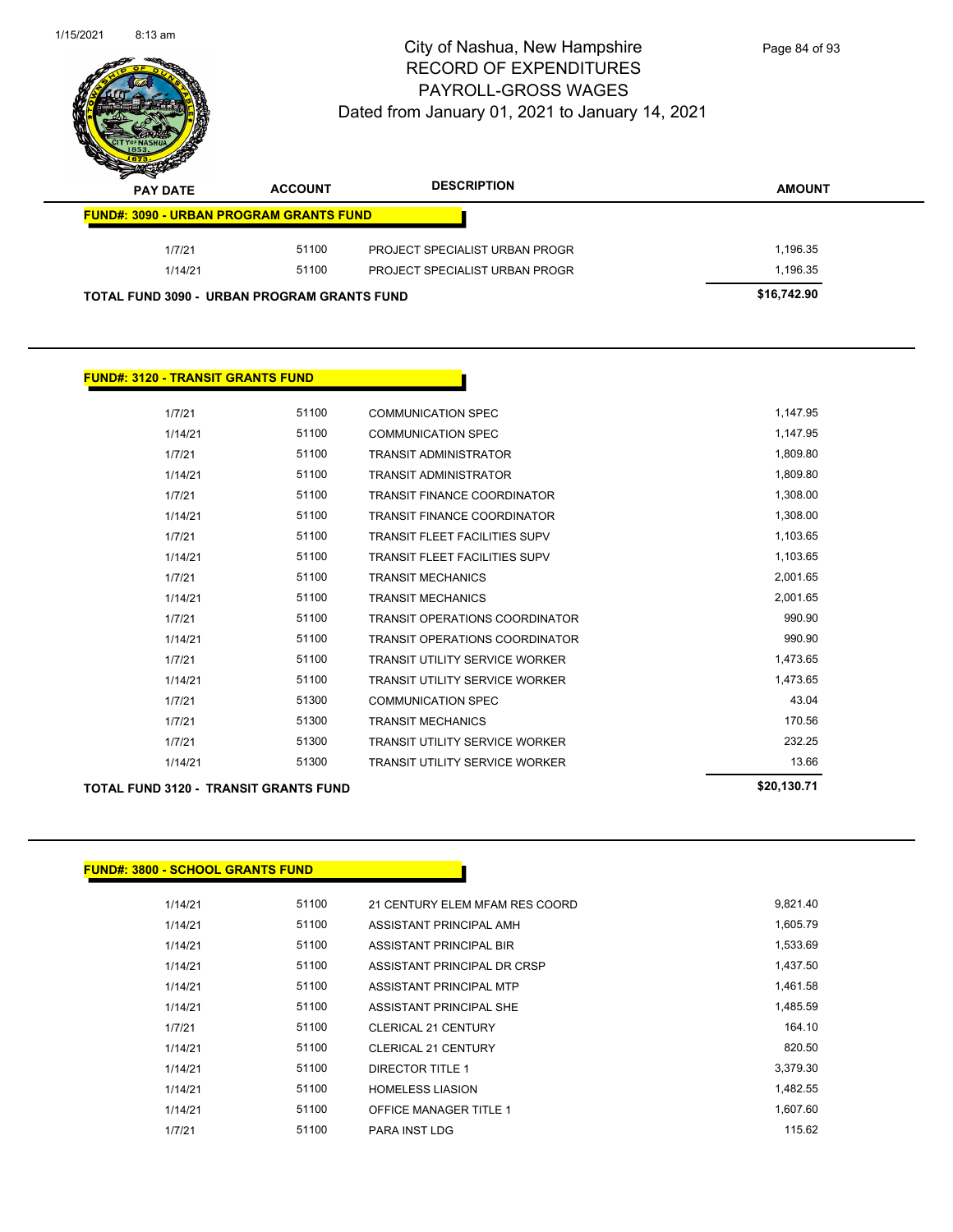# City of Nashua, New Hampshire
## RECORD OF EXPENDITURES
## PAYROLL-GROSS WAGES
### Dated from January 01, 2021 to January 14, 2021

| PAY DATE | ACCOUNT | DESCRIPTION | AMOUNT |
|---|---|---|---|
| **FUND#: 3090 - URBAN PROGRAM GRANTS FUND** | | | |
| 1/7/21 | 51100 | PROJECT SPECIALIST URBAN PROGR | 1,196.35 |
| 1/14/21 | 51100 | PROJECT SPECIALIST URBAN PROGR | 1,196.35 |
| **TOTAL FUND 3090 - URBAN PROGRAM GRANTS FUND** | | | **$16,742.90** |

**FUND#: 3120 - TRANSIT GRANTS FUND**

| PAY DATE | ACCOUNT | DESCRIPTION | AMOUNT |
|---|---|---|---|
| 1/7/21 | 51100 | COMMUNICATION SPEC | 1,147.95 |
| 1/14/21 | 51100 | COMMUNICATION SPEC | 1,147.95 |
| 1/7/21 | 51100 | TRANSIT ADMINISTRATOR | 1,809.80 |
| 1/14/21 | 51100 | TRANSIT ADMINISTRATOR | 1,809.80 |
| 1/7/21 | 51100 | TRANSIT FINANCE COORDINATOR | 1,308.00 |
| 1/14/21 | 51100 | TRANSIT FINANCE COORDINATOR | 1,308.00 |
| 1/7/21 | 51100 | TRANSIT FLEET FACILITIES SUPV | 1,103.65 |
| 1/14/21 | 51100 | TRANSIT FLEET FACILITIES SUPV | 1,103.65 |
| 1/7/21 | 51100 | TRANSIT MECHANICS | 2,001.65 |
| 1/14/21 | 51100 | TRANSIT MECHANICS | 2,001.65 |
| 1/7/21 | 51100 | TRANSIT OPERATIONS COORDINATOR | 990.90 |
| 1/14/21 | 51100 | TRANSIT OPERATIONS COORDINATOR | 990.90 |
| 1/7/21 | 51100 | TRANSIT UTILITY SERVICE WORKER | 1,473.65 |
| 1/14/21 | 51100 | TRANSIT UTILITY SERVICE WORKER | 1,473.65 |
| 1/7/21 | 51300 | COMMUNICATION SPEC | 43.04 |
| 1/7/21 | 51300 | TRANSIT MECHANICS | 170.56 |
| 1/7/21 | 51300 | TRANSIT UTILITY SERVICE WORKER | 232.25 |
| 1/14/21 | 51300 | TRANSIT UTILITY SERVICE WORKER | 13.66 |
| **TOTAL FUND 3120 - TRANSIT GRANTS FUND** | | | **$20,130.71** |

**FUND#: 3800 - SCHOOL GRANTS FUND**

| PAY DATE | ACCOUNT | DESCRIPTION | AMOUNT |
|---|---|---|---|
| 1/14/21 | 51100 | 21 CENTURY ELEM MFAM RES COORD | 9,821.40 |
| 1/14/21 | 51100 | ASSISTANT PRINCIPAL AMH | 1,605.79 |
| 1/14/21 | 51100 | ASSISTANT PRINCIPAL BIR | 1,533.69 |
| 1/14/21 | 51100 | ASSISTANT PRINCIPAL DR CRSP | 1,437.50 |
| 1/14/21 | 51100 | ASSISTANT PRINCIPAL MTP | 1,461.58 |
| 1/14/21 | 51100 | ASSISTANT PRINCIPAL SHE | 1,485.59 |
| 1/7/21 | 51100 | CLERICAL 21 CENTURY | 164.10 |
| 1/14/21 | 51100 | CLERICAL 21 CENTURY | 820.50 |
| 1/14/21 | 51100 | DIRECTOR TITLE 1 | 3,379.30 |
| 1/14/21 | 51100 | HOMELESS LIASION | 1,482.55 |
| 1/14/21 | 51100 | OFFICE MANAGER TITLE 1 | 1,607.60 |
| 1/7/21 | 51100 | PARA INST LDG | 115.62 |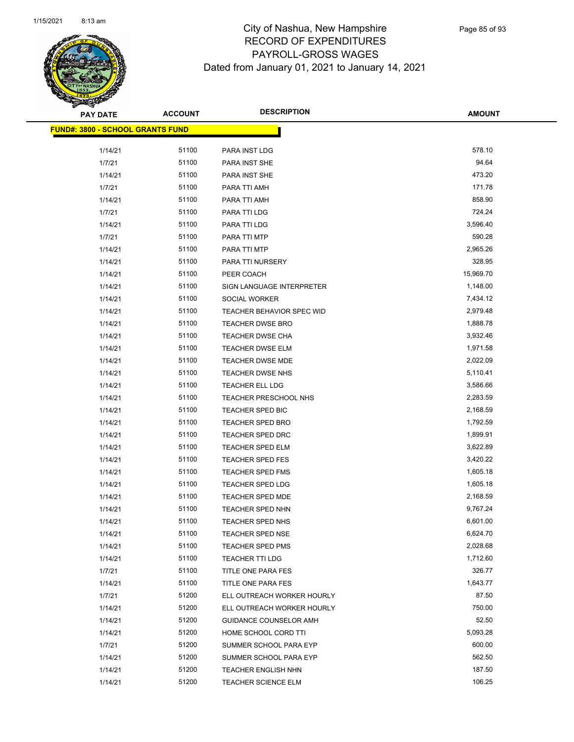# City of Nashua, New Hampshire
## RECORD OF EXPENDITURES
## PAYROLL-GROSS WAGES
### Dated from January 01, 2021 to January 14, 2021

| PAY DATE | ACCOUNT | DESCRIPTION | AMOUNT |
|---|---|---|---|
| **FUND#: 3800 - SCHOOL GRANTS FUND** | | | |
| 1/14/21 | 51100 | PARA INST LDG | 578.10 |
| 1/7/21 | 51100 | PARA INST SHE | 94.64 |
| 1/14/21 | 51100 | PARA INST SHE | 473.20 |
| 1/7/21 | 51100 | PARA TTI AMH | 171.78 |
| 1/14/21 | 51100 | PARA TTI AMH | 858.90 |
| 1/7/21 | 51100 | PARA TTI LDG | 724.24 |
| 1/14/21 | 51100 | PARA TTI LDG | 3,596.40 |
| 1/7/21 | 51100 | PARA TTI MTP | 590.28 |
| 1/14/21 | 51100 | PARA TTI MTP | 2,965.26 |
| 1/14/21 | 51100 | PARA TTI NURSERY | 328.95 |
| 1/14/21 | 51100 | PEER COACH | 15,969.70 |
| 1/14/21 | 51100 | SIGN LANGUAGE INTERPRETER | 1,148.00 |
| 1/14/21 | 51100 | SOCIAL WORKER | 7,434.12 |
| 1/14/21 | 51100 | TEACHER BEHAVIOR SPEC WID | 2,979.48 |
| 1/14/21 | 51100 | TEACHER DWSE BRO | 1,888.78 |
| 1/14/21 | 51100 | TEACHER DWSE CHA | 3,932.46 |
| 1/14/21 | 51100 | TEACHER DWSE ELM | 1,971.58 |
| 1/14/21 | 51100 | TEACHER DWSE MDE | 2,022.09 |
| 1/14/21 | 51100 | TEACHER DWSE NHS | 5,110.41 |
| 1/14/21 | 51100 | TEACHER ELL LDG | 3,586.66 |
| 1/14/21 | 51100 | TEACHER PRESCHOOL NHS | 2,283.59 |
| 1/14/21 | 51100 | TEACHER SPED BIC | 2,168.59 |
| 1/14/21 | 51100 | TEACHER SPED BRO | 1,792.59 |
| 1/14/21 | 51100 | TEACHER SPED DRC | 1,899.91 |
| 1/14/21 | 51100 | TEACHER SPED ELM | 3,622.89 |
| 1/14/21 | 51100 | TEACHER SPED FES | 3,420.22 |
| 1/14/21 | 51100 | TEACHER SPED FMS | 1,605.18 |
| 1/14/21 | 51100 | TEACHER SPED LDG | 1,605.18 |
| 1/14/21 | 51100 | TEACHER SPED MDE | 2,168.59 |
| 1/14/21 | 51100 | TEACHER SPED NHN | 9,767.24 |
| 1/14/21 | 51100 | TEACHER SPED NHS | 6,601.00 |
| 1/14/21 | 51100 | TEACHER SPED NSE | 6,624.70 |
| 1/14/21 | 51100 | TEACHER SPED PMS | 2,028.68 |
| 1/14/21 | 51100 | TEACHER TTI LDG | 1,712.60 |
| 1/7/21 | 51100 | TITLE ONE PARA FES | 326.77 |
| 1/14/21 | 51100 | TITLE ONE PARA FES | 1,643.77 |
| 1/7/21 | 51200 | ELL OUTREACH WORKER HOURLY | 87.50 |
| 1/14/21 | 51200 | ELL OUTREACH WORKER HOURLY | 750.00 |
| 1/14/21 | 51200 | GUIDANCE COUNSELOR AMH | 52.50 |
| 1/14/21 | 51200 | HOME SCHOOL CORD TTI | 5,093.28 |
| 1/7/21 | 51200 | SUMMER SCHOOL PARA EYP | 600.00 |
| 1/14/21 | 51200 | SUMMER SCHOOL PARA EYP | 562.50 |
| 1/14/21 | 51200 | TEACHER ENGLISH NHN | 187.50 |
| 1/14/21 | 51200 | TEACHER SCIENCE ELM | 106.25 |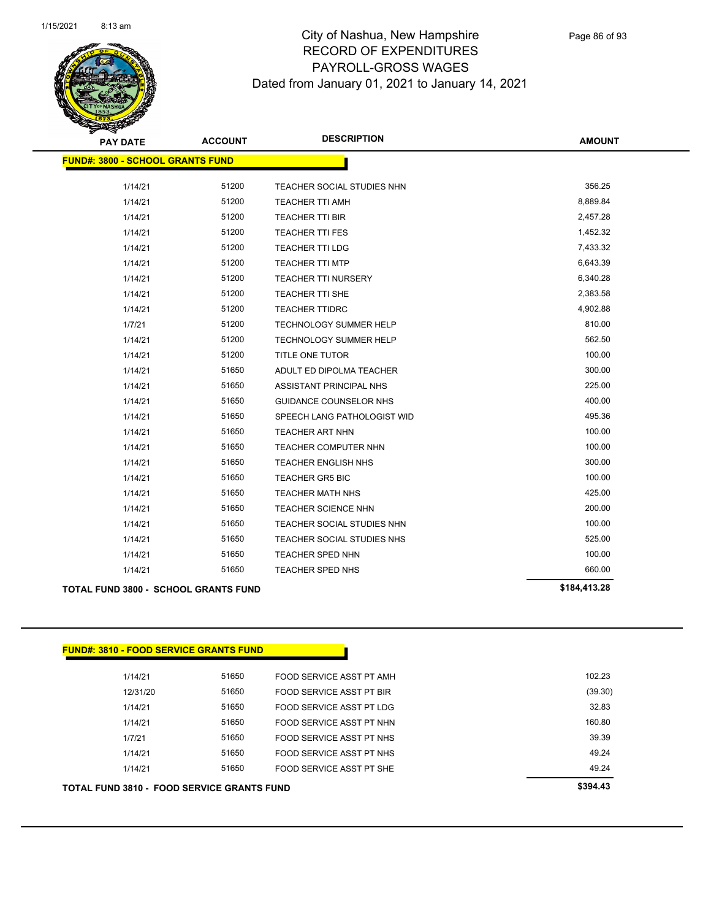# City of Nashua, New Hampshire
## RECORD OF EXPENDITURES
## PAYROLL-GROSS WAGES
### Dated from January 01, 2021 to January 14, 2021

| PAY DATE | ACCOUNT | DESCRIPTION | AMOUNT |
|---|---|---|---|
| **FUND#: 3800 - SCHOOL GRANTS FUND** | | | |
| 1/14/21 | 51200 | TEACHER SOCIAL STUDIES NHN | 356.25 |
| 1/14/21 | 51200 | TEACHER TTI AMH | 8,889.84 |
| 1/14/21 | 51200 | TEACHER TTI BIR | 2,457.28 |
| 1/14/21 | 51200 | TEACHER TTI FES | 1,452.32 |
| 1/14/21 | 51200 | TEACHER TTI LDG | 7,433.32 |
| 1/14/21 | 51200 | TEACHER TTI MTP | 6,643.39 |
| 1/14/21 | 51200 | TEACHER TTI NURSERY | 6,340.28 |
| 1/14/21 | 51200 | TEACHER TTI SHE | 2,383.58 |
| 1/14/21 | 51200 | TEACHER TTIDRC | 4,902.88 |
| 1/7/21 | 51200 | TECHNOLOGY SUMMER HELP | 810.00 |
| 1/14/21 | 51200 | TECHNOLOGY SUMMER HELP | 562.50 |
| 1/14/21 | 51200 | TITLE ONE TUTOR | 100.00 |
| 1/14/21 | 51650 | ADULT ED DIPOLMA TEACHER | 300.00 |
| 1/14/21 | 51650 | ASSISTANT PRINCIPAL NHS | 225.00 |
| 1/14/21 | 51650 | GUIDANCE COUNSELOR NHS | 400.00 |
| 1/14/21 | 51650 | SPEECH LANG PATHOLOGIST WID | 495.36 |
| 1/14/21 | 51650 | TEACHER ART NHN | 100.00 |
| 1/14/21 | 51650 | TEACHER COMPUTER NHN | 100.00 |
| 1/14/21 | 51650 | TEACHER ENGLISH NHS | 300.00 |
| 1/14/21 | 51650 | TEACHER GR5 BIC | 100.00 |
| 1/14/21 | 51650 | TEACHER MATH NHS | 425.00 |
| 1/14/21 | 51650 | TEACHER SCIENCE NHN | 200.00 |
| 1/14/21 | 51650 | TEACHER SOCIAL STUDIES NHN | 100.00 |
| 1/14/21 | 51650 | TEACHER SOCIAL STUDIES NHS | 525.00 |
| 1/14/21 | 51650 | TEACHER SPED NHN | 100.00 |
| 1/14/21 | 51650 | TEACHER SPED NHS | 660.00 |
| **TOTAL FUND 3800 - SCHOOL GRANTS FUND** | | | **$184,413.28** |

| PAY DATE | ACCOUNT | DESCRIPTION | AMOUNT |
|---|---|---|---|
| **FUND#: 3810 - FOOD SERVICE GRANTS FUND** | | | |
| 1/14/21 | 51650 | FOOD SERVICE ASST PT AMH | 102.23 |
| 12/31/20 | 51650 | FOOD SERVICE ASST PT BIR | (39.30) |
| 1/14/21 | 51650 | FOOD SERVICE ASST PT LDG | 32.83 |
| 1/14/21 | 51650 | FOOD SERVICE ASST PT NHN | 160.80 |
| 1/7/21 | 51650 | FOOD SERVICE ASST PT NHS | 39.39 |
| 1/14/21 | 51650 | FOOD SERVICE ASST PT NHS | 49.24 |
| 1/14/21 | 51650 | FOOD SERVICE ASST PT SHE | 49.24 |
| **TOTAL FUND 3810 - FOOD SERVICE GRANTS FUND** | | | **$394.43** |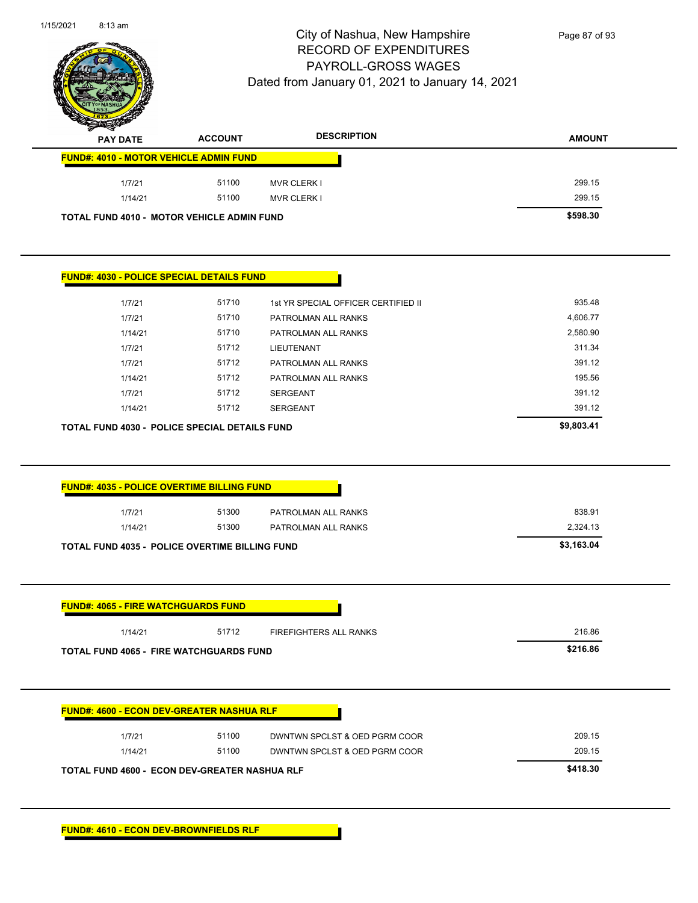# City of Nashua, New Hampshire
## RECORD OF EXPENDITURES
## PAYROLL-GROSS WAGES
## Dated from January 01, 2021 to January 14, 2021

| PAY DATE | ACCOUNT | DESCRIPTION | AMOUNT |
|---|---|---|---|
| **FUND#: 4010 - MOTOR VEHICLE ADMIN FUND** | | | |
| 1/7/21 | 51100 | MVR CLERK I | 299.15 |
| 1/14/21 | 51100 | MVR CLERK I | 299.15 |
| **TOTAL FUND 4010 - MOTOR VEHICLE ADMIN FUND** | | | **$598.30** |

| PAY DATE | ACCOUNT | DESCRIPTION | AMOUNT |
|---|---|---|---|
| **FUND#: 4030 - POLICE SPECIAL DETAILS FUND** | | | |
| 1/7/21 | 51710 | 1st YR SPECIAL OFFICER CERTIFIED II | 935.48 |
| 1/7/21 | 51710 | PATROLMAN ALL RANKS | 4,606.77 |
| 1/14/21 | 51710 | PATROLMAN ALL RANKS | 2,580.90 |
| 1/7/21 | 51712 | LIEUTENANT | 311.34 |
| 1/7/21 | 51712 | PATROLMAN ALL RANKS | 391.12 |
| 1/14/21 | 51712 | PATROLMAN ALL RANKS | 195.56 |
| 1/7/21 | 51712 | SERGEANT | 391.12 |
| 1/14/21 | 51712 | SERGEANT | 391.12 |
| **TOTAL FUND 4030 - POLICE SPECIAL DETAILS FUND** | | | **$9,803.41** |

| PAY DATE | ACCOUNT | DESCRIPTION | AMOUNT |
|---|---|---|---|
| **FUND#: 4035 - POLICE OVERTIME BILLING FUND** | | | |
| 1/7/21 | 51300 | PATROLMAN ALL RANKS | 838.91 |
| 1/14/21 | 51300 | PATROLMAN ALL RANKS | 2,324.13 |
| **TOTAL FUND 4035 - POLICE OVERTIME BILLING FUND** | | | **$3,163.04** |

| PAY DATE | ACCOUNT | DESCRIPTION | AMOUNT |
|---|---|---|---|
| **FUND#: 4065 - FIRE WATCHGUARDS FUND** | | | |
| 1/14/21 | 51712 | FIREFIGHTERS ALL RANKS | 216.86 |
| **TOTAL FUND 4065 - FIRE WATCHGUARDS FUND** | | | **$216.86** |

| PAY DATE | ACCOUNT | DESCRIPTION | AMOUNT |
|---|---|---|---|
| **FUND#: 4600 - ECON DEV-GREATER NASHUA RLF** | | | |
| 1/7/21 | 51100 | DWNTWN SPCLST & OED PGRM COOR | 209.15 |
| 1/14/21 | 51100 | DWNTWN SPCLST & OED PGRM COOR | 209.15 |
| **TOTAL FUND 4600 - ECON DEV-GREATER NASHUA RLF** | | | **$418.30** |

**FUND#: 4610 - ECON DEV-BROWNFIELDS RLF**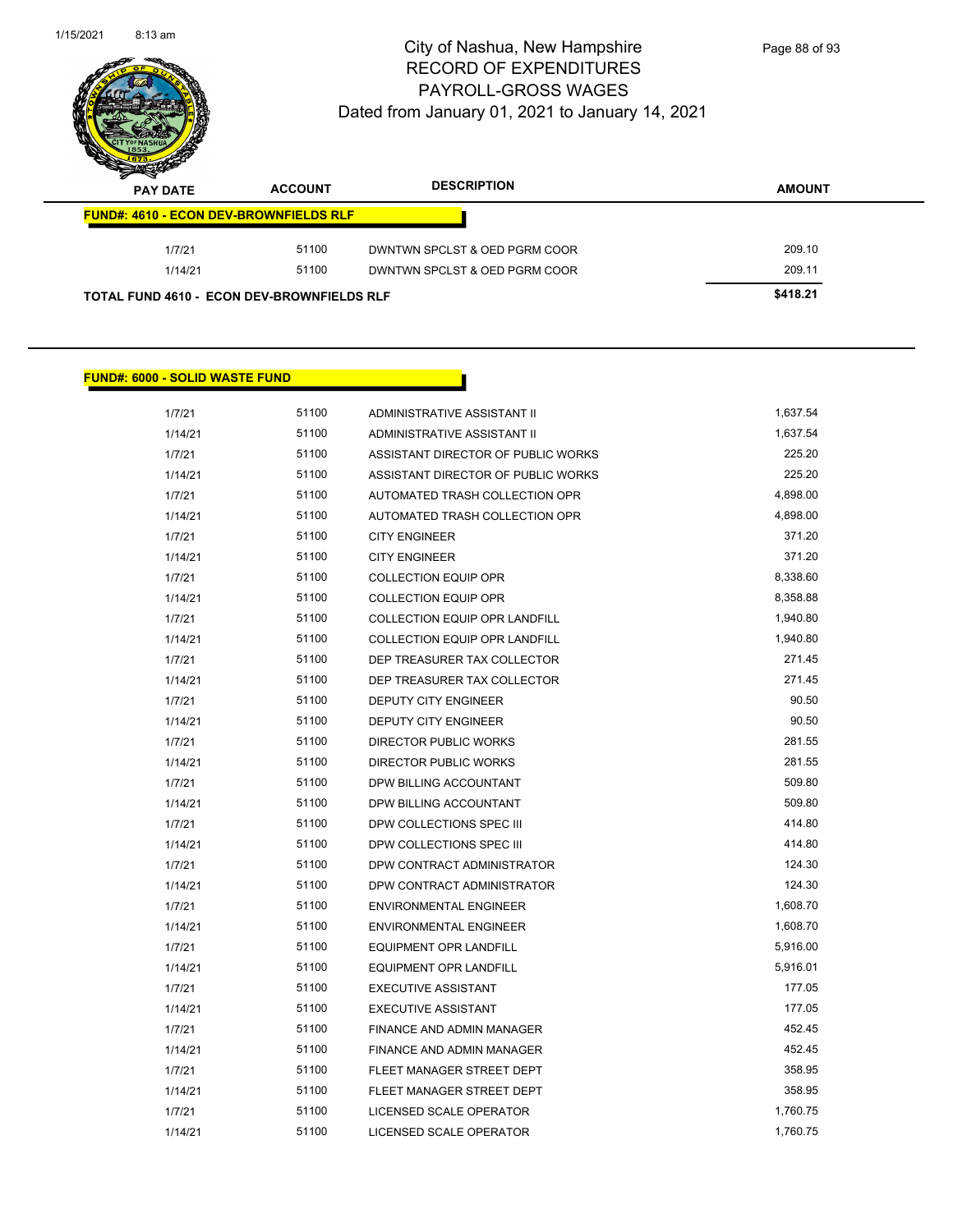# City of Nashua, New Hampshire
# RECORD OF EXPENDITURES
# PAYROLL-GROSS WAGES
# Dated from January 01, 2021 to January 14, 2021

| PAY DATE | ACCOUNT | DESCRIPTION | AMOUNT |
|---|---|---|---|
| **FUND#: 4610 - ECON DEV-BROWNFIELDS RLF** | | | |
| 1/7/21 | 51100 | DWNTWN SPCLST & OED PGRM COOR | 209.10 |
| 1/14/21 | 51100 | DWNTWN SPCLST & OED PGRM COOR | 209.11 |
| **TOTAL FUND 4610 - ECON DEV-BROWNFIELDS RLF** | | | **$418.21** |

**FUND#: 6000 - SOLID WASTE FUND**

| PAY DATE | ACCOUNT | DESCRIPTION | AMOUNT |
|---|---|---|---|
| 1/7/21 | 51100 | ADMINISTRATIVE ASSISTANT II | 1,637.54 |
| 1/14/21 | 51100 | ADMINISTRATIVE ASSISTANT II | 1,637.54 |
| 1/7/21 | 51100 | ASSISTANT DIRECTOR OF PUBLIC WORKS | 225.20 |
| 1/14/21 | 51100 | ASSISTANT DIRECTOR OF PUBLIC WORKS | 225.20 |
| 1/7/21 | 51100 | AUTOMATED TRASH COLLECTION OPR | 4,898.00 |
| 1/14/21 | 51100 | AUTOMATED TRASH COLLECTION OPR | 4,898.00 |
| 1/7/21 | 51100 | CITY ENGINEER | 371.20 |
| 1/14/21 | 51100 | CITY ENGINEER | 371.20 |
| 1/7/21 | 51100 | COLLECTION EQUIP OPR | 8,338.60 |
| 1/14/21 | 51100 | COLLECTION EQUIP OPR | 8,358.88 |
| 1/7/21 | 51100 | COLLECTION EQUIP OPR LANDFILL | 1,940.80 |
| 1/14/21 | 51100 | COLLECTION EQUIP OPR LANDFILL | 1,940.80 |
| 1/7/21 | 51100 | DEP TREASURER TAX COLLECTOR | 271.45 |
| 1/14/21 | 51100 | DEP TREASURER TAX COLLECTOR | 271.45 |
| 1/7/21 | 51100 | DEPUTY CITY ENGINEER | 90.50 |
| 1/14/21 | 51100 | DEPUTY CITY ENGINEER | 90.50 |
| 1/7/21 | 51100 | DIRECTOR PUBLIC WORKS | 281.55 |
| 1/14/21 | 51100 | DIRECTOR PUBLIC WORKS | 281.55 |
| 1/7/21 | 51100 | DPW BILLING ACCOUNTANT | 509.80 |
| 1/14/21 | 51100 | DPW BILLING ACCOUNTANT | 509.80 |
| 1/7/21 | 51100 | DPW COLLECTIONS SPEC III | 414.80 |
| 1/14/21 | 51100 | DPW COLLECTIONS SPEC III | 414.80 |
| 1/7/21 | 51100 | DPW CONTRACT ADMINISTRATOR | 124.30 |
| 1/14/21 | 51100 | DPW CONTRACT ADMINISTRATOR | 124.30 |
| 1/7/21 | 51100 | ENVIRONMENTAL ENGINEER | 1,608.70 |
| 1/14/21 | 51100 | ENVIRONMENTAL ENGINEER | 1,608.70 |
| 1/7/21 | 51100 | EQUIPMENT OPR LANDFILL | 5,916.00 |
| 1/14/21 | 51100 | EQUIPMENT OPR LANDFILL | 5,916.01 |
| 1/7/21 | 51100 | EXECUTIVE ASSISTANT | 177.05 |
| 1/14/21 | 51100 | EXECUTIVE ASSISTANT | 177.05 |
| 1/7/21 | 51100 | FINANCE AND ADMIN MANAGER | 452.45 |
| 1/14/21 | 51100 | FINANCE AND ADMIN MANAGER | 452.45 |
| 1/7/21 | 51100 | FLEET MANAGER STREET DEPT | 358.95 |
| 1/14/21 | 51100 | FLEET MANAGER STREET DEPT | 358.95 |
| 1/7/21 | 51100 | LICENSED SCALE OPERATOR | 1,760.75 |
| 1/14/21 | 51100 | LICENSED SCALE OPERATOR | 1,760.75 |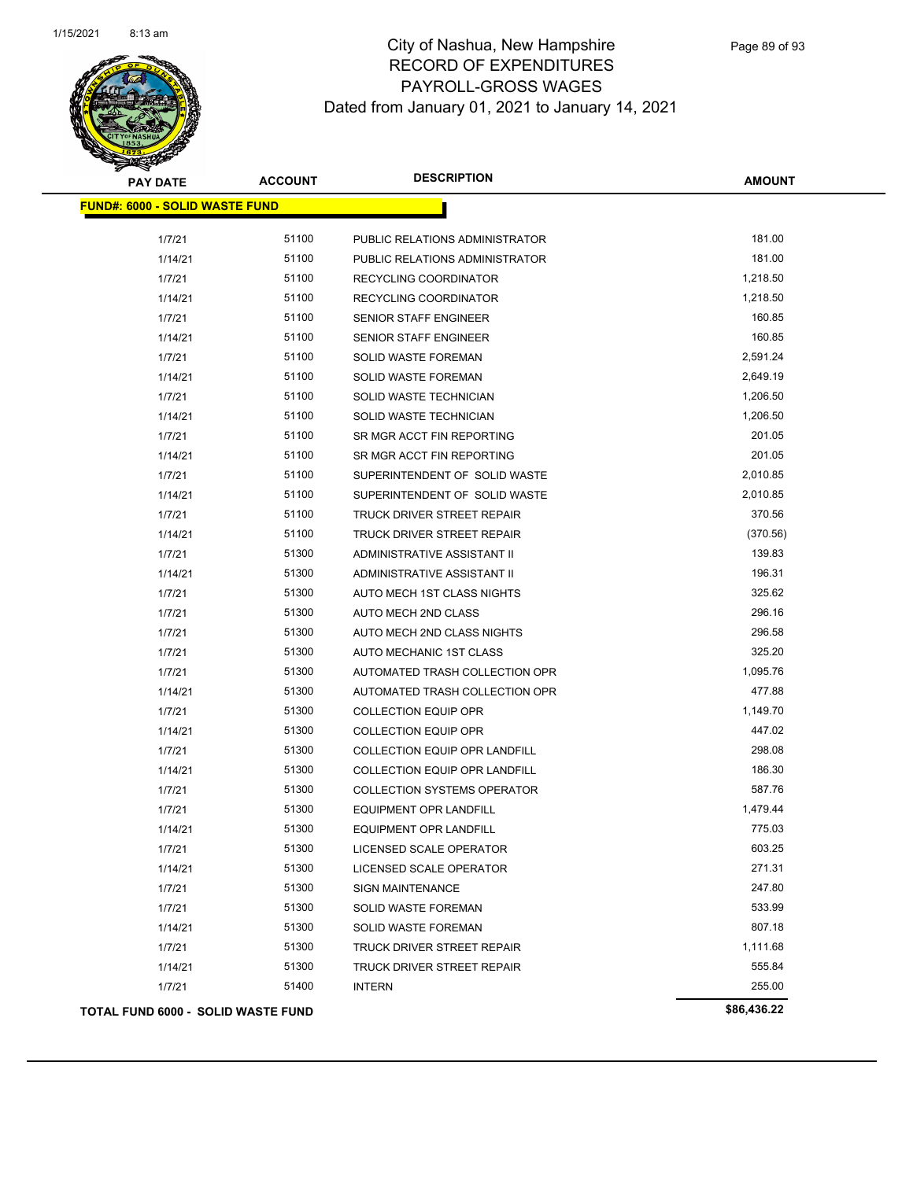# City of Nashua, New Hampshire
## RECORD OF EXPENDITURES
## PAYROLL-GROSS WAGES
### Dated from January 01, 2021 to January 14, 2021

| PAY DATE | ACCOUNT | DESCRIPTION | AMOUNT |
|---|---|---|---|
| **FUND#: 6000 - SOLID WASTE FUND** | | | |
| 1/7/21 | 51100 | PUBLIC RELATIONS ADMINISTRATOR | 181.00 |
| 1/14/21 | 51100 | PUBLIC RELATIONS ADMINISTRATOR | 181.00 |
| 1/7/21 | 51100 | RECYCLING COORDINATOR | 1,218.50 |
| 1/14/21 | 51100 | RECYCLING COORDINATOR | 1,218.50 |
| 1/7/21 | 51100 | SENIOR STAFF ENGINEER | 160.85 |
| 1/14/21 | 51100 | SENIOR STAFF ENGINEER | 160.85 |
| 1/7/21 | 51100 | SOLID WASTE FOREMAN | 2,591.24 |
| 1/14/21 | 51100 | SOLID WASTE FOREMAN | 2,649.19 |
| 1/7/21 | 51100 | SOLID WASTE TECHNICIAN | 1,206.50 |
| 1/14/21 | 51100 | SOLID WASTE TECHNICIAN | 1,206.50 |
| 1/7/21 | 51100 | SR MGR ACCT FIN REPORTING | 201.05 |
| 1/14/21 | 51100 | SR MGR ACCT FIN REPORTING | 201.05 |
| 1/7/21 | 51100 | SUPERINTENDENT OF SOLID WASTE | 2,010.85 |
| 1/14/21 | 51100 | SUPERINTENDENT OF SOLID WASTE | 2,010.85 |
| 1/7/21 | 51100 | TRUCK DRIVER STREET REPAIR | 370.56 |
| 1/14/21 | 51100 | TRUCK DRIVER STREET REPAIR | (370.56) |
| 1/7/21 | 51300 | ADMINISTRATIVE ASSISTANT II | 139.83 |
| 1/14/21 | 51300 | ADMINISTRATIVE ASSISTANT II | 196.31 |
| 1/7/21 | 51300 | AUTO MECH 1ST CLASS NIGHTS | 325.62 |
| 1/7/21 | 51300 | AUTO MECH 2ND CLASS | 296.16 |
| 1/7/21 | 51300 | AUTO MECH 2ND CLASS NIGHTS | 296.58 |
| 1/7/21 | 51300 | AUTO MECHANIC 1ST CLASS | 325.20 |
| 1/7/21 | 51300 | AUTOMATED TRASH COLLECTION OPR | 1,095.76 |
| 1/14/21 | 51300 | AUTOMATED TRASH COLLECTION OPR | 477.88 |
| 1/7/21 | 51300 | COLLECTION EQUIP OPR | 1,149.70 |
| 1/14/21 | 51300 | COLLECTION EQUIP OPR | 447.02 |
| 1/7/21 | 51300 | COLLECTION EQUIP OPR LANDFILL | 298.08 |
| 1/14/21 | 51300 | COLLECTION EQUIP OPR LANDFILL | 186.30 |
| 1/7/21 | 51300 | COLLECTION SYSTEMS OPERATOR | 587.76 |
| 1/7/21 | 51300 | EQUIPMENT OPR LANDFILL | 1,479.44 |
| 1/14/21 | 51300 | EQUIPMENT OPR LANDFILL | 775.03 |
| 1/7/21 | 51300 | LICENSED SCALE OPERATOR | 603.25 |
| 1/14/21 | 51300 | LICENSED SCALE OPERATOR | 271.31 |
| 1/7/21 | 51300 | SIGN MAINTENANCE | 247.80 |
| 1/7/21 | 51300 | SOLID WASTE FOREMAN | 533.99 |
| 1/14/21 | 51300 | SOLID WASTE FOREMAN | 807.18 |
| 1/7/21 | 51300 | TRUCK DRIVER STREET REPAIR | 1,111.68 |
| 1/14/21 | 51300 | TRUCK DRIVER STREET REPAIR | 555.84 |
| 1/7/21 | 51400 | INTERN | 255.00 |
| **TOTAL FUND 6000 - SOLID WASTE FUND** | | | **$86,436.22** |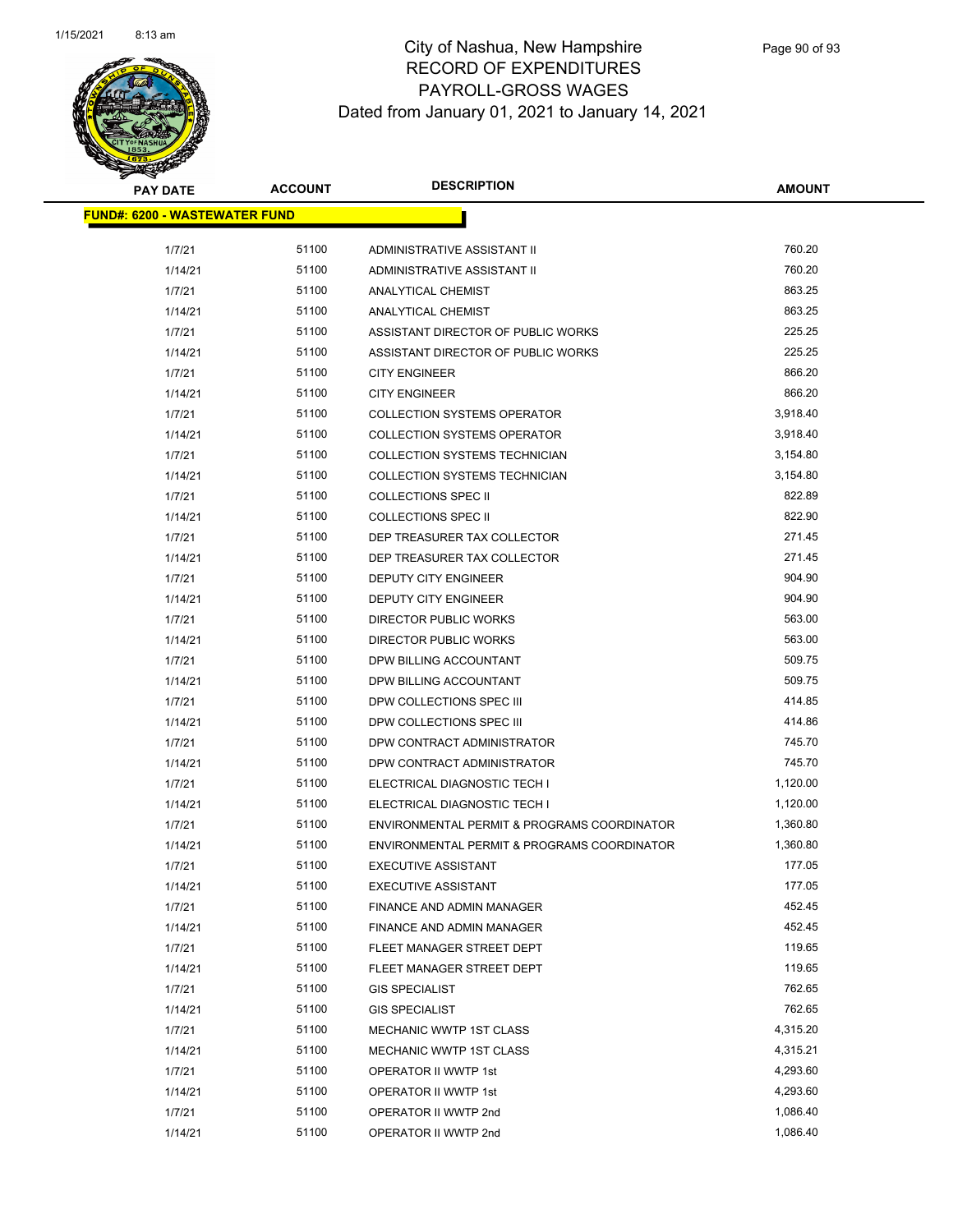# City of Nashua, New Hampshire
## RECORD OF EXPENDITURES
## PAYROLL-GROSS WAGES
### Dated from January 01, 2021 to January 14, 2021

| PAY DATE | ACCOUNT | DESCRIPTION | AMOUNT |
|---|---|---|---|
| **FUND#: 6200 - WASTEWATER FUND** | | | |
| 1/7/21 | 51100 | ADMINISTRATIVE ASSISTANT II | 760.20 |
| 1/14/21 | 51100 | ADMINISTRATIVE ASSISTANT II | 760.20 |
| 1/7/21 | 51100 | ANALYTICAL CHEMIST | 863.25 |
| 1/14/21 | 51100 | ANALYTICAL CHEMIST | 863.25 |
| 1/7/21 | 51100 | ASSISTANT DIRECTOR OF PUBLIC WORKS | 225.25 |
| 1/14/21 | 51100 | ASSISTANT DIRECTOR OF PUBLIC WORKS | 225.25 |
| 1/7/21 | 51100 | CITY ENGINEER | 866.20 |
| 1/14/21 | 51100 | CITY ENGINEER | 866.20 |
| 1/7/21 | 51100 | COLLECTION SYSTEMS OPERATOR | 3,918.40 |
| 1/14/21 | 51100 | COLLECTION SYSTEMS OPERATOR | 3,918.40 |
| 1/7/21 | 51100 | COLLECTION SYSTEMS TECHNICIAN | 3,154.80 |
| 1/14/21 | 51100 | COLLECTION SYSTEMS TECHNICIAN | 3,154.80 |
| 1/7/21 | 51100 | COLLECTIONS SPEC II | 822.89 |
| 1/14/21 | 51100 | COLLECTIONS SPEC II | 822.90 |
| 1/7/21 | 51100 | DEP TREASURER TAX COLLECTOR | 271.45 |
| 1/14/21 | 51100 | DEP TREASURER TAX COLLECTOR | 271.45 |
| 1/7/21 | 51100 | DEPUTY CITY ENGINEER | 904.90 |
| 1/14/21 | 51100 | DEPUTY CITY ENGINEER | 904.90 |
| 1/7/21 | 51100 | DIRECTOR PUBLIC WORKS | 563.00 |
| 1/14/21 | 51100 | DIRECTOR PUBLIC WORKS | 563.00 |
| 1/7/21 | 51100 | DPW BILLING ACCOUNTANT | 509.75 |
| 1/14/21 | 51100 | DPW BILLING ACCOUNTANT | 509.75 |
| 1/7/21 | 51100 | DPW COLLECTIONS SPEC III | 414.85 |
| 1/14/21 | 51100 | DPW COLLECTIONS SPEC III | 414.86 |
| 1/7/21 | 51100 | DPW CONTRACT ADMINISTRATOR | 745.70 |
| 1/14/21 | 51100 | DPW CONTRACT ADMINISTRATOR | 745.70 |
| 1/7/21 | 51100 | ELECTRICAL DIAGNOSTIC TECH I | 1,120.00 |
| 1/14/21 | 51100 | ELECTRICAL DIAGNOSTIC TECH I | 1,120.00 |
| 1/7/21 | 51100 | ENVIRONMENTAL PERMIT & PROGRAMS COORDINATOR | 1,360.80 |
| 1/14/21 | 51100 | ENVIRONMENTAL PERMIT & PROGRAMS COORDINATOR | 1,360.80 |
| 1/7/21 | 51100 | EXECUTIVE ASSISTANT | 177.05 |
| 1/14/21 | 51100 | EXECUTIVE ASSISTANT | 177.05 |
| 1/7/21 | 51100 | FINANCE AND ADMIN MANAGER | 452.45 |
| 1/14/21 | 51100 | FINANCE AND ADMIN MANAGER | 452.45 |
| 1/7/21 | 51100 | FLEET MANAGER STREET DEPT | 119.65 |
| 1/14/21 | 51100 | FLEET MANAGER STREET DEPT | 119.65 |
| 1/7/21 | 51100 | GIS SPECIALIST | 762.65 |
| 1/14/21 | 51100 | GIS SPECIALIST | 762.65 |
| 1/7/21 | 51100 | MECHANIC WWTP 1ST CLASS | 4,315.20 |
| 1/14/21 | 51100 | MECHANIC WWTP 1ST CLASS | 4,315.21 |
| 1/7/21 | 51100 | OPERATOR II WWTP 1st | 4,293.60 |
| 1/14/21 | 51100 | OPERATOR II WWTP 1st | 4,293.60 |
| 1/7/21 | 51100 | OPERATOR II WWTP 2nd | 1,086.40 |
| 1/14/21 | 51100 | OPERATOR II WWTP 2nd | 1,086.40 |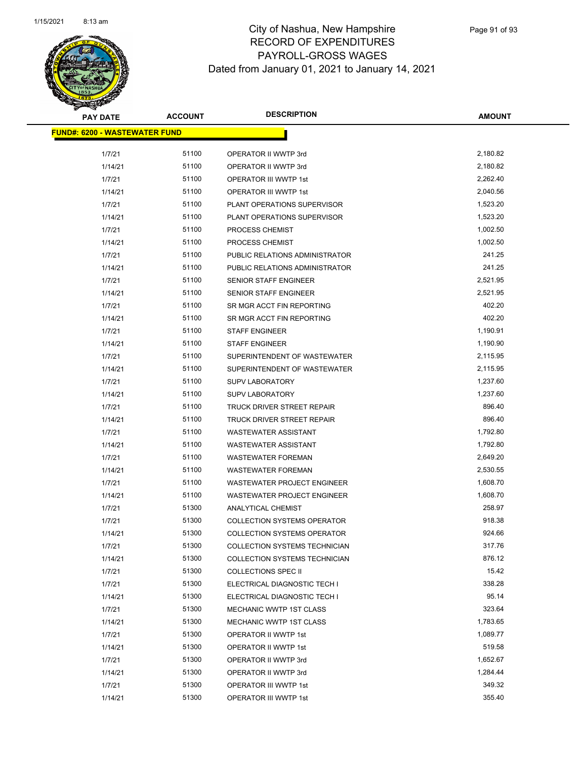# City of Nashua, New Hampshire
## RECORD OF EXPENDITURES
## PAYROLL-GROSS WAGES
## Dated from January 01, 2021 to January 14, 2021

| PAY DATE | ACCOUNT | DESCRIPTION | AMOUNT |
|---|---|---|---|
| **FUND#: 6200 - WASTEWATER FUND** | | | |
| 1/7/21 | 51100 | OPERATOR II WWTP 3rd | 2,180.82 |
| 1/14/21 | 51100 | OPERATOR II WWTP 3rd | 2,180.82 |
| 1/7/21 | 51100 | OPERATOR III WWTP 1st | 2,262.40 |
| 1/14/21 | 51100 | OPERATOR III WWTP 1st | 2,040.56 |
| 1/7/21 | 51100 | PLANT OPERATIONS SUPERVISOR | 1,523.20 |
| 1/14/21 | 51100 | PLANT OPERATIONS SUPERVISOR | 1,523.20 |
| 1/7/21 | 51100 | PROCESS CHEMIST | 1,002.50 |
| 1/14/21 | 51100 | PROCESS CHEMIST | 1,002.50 |
| 1/7/21 | 51100 | PUBLIC RELATIONS ADMINISTRATOR | 241.25 |
| 1/14/21 | 51100 | PUBLIC RELATIONS ADMINISTRATOR | 241.25 |
| 1/7/21 | 51100 | SENIOR STAFF ENGINEER | 2,521.95 |
| 1/14/21 | 51100 | SENIOR STAFF ENGINEER | 2,521.95 |
| 1/7/21 | 51100 | SR MGR ACCT FIN REPORTING | 402.20 |
| 1/14/21 | 51100 | SR MGR ACCT FIN REPORTING | 402.20 |
| 1/7/21 | 51100 | STAFF ENGINEER | 1,190.91 |
| 1/14/21 | 51100 | STAFF ENGINEER | 1,190.90 |
| 1/7/21 | 51100 | SUPERINTENDENT OF WASTEWATER | 2,115.95 |
| 1/14/21 | 51100 | SUPERINTENDENT OF WASTEWATER | 2,115.95 |
| 1/7/21 | 51100 | SUPV LABORATORY | 1,237.60 |
| 1/14/21 | 51100 | SUPV LABORATORY | 1,237.60 |
| 1/7/21 | 51100 | TRUCK DRIVER STREET REPAIR | 896.40 |
| 1/14/21 | 51100 | TRUCK DRIVER STREET REPAIR | 896.40 |
| 1/7/21 | 51100 | WASTEWATER ASSISTANT | 1,792.80 |
| 1/14/21 | 51100 | WASTEWATER ASSISTANT | 1,792.80 |
| 1/7/21 | 51100 | WASTEWATER FOREMAN | 2,649.20 |
| 1/14/21 | 51100 | WASTEWATER FOREMAN | 2,530.55 |
| 1/7/21 | 51100 | WASTEWATER PROJECT ENGINEER | 1,608.70 |
| 1/14/21 | 51100 | WASTEWATER PROJECT ENGINEER | 1,608.70 |
| 1/7/21 | 51300 | ANALYTICAL CHEMIST | 258.97 |
| 1/7/21 | 51300 | COLLECTION SYSTEMS OPERATOR | 918.38 |
| 1/14/21 | 51300 | COLLECTION SYSTEMS OPERATOR | 924.66 |
| 1/7/21 | 51300 | COLLECTION SYSTEMS TECHNICIAN | 317.76 |
| 1/14/21 | 51300 | COLLECTION SYSTEMS TECHNICIAN | 876.12 |
| 1/7/21 | 51300 | COLLECTIONS SPEC II | 15.42 |
| 1/7/21 | 51300 | ELECTRICAL DIAGNOSTIC TECH I | 338.28 |
| 1/14/21 | 51300 | ELECTRICAL DIAGNOSTIC TECH I | 95.14 |
| 1/7/21 | 51300 | MECHANIC WWTP 1ST CLASS | 323.64 |
| 1/14/21 | 51300 | MECHANIC WWTP 1ST CLASS | 1,783.65 |
| 1/7/21 | 51300 | OPERATOR II WWTP 1st | 1,089.77 |
| 1/14/21 | 51300 | OPERATOR II WWTP 1st | 519.58 |
| 1/7/21 | 51300 | OPERATOR II WWTP 3rd | 1,652.67 |
| 1/14/21 | 51300 | OPERATOR II WWTP 3rd | 1,284.44 |
| 1/7/21 | 51300 | OPERATOR III WWTP 1st | 349.32 |
| 1/14/21 | 51300 | OPERATOR III WWTP 1st | 355.40 |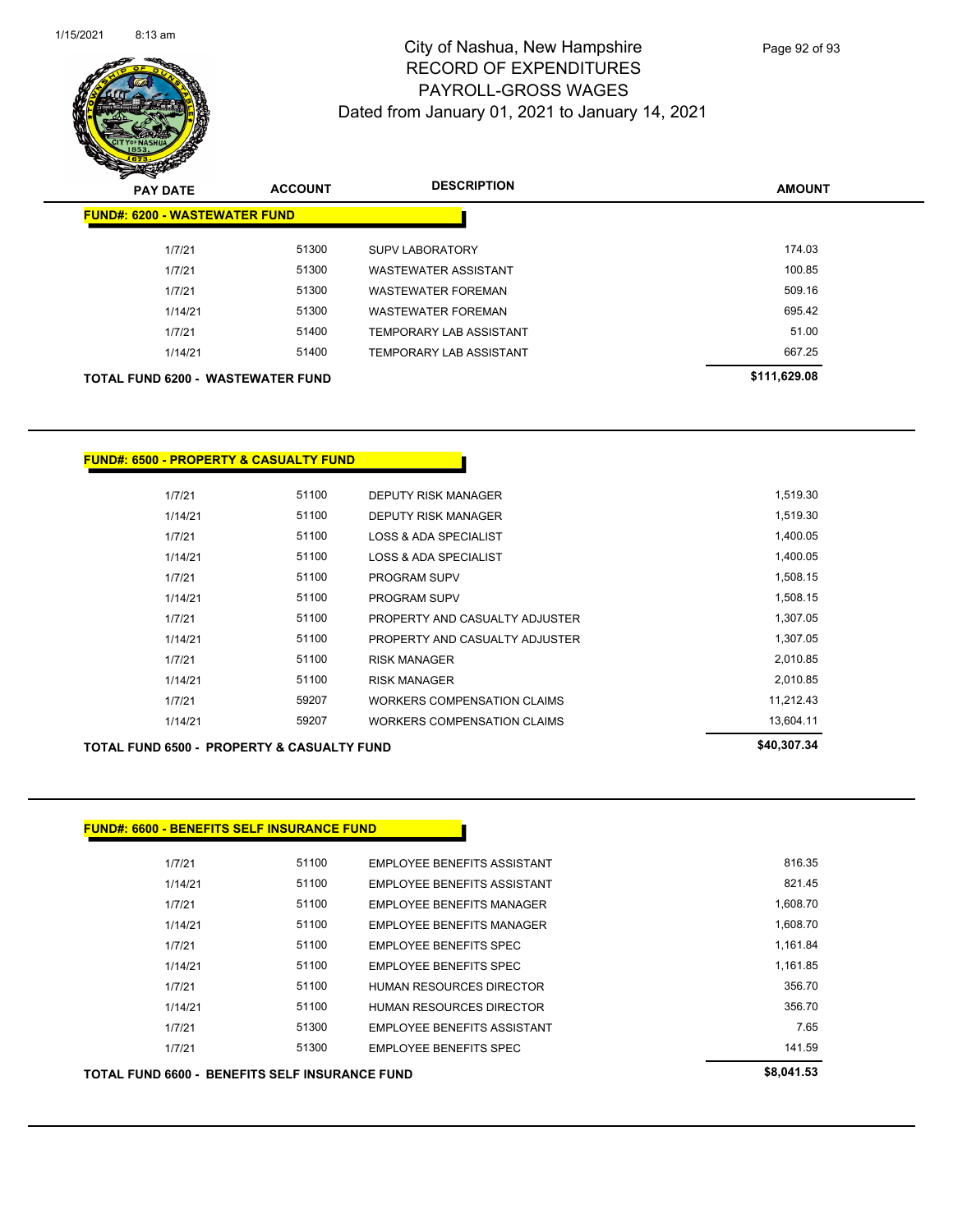# City of Nashua, New Hampshire
## RECORD OF EXPENDITURES
## PAYROLL-GROSS WAGES
## Dated from January 01, 2021 to January 14, 2021

| PAY DATE | ACCOUNT | DESCRIPTION | AMOUNT |
|---|---|---|---|
| **FUND#: 6200 - WASTEWATER FUND** | | | |
| 1/7/21 | 51300 | SUPV LABORATORY | 174.03 |
| 1/7/21 | 51300 | WASTEWATER ASSISTANT | 100.85 |
| 1/7/21 | 51300 | WASTEWATER FOREMAN | 509.16 |
| 1/14/21 | 51300 | WASTEWATER FOREMAN | 695.42 |
| 1/7/21 | 51400 | TEMPORARY LAB ASSISTANT | 51.00 |
| 1/14/21 | 51400 | TEMPORARY LAB ASSISTANT | 667.25 |
| **TOTAL FUND 6200 - WASTEWATER FUND** | | | **$111,629.08** |

| PAY DATE | ACCOUNT | DESCRIPTION | AMOUNT |
|---|---|---|---|
| **FUND#: 6500 - PROPERTY & CASUALTY FUND** | | | |
| 1/7/21 | 51100 | DEPUTY RISK MANAGER | 1,519.30 |
| 1/14/21 | 51100 | DEPUTY RISK MANAGER | 1,519.30 |
| 1/7/21 | 51100 | LOSS & ADA SPECIALIST | 1,400.05 |
| 1/14/21 | 51100 | LOSS & ADA SPECIALIST | 1,400.05 |
| 1/7/21 | 51100 | PROGRAM SUPV | 1,508.15 |
| 1/14/21 | 51100 | PROGRAM SUPV | 1,508.15 |
| 1/7/21 | 51100 | PROPERTY AND CASUALTY ADJUSTER | 1,307.05 |
| 1/14/21 | 51100 | PROPERTY AND CASUALTY ADJUSTER | 1,307.05 |
| 1/7/21 | 51100 | RISK MANAGER | 2,010.85 |
| 1/14/21 | 51100 | RISK MANAGER | 2,010.85 |
| 1/7/21 | 59207 | WORKERS COMPENSATION CLAIMS | 11,212.43 |
| 1/14/21 | 59207 | WORKERS COMPENSATION CLAIMS | 13,604.11 |
| **TOTAL FUND 6500 - PROPERTY & CASUALTY FUND** | | | **$40,307.34** |

| PAY DATE | ACCOUNT | DESCRIPTION | AMOUNT |
|---|---|---|---|
| **FUND#: 6600 - BENEFITS SELF INSURANCE FUND** | | | |
| 1/7/21 | 51100 | EMPLOYEE BENEFITS ASSISTANT | 816.35 |
| 1/14/21 | 51100 | EMPLOYEE BENEFITS ASSISTANT | 821.45 |
| 1/7/21 | 51100 | EMPLOYEE BENEFITS MANAGER | 1,608.70 |
| 1/14/21 | 51100 | EMPLOYEE BENEFITS MANAGER | 1,608.70 |
| 1/7/21 | 51100 | EMPLOYEE BENEFITS SPEC | 1,161.84 |
| 1/14/21 | 51100 | EMPLOYEE BENEFITS SPEC | 1,161.85 |
| 1/7/21 | 51100 | HUMAN RESOURCES DIRECTOR | 356.70 |
| 1/14/21 | 51100 | HUMAN RESOURCES DIRECTOR | 356.70 |
| 1/7/21 | 51300 | EMPLOYEE BENEFITS ASSISTANT | 7.65 |
| 1/7/21 | 51300 | EMPLOYEE BENEFITS SPEC | 141.59 |
| **TOTAL FUND 6600 - BENEFITS SELF INSURANCE FUND** | | | **$8,041.53** |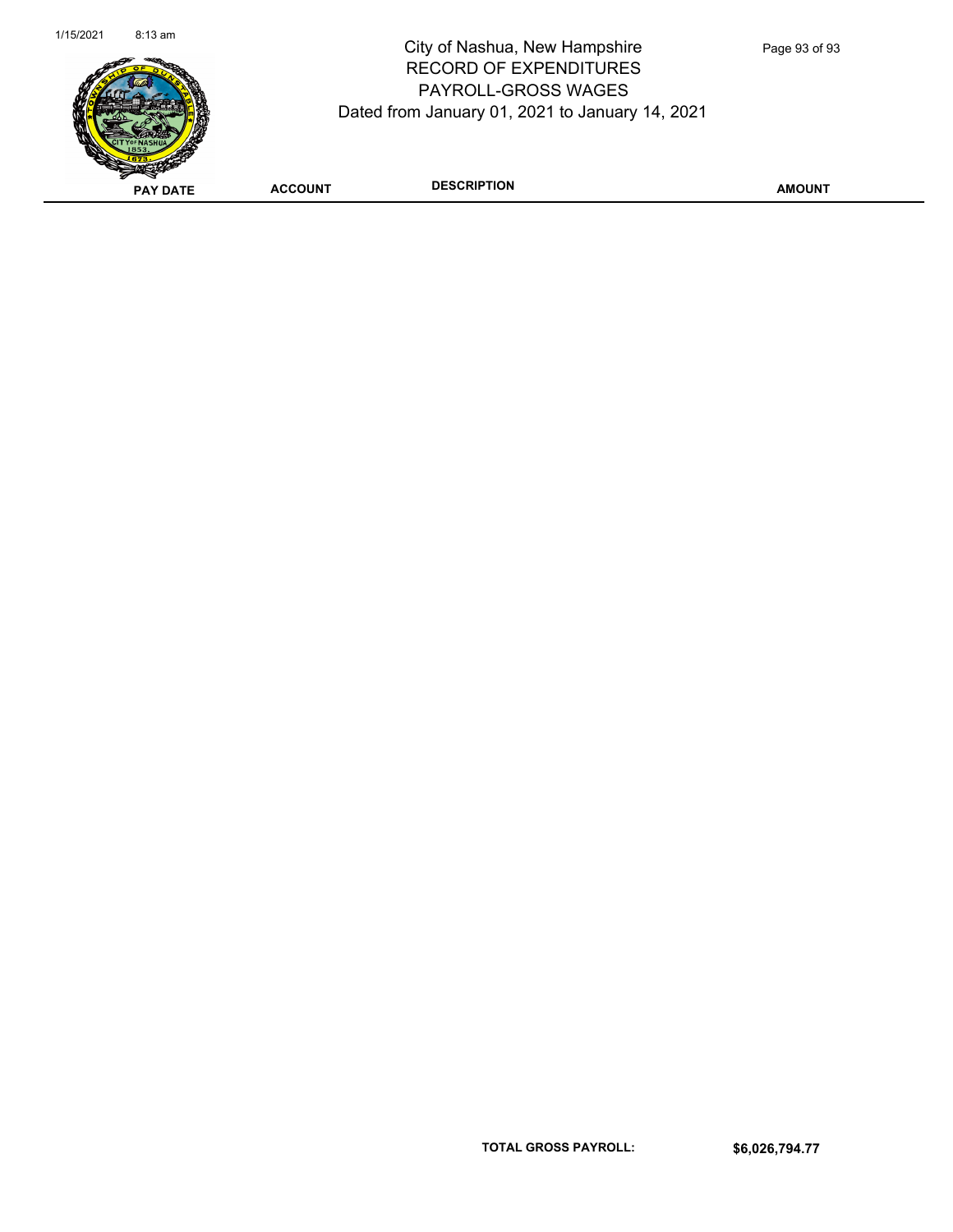# City of Nashua, New Hampshire
## RECORD OF EXPENDITURES
## PAYROLL-GROSS WAGES
Dated from January 01, 2021 to January 14, 2021

| PAY DATE | ACCOUNT | DESCRIPTION | AMOUNT |
|---|---|---|---|

**TOTAL GROSS PAYROLL:** **$6,026,794.77**